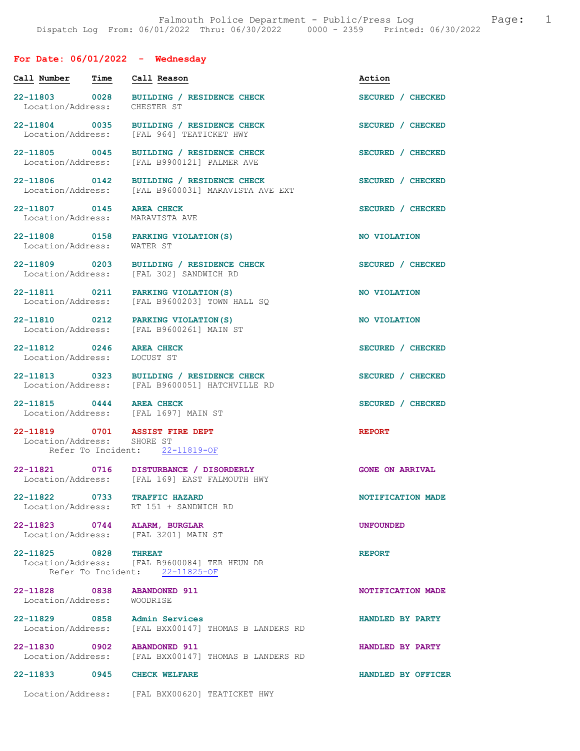Falmouth Police Department - Public/Press Log

Dispatch Log From: 06/01/2022 Thru: 06/30/2022 0000 - 2359 Printed: 06/30/2022

## For Date: 06/01/2022 - Wednesday

| Call Number | Time | Call Reason | Action |
|---|---|---|---|
| 22-11803 | 0028 | BUILDING / RESIDENCE CHECK | SECURED / CHECKED |
| Location/Address: | | CHESTER ST | |
| 22-11804 | 0035 | BUILDING / RESIDENCE CHECK | SECURED / CHECKED |
| Location/Address: | | [FAL 964] TEATICKET HWY | |
| 22-11805 | 0045 | BUILDING / RESIDENCE CHECK | SECURED / CHECKED |
| Location/Address: | | [FAL B9900121] PALMER AVE | |
| 22-11806 | 0142 | BUILDING / RESIDENCE CHECK | SECURED / CHECKED |
| Location/Address: | | [FAL B9600031] MARAVISTA AVE EXT | |
| 22-11807 | 0145 | AREA CHECK | SECURED / CHECKED |
| Location/Address: | | MARAVISTA AVE | |
| 22-11808 | 0158 | PARKING VIOLATION(S) | NO VIOLATION |
| Location/Address: | | WATER ST | |
| 22-11809 | 0203 | BUILDING / RESIDENCE CHECK | SECURED / CHECKED |
| Location/Address: | | [FAL 302] SANDWICH RD | |
| 22-11811 | 0211 | PARKING VIOLATION(S) | NO VIOLATION |
| Location/Address: | | [FAL B9600203] TOWN HALL SQ | |
| 22-11810 | 0212 | PARKING VIOLATION(S) | NO VIOLATION |
| Location/Address: | | [FAL B9600261] MAIN ST | |
| 22-11812 | 0246 | AREA CHECK | SECURED / CHECKED |
| Location/Address: | | LOCUST ST | |
| 22-11813 | 0323 | BUILDING / RESIDENCE CHECK | SECURED / CHECKED |
| Location/Address: | | [FAL B9600051] HATCHVILLE RD | |
| 22-11815 | 0444 | AREA CHECK | SECURED / CHECKED |
| Location/Address: | | [FAL 1697] MAIN ST | |
| 22-11819 | 0701 | ASSIST FIRE DEPT | REPORT |
| Location/Address: | | SHORE ST | |
| Refer To Incident: | | 22-11819-OF | |
| 22-11821 | 0716 | DISTURBANCE / DISORDERLY | GONE ON ARRIVAL |
| Location/Address: | | [FAL 169] EAST FALMOUTH HWY | |
| 22-11822 | 0733 | TRAFFIC HAZARD | NOTIFICATION MADE |
| Location/Address: | | RT 151 + SANDWICH RD | |
| 22-11823 | 0744 | ALARM, BURGLAR | UNFOUNDED |
| Location/Address: | | [FAL 3201] MAIN ST | |
| 22-11825 | 0828 | THREAT | REPORT |
| Location/Address: | | [FAL B9600084] TER HEUN DR | |
| Refer To Incident: | | 22-11825-OF | |
| 22-11828 | 0838 | ABANDONED 911 | NOTIFICATION MADE |
| Location/Address: | | WOODRISE | |
| 22-11829 | 0858 | Admin Services | HANDLED BY PARTY |
| Location/Address: | | [FAL BXX00147] THOMAS B LANDERS RD | |
| 22-11830 | 0902 | ABANDONED 911 | HANDLED BY PARTY |
| Location/Address: | | [FAL BXX00147] THOMAS B LANDERS RD | |
| 22-11833 | 0945 | CHECK WELFARE | HANDLED BY OFFICER |
| Location/Address: | | [FAL BXX00620] TEATICKET HWY | |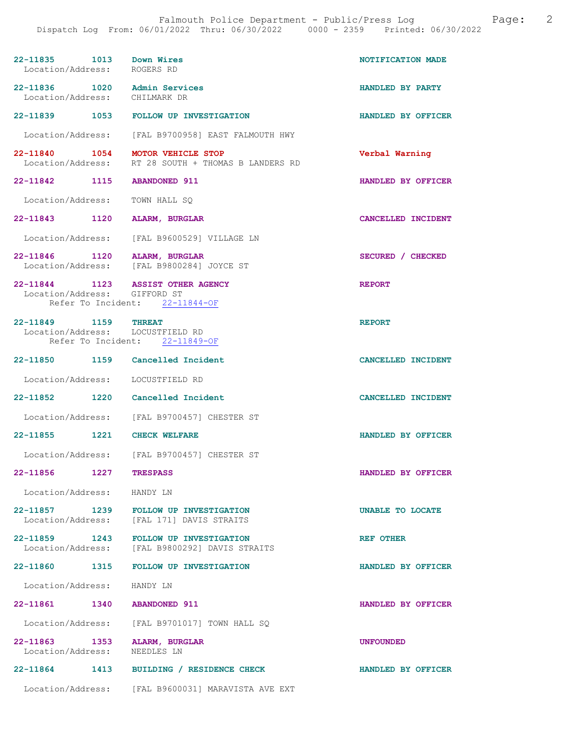| Incident | Time | Type | Disposition |
|---|---|---|---|
| 22-11835 | 1013 | Down Wires | NOTIFICATION MADE |
| Location/Address: | | ROGERS RD | |
| 22-11836 | 1020 | Admin Services | HANDLED BY PARTY |
| Location/Address: | | CHILMARK DR | |
| 22-11839 | 1053 | FOLLOW UP INVESTIGATION | HANDLED BY OFFICER |
| Location/Address: | | [FAL B9700958] EAST FALMOUTH HWY | |
| 22-11840 | 1054 | MOTOR VEHICLE STOP | Verbal Warning |
| Location/Address: | | RT 28 SOUTH + THOMAS B LANDERS RD | |
| 22-11842 | 1115 | ABANDONED 911 | HANDLED BY OFFICER |
| Location/Address: | | TOWN HALL SQ | |
| 22-11843 | 1120 | ALARM, BURGLAR | CANCELLED INCIDENT |
| Location/Address: | | [FAL B9600529] VILLAGE LN | |
| 22-11846 | 1120 | ALARM, BURGLAR | SECURED / CHECKED |
| Location/Address: | | [FAL B9800284] JOYCE ST | |
| 22-11844 | 1123 | ASSIST OTHER AGENCY | REPORT |
| Location/Address: | | GIFFORD ST | |
| Refer To Incident: | | 22-11844-OF | |
| 22-11849 | 1159 | THREAT | REPORT |
| Location/Address: | | LOCUSTFIELD RD | |
| Refer To Incident: | | 22-11849-OF | |
| 22-11850 | 1159 | Cancelled Incident | CANCELLED INCIDENT |
| Location/Address: | | LOCUSTFIELD RD | |
| 22-11852 | 1220 | Cancelled Incident | CANCELLED INCIDENT |
| Location/Address: | | [FAL B9700457] CHESTER ST | |
| 22-11855 | 1221 | CHECK WELFARE | HANDLED BY OFFICER |
| Location/Address: | | [FAL B9700457] CHESTER ST | |
| 22-11856 | 1227 | TRESPASS | HANDLED BY OFFICER |
| Location/Address: | | HANDY LN | |
| 22-11857 | 1239 | FOLLOW UP INVESTIGATION | UNABLE TO LOCATE |
| Location/Address: | | [FAL 171] DAVIS STRAITS | |
| 22-11859 | 1243 | FOLLOW UP INVESTIGATION | REF OTHER |
| Location/Address: | | [FAL B9800292] DAVIS STRAITS | |
| 22-11860 | 1315 | FOLLOW UP INVESTIGATION | HANDLED BY OFFICER |
| Location/Address: | | HANDY LN | |
| 22-11861 | 1340 | ABANDONED 911 | HANDLED BY OFFICER |
| Location/Address: | | [FAL B9701017] TOWN HALL SQ | |
| 22-11863 | 1353 | ALARM, BURGLAR | UNFOUNDED |
| Location/Address: | | NEEDLES LN | |
| 22-11864 | 1413 | BUILDING / RESIDENCE CHECK | HANDLED BY OFFICER |
| Location/Address: | | [FAL B9600031] MARAVISTA AVE EXT | |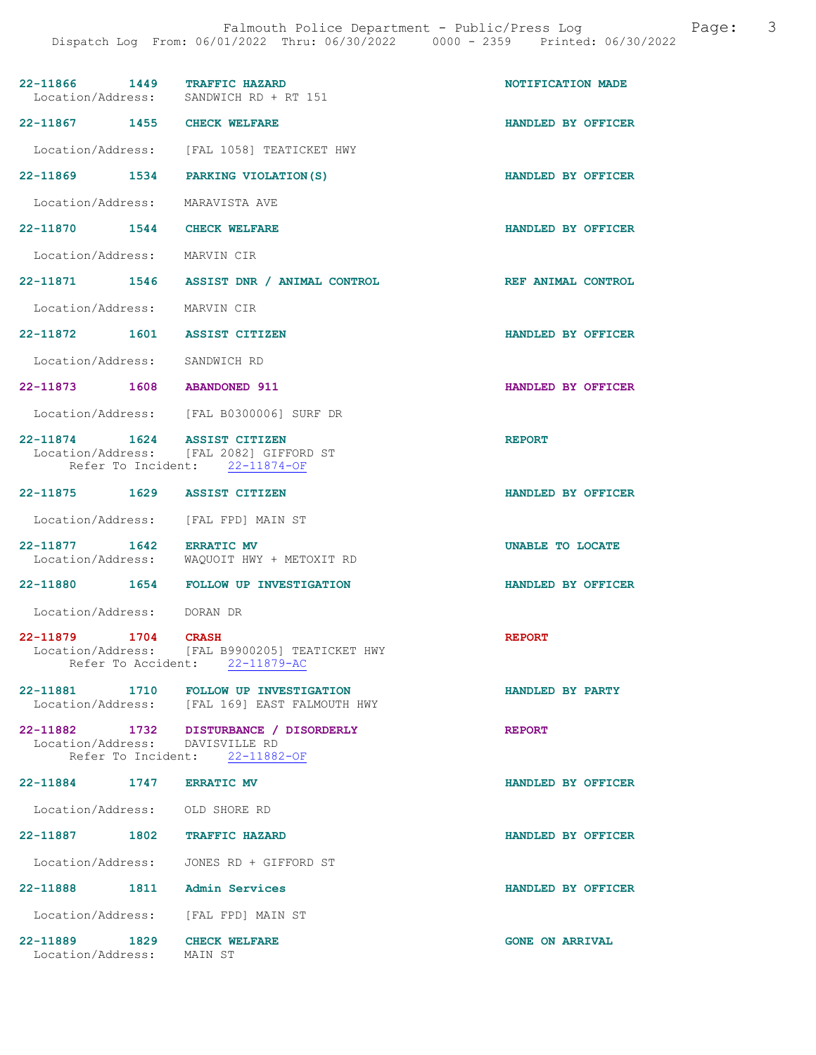| Call # | Time | Call Reason | Action |
|---|---|---|---|
| **22-11866** | **1449** | **TRAFFIC HAZARD** | **NOTIFICATION MADE** |

Location/Address: SANDWICH RD + RT 151

**22-11867 1455 CHECK WELFARE** — **HANDLED BY OFFICER**

Location/Address: [FAL 1058] TEATICKET HWY

**22-11869 1534 PARKING VIOLATION(S)** — **HANDLED BY OFFICER**

Location/Address: MARAVISTA AVE

**22-11870 1544 CHECK WELFARE** — **HANDLED BY OFFICER**

Location/Address: MARVIN CIR

**22-11871 1546 ASSIST DNR / ANIMAL CONTROL** — **REF ANIMAL CONTROL**

Location/Address: MARVIN CIR

**22-11872 1601 ASSIST CITIZEN** — **HANDLED BY OFFICER**

Location/Address: SANDWICH RD

**22-11873 1608 ABANDONED 911** — **HANDLED BY OFFICER**

Location/Address: [FAL B0300006] SURF DR

**22-11874 1624 ASSIST CITIZEN** — **REPORT**

Location/Address: [FAL 2082] GIFFORD ST
Refer To Incident: 22-11874-OF

**22-11875 1629 ASSIST CITIZEN** — **HANDLED BY OFFICER**

Location/Address: [FAL FPD] MAIN ST

**22-11877 1642 ERRATIC MV** — **UNABLE TO LOCATE**

Location/Address: WAQUOIT HWY + METOXIT RD

**22-11880 1654 FOLLOW UP INVESTIGATION** — **HANDLED BY OFFICER**

Location/Address: DORAN DR

**22-11879 1704 CRASH** — **REPORT**

Location/Address: [FAL B9900205] TEATICKET HWY
Refer To Accident: 22-11879-AC

**22-11881 1710 FOLLOW UP INVESTIGATION** — **HANDLED BY PARTY**

Location/Address: [FAL 169] EAST FALMOUTH HWY

**22-11882 1732 DISTURBANCE / DISORDERLY** — **REPORT**

Location/Address: DAVISVILLE RD
Refer To Incident: 22-11882-OF

**22-11884 1747 ERRATIC MV** — **HANDLED BY OFFICER**

Location/Address: OLD SHORE RD

**22-11887 1802 TRAFFIC HAZARD** — **HANDLED BY OFFICER**

Location/Address: JONES RD + GIFFORD ST

**22-11888 1811 Admin Services** — **HANDLED BY OFFICER**

Location/Address: [FAL FPD] MAIN ST

**22-11889 1829 CHECK WELFARE** — **GONE ON ARRIVAL**

Location/Address: MAIN ST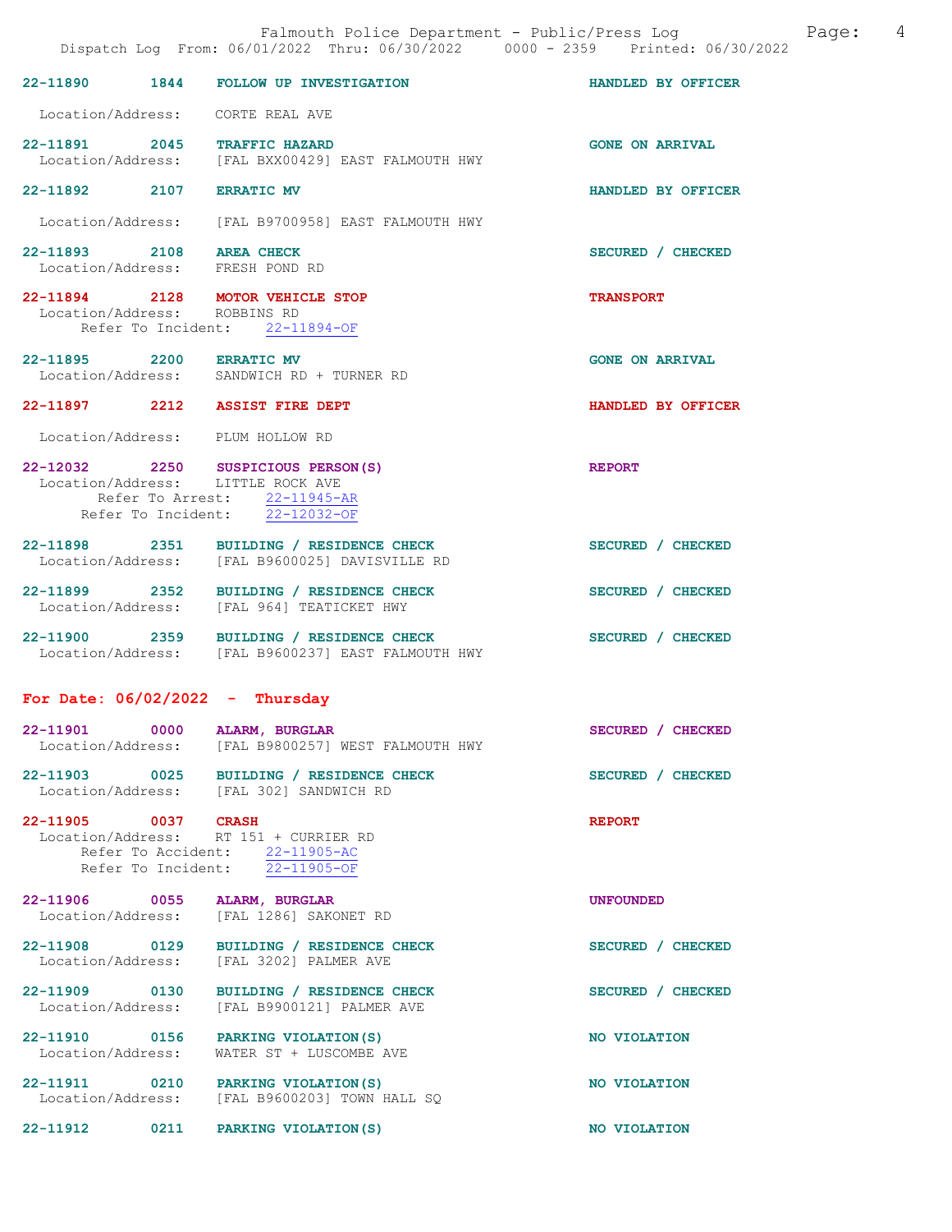22-11890 1844 FOLLOW UP INVESTIGATION HANDLED BY OFFICER

Location/Address: CORTE REAL AVE

22-11891 2045 TRAFFIC HAZARD GONE ON ARRIVAL
Location/Address: [FAL BXX00429] EAST FALMOUTH HWY

22-11892 2107 ERRATIC MV HANDLED BY OFFICER

Location/Address: [FAL B9700958] EAST FALMOUTH HWY

22-11893 2108 AREA CHECK SECURED / CHECKED
Location/Address: FRESH POND RD

22-11894 2128 MOTOR VEHICLE STOP TRANSPORT
Location/Address: ROBBINS RD
Refer To Incident: 22-11894-OF

22-11895 2200 ERRATIC MV GONE ON ARRIVAL
Location/Address: SANDWICH RD + TURNER RD

22-11897 2212 ASSIST FIRE DEPT HANDLED BY OFFICER

Location/Address: PLUM HOLLOW RD

22-12032 2250 SUSPICIOUS PERSON(S) REPORT
Location/Address: LITTLE ROCK AVE
Refer To Arrest: 22-11945-AR
Refer To Incident: 22-12032-OF

22-11898 2351 BUILDING / RESIDENCE CHECK SECURED / CHECKED
Location/Address: [FAL B9600025] DAVISVILLE RD

22-11899 2352 BUILDING / RESIDENCE CHECK SECURED / CHECKED
Location/Address: [FAL 964] TEATICKET HWY

22-11900 2359 BUILDING / RESIDENCE CHECK SECURED / CHECKED
Location/Address: [FAL B9600237] EAST FALMOUTH HWY

## For Date: 06/02/2022 - Thursday

22-11901 0000 ALARM, BURGLAR SECURED / CHECKED
Location/Address: [FAL B9800257] WEST FALMOUTH HWY

22-11903 0025 BUILDING / RESIDENCE CHECK SECURED / CHECKED
Location/Address: [FAL 302] SANDWICH RD

22-11905 0037 CRASH REPORT
Location/Address: RT 151 + CURRIER RD
Refer To Accident: 22-11905-AC
Refer To Incident: 22-11905-OF

22-11906 0055 ALARM, BURGLAR UNFOUNDED
Location/Address: [FAL 1286] SAKONET RD

22-11908 0129 BUILDING / RESIDENCE CHECK SECURED / CHECKED
Location/Address: [FAL 3202] PALMER AVE

22-11909 0130 BUILDING / RESIDENCE CHECK SECURED / CHECKED
Location/Address: [FAL B9900121] PALMER AVE

22-11910 0156 PARKING VIOLATION(S) NO VIOLATION
Location/Address: WATER ST + LUSCOMBE AVE

22-11911 0210 PARKING VIOLATION(S) NO VIOLATION
Location/Address: [FAL B9600203] TOWN HALL SQ

22-11912 0211 PARKING VIOLATION(S) NO VIOLATION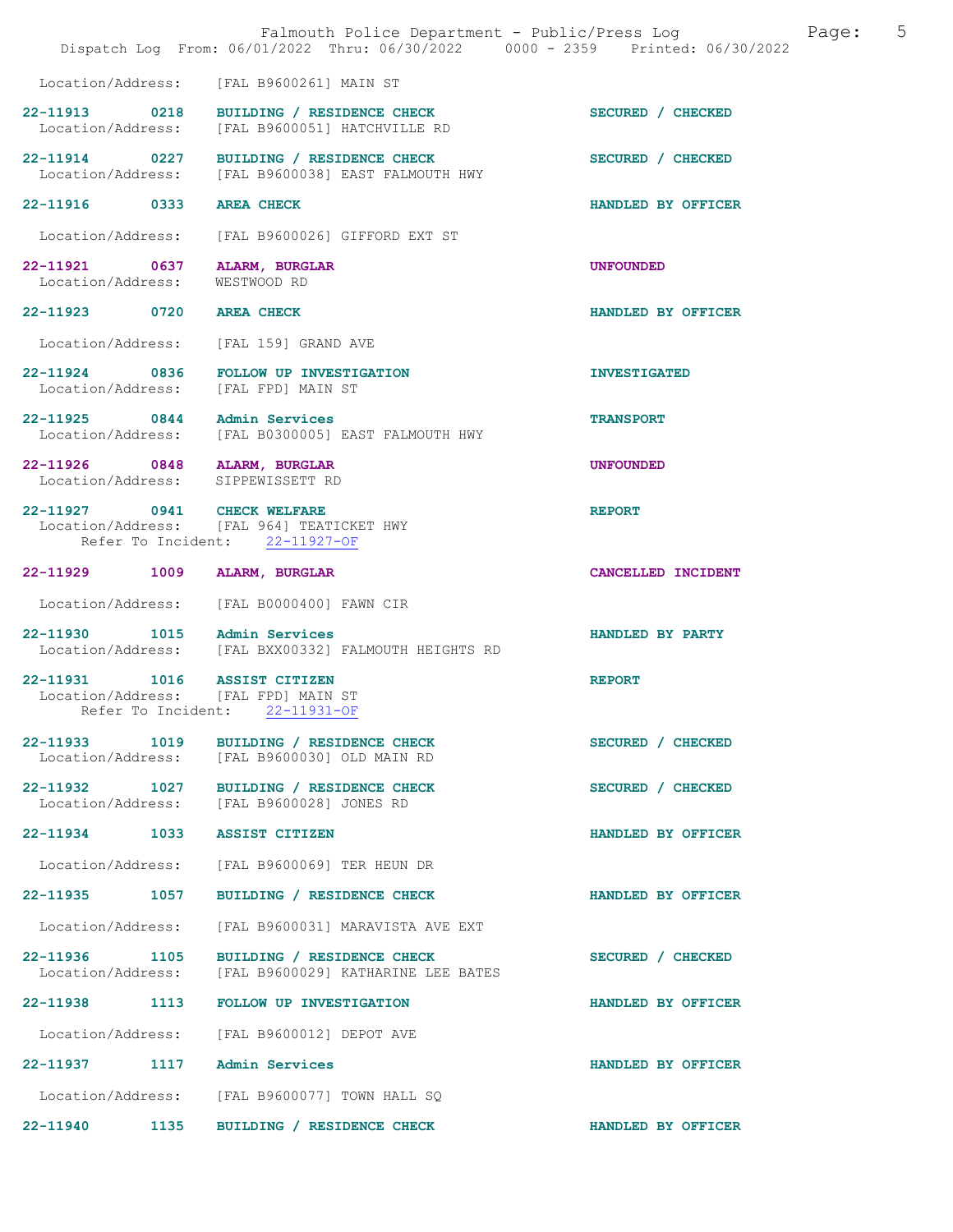Location/Address: [FAL B9600261] MAIN ST

**22-11913 0218 BUILDING / RESIDENCE CHECK** SECURED / CHECKED
Location/Address: [FAL B9600051] HATCHVILLE RD

**22-11914 0227 BUILDING / RESIDENCE CHECK** SECURED / CHECKED
Location/Address: [FAL B9600038] EAST FALMOUTH HWY

**22-11916 0333 AREA CHECK** HANDLED BY OFFICER
Location/Address: [FAL B9600026] GIFFORD EXT ST

**22-11921 0637 ALARM, BURGLAR** UNFOUNDED
Location/Address: WESTWOOD RD

**22-11923 0720 AREA CHECK** HANDLED BY OFFICER
Location/Address: [FAL 159] GRAND AVE

**22-11924 0836 FOLLOW UP INVESTIGATION** INVESTIGATED
Location/Address: [FAL FPD] MAIN ST

**22-11925 0844 Admin Services** TRANSPORT
Location/Address: [FAL B0300005] EAST FALMOUTH HWY

**22-11926 0848 ALARM, BURGLAR** UNFOUNDED
Location/Address: SIPPEWISSETT RD

**22-11927 0941 CHECK WELFARE** REPORT
Location/Address: [FAL 964] TEATICKET HWY
Refer To Incident: 22-11927-OF

**22-11929 1009 ALARM, BURGLAR** CANCELLED INCIDENT
Location/Address: [FAL B0000400] FAWN CIR

**22-11930 1015 Admin Services** HANDLED BY PARTY
Location/Address: [FAL BXX00332] FALMOUTH HEIGHTS RD

**22-11931 1016 ASSIST CITIZEN** REPORT
Location/Address: [FAL FPD] MAIN ST
Refer To Incident: 22-11931-OF

**22-11933 1019 BUILDING / RESIDENCE CHECK** SECURED / CHECKED
Location/Address: [FAL B9600030] OLD MAIN RD

**22-11932 1027 BUILDING / RESIDENCE CHECK** SECURED / CHECKED
Location/Address: [FAL B9600028] JONES RD

**22-11934 1033 ASSIST CITIZEN** HANDLED BY OFFICER
Location/Address: [FAL B9600069] TER HEUN DR

**22-11935 1057 BUILDING / RESIDENCE CHECK** HANDLED BY OFFICER
Location/Address: [FAL B9600031] MARAVISTA AVE EXT

**22-11936 1105 BUILDING / RESIDENCE CHECK** SECURED / CHECKED
Location/Address: [FAL B9600029] KATHARINE LEE BATES

**22-11938 1113 FOLLOW UP INVESTIGATION** HANDLED BY OFFICER
Location/Address: [FAL B9600012] DEPOT AVE

**22-11937 1117 Admin Services** HANDLED BY OFFICER
Location/Address: [FAL B9600077] TOWN HALL SQ

**22-11940 1135 BUILDING / RESIDENCE CHECK** HANDLED BY OFFICER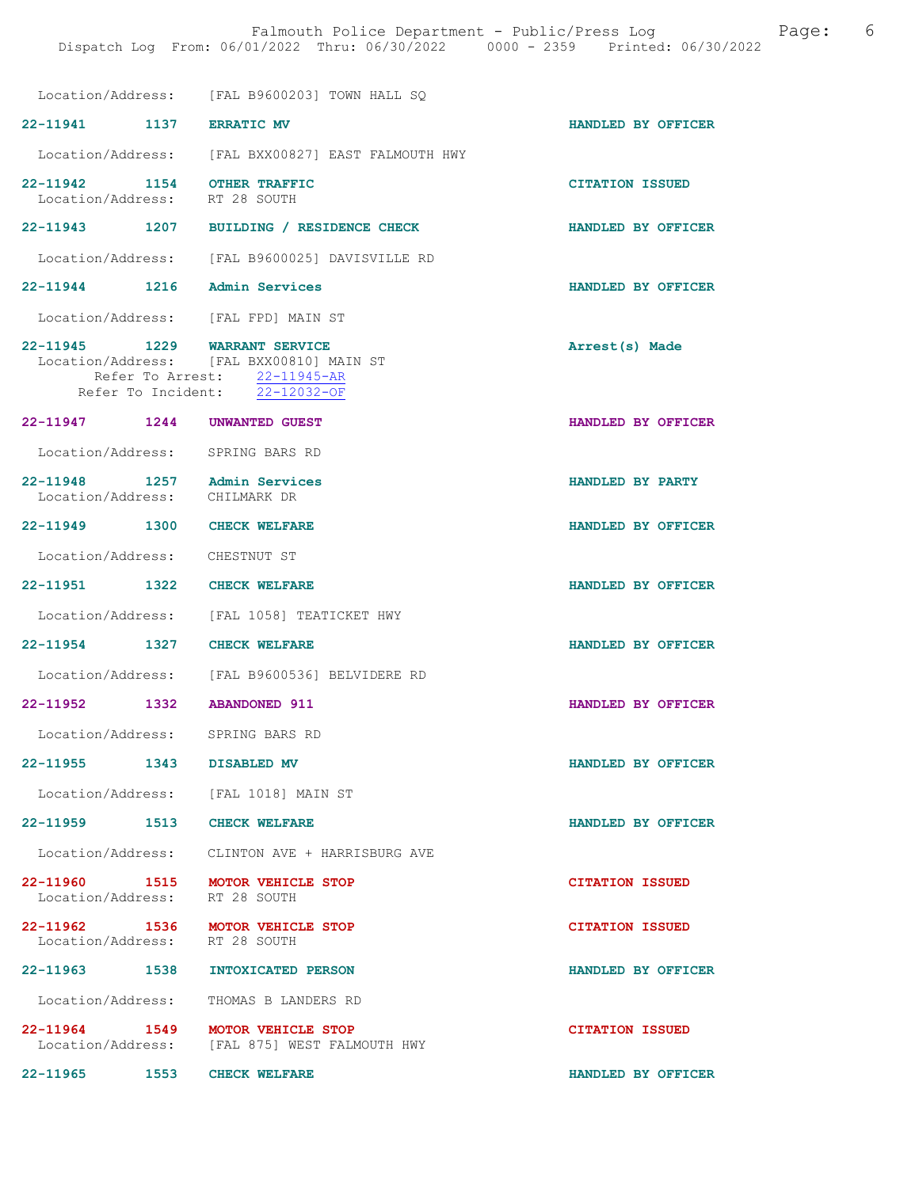Location/Address: [FAL B9600203] TOWN HALL SQ

**22-11941** 1137 **ERRATIC MV** **HANDLED BY OFFICER**

Location/Address: [FAL BXX00827] EAST FALMOUTH HWY

**22-11942** 1154 **OTHER TRAFFIC** **CITATION ISSUED**
Location/Address: RT 28 SOUTH

**22-11943** 1207 **BUILDING / RESIDENCE CHECK** **HANDLED BY OFFICER**

Location/Address: [FAL B9600025] DAVISVILLE RD

**22-11944** 1216 **Admin Services** **HANDLED BY OFFICER**

Location/Address: [FAL FPD] MAIN ST

**22-11945** 1229 **WARRANT SERVICE** **Arrest(s) Made**
Location/Address: [FAL BXX00810] MAIN ST
Refer To Arrest: 22-11945-AR
Refer To Incident: 22-12032-OF

**22-11947** 1244 **UNWANTED GUEST** **HANDLED BY OFFICER**

Location/Address: SPRING BARS RD

**22-11948** 1257 **Admin Services** **HANDLED BY PARTY**
Location/Address: CHILMARK DR

**22-11949** 1300 **CHECK WELFARE** **HANDLED BY OFFICER**

Location/Address: CHESTNUT ST

**22-11951** 1322 **CHECK WELFARE** **HANDLED BY OFFICER**

Location/Address: [FAL 1058] TEATICKET HWY

**22-11954** 1327 **CHECK WELFARE** **HANDLED BY OFFICER**

Location/Address: [FAL B9600536] BELVIDERE RD

**22-11952** 1332 **ABANDONED 911** **HANDLED BY OFFICER**

Location/Address: SPRING BARS RD

**22-11955** 1343 **DISABLED MV** **HANDLED BY OFFICER**

Location/Address: [FAL 1018] MAIN ST

**22-11959** 1513 **CHECK WELFARE** **HANDLED BY OFFICER**

Location/Address: CLINTON AVE + HARRISBURG AVE

**22-11960** 1515 **MOTOR VEHICLE STOP** **CITATION ISSUED**
Location/Address: RT 28 SOUTH

**22-11962** 1536 **MOTOR VEHICLE STOP** **CITATION ISSUED**
Location/Address: RT 28 SOUTH

**22-11963** 1538 **INTOXICATED PERSON** **HANDLED BY OFFICER**

Location/Address: THOMAS B LANDERS RD

**22-11964** 1549 **MOTOR VEHICLE STOP** **CITATION ISSUED**
Location/Address: [FAL 875] WEST FALMOUTH HWY

**22-11965** 1553 **CHECK WELFARE** **HANDLED BY OFFICER**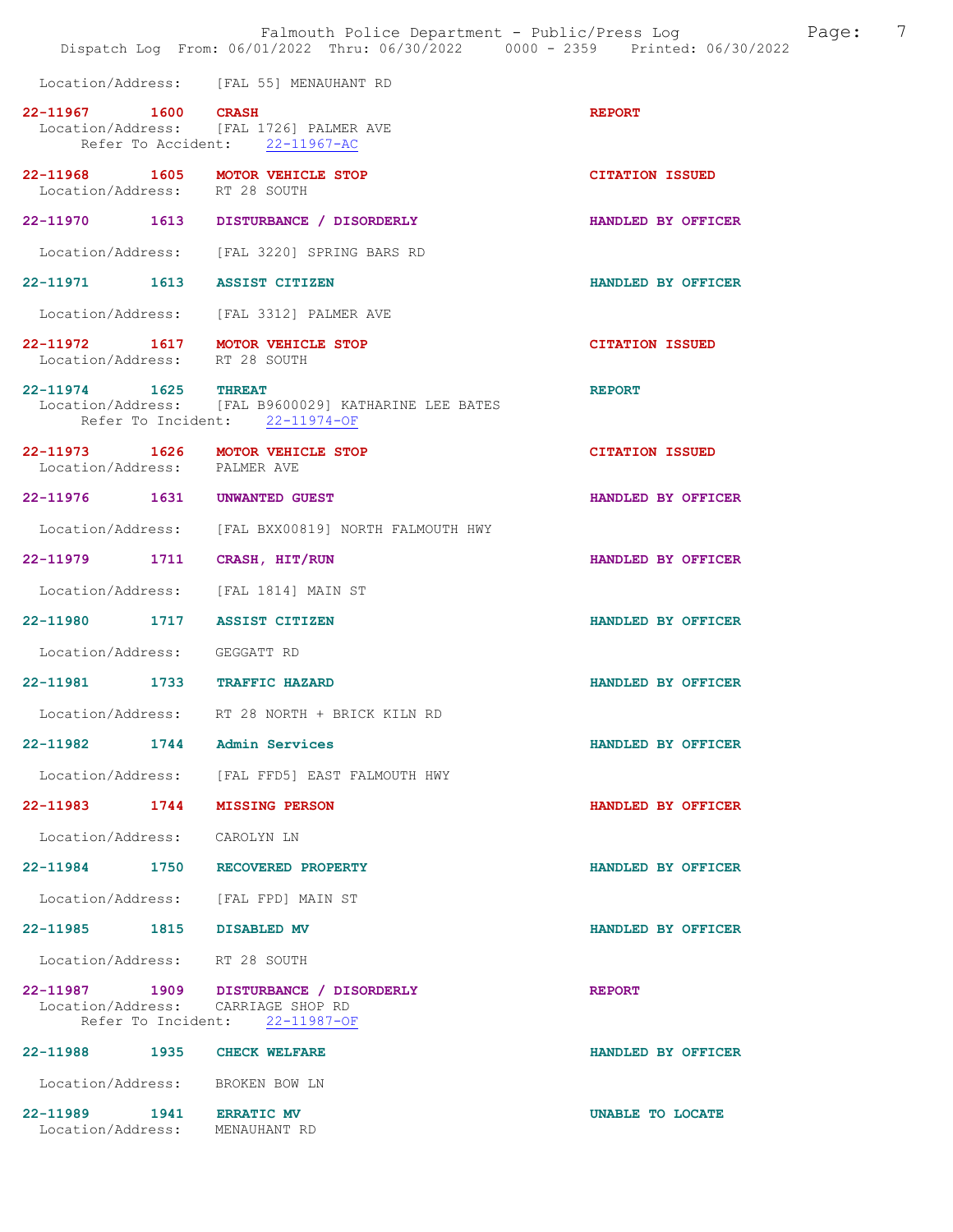Location/Address: [FAL 55] MENAUHANT RD

**22-11967 1600 CRASH** — REPORT
Location/Address: [FAL 1726] PALMER AVE
Refer To Accident: 22-11967-AC

**22-11968 1605 MOTOR VEHICLE STOP** — CITATION ISSUED
Location/Address: RT 28 SOUTH

**22-11970 1613 DISTURBANCE / DISORDERLY** — HANDLED BY OFFICER
Location/Address: [FAL 3220] SPRING BARS RD

**22-11971 1613 ASSIST CITIZEN** — HANDLED BY OFFICER
Location/Address: [FAL 3312] PALMER AVE

**22-11972 1617 MOTOR VEHICLE STOP** — CITATION ISSUED
Location/Address: RT 28 SOUTH

**22-11974 1625 THREAT** — REPORT
Location/Address: [FAL B9600029] KATHARINE LEE BATES
Refer To Incident: 22-11974-OF

**22-11973 1626 MOTOR VEHICLE STOP** — CITATION ISSUED
Location/Address: PALMER AVE

**22-11976 1631 UNWANTED GUEST** — HANDLED BY OFFICER
Location/Address: [FAL BXX00819] NORTH FALMOUTH HWY

**22-11979 1711 CRASH, HIT/RUN** — HANDLED BY OFFICER
Location/Address: [FAL 1814] MAIN ST

**22-11980 1717 ASSIST CITIZEN** — HANDLED BY OFFICER
Location/Address: GEGGATT RD

**22-11981 1733 TRAFFIC HAZARD** — HANDLED BY OFFICER
Location/Address: RT 28 NORTH + BRICK KILN RD

**22-11982 1744 Admin Services** — HANDLED BY OFFICER
Location/Address: [FAL FFD5] EAST FALMOUTH HWY

**22-11983 1744 MISSING PERSON** — HANDLED BY OFFICER
Location/Address: CAROLYN LN

**22-11984 1750 RECOVERED PROPERTY** — HANDLED BY OFFICER
Location/Address: [FAL FPD] MAIN ST

**22-11985 1815 DISABLED MV** — HANDLED BY OFFICER
Location/Address: RT 28 SOUTH

**22-11987 1909 DISTURBANCE / DISORDERLY** — REPORT
Location/Address: CARRIAGE SHOP RD
Refer To Incident: 22-11987-OF

**22-11988 1935 CHECK WELFARE** — HANDLED BY OFFICER
Location/Address: BROKEN BOW LN

**22-11989 1941 ERRATIC MV** — UNABLE TO LOCATE
Location/Address: MENAUHANT RD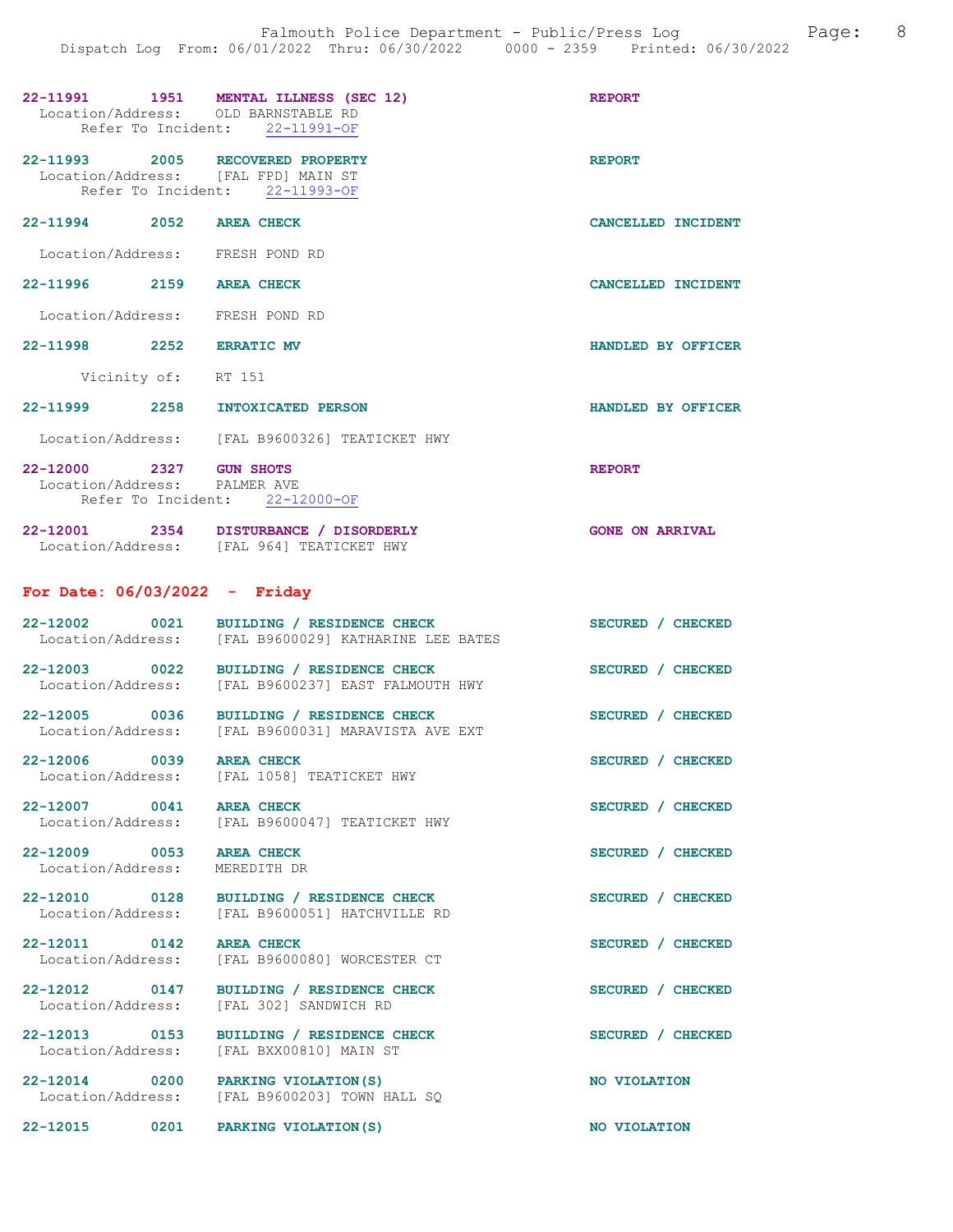22-11991 1951 **MENTAL ILLNESS (SEC 12)** REPORT
Location/Address: OLD BARNSTABLE RD
Refer To Incident: 22-11991-OF

22-11993 2005 **RECOVERED PROPERTY** REPORT
Location/Address: [FAL FPD] MAIN ST
Refer To Incident: 22-11993-OF

22-11994 2052 **AREA CHECK** CANCELLED INCIDENT
Location/Address: FRESH POND RD

22-11996 2159 **AREA CHECK** CANCELLED INCIDENT
Location/Address: FRESH POND RD

22-11998 2252 **ERRATIC MV** HANDLED BY OFFICER
Vicinity of: RT 151

22-11999 2258 **INTOXICATED PERSON** HANDLED BY OFFICER
Location/Address: [FAL B9600326] TEATICKET HWY

22-12000 2327 **GUN SHOTS** REPORT
Location/Address: PALMER AVE
Refer To Incident: 22-12000-OF

22-12001 2354 **DISTURBANCE / DISORDERLY** GONE ON ARRIVAL
Location/Address: [FAL 964] TEATICKET HWY

## For Date: 06/03/2022 - Friday

22-12002 0021 **BUILDING / RESIDENCE CHECK** SECURED / CHECKED
Location/Address: [FAL B9600029] KATHARINE LEE BATES

22-12003 0022 **BUILDING / RESIDENCE CHECK** SECURED / CHECKED
Location/Address: [FAL B9600237] EAST FALMOUTH HWY

22-12005 0036 **BUILDING / RESIDENCE CHECK** SECURED / CHECKED
Location/Address: [FAL B9600031] MARAVISTA AVE EXT

22-12006 0039 **AREA CHECK** SECURED / CHECKED
Location/Address: [FAL 1058] TEATICKET HWY

22-12007 0041 **AREA CHECK** SECURED / CHECKED
Location/Address: [FAL B9600047] TEATICKET HWY

22-12009 0053 **AREA CHECK** SECURED / CHECKED
Location/Address: MEREDITH DR

22-12010 0128 **BUILDING / RESIDENCE CHECK** SECURED / CHECKED
Location/Address: [FAL B9600051] HATCHVILLE RD

22-12011 0142 **AREA CHECK** SECURED / CHECKED
Location/Address: [FAL B9600080] WORCESTER CT

22-12012 0147 **BUILDING / RESIDENCE CHECK** SECURED / CHECKED
Location/Address: [FAL 302] SANDWICH RD

22-12013 0153 **BUILDING / RESIDENCE CHECK** SECURED / CHECKED
Location/Address: [FAL BXX00810] MAIN ST

22-12014 0200 **PARKING VIOLATION(S)** NO VIOLATION
Location/Address: [FAL B9600203] TOWN HALL SQ

22-12015 0201 **PARKING VIOLATION(S)** NO VIOLATION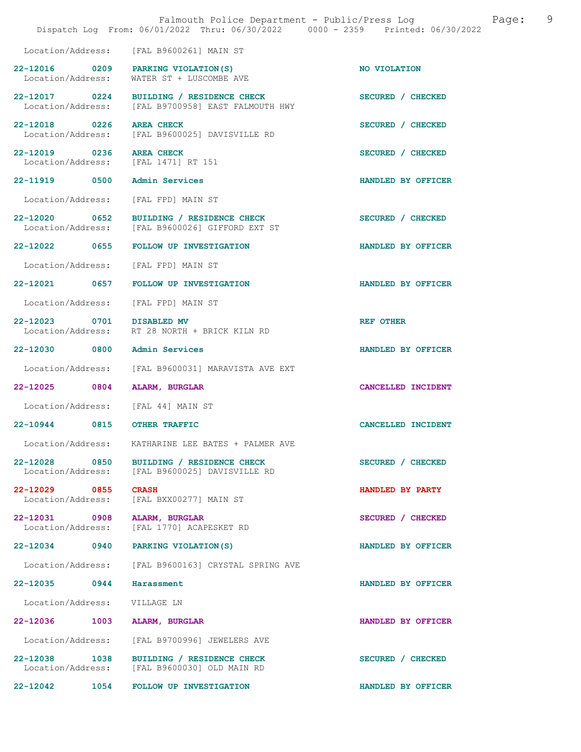Location/Address: [FAL B9600261] MAIN ST

| Incident | Time | Type | Disposition |
|---|---|---|---|
| 22-12016 | 0209 | PARKING VIOLATION(S) | NO VIOLATION |
| Location/Address: | | WATER ST + LUSCOMBE AVE | |
| 22-12017 | 0224 | BUILDING / RESIDENCE CHECK | SECURED / CHECKED |
| Location/Address: | | [FAL B9700958] EAST FALMOUTH HWY | |
| 22-12018 | 0226 | AREA CHECK | SECURED / CHECKED |
| Location/Address: | | [FAL B9600025] DAVISVILLE RD | |
| 22-12019 | 0236 | AREA CHECK | SECURED / CHECKED |
| Location/Address: | | [FAL 1471] RT 151 | |
| 22-11919 | 0500 | Admin Services | HANDLED BY OFFICER |
| Location/Address: | | [FAL FPD] MAIN ST | |
| 22-12020 | 0652 | BUILDING / RESIDENCE CHECK | SECURED / CHECKED |
| Location/Address: | | [FAL B9600026] GIFFORD EXT ST | |
| 22-12022 | 0655 | FOLLOW UP INVESTIGATION | HANDLED BY OFFICER |
| Location/Address: | | [FAL FPD] MAIN ST | |
| 22-12021 | 0657 | FOLLOW UP INVESTIGATION | HANDLED BY OFFICER |
| Location/Address: | | [FAL FPD] MAIN ST | |
| 22-12023 | 0701 | DISABLED MV | REF OTHER |
| Location/Address: | | RT 28 NORTH + BRICK KILN RD | |
| 22-12030 | 0800 | Admin Services | HANDLED BY OFFICER |
| Location/Address: | | [FAL B9600031] MARAVISTA AVE EXT | |
| 22-12025 | 0804 | ALARM, BURGLAR | CANCELLED INCIDENT |
| Location/Address: | | [FAL 44] MAIN ST | |
| 22-10944 | 0815 | OTHER TRAFFIC | CANCELLED INCIDENT |
| Location/Address: | | KATHARINE LEE BATES + PALMER AVE | |
| 22-12028 | 0850 | BUILDING / RESIDENCE CHECK | SECURED / CHECKED |
| Location/Address: | | [FAL B9600025] DAVISVILLE RD | |
| 22-12029 | 0855 | CRASH | HANDLED BY PARTY |
| Location/Address: | | [FAL BXX00277] MAIN ST | |
| 22-12031 | 0908 | ALARM, BURGLAR | SECURED / CHECKED |
| Location/Address: | | [FAL 1770] ACAPESKET RD | |
| 22-12034 | 0940 | PARKING VIOLATION(S) | HANDLED BY OFFICER |
| Location/Address: | | [FAL B9600163] CRYSTAL SPRING AVE | |
| 22-12035 | 0944 | Harassment | HANDLED BY OFFICER |
| Location/Address: | | VILLAGE LN | |
| 22-12036 | 1003 | ALARM, BURGLAR | HANDLED BY OFFICER |
| Location/Address: | | [FAL B9700996] JEWELERS AVE | |
| 22-12038 | 1038 | BUILDING / RESIDENCE CHECK | SECURED / CHECKED |
| Location/Address: | | [FAL B9600030] OLD MAIN RD | |
| 22-12042 | 1054 | FOLLOW UP INVESTIGATION | HANDLED BY OFFICER |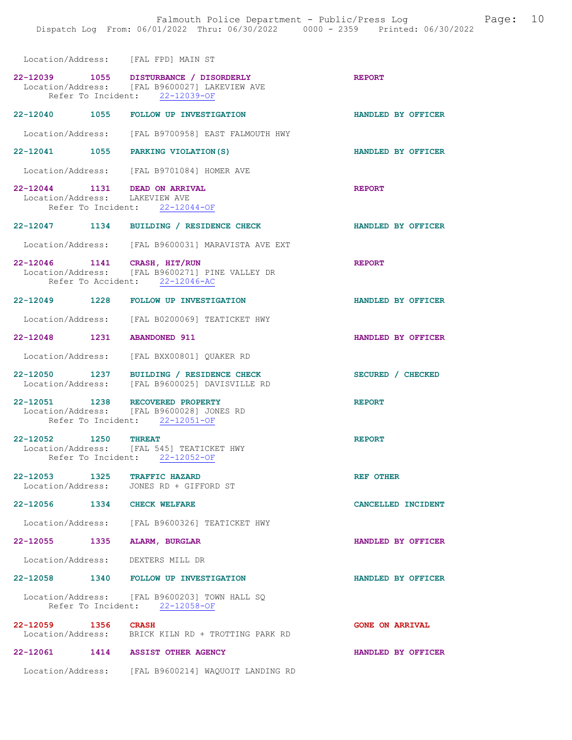Location/Address: [FAL FPD] MAIN ST

**22-12039 1055 DISTURBANCE / DISORDERLY** — REPORT
Location/Address: [FAL B9600027] LAKEVIEW AVE
Refer To Incident: 22-12039-OF

**22-12040 1055 FOLLOW UP INVESTIGATION** — HANDLED BY OFFICER
Location/Address: [FAL B9700958] EAST FALMOUTH HWY

**22-12041 1055 PARKING VIOLATION(S)** — HANDLED BY OFFICER
Location/Address: [FAL B9701084] HOMER AVE

**22-12044 1131 DEAD ON ARRIVAL** — REPORT
Location/Address: LAKEVIEW AVE
Refer To Incident: 22-12044-OF

**22-12047 1134 BUILDING / RESIDENCE CHECK** — HANDLED BY OFFICER
Location/Address: [FAL B9600031] MARAVISTA AVE EXT

**22-12046 1141 CRASH, HIT/RUN** — REPORT
Location/Address: [FAL B9600271] PINE VALLEY DR
Refer To Accident: 22-12046-AC

**22-12049 1228 FOLLOW UP INVESTIGATION** — HANDLED BY OFFICER
Location/Address: [FAL B0200069] TEATICKET HWY

**22-12048 1231 ABANDONED 911** — HANDLED BY OFFICER
Location/Address: [FAL BXX00801] QUAKER RD

**22-12050 1237 BUILDING / RESIDENCE CHECK** — SECURED / CHECKED
Location/Address: [FAL B9600025] DAVISVILLE RD

**22-12051 1238 RECOVERED PROPERTY** — REPORT
Location/Address: [FAL B9600028] JONES RD
Refer To Incident: 22-12051-OF

**22-12052 1250 THREAT** — REPORT
Location/Address: [FAL 545] TEATICKET HWY
Refer To Incident: 22-12052-OF

**22-12053 1325 TRAFFIC HAZARD** — REF OTHER
Location/Address: JONES RD + GIFFORD ST

**22-12056 1334 CHECK WELFARE** — CANCELLED INCIDENT
Location/Address: [FAL B9600326] TEATICKET HWY

**22-12055 1335 ALARM, BURGLAR** — HANDLED BY OFFICER
Location/Address: DEXTERS MILL DR

**22-12058 1340 FOLLOW UP INVESTIGATION** — HANDLED BY OFFICER
Location/Address: [FAL B9600203] TOWN HALL SQ
Refer To Incident: 22-12058-OF

**22-12059 1356 CRASH** — GONE ON ARRIVAL
Location/Address: BRICK KILN RD + TROTTING PARK RD

**22-12061 1414 ASSIST OTHER AGENCY** — HANDLED BY OFFICER
Location/Address: [FAL B9600214] WAQUOIT LANDING RD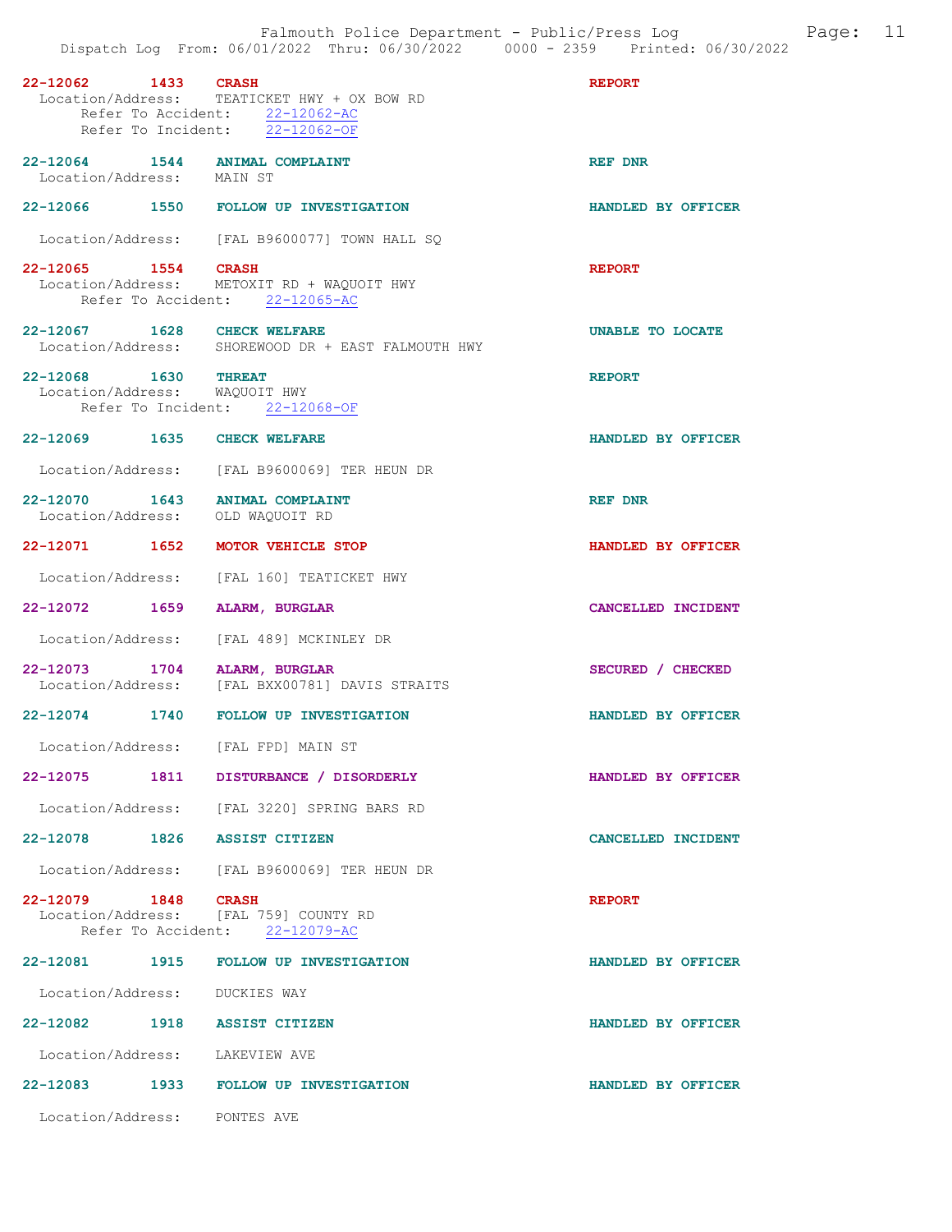**22-12062 1433 CRASH** — **REPORT**
Location/Address: TEATICKET HWY + OX BOW RD
Refer To Accident: 22-12062-AC
Refer To Incident: 22-12062-OF

**22-12064 1544 ANIMAL COMPLAINT** — **REF DNR**
Location/Address: MAIN ST

**22-12066 1550 FOLLOW UP INVESTIGATION** — **HANDLED BY OFFICER**
Location/Address: [FAL B9600077] TOWN HALL SQ

**22-12065 1554 CRASH** — **REPORT**
Location/Address: METOXIT RD + WAQUOIT HWY
Refer To Accident: 22-12065-AC

**22-12067 1628 CHECK WELFARE** — **UNABLE TO LOCATE**
Location/Address: SHOREWOOD DR + EAST FALMOUTH HWY

**22-12068 1630 THREAT** — **REPORT**
Location/Address: WAQUOIT HWY
Refer To Incident: 22-12068-OF

**22-12069 1635 CHECK WELFARE** — **HANDLED BY OFFICER**
Location/Address: [FAL B9600069] TER HEUN DR

**22-12070 1643 ANIMAL COMPLAINT** — **REF DNR**
Location/Address: OLD WAQUOIT RD

**22-12071 1652 MOTOR VEHICLE STOP** — **HANDLED BY OFFICER**
Location/Address: [FAL 160] TEATICKET HWY

**22-12072 1659 ALARM, BURGLAR** — **CANCELLED INCIDENT**
Location/Address: [FAL 489] MCKINLEY DR

**22-12073 1704 ALARM, BURGLAR** — **SECURED / CHECKED**
Location/Address: [FAL BXX00781] DAVIS STRAITS

**22-12074 1740 FOLLOW UP INVESTIGATION** — **HANDLED BY OFFICER**
Location/Address: [FAL FPD] MAIN ST

**22-12075 1811 DISTURBANCE / DISORDERLY** — **HANDLED BY OFFICER**
Location/Address: [FAL 3220] SPRING BARS RD

**22-12078 1826 ASSIST CITIZEN** — **CANCELLED INCIDENT**
Location/Address: [FAL B9600069] TER HEUN DR

**22-12079 1848 CRASH** — **REPORT**
Location/Address: [FAL 759] COUNTY RD
Refer To Accident: 22-12079-AC

**22-12081 1915 FOLLOW UP INVESTIGATION** — **HANDLED BY OFFICER**
Location/Address: DUCKIES WAY

**22-12082 1918 ASSIST CITIZEN** — **HANDLED BY OFFICER**
Location/Address: LAKEVIEW AVE

**22-12083 1933 FOLLOW UP INVESTIGATION** — **HANDLED BY OFFICER**
Location/Address: PONTES AVE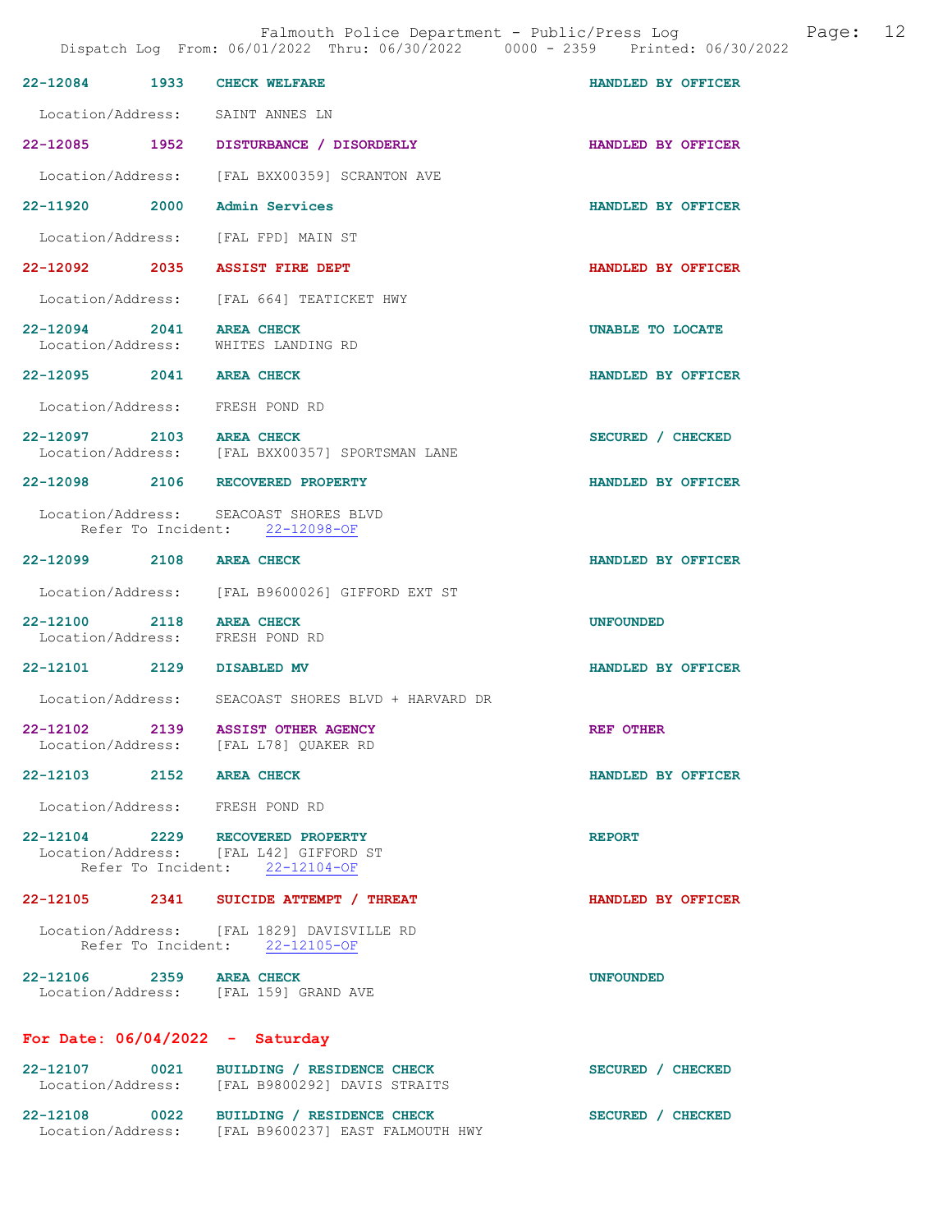| Call # | Time | Call Type | Disposition |
|---|---|---|---|
| 22-12084 | 1933 | CHECK WELFARE | HANDLED BY OFFICER |

Location/Address: SAINT ANNES LN

| 22-12085 | 1952 | DISTURBANCE / DISORDERLY | HANDLED BY OFFICER |
|---|---|---|---|

Location/Address: [FAL BXX00359] SCRANTON AVE

| 22-11920 | 2000 | Admin Services | HANDLED BY OFFICER |
|---|---|---|---|

Location/Address: [FAL FPD] MAIN ST

| 22-12092 | 2035 | ASSIST FIRE DEPT | HANDLED BY OFFICER |
|---|---|---|---|

Location/Address: [FAL 664] TEATICKET HWY

| 22-12094 | 2041 | AREA CHECK | UNABLE TO LOCATE |
|---|---|---|---|

Location/Address: WHITES LANDING RD

| 22-12095 | 2041 | AREA CHECK | HANDLED BY OFFICER |
|---|---|---|---|

Location/Address: FRESH POND RD

| 22-12097 | 2103 | AREA CHECK | SECURED / CHECKED |
|---|---|---|---|

Location/Address: [FAL BXX00357] SPORTSMAN LANE

| 22-12098 | 2106 | RECOVERED PROPERTY | HANDLED BY OFFICER |
|---|---|---|---|

Location/Address: SEACOAST SHORES BLVD
Refer To Incident: 22-12098-OF

| 22-12099 | 2108 | AREA CHECK | HANDLED BY OFFICER |
|---|---|---|---|

Location/Address: [FAL B9600026] GIFFORD EXT ST

| 22-12100 | 2118 | AREA CHECK | UNFOUNDED |
|---|---|---|---|

Location/Address: FRESH POND RD

| 22-12101 | 2129 | DISABLED MV | HANDLED BY OFFICER |
|---|---|---|---|

Location/Address: SEACOAST SHORES BLVD + HARVARD DR

| 22-12102 | 2139 | ASSIST OTHER AGENCY | REF OTHER |
|---|---|---|---|

Location/Address: [FAL L78] QUAKER RD

| 22-12103 | 2152 | AREA CHECK | HANDLED BY OFFICER |
|---|---|---|---|

Location/Address: FRESH POND RD

| 22-12104 | 2229 | RECOVERED PROPERTY | REPORT |
|---|---|---|---|

Location/Address: [FAL L42] GIFFORD ST
Refer To Incident: 22-12104-OF

| 22-12105 | 2341 | SUICIDE ATTEMPT / THREAT | HANDLED BY OFFICER |
|---|---|---|---|

Location/Address: [FAL 1829] DAVISVILLE RD
Refer To Incident: 22-12105-OF

| 22-12106 | 2359 | AREA CHECK | UNFOUNDED |
|---|---|---|---|

Location/Address: [FAL 159] GRAND AVE

## For Date: 06/04/2022 - Saturday

| 22-12107 | 0021 | BUILDING / RESIDENCE CHECK | SECURED / CHECKED |
|---|---|---|---|

Location/Address: [FAL B9800292] DAVIS STRAITS

| 22-12108 | 0022 | BUILDING / RESIDENCE CHECK | SECURED / CHECKED |
|---|---|---|---|

Location/Address: [FAL B9600237] EAST FALMOUTH HWY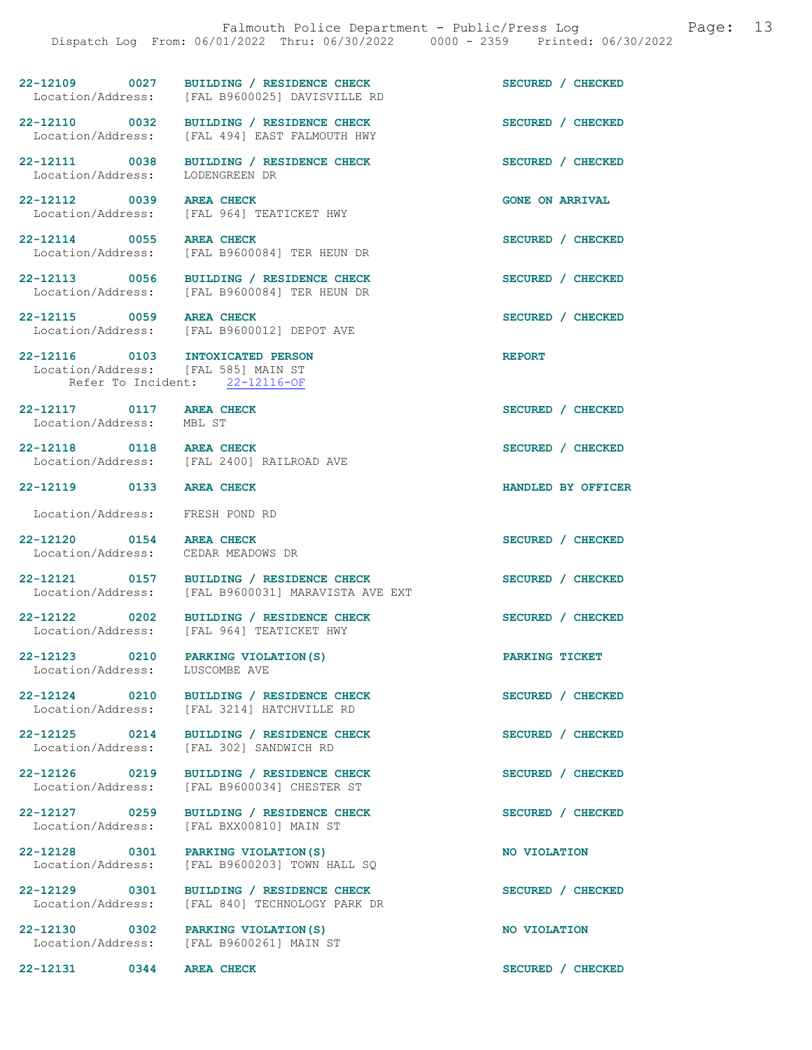22-12109 0027 **BUILDING / RESIDENCE CHECK** SECURED / CHECKED
Location/Address: [FAL B9600025] DAVISVILLE RD

22-12110 0032 **BUILDING / RESIDENCE CHECK** SECURED / CHECKED
Location/Address: [FAL 494] EAST FALMOUTH HWY

22-12111 0038 **BUILDING / RESIDENCE CHECK** SECURED / CHECKED
Location/Address: LODENGREEN DR

22-12112 0039 **AREA CHECK** GONE ON ARRIVAL
Location/Address: [FAL 964] TEATICKET HWY

22-12114 0055 **AREA CHECK** SECURED / CHECKED
Location/Address: [FAL B9600084] TER HEUN DR

22-12113 0056 **BUILDING / RESIDENCE CHECK** SECURED / CHECKED
Location/Address: [FAL B9600084] TER HEUN DR

22-12115 0059 **AREA CHECK** SECURED / CHECKED
Location/Address: [FAL B9600012] DEPOT AVE

22-12116 0103 **INTOXICATED PERSON** REPORT
Location/Address: [FAL 585] MAIN ST
Refer To Incident: 22-12116-OF

22-12117 0117 **AREA CHECK** SECURED / CHECKED
Location/Address: MBL ST

22-12118 0118 **AREA CHECK** SECURED / CHECKED
Location/Address: [FAL 2400] RAILROAD AVE

22-12119 0133 **AREA CHECK** HANDLED BY OFFICER
Location/Address: FRESH POND RD

22-12120 0154 **AREA CHECK** SECURED / CHECKED
Location/Address: CEDAR MEADOWS DR

22-12121 0157 **BUILDING / RESIDENCE CHECK** SECURED / CHECKED
Location/Address: [FAL B9600031] MARAVISTA AVE EXT

22-12122 0202 **BUILDING / RESIDENCE CHECK** SECURED / CHECKED
Location/Address: [FAL 964] TEATICKET HWY

22-12123 0210 **PARKING VIOLATION(S)** PARKING TICKET
Location/Address: LUSCOMBE AVE

22-12124 0210 **BUILDING / RESIDENCE CHECK** SECURED / CHECKED
Location/Address: [FAL 3214] HATCHVILLE RD

22-12125 0214 **BUILDING / RESIDENCE CHECK** SECURED / CHECKED
Location/Address: [FAL 302] SANDWICH RD

22-12126 0219 **BUILDING / RESIDENCE CHECK** SECURED / CHECKED
Location/Address: [FAL B9600034] CHESTER ST

22-12127 0259 **BUILDING / RESIDENCE CHECK** SECURED / CHECKED
Location/Address: [FAL BXX00810] MAIN ST

22-12128 0301 **PARKING VIOLATION(S)** NO VIOLATION
Location/Address: [FAL B9600203] TOWN HALL SQ

22-12129 0301 **BUILDING / RESIDENCE CHECK** SECURED / CHECKED
Location/Address: [FAL 840] TECHNOLOGY PARK DR

22-12130 0302 **PARKING VIOLATION(S)** NO VIOLATION
Location/Address: [FAL B9600261] MAIN ST

22-12131 0344 **AREA CHECK** SECURED / CHECKED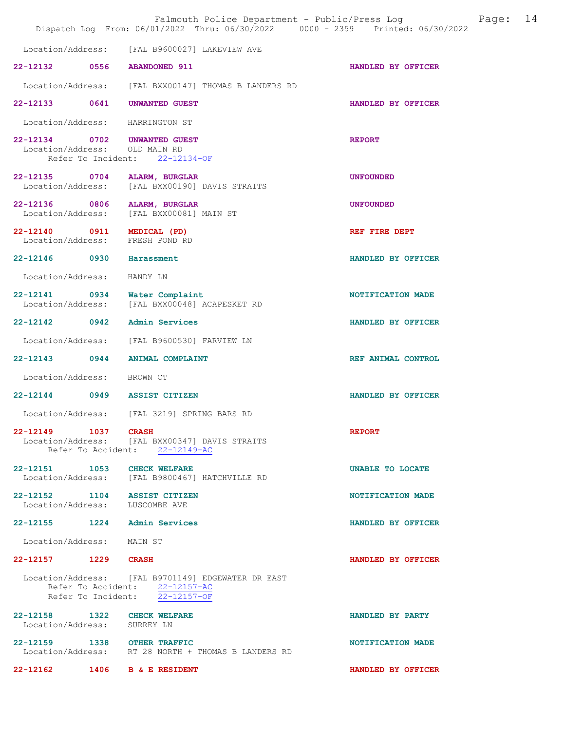Location/Address: [FAL B9600027] LAKEVIEW AVE

**22-12132 0556 ABANDONED 911** HANDLED BY OFFICER

Location/Address: [FAL BXX00147] THOMAS B LANDERS RD

**22-12133 0641 UNWANTED GUEST** HANDLED BY OFFICER

Location/Address: HARRINGTON ST

**22-12134 0702 UNWANTED GUEST** REPORT
Location/Address: OLD MAIN RD
Refer To Incident: 22-12134-OF

**22-12135 0704 ALARM, BURGLAR** UNFOUNDED
Location/Address: [FAL BXX00190] DAVIS STRAITS

**22-12136 0806 ALARM, BURGLAR** UNFOUNDED
Location/Address: [FAL BXX00081] MAIN ST

**22-12140 0911 MEDICAL (PD)** REF FIRE DEPT
Location/Address: FRESH POND RD

**22-12146 0930 Harassment** HANDLED BY OFFICER

Location/Address: HANDY LN

**22-12141 0934 Water Complaint** NOTIFICATION MADE
Location/Address: [FAL BXX00048] ACAPESKET RD

**22-12142 0942 Admin Services** HANDLED BY OFFICER

Location/Address: [FAL B9600530] FARVIEW LN

**22-12143 0944 ANIMAL COMPLAINT** REF ANIMAL CONTROL

Location/Address: BROWN CT

**22-12144 0949 ASSIST CITIZEN** HANDLED BY OFFICER

Location/Address: [FAL 3219] SPRING BARS RD

**22-12149 1037 CRASH** REPORT
Location/Address: [FAL BXX00347] DAVIS STRAITS
Refer To Accident: 22-12149-AC

**22-12151 1053 CHECK WELFARE** UNABLE TO LOCATE
Location/Address: [FAL B9800467] HATCHVILLE RD

**22-12152 1104 ASSIST CITIZEN** NOTIFICATION MADE
Location/Address: LUSCOMBE AVE

**22-12155 1224 Admin Services** HANDLED BY OFFICER

Location/Address: MAIN ST

**22-12157 1229 CRASH** HANDLED BY OFFICER

Location/Address: [FAL B9701149] EDGEWATER DR EAST
Refer To Accident: 22-12157-AC
Refer To Incident: 22-12157-OF

**22-12158 1322 CHECK WELFARE** HANDLED BY PARTY
Location/Address: SURREY LN

**22-12159 1338 OTHER TRAFFIC** NOTIFICATION MADE
Location/Address: RT 28 NORTH + THOMAS B LANDERS RD

**22-12162 1406 B & E RESIDENT** HANDLED BY OFFICER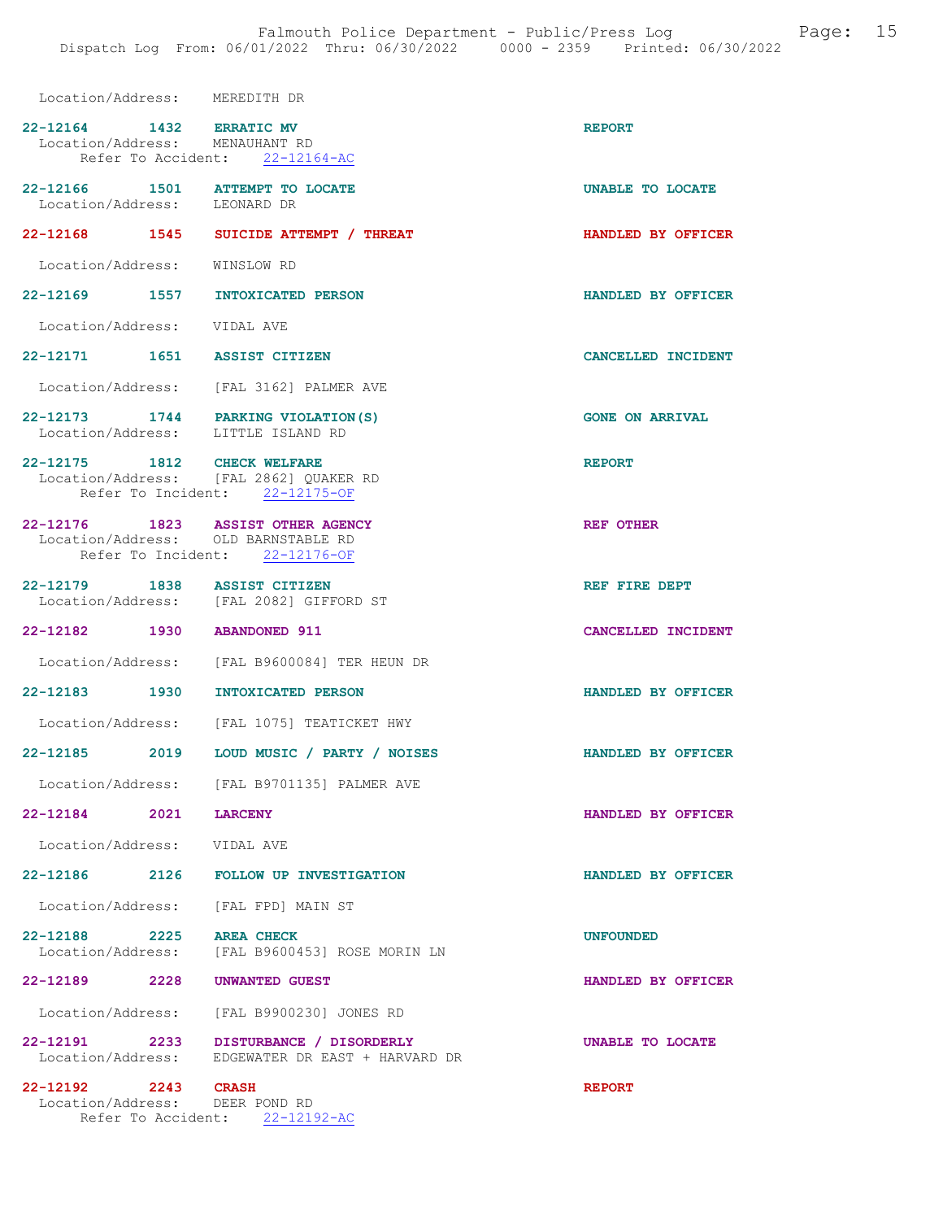Location/Address: MEREDITH DR

**22-12164 1432 ERRATIC MV** REPORT
Location/Address: MENAUHANT RD
Refer To Accident: 22-12164-AC

**22-12166 1501 ATTEMPT TO LOCATE** UNABLE TO LOCATE
Location/Address: LEONARD DR

**22-12168 1545 SUICIDE ATTEMPT / THREAT** HANDLED BY OFFICER
Location/Address: WINSLOW RD

**22-12169 1557 INTOXICATED PERSON** HANDLED BY OFFICER
Location/Address: VIDAL AVE

**22-12171 1651 ASSIST CITIZEN** CANCELLED INCIDENT
Location/Address: [FAL 3162] PALMER AVE

**22-12173 1744 PARKING VIOLATION(S)** GONE ON ARRIVAL
Location/Address: LITTLE ISLAND RD

**22-12175 1812 CHECK WELFARE** REPORT
Location/Address: [FAL 2862] QUAKER RD
Refer To Incident: 22-12175-OF

**22-12176 1823 ASSIST OTHER AGENCY** REF OTHER
Location/Address: OLD BARNSTABLE RD
Refer To Incident: 22-12176-OF

**22-12179 1838 ASSIST CITIZEN** REF FIRE DEPT
Location/Address: [FAL 2082] GIFFORD ST

**22-12182 1930 ABANDONED 911** CANCELLED INCIDENT
Location/Address: [FAL B9600084] TER HEUN DR

**22-12183 1930 INTOXICATED PERSON** HANDLED BY OFFICER
Location/Address: [FAL 1075] TEATICKET HWY

**22-12185 2019 LOUD MUSIC / PARTY / NOISES** HANDLED BY OFFICER
Location/Address: [FAL B9701135] PALMER AVE

**22-12184 2021 LARCENY** HANDLED BY OFFICER
Location/Address: VIDAL AVE

**22-12186 2126 FOLLOW UP INVESTIGATION** HANDLED BY OFFICER
Location/Address: [FAL FPD] MAIN ST

**22-12188 2225 AREA CHECK** UNFOUNDED
Location/Address: [FAL B9600453] ROSE MORIN LN

**22-12189 2228 UNWANTED GUEST** HANDLED BY OFFICER
Location/Address: [FAL B9900230] JONES RD

**22-12191 2233 DISTURBANCE / DISORDERLY** UNABLE TO LOCATE
Location/Address: EDGEWATER DR EAST + HARVARD DR

**22-12192 2243 CRASH** REPORT
Location/Address: DEER POND RD
Refer To Accident: 22-12192-AC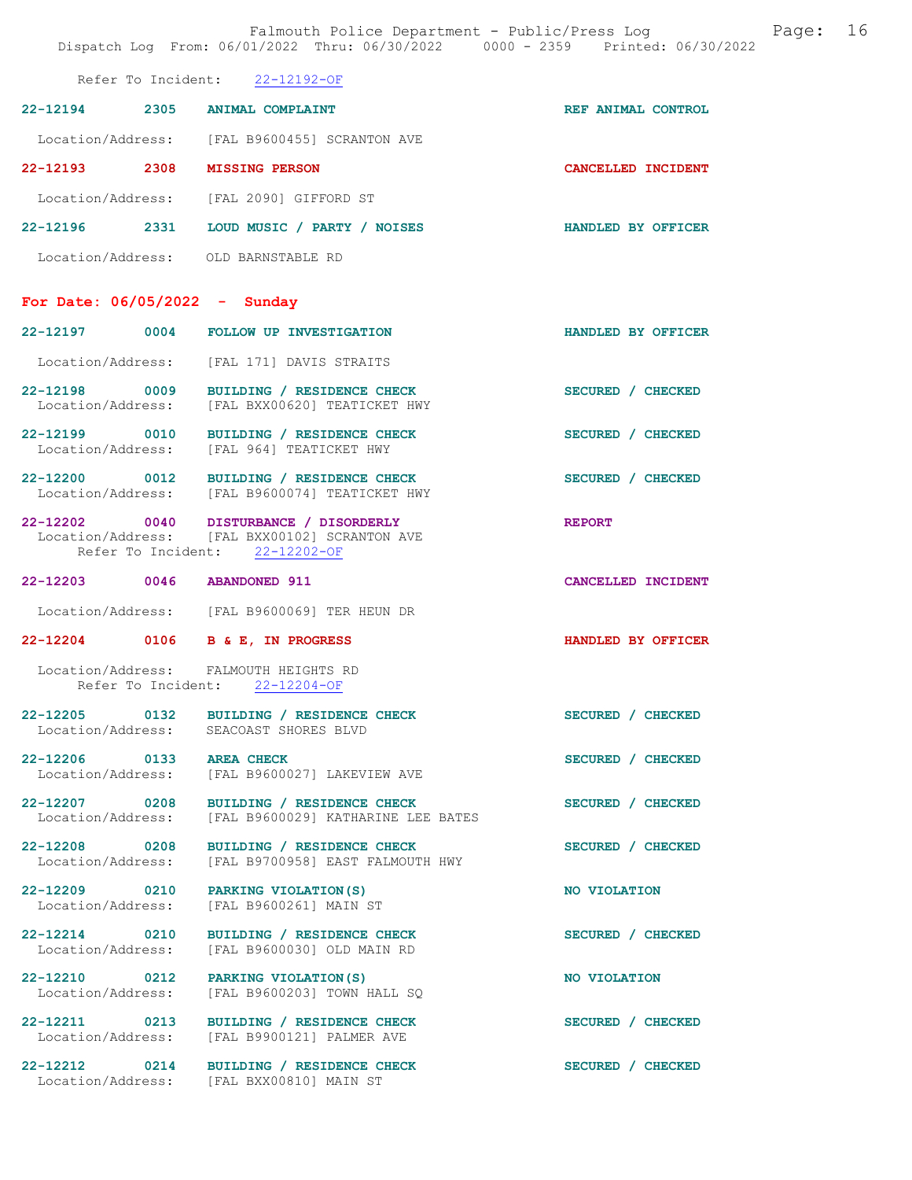Refer To Incident: 22-12192-OF

**22-12194** 2305 **ANIMAL COMPLAINT** REF ANIMAL CONTROL
Location/Address: [FAL B9600455] SCRANTON AVE

**22-12193** 2308 **MISSING PERSON** CANCELLED INCIDENT
Location/Address: [FAL 2090] GIFFORD ST

**22-12196** 2331 **LOUD MUSIC / PARTY / NOISES** HANDLED BY OFFICER
Location/Address: OLD BARNSTABLE RD

## For Date: 06/05/2022 - Sunday

**22-12197** 0004 **FOLLOW UP INVESTIGATION** HANDLED BY OFFICER
Location/Address: [FAL 171] DAVIS STRAITS

**22-12198** 0009 **BUILDING / RESIDENCE CHECK** SECURED / CHECKED
Location/Address: [FAL BXX00620] TEATICKET HWY

**22-12199** 0010 **BUILDING / RESIDENCE CHECK** SECURED / CHECKED
Location/Address: [FAL 964] TEATICKET HWY

**22-12200** 0012 **BUILDING / RESIDENCE CHECK** SECURED / CHECKED
Location/Address: [FAL B9600074] TEATICKET HWY

**22-12202** 0040 **DISTURBANCE / DISORDERLY** REPORT
Location/Address: [FAL BXX00102] SCRANTON AVE
Refer To Incident: 22-12202-OF

**22-12203** 0046 **ABANDONED 911** CANCELLED INCIDENT
Location/Address: [FAL B9600069] TER HEUN DR

**22-12204** 0106 **B & E, IN PROGRESS** HANDLED BY OFFICER
Location/Address: FALMOUTH HEIGHTS RD
Refer To Incident: 22-12204-OF

**22-12205** 0132 **BUILDING / RESIDENCE CHECK** SECURED / CHECKED
Location/Address: SEACOAST SHORES BLVD

**22-12206** 0133 **AREA CHECK** SECURED / CHECKED
Location/Address: [FAL B9600027] LAKEVIEW AVE

**22-12207** 0208 **BUILDING / RESIDENCE CHECK** SECURED / CHECKED
Location/Address: [FAL B9600029] KATHARINE LEE BATES

**22-12208** 0208 **BUILDING / RESIDENCE CHECK** SECURED / CHECKED
Location/Address: [FAL B9700958] EAST FALMOUTH HWY

**22-12209** 0210 **PARKING VIOLATION(S)** NO VIOLATION
Location/Address: [FAL B9600261] MAIN ST

**22-12214** 0210 **BUILDING / RESIDENCE CHECK** SECURED / CHECKED
Location/Address: [FAL B9600030] OLD MAIN RD

**22-12210** 0212 **PARKING VIOLATION(S)** NO VIOLATION
Location/Address: [FAL B9600203] TOWN HALL SQ

**22-12211** 0213 **BUILDING / RESIDENCE CHECK** SECURED / CHECKED
Location/Address: [FAL B9900121] PALMER AVE

**22-12212** 0214 **BUILDING / RESIDENCE CHECK** SECURED / CHECKED
Location/Address: [FAL BXX00810] MAIN ST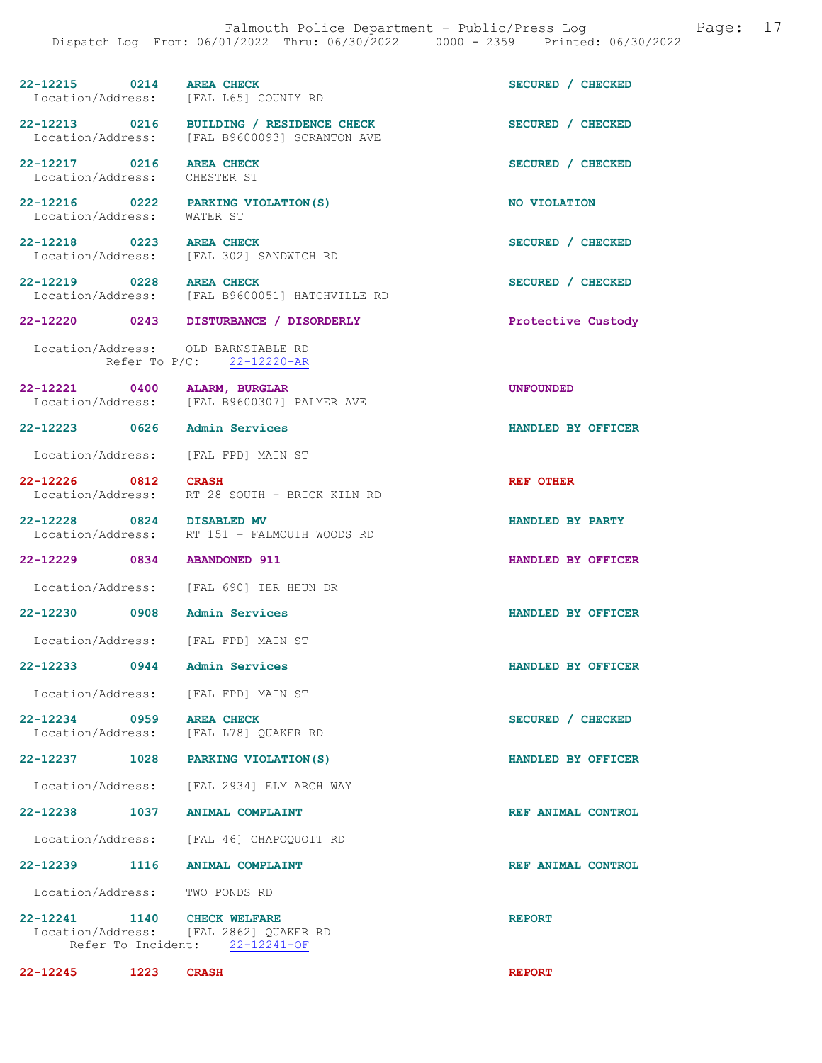22-12215 0214 AREA CHECK SECURED / CHECKED
Location/Address: [FAL L65] COUNTY RD

22-12213 0216 BUILDING / RESIDENCE CHECK SECURED / CHECKED
Location/Address: [FAL B9600093] SCRANTON AVE

22-12217 0216 AREA CHECK SECURED / CHECKED
Location/Address: CHESTER ST

22-12216 0222 PARKING VIOLATION(S) NO VIOLATION
Location/Address: WATER ST

22-12218 0223 AREA CHECK SECURED / CHECKED
Location/Address: [FAL 302] SANDWICH RD

22-12219 0228 AREA CHECK SECURED / CHECKED
Location/Address: [FAL B9600051] HATCHVILLE RD

22-12220 0243 DISTURBANCE / DISORDERLY Protective Custody

Location/Address: OLD BARNSTABLE RD
Refer To P/C: 22-12220-AR

22-12221 0400 ALARM, BURGLAR UNFOUNDED
Location/Address: [FAL B9600307] PALMER AVE

22-12223 0626 Admin Services HANDLED BY OFFICER

Location/Address: [FAL FPD] MAIN ST

22-12226 0812 CRASH REF OTHER
Location/Address: RT 28 SOUTH + BRICK KILN RD

22-12228 0824 DISABLED MV HANDLED BY PARTY
Location/Address: RT 151 + FALMOUTH WOODS RD

22-12229 0834 ABANDONED 911 HANDLED BY OFFICER

Location/Address: [FAL 690] TER HEUN DR

22-12230 0908 Admin Services HANDLED BY OFFICER

Location/Address: [FAL FPD] MAIN ST

22-12233 0944 Admin Services HANDLED BY OFFICER

Location/Address: [FAL FPD] MAIN ST

22-12234 0959 AREA CHECK SECURED / CHECKED
Location/Address: [FAL L78] QUAKER RD

22-12237 1028 PARKING VIOLATION(S) HANDLED BY OFFICER

Location/Address: [FAL 2934] ELM ARCH WAY

22-12238 1037 ANIMAL COMPLAINT REF ANIMAL CONTROL

Location/Address: [FAL 46] CHAPOQUOIT RD

22-12239 1116 ANIMAL COMPLAINT REF ANIMAL CONTROL

Location/Address: TWO PONDS RD

22-12241 1140 CHECK WELFARE REPORT
Location/Address: [FAL 2862] QUAKER RD
Refer To Incident: 22-12241-OF

22-12245 1223 CRASH REPORT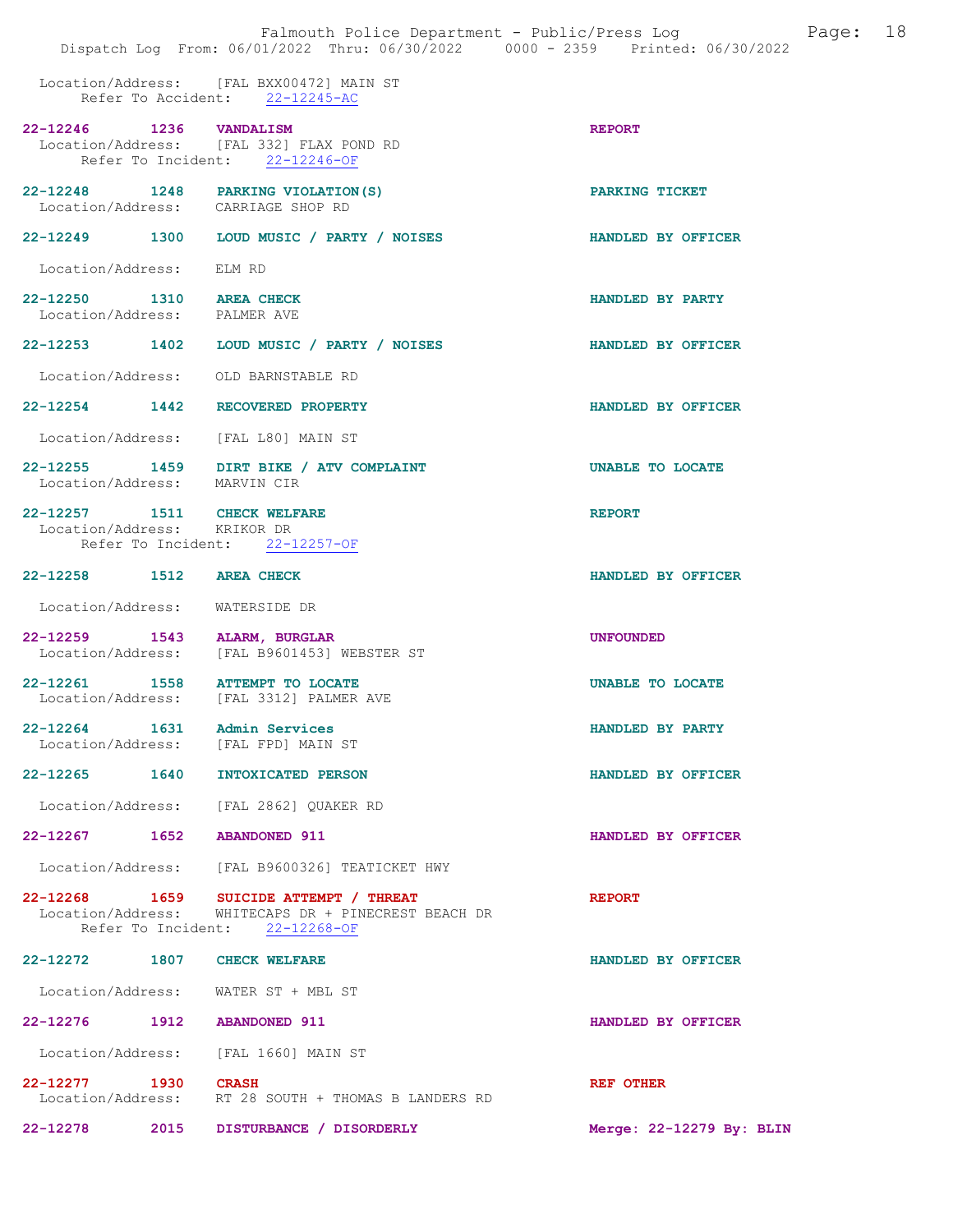Location/Address: [FAL BXX00472] MAIN ST
Refer To Accident: 22-12245-AC

**22-12246 1236 VANDALISM** — REPORT
Location/Address: [FAL 332] FLAX POND RD
Refer To Incident: 22-12246-OF

**22-12248 1248 PARKING VIOLATION(S)** — PARKING TICKET
Location/Address: CARRIAGE SHOP RD

**22-12249 1300 LOUD MUSIC / PARTY / NOISES** — HANDLED BY OFFICER
Location/Address: ELM RD

**22-12250 1310 AREA CHECK** — HANDLED BY PARTY
Location/Address: PALMER AVE

**22-12253 1402 LOUD MUSIC / PARTY / NOISES** — HANDLED BY OFFICER
Location/Address: OLD BARNSTABLE RD

**22-12254 1442 RECOVERED PROPERTY** — HANDLED BY OFFICER
Location/Address: [FAL L80] MAIN ST

**22-12255 1459 DIRT BIKE / ATV COMPLAINT** — UNABLE TO LOCATE
Location/Address: MARVIN CIR

**22-12257 1511 CHECK WELFARE** — REPORT
Location/Address: KRIKOR DR
Refer To Incident: 22-12257-OF

**22-12258 1512 AREA CHECK** — HANDLED BY OFFICER
Location/Address: WATERSIDE DR

**22-12259 1543 ALARM, BURGLAR** — UNFOUNDED
Location/Address: [FAL B9601453] WEBSTER ST

**22-12261 1558 ATTEMPT TO LOCATE** — UNABLE TO LOCATE
Location/Address: [FAL 3312] PALMER AVE

**22-12264 1631 Admin Services** — HANDLED BY PARTY
Location/Address: [FAL FPD] MAIN ST

**22-12265 1640 INTOXICATED PERSON** — HANDLED BY OFFICER
Location/Address: [FAL 2862] QUAKER RD

**22-12267 1652 ABANDONED 911** — HANDLED BY OFFICER
Location/Address: [FAL B9600326] TEATICKET HWY

**22-12268 1659 SUICIDE ATTEMPT / THREAT** — REPORT
Location/Address: WHITECAPS DR + PINECREST BEACH DR
Refer To Incident: 22-12268-OF

**22-12272 1807 CHECK WELFARE** — HANDLED BY OFFICER
Location/Address: WATER ST + MBL ST

**22-12276 1912 ABANDONED 911** — HANDLED BY OFFICER
Location/Address: [FAL 1660] MAIN ST

**22-12277 1930 CRASH** — REF OTHER
Location/Address: RT 28 SOUTH + THOMAS B LANDERS RD

**22-12278 2015 DISTURBANCE / DISORDERLY** — Merge: 22-12279 By: BLIN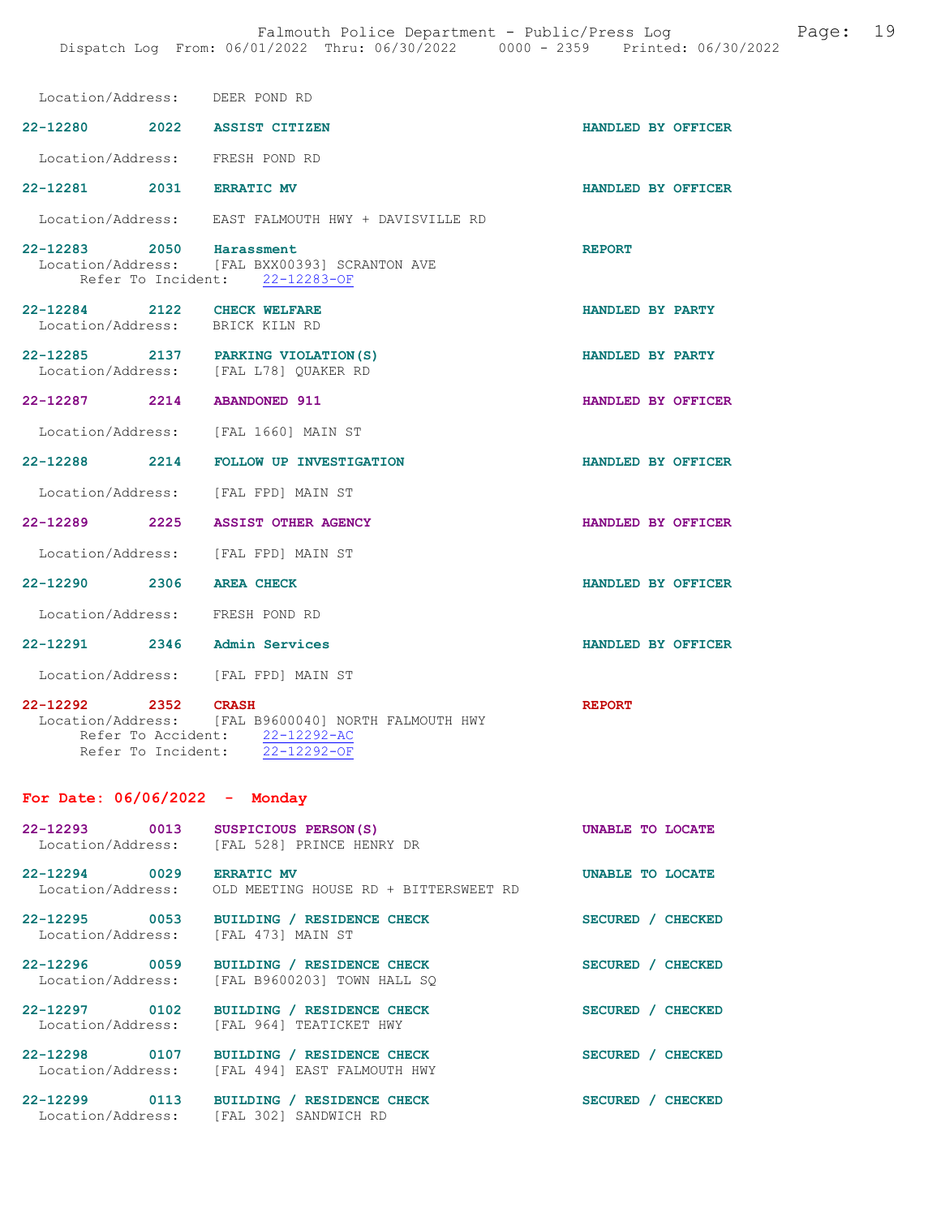Location/Address: DEER POND RD

**22-12280 2022 ASSIST CITIZEN** HANDLED BY OFFICER

Location/Address: FRESH POND RD

**22-12281 2031 ERRATIC MV** HANDLED BY OFFICER

Location/Address: EAST FALMOUTH HWY + DAVISVILLE RD

**22-12283 2050 Harassment** REPORT
Location/Address: [FAL BXX00393] SCRANTON AVE
Refer To Incident: 22-12283-OF

**22-12284 2122 CHECK WELFARE** HANDLED BY PARTY
Location/Address: BRICK KILN RD

**22-12285 2137 PARKING VIOLATION(S)** HANDLED BY PARTY
Location/Address: [FAL L78] QUAKER RD

**22-12287 2214 ABANDONED 911** HANDLED BY OFFICER

Location/Address: [FAL 1660] MAIN ST

**22-12288 2214 FOLLOW UP INVESTIGATION** HANDLED BY OFFICER

Location/Address: [FAL FPD] MAIN ST

**22-12289 2225 ASSIST OTHER AGENCY** HANDLED BY OFFICER

Location/Address: [FAL FPD] MAIN ST

**22-12290 2306 AREA CHECK** HANDLED BY OFFICER

Location/Address: FRESH POND RD

**22-12291 2346 Admin Services** HANDLED BY OFFICER

Location/Address: [FAL FPD] MAIN ST

**22-12292 2352 CRASH** REPORT
Location/Address: [FAL B9600040] NORTH FALMOUTH HWY
Refer To Accident: 22-12292-AC
Refer To Incident: 22-12292-OF

## For Date: 06/06/2022 - Monday

**22-12293 0013 SUSPICIOUS PERSON(S)** UNABLE TO LOCATE
Location/Address: [FAL 528] PRINCE HENRY DR

**22-12294 0029 ERRATIC MV** UNABLE TO LOCATE
Location/Address: OLD MEETING HOUSE RD + BITTERSWEET RD

**22-12295 0053 BUILDING / RESIDENCE CHECK** SECURED / CHECKED
Location/Address: [FAL 473] MAIN ST

**22-12296 0059 BUILDING / RESIDENCE CHECK** SECURED / CHECKED
Location/Address: [FAL B9600203] TOWN HALL SQ

**22-12297 0102 BUILDING / RESIDENCE CHECK** SECURED / CHECKED
Location/Address: [FAL 964] TEATICKET HWY

**22-12298 0107 BUILDING / RESIDENCE CHECK** SECURED / CHECKED
Location/Address: [FAL 494] EAST FALMOUTH HWY

**22-12299 0113 BUILDING / RESIDENCE CHECK** SECURED / CHECKED
Location/Address: [FAL 302] SANDWICH RD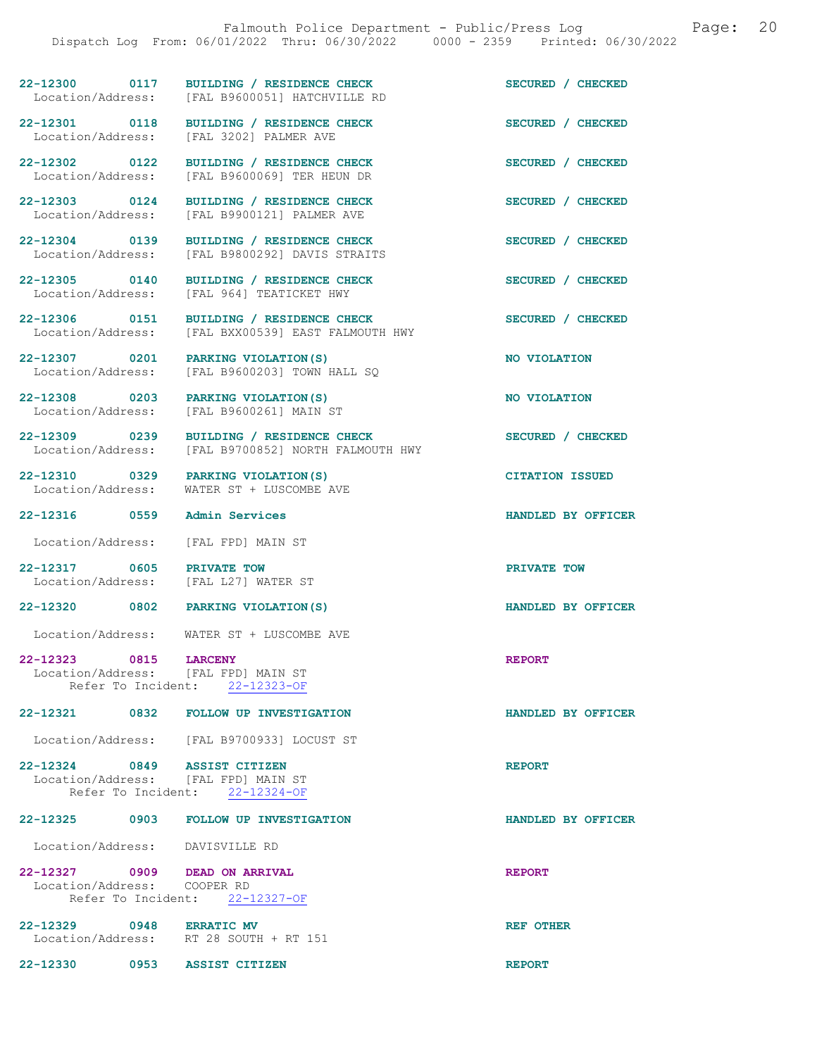22-12300 0117 BUILDING / RESIDENCE CHECK SECURED / CHECKED
Location/Address: [FAL B9600051] HATCHVILLE RD

22-12301 0118 BUILDING / RESIDENCE CHECK SECURED / CHECKED
Location/Address: [FAL 3202] PALMER AVE

22-12302 0122 BUILDING / RESIDENCE CHECK SECURED / CHECKED
Location/Address: [FAL B9600069] TER HEUN DR

22-12303 0124 BUILDING / RESIDENCE CHECK SECURED / CHECKED
Location/Address: [FAL B9900121] PALMER AVE

22-12304 0139 BUILDING / RESIDENCE CHECK SECURED / CHECKED
Location/Address: [FAL B9800292] DAVIS STRAITS

22-12305 0140 BUILDING / RESIDENCE CHECK SECURED / CHECKED
Location/Address: [FAL 964] TEATICKET HWY

22-12306 0151 BUILDING / RESIDENCE CHECK SECURED / CHECKED
Location/Address: [FAL BXX00539] EAST FALMOUTH HWY

22-12307 0201 PARKING VIOLATION(S) NO VIOLATION
Location/Address: [FAL B9600203] TOWN HALL SQ

22-12308 0203 PARKING VIOLATION(S) NO VIOLATION
Location/Address: [FAL B9600261] MAIN ST

22-12309 0239 BUILDING / RESIDENCE CHECK SECURED / CHECKED
Location/Address: [FAL B9700852] NORTH FALMOUTH HWY

22-12310 0329 PARKING VIOLATION(S) CITATION ISSUED
Location/Address: WATER ST + LUSCOMBE AVE

22-12316 0559 Admin Services HANDLED BY OFFICER
Location/Address: [FAL FPD] MAIN ST

22-12317 0605 PRIVATE TOW PRIVATE TOW
Location/Address: [FAL L27] WATER ST

22-12320 0802 PARKING VIOLATION(S) HANDLED BY OFFICER
Location/Address: WATER ST + LUSCOMBE AVE

22-12323 0815 LARCENY REPORT
Location/Address: [FAL FPD] MAIN ST
Refer To Incident: 22-12323-OF

22-12321 0832 FOLLOW UP INVESTIGATION HANDLED BY OFFICER
Location/Address: [FAL B9700933] LOCUST ST

22-12324 0849 ASSIST CITIZEN REPORT
Location/Address: [FAL FPD] MAIN ST
Refer To Incident: 22-12324-OF

22-12325 0903 FOLLOW UP INVESTIGATION HANDLED BY OFFICER
Location/Address: DAVISVILLE RD

22-12327 0909 DEAD ON ARRIVAL REPORT
Location/Address: COOPER RD
Refer To Incident: 22-12327-OF

22-12329 0948 ERRATIC MV REF OTHER
Location/Address: RT 28 SOUTH + RT 151

22-12330 0953 ASSIST CITIZEN REPORT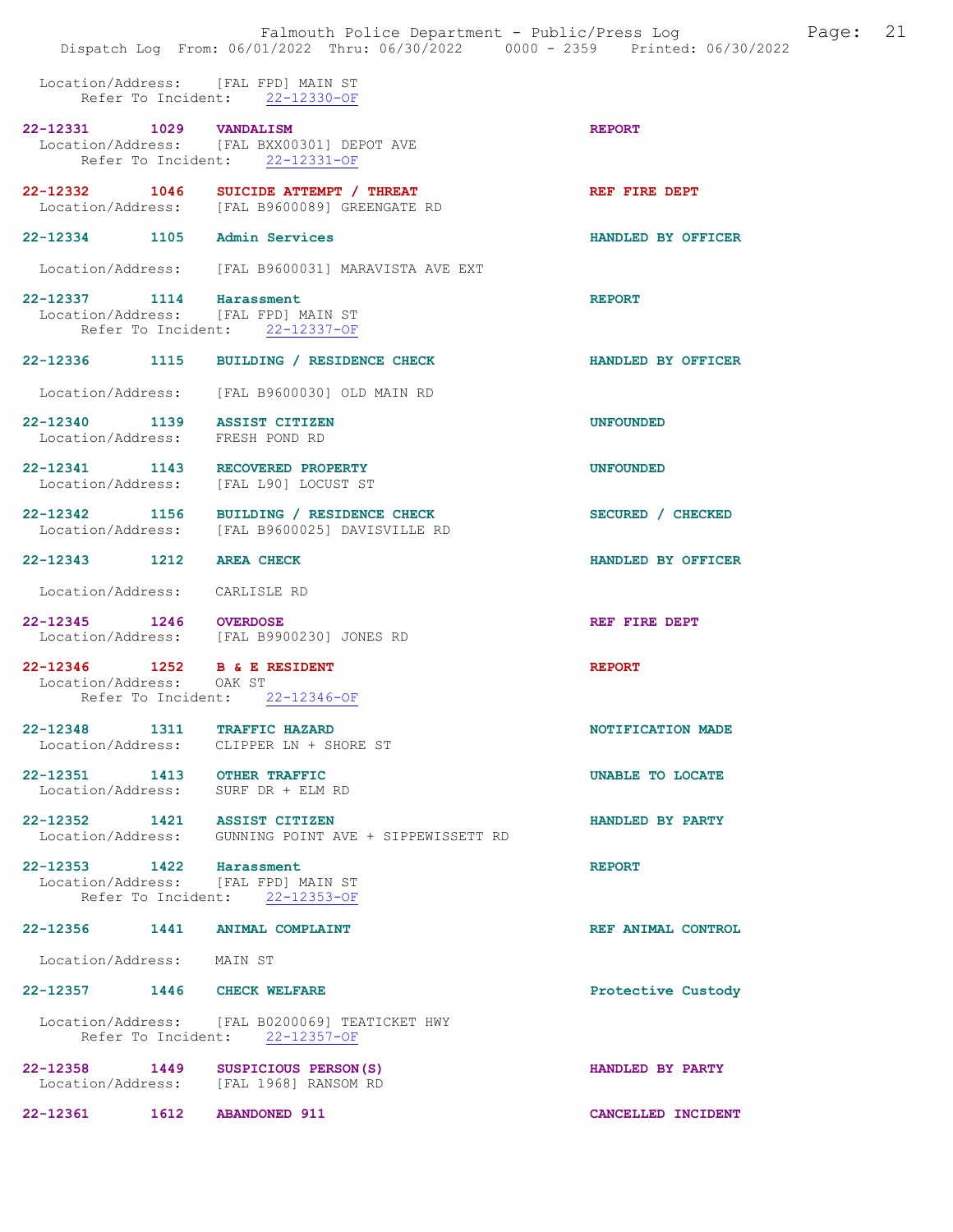Location/Address: [FAL FPD] MAIN ST
Refer To Incident: 22-12330-OF

**22-12331 1029 VANDALISM** REPORT
Location/Address: [FAL BXX00301] DEPOT AVE
Refer To Incident: 22-12331-OF

**22-12332 1046 SUICIDE ATTEMPT / THREAT** REF FIRE DEPT
Location/Address: [FAL B9600089] GREENGATE RD

**22-12334 1105 Admin Services** HANDLED BY OFFICER
Location/Address: [FAL B9600031] MARAVISTA AVE EXT

**22-12337 1114 Harassment** REPORT
Location/Address: [FAL FPD] MAIN ST
Refer To Incident: 22-12337-OF

**22-12336 1115 BUILDING / RESIDENCE CHECK** HANDLED BY OFFICER
Location/Address: [FAL B9600030] OLD MAIN RD

**22-12340 1139 ASSIST CITIZEN** UNFOUNDED
Location/Address: FRESH POND RD

**22-12341 1143 RECOVERED PROPERTY** UNFOUNDED
Location/Address: [FAL L90] LOCUST ST

**22-12342 1156 BUILDING / RESIDENCE CHECK** SECURED / CHECKED
Location/Address: [FAL B9600025] DAVISVILLE RD

**22-12343 1212 AREA CHECK** HANDLED BY OFFICER
Location/Address: CARLISLE RD

**22-12345 1246 OVERDOSE** REF FIRE DEPT
Location/Address: [FAL B9900230] JONES RD

**22-12346 1252 B & E RESIDENT** REPORT
Location/Address: OAK ST
Refer To Incident: 22-12346-OF

**22-12348 1311 TRAFFIC HAZARD** NOTIFICATION MADE
Location/Address: CLIPPER LN + SHORE ST

**22-12351 1413 OTHER TRAFFIC** UNABLE TO LOCATE
Location/Address: SURF DR + ELM RD

**22-12352 1421 ASSIST CITIZEN** HANDLED BY PARTY
Location/Address: GUNNING POINT AVE + SIPPEWISSETT RD

**22-12353 1422 Harassment** REPORT
Location/Address: [FAL FPD] MAIN ST
Refer To Incident: 22-12353-OF

**22-12356 1441 ANIMAL COMPLAINT** REF ANIMAL CONTROL
Location/Address: MAIN ST

**22-12357 1446 CHECK WELFARE** Protective Custody
Location/Address: [FAL B0200069] TEATICKET HWY
Refer To Incident: 22-12357-OF

**22-12358 1449 SUSPICIOUS PERSON(S)** HANDLED BY PARTY
Location/Address: [FAL 1968] RANSOM RD

**22-12361 1612 ABANDONED 911** CANCELLED INCIDENT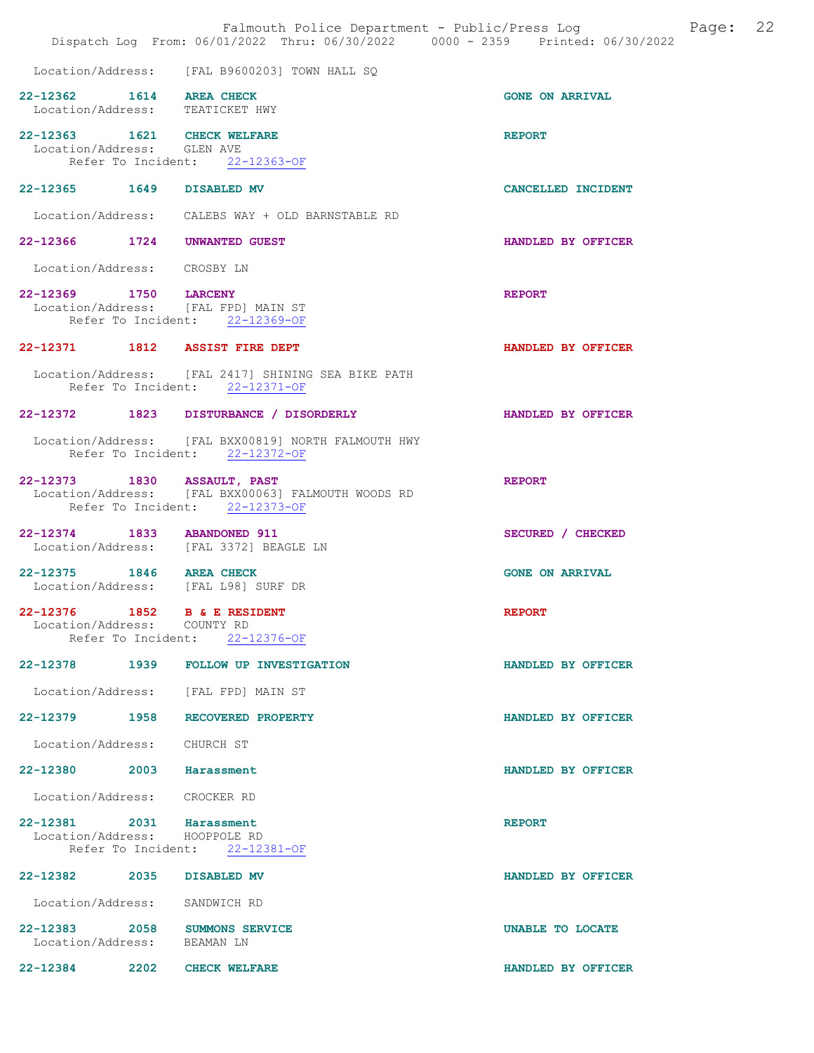Location/Address: [FAL B9600203] TOWN HALL SQ

**22-12362 1614 AREA CHECK** GONE ON ARRIVAL
Location/Address: TEATICKET HWY

**22-12363 1621 CHECK WELFARE** REPORT
Location/Address: GLEN AVE
Refer To Incident: 22-12363-OF

**22-12365 1649 DISABLED MV** CANCELLED INCIDENT
Location/Address: CALEBS WAY + OLD BARNSTABLE RD

**22-12366 1724 UNWANTED GUEST** HANDLED BY OFFICER
Location/Address: CROSBY LN

**22-12369 1750 LARCENY** REPORT
Location/Address: [FAL FPD] MAIN ST
Refer To Incident: 22-12369-OF

**22-12371 1812 ASSIST FIRE DEPT** HANDLED BY OFFICER
Location/Address: [FAL 2417] SHINING SEA BIKE PATH
Refer To Incident: 22-12371-OF

**22-12372 1823 DISTURBANCE / DISORDERLY** HANDLED BY OFFICER
Location/Address: [FAL BXX00819] NORTH FALMOUTH HWY
Refer To Incident: 22-12372-OF

**22-12373 1830 ASSAULT, PAST** REPORT
Location/Address: [FAL BXX00063] FALMOUTH WOODS RD
Refer To Incident: 22-12373-OF

**22-12374 1833 ABANDONED 911** SECURED / CHECKED
Location/Address: [FAL 3372] BEAGLE LN

**22-12375 1846 AREA CHECK** GONE ON ARRIVAL
Location/Address: [FAL L98] SURF DR

**22-12376 1852 B & E RESIDENT** REPORT
Location/Address: COUNTY RD
Refer To Incident: 22-12376-OF

**22-12378 1939 FOLLOW UP INVESTIGATION** HANDLED BY OFFICER
Location/Address: [FAL FPD] MAIN ST

**22-12379 1958 RECOVERED PROPERTY** HANDLED BY OFFICER
Location/Address: CHURCH ST

**22-12380 2003 Harassment** HANDLED BY OFFICER
Location/Address: CROCKER RD

**22-12381 2031 Harassment** REPORT
Location/Address: HOOPPOLE RD
Refer To Incident: 22-12381-OF

**22-12382 2035 DISABLED MV** HANDLED BY OFFICER
Location/Address: SANDWICH RD

**22-12383 2058 SUMMONS SERVICE** UNABLE TO LOCATE
Location/Address: BEAMAN LN

**22-12384 2202 CHECK WELFARE** HANDLED BY OFFICER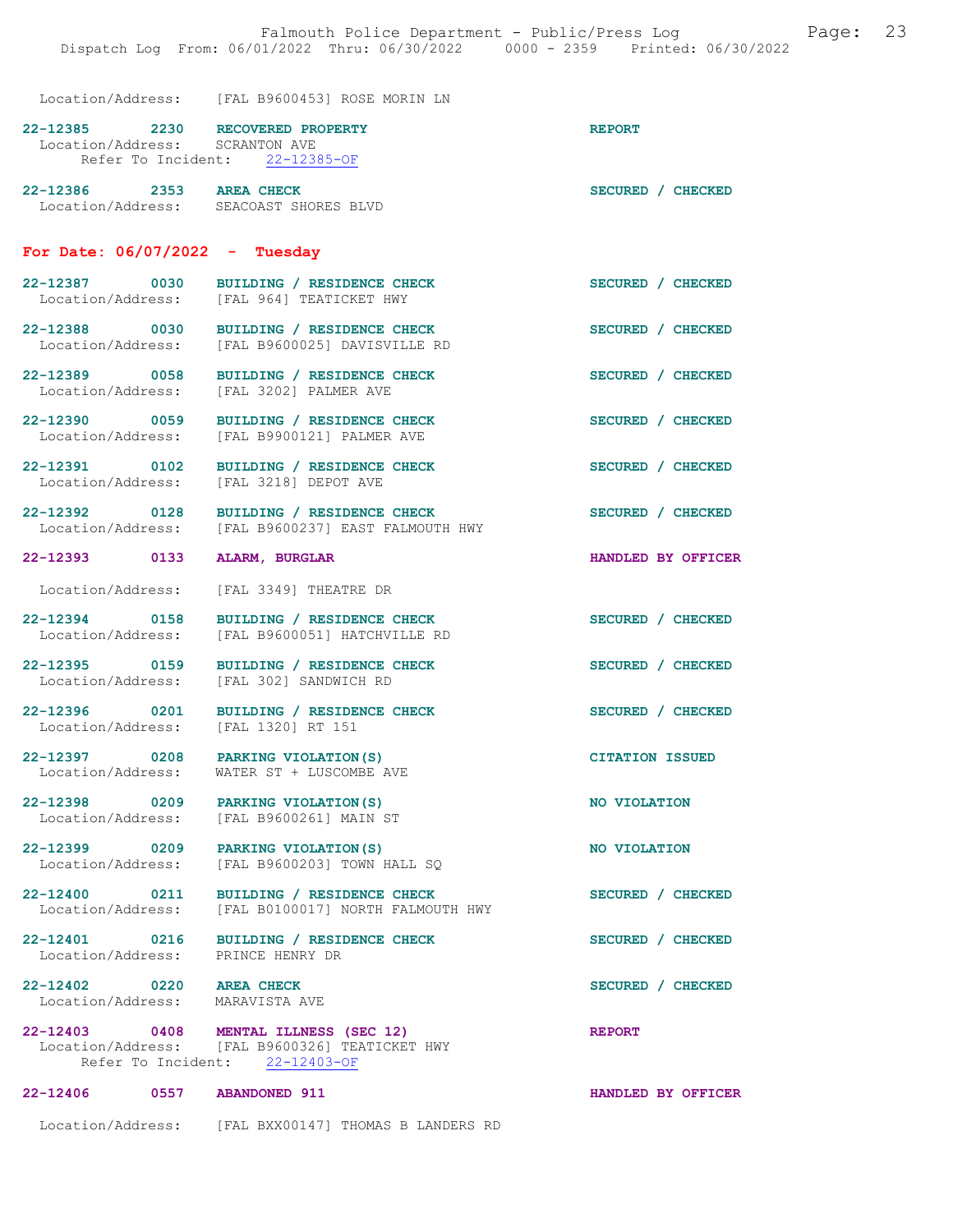Location/Address: [FAL B9600453] ROSE MORIN LN

**22-12385 2230 RECOVERED PROPERTY** — REPORT
Location/Address: SCRANTON AVE
Refer To Incident: 22-12385-OF

**22-12386 2353 AREA CHECK** — SECURED / CHECKED
Location/Address: SEACOAST SHORES BLVD

## For Date: 06/07/2022 - Tuesday

**22-12387 0030 BUILDING / RESIDENCE CHECK** — SECURED / CHECKED
Location/Address: [FAL 964] TEATICKET HWY

**22-12388 0030 BUILDING / RESIDENCE CHECK** — SECURED / CHECKED
Location/Address: [FAL B9600025] DAVISVILLE RD

**22-12389 0058 BUILDING / RESIDENCE CHECK** — SECURED / CHECKED
Location/Address: [FAL 3202] PALMER AVE

**22-12390 0059 BUILDING / RESIDENCE CHECK** — SECURED / CHECKED
Location/Address: [FAL B9900121] PALMER AVE

**22-12391 0102 BUILDING / RESIDENCE CHECK** — SECURED / CHECKED
Location/Address: [FAL 3218] DEPOT AVE

**22-12392 0128 BUILDING / RESIDENCE CHECK** — SECURED / CHECKED
Location/Address: [FAL B9600237] EAST FALMOUTH HWY

**22-12393 0133 ALARM, BURGLAR** — HANDLED BY OFFICER
Location/Address: [FAL 3349] THEATRE DR

**22-12394 0158 BUILDING / RESIDENCE CHECK** — SECURED / CHECKED
Location/Address: [FAL B9600051] HATCHVILLE RD

**22-12395 0159 BUILDING / RESIDENCE CHECK** — SECURED / CHECKED
Location/Address: [FAL 302] SANDWICH RD

**22-12396 0201 BUILDING / RESIDENCE CHECK** — SECURED / CHECKED
Location/Address: [FAL 1320] RT 151

**22-12397 0208 PARKING VIOLATION(S)** — CITATION ISSUED
Location/Address: WATER ST + LUSCOMBE AVE

**22-12398 0209 PARKING VIOLATION(S)** — NO VIOLATION
Location/Address: [FAL B9600261] MAIN ST

**22-12399 0209 PARKING VIOLATION(S)** — NO VIOLATION
Location/Address: [FAL B9600203] TOWN HALL SQ

**22-12400 0211 BUILDING / RESIDENCE CHECK** — SECURED / CHECKED
Location/Address: [FAL B0100017] NORTH FALMOUTH HWY

**22-12401 0216 BUILDING / RESIDENCE CHECK** — SECURED / CHECKED
Location/Address: PRINCE HENRY DR

**22-12402 0220 AREA CHECK** — SECURED / CHECKED
Location/Address: MARAVISTA AVE

**22-12403 0408 MENTAL ILLNESS (SEC 12)** — REPORT
Location/Address: [FAL B9600326] TEATICKET HWY
Refer To Incident: 22-12403-OF

**22-12406 0557 ABANDONED 911** — HANDLED BY OFFICER
Location/Address: [FAL BXX00147] THOMAS B LANDERS RD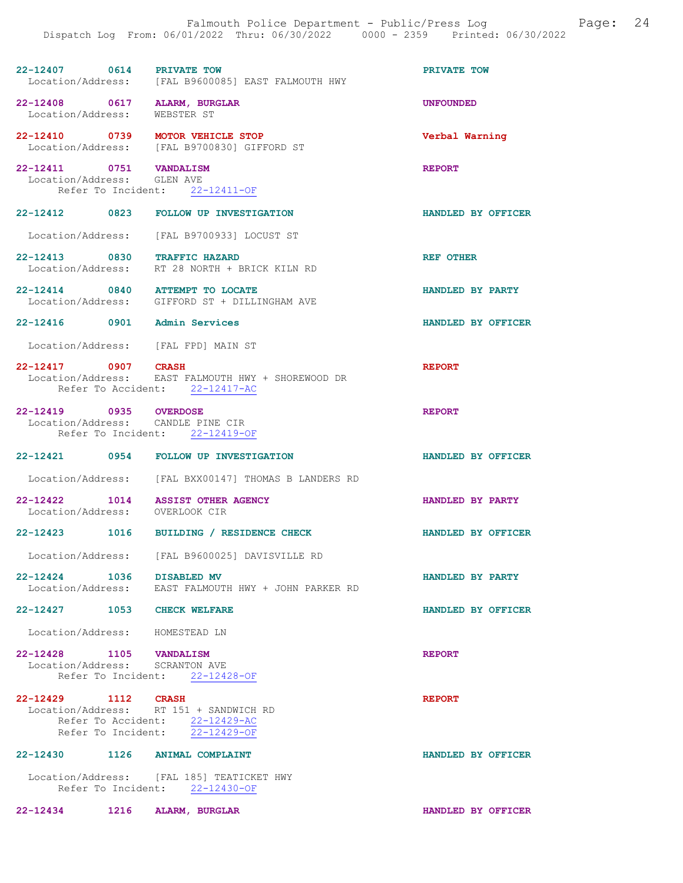22-12407 0614 PRIVATE TOW PRIVATE TOW
Location/Address: [FAL B9600085] EAST FALMOUTH HWY

22-12408 0617 ALARM, BURGLAR UNFOUNDED
Location/Address: WEBSTER ST

22-12410 0739 MOTOR VEHICLE STOP Verbal Warning
Location/Address: [FAL B9700830] GIFFORD ST

22-12411 0751 VANDALISM REPORT
Location/Address: GLEN AVE
Refer To Incident: 22-12411-OF

22-12412 0823 FOLLOW UP INVESTIGATION HANDLED BY OFFICER

Location/Address: [FAL B9700933] LOCUST ST

22-12413 0830 TRAFFIC HAZARD REF OTHER
Location/Address: RT 28 NORTH + BRICK KILN RD

22-12414 0840 ATTEMPT TO LOCATE HANDLED BY PARTY
Location/Address: GIFFORD ST + DILLINGHAM AVE

22-12416 0901 Admin Services HANDLED BY OFFICER

Location/Address: [FAL FPD] MAIN ST

22-12417 0907 CRASH REPORT
Location/Address: EAST FALMOUTH HWY + SHOREWOOD DR
Refer To Accident: 22-12417-AC

22-12419 0935 OVERDOSE REPORT
Location/Address: CANDLE PINE CIR
Refer To Incident: 22-12419-OF

22-12421 0954 FOLLOW UP INVESTIGATION HANDLED BY OFFICER

Location/Address: [FAL BXX00147] THOMAS B LANDERS RD

22-12422 1014 ASSIST OTHER AGENCY HANDLED BY PARTY
Location/Address: OVERLOOK CIR

22-12423 1016 BUILDING / RESIDENCE CHECK HANDLED BY OFFICER

Location/Address: [FAL B9600025] DAVISVILLE RD

22-12424 1036 DISABLED MV HANDLED BY PARTY
Location/Address: EAST FALMOUTH HWY + JOHN PARKER RD

22-12427 1053 CHECK WELFARE HANDLED BY OFFICER

Location/Address: HOMESTEAD LN

22-12428 1105 VANDALISM REPORT
Location/Address: SCRANTON AVE
Refer To Incident: 22-12428-OF

22-12429 1112 CRASH REPORT
Location/Address: RT 151 + SANDWICH RD
Refer To Accident: 22-12429-AC
Refer To Incident: 22-12429-OF

22-12430 1126 ANIMAL COMPLAINT HANDLED BY OFFICER

Location/Address: [FAL 185] TEATICKET HWY
Refer To Incident: 22-12430-OF

22-12434 1216 ALARM, BURGLAR HANDLED BY OFFICER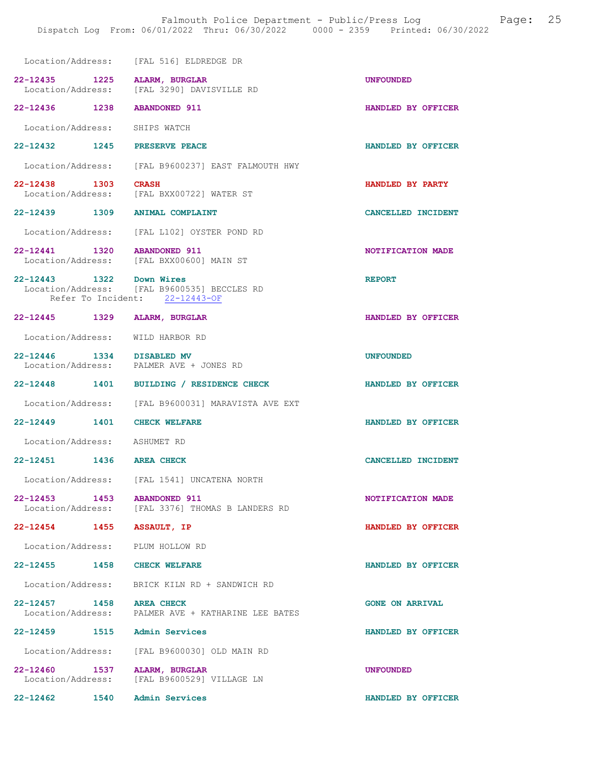Location/Address: [FAL 516] ELDREDGE DR

| Incident | Time | Type | Disposition |
|---|---|---|---|
| 22-12435 | 1225 | ALARM, BURGLAR | UNFOUNDED |
| Location/Address: | | [FAL 3290] DAVISVILLE RD | |
| 22-12436 | 1238 | ABANDONED 911 | HANDLED BY OFFICER |
| Location/Address: | | SHIPS WATCH | |
| 22-12432 | 1245 | PRESERVE PEACE | HANDLED BY OFFICER |
| Location/Address: | | [FAL B9600237] EAST FALMOUTH HWY | |
| 22-12438 | 1303 | CRASH | HANDLED BY PARTY |
| Location/Address: | | [FAL BXX00722] WATER ST | |
| 22-12439 | 1309 | ANIMAL COMPLAINT | CANCELLED INCIDENT |
| Location/Address: | | [FAL L102] OYSTER POND RD | |
| 22-12441 | 1320 | ABANDONED 911 | NOTIFICATION MADE |
| Location/Address: | | [FAL BXX00600] MAIN ST | |
| 22-12443 | 1322 | Down Wires | REPORT |
| Location/Address: | | [FAL B9600535] BECCLES RD | |
| Refer To Incident: | | 22-12443-OF | |
| 22-12445 | 1329 | ALARM, BURGLAR | HANDLED BY OFFICER |
| Location/Address: | | WILD HARBOR RD | |
| 22-12446 | 1334 | DISABLED MV | UNFOUNDED |
| Location/Address: | | PALMER AVE + JONES RD | |
| 22-12448 | 1401 | BUILDING / RESIDENCE CHECK | HANDLED BY OFFICER |
| Location/Address: | | [FAL B9600031] MARAVISTA AVE EXT | |
| 22-12449 | 1401 | CHECK WELFARE | HANDLED BY OFFICER |
| Location/Address: | | ASHUMET RD | |
| 22-12451 | 1436 | AREA CHECK | CANCELLED INCIDENT |
| Location/Address: | | [FAL 1541] UNCATENA NORTH | |
| 22-12453 | 1453 | ABANDONED 911 | NOTIFICATION MADE |
| Location/Address: | | [FAL 3376] THOMAS B LANDERS RD | |
| 22-12454 | 1455 | ASSAULT, IP | HANDLED BY OFFICER |
| Location/Address: | | PLUM HOLLOW RD | |
| 22-12455 | 1458 | CHECK WELFARE | HANDLED BY OFFICER |
| Location/Address: | | BRICK KILN RD + SANDWICH RD | |
| 22-12457 | 1458 | AREA CHECK | GONE ON ARRIVAL |
| Location/Address: | | PALMER AVE + KATHARINE LEE BATES | |
| 22-12459 | 1515 | Admin Services | HANDLED BY OFFICER |
| Location/Address: | | [FAL B9600030] OLD MAIN RD | |
| 22-12460 | 1537 | ALARM, BURGLAR | UNFOUNDED |
| Location/Address: | | [FAL B9600529] VILLAGE LN | |
| 22-12462 | 1540 | Admin Services | HANDLED BY OFFICER |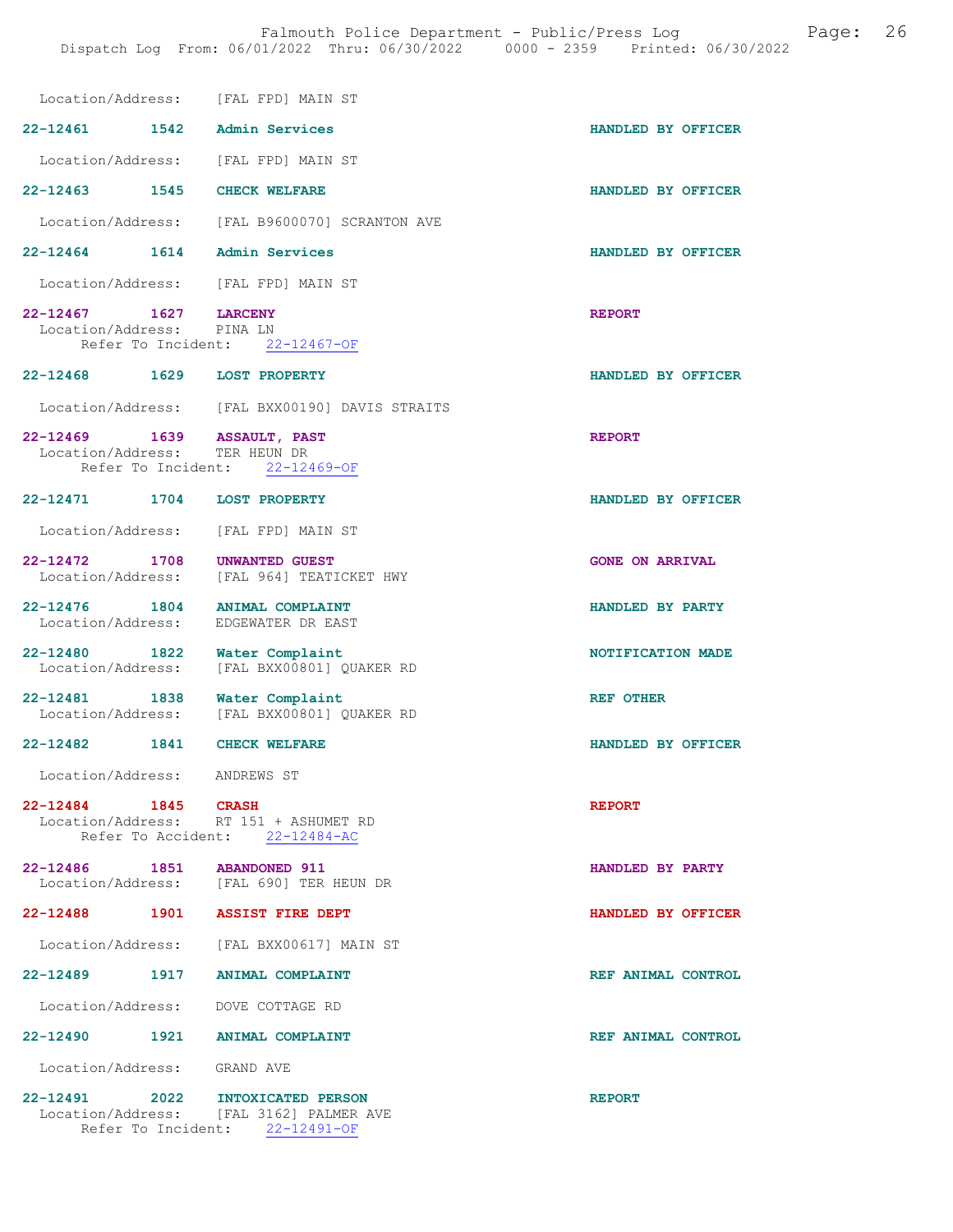Location/Address: [FAL FPD] MAIN ST

**22-12461 1542 Admin Services** HANDLED BY OFFICER

Location/Address: [FAL FPD] MAIN ST

**22-12463 1545 CHECK WELFARE** HANDLED BY OFFICER

Location/Address: [FAL B9600070] SCRANTON AVE

**22-12464 1614 Admin Services** HANDLED BY OFFICER

Location/Address: [FAL FPD] MAIN ST

**22-12467 1627 LARCENY** REPORT
Location/Address: PINA LN
Refer To Incident: 22-12467-OF

**22-12468 1629 LOST PROPERTY** HANDLED BY OFFICER

Location/Address: [FAL BXX00190] DAVIS STRAITS

**22-12469 1639 ASSAULT, PAST** REPORT
Location/Address: TER HEUN DR
Refer To Incident: 22-12469-OF

**22-12471 1704 LOST PROPERTY** HANDLED BY OFFICER

Location/Address: [FAL FPD] MAIN ST

**22-12472 1708 UNWANTED GUEST** GONE ON ARRIVAL
Location/Address: [FAL 964] TEATICKET HWY

**22-12476 1804 ANIMAL COMPLAINT** HANDLED BY PARTY
Location/Address: EDGEWATER DR EAST

**22-12480 1822 Water Complaint** NOTIFICATION MADE
Location/Address: [FAL BXX00801] QUAKER RD

**22-12481 1838 Water Complaint** REF OTHER
Location/Address: [FAL BXX00801] QUAKER RD

**22-12482 1841 CHECK WELFARE** HANDLED BY OFFICER

Location/Address: ANDREWS ST

**22-12484 1845 CRASH** REPORT
Location/Address: RT 151 + ASHUMET RD
Refer To Accident: 22-12484-AC

**22-12486 1851 ABANDONED 911** HANDLED BY PARTY
Location/Address: [FAL 690] TER HEUN DR

**22-12488 1901 ASSIST FIRE DEPT** HANDLED BY OFFICER

Location/Address: [FAL BXX00617] MAIN ST

**22-12489 1917 ANIMAL COMPLAINT** REF ANIMAL CONTROL

Location/Address: DOVE COTTAGE RD

**22-12490 1921 ANIMAL COMPLAINT** REF ANIMAL CONTROL

Location/Address: GRAND AVE

**22-12491 2022 INTOXICATED PERSON** REPORT
Location/Address: [FAL 3162] PALMER AVE
Refer To Incident: 22-12491-OF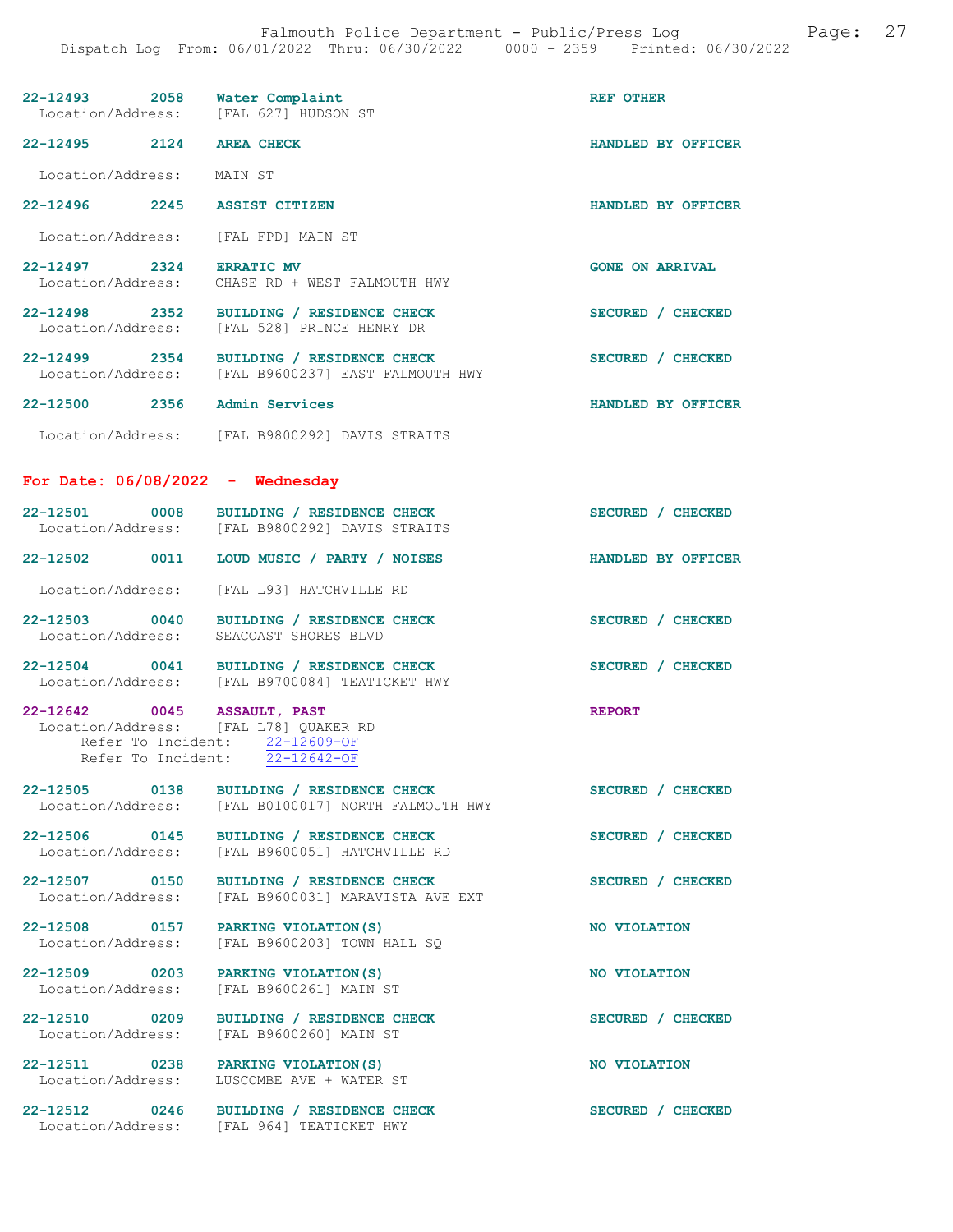22-12493 2058 **Water Complaint** REF OTHER
Location/Address: [FAL 627] HUDSON ST

22-12495 2124 **AREA CHECK** HANDLED BY OFFICER
Location/Address: MAIN ST

22-12496 2245 **ASSIST CITIZEN** HANDLED BY OFFICER
Location/Address: [FAL FPD] MAIN ST

22-12497 2324 **ERRATIC MV** GONE ON ARRIVAL
Location/Address: CHASE RD + WEST FALMOUTH HWY

22-12498 2352 **BUILDING / RESIDENCE CHECK** SECURED / CHECKED
Location/Address: [FAL 528] PRINCE HENRY DR

22-12499 2354 **BUILDING / RESIDENCE CHECK** SECURED / CHECKED
Location/Address: [FAL B9600237] EAST FALMOUTH HWY

22-12500 2356 **Admin Services** HANDLED BY OFFICER
Location/Address: [FAL B9800292] DAVIS STRAITS

## For Date: 06/08/2022 - Wednesday

22-12501 0008 **BUILDING / RESIDENCE CHECK** SECURED / CHECKED
Location/Address: [FAL B9800292] DAVIS STRAITS

22-12502 0011 **LOUD MUSIC / PARTY / NOISES** HANDLED BY OFFICER
Location/Address: [FAL L93] HATCHVILLE RD

22-12503 0040 **BUILDING / RESIDENCE CHECK** SECURED / CHECKED
Location/Address: SEACOAST SHORES BLVD

22-12504 0041 **BUILDING / RESIDENCE CHECK** SECURED / CHECKED
Location/Address: [FAL B9700084] TEATICKET HWY

22-12642 0045 **ASSAULT, PAST** REPORT
Location/Address: [FAL L78] QUAKER RD
Refer To Incident: 22-12609-OF
Refer To Incident: 22-12642-OF

22-12505 0138 **BUILDING / RESIDENCE CHECK** SECURED / CHECKED
Location/Address: [FAL B0100017] NORTH FALMOUTH HWY

22-12506 0145 **BUILDING / RESIDENCE CHECK** SECURED / CHECKED
Location/Address: [FAL B9600051] HATCHVILLE RD

22-12507 0150 **BUILDING / RESIDENCE CHECK** SECURED / CHECKED
Location/Address: [FAL B9600031] MARAVISTA AVE EXT

22-12508 0157 **PARKING VIOLATION(S)** NO VIOLATION
Location/Address: [FAL B9600203] TOWN HALL SQ

22-12509 0203 **PARKING VIOLATION(S)** NO VIOLATION
Location/Address: [FAL B9600261] MAIN ST

22-12510 0209 **BUILDING / RESIDENCE CHECK** SECURED / CHECKED
Location/Address: [FAL B9600260] MAIN ST

22-12511 0238 **PARKING VIOLATION(S)** NO VIOLATION
Location/Address: LUSCOMBE AVE + WATER ST

22-12512 0246 **BUILDING / RESIDENCE CHECK** SECURED / CHECKED
Location/Address: [FAL 964] TEATICKET HWY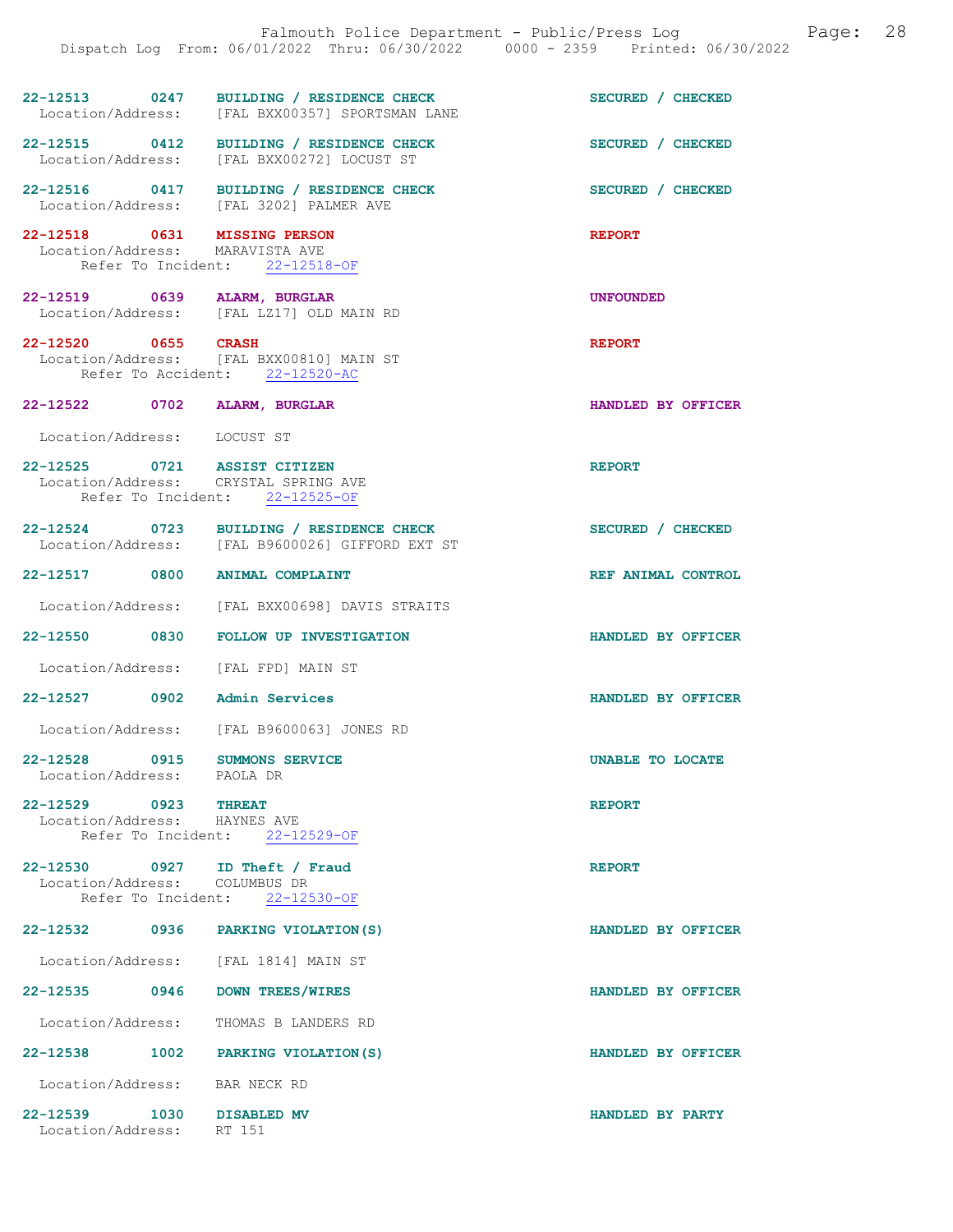22-12513 0247 BUILDING / RESIDENCE CHECK SECURED / CHECKED
Location/Address: [FAL BXX00357] SPORTSMAN LANE

22-12515 0412 BUILDING / RESIDENCE CHECK SECURED / CHECKED
Location/Address: [FAL BXX00272] LOCUST ST

22-12516 0417 BUILDING / RESIDENCE CHECK SECURED / CHECKED
Location/Address: [FAL 3202] PALMER AVE

22-12518 0631 MISSING PERSON REPORT
Location/Address: MARAVISTA AVE
Refer To Incident: 22-12518-OF

22-12519 0639 ALARM, BURGLAR UNFOUNDED
Location/Address: [FAL LZ17] OLD MAIN RD

22-12520 0655 CRASH REPORT
Location/Address: [FAL BXX00810] MAIN ST
Refer To Accident: 22-12520-AC

22-12522 0702 ALARM, BURGLAR HANDLED BY OFFICER
Location/Address: LOCUST ST

22-12525 0721 ASSIST CITIZEN REPORT
Location/Address: CRYSTAL SPRING AVE
Refer To Incident: 22-12525-OF

22-12524 0723 BUILDING / RESIDENCE CHECK SECURED / CHECKED
Location/Address: [FAL B9600026] GIFFORD EXT ST

22-12517 0800 ANIMAL COMPLAINT REF ANIMAL CONTROL
Location/Address: [FAL BXX00698] DAVIS STRAITS

22-12550 0830 FOLLOW UP INVESTIGATION HANDLED BY OFFICER
Location/Address: [FAL FPD] MAIN ST

22-12527 0902 Admin Services HANDLED BY OFFICER
Location/Address: [FAL B9600063] JONES RD

22-12528 0915 SUMMONS SERVICE UNABLE TO LOCATE
Location/Address: PAOLA DR

22-12529 0923 THREAT REPORT
Location/Address: HAYNES AVE
Refer To Incident: 22-12529-OF

22-12530 0927 ID Theft / Fraud REPORT
Location/Address: COLUMBUS DR
Refer To Incident: 22-12530-OF

22-12532 0936 PARKING VIOLATION(S) HANDLED BY OFFICER
Location/Address: [FAL 1814] MAIN ST

22-12535 0946 DOWN TREES/WIRES HANDLED BY OFFICER
Location/Address: THOMAS B LANDERS RD

22-12538 1002 PARKING VIOLATION(S) HANDLED BY OFFICER
Location/Address: BAR NECK RD

22-12539 1030 DISABLED MV HANDLED BY PARTY
Location/Address: RT 151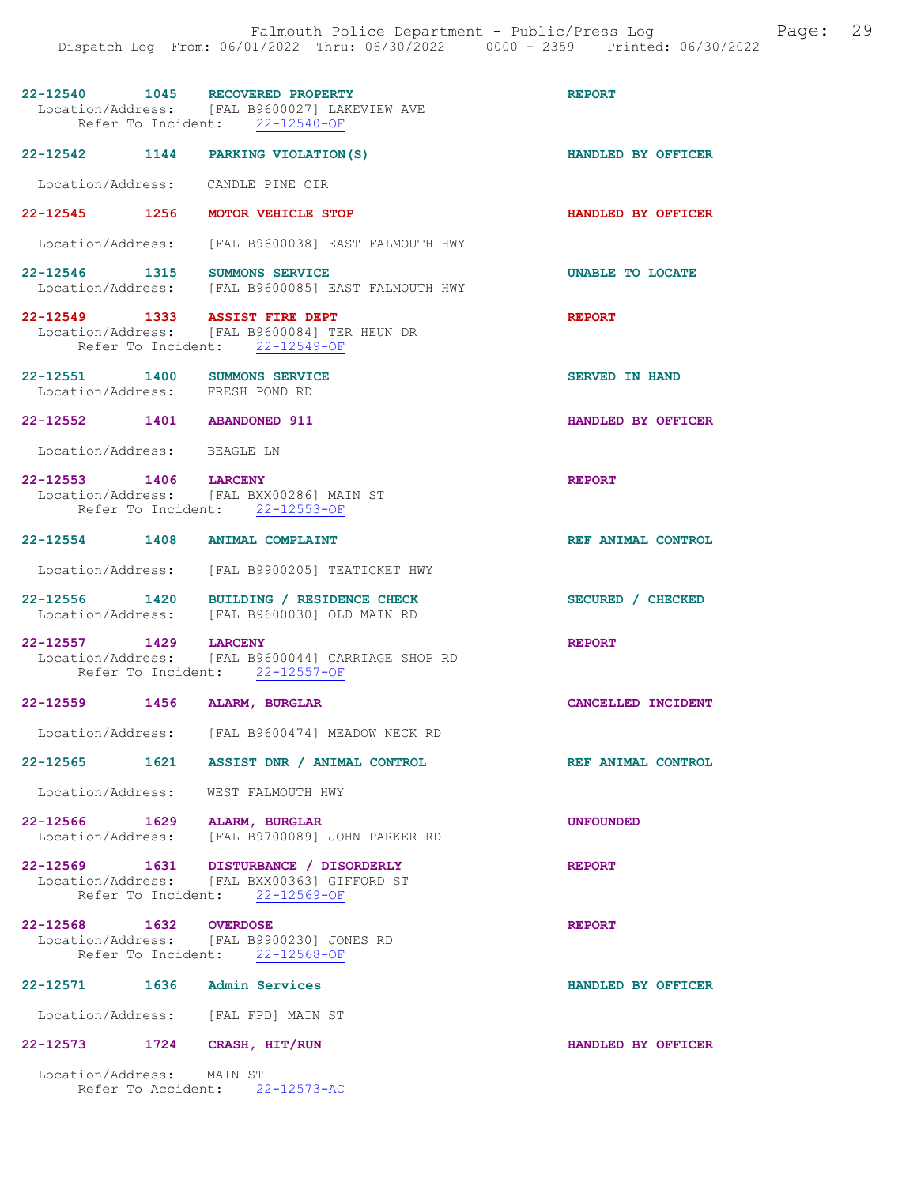22-12540 1045 RECOVERED PROPERTY REPORT
Location/Address: [FAL B9600027] LAKEVIEW AVE
Refer To Incident: 22-12540-OF

22-12542 1144 PARKING VIOLATION(S) HANDLED BY OFFICER

Location/Address: CANDLE PINE CIR

22-12545 1256 MOTOR VEHICLE STOP HANDLED BY OFFICER

Location/Address: [FAL B9600038] EAST FALMOUTH HWY

22-12546 1315 SUMMONS SERVICE UNABLE TO LOCATE
Location/Address: [FAL B9600085] EAST FALMOUTH HWY

22-12549 1333 ASSIST FIRE DEPT REPORT
Location/Address: [FAL B9600084] TER HEUN DR
Refer To Incident: 22-12549-OF

22-12551 1400 SUMMONS SERVICE SERVED IN HAND
Location/Address: FRESH POND RD

22-12552 1401 ABANDONED 911 HANDLED BY OFFICER

Location/Address: BEAGLE LN

22-12553 1406 LARCENY REPORT
Location/Address: [FAL BXX00286] MAIN ST
Refer To Incident: 22-12553-OF

22-12554 1408 ANIMAL COMPLAINT REF ANIMAL CONTROL

Location/Address: [FAL B9900205] TEATICKET HWY

22-12556 1420 BUILDING / RESIDENCE CHECK SECURED / CHECKED
Location/Address: [FAL B9600030] OLD MAIN RD

22-12557 1429 LARCENY REPORT
Location/Address: [FAL B9600044] CARRIAGE SHOP RD
Refer To Incident: 22-12557-OF

22-12559 1456 ALARM, BURGLAR CANCELLED INCIDENT

Location/Address: [FAL B9600474] MEADOW NECK RD

22-12565 1621 ASSIST DNR / ANIMAL CONTROL REF ANIMAL CONTROL

Location/Address: WEST FALMOUTH HWY

22-12566 1629 ALARM, BURGLAR UNFOUNDED
Location/Address: [FAL B9700089] JOHN PARKER RD

22-12569 1631 DISTURBANCE / DISORDERLY REPORT
Location/Address: [FAL BXX00363] GIFFORD ST
Refer To Incident: 22-12569-OF

22-12568 1632 OVERDOSE REPORT
Location/Address: [FAL B9900230] JONES RD
Refer To Incident: 22-12568-OF

22-12571 1636 Admin Services HANDLED BY OFFICER

Location/Address: [FAL FPD] MAIN ST

22-12573 1724 CRASH, HIT/RUN HANDLED BY OFFICER

Location/Address: MAIN ST
Refer To Accident: 22-12573-AC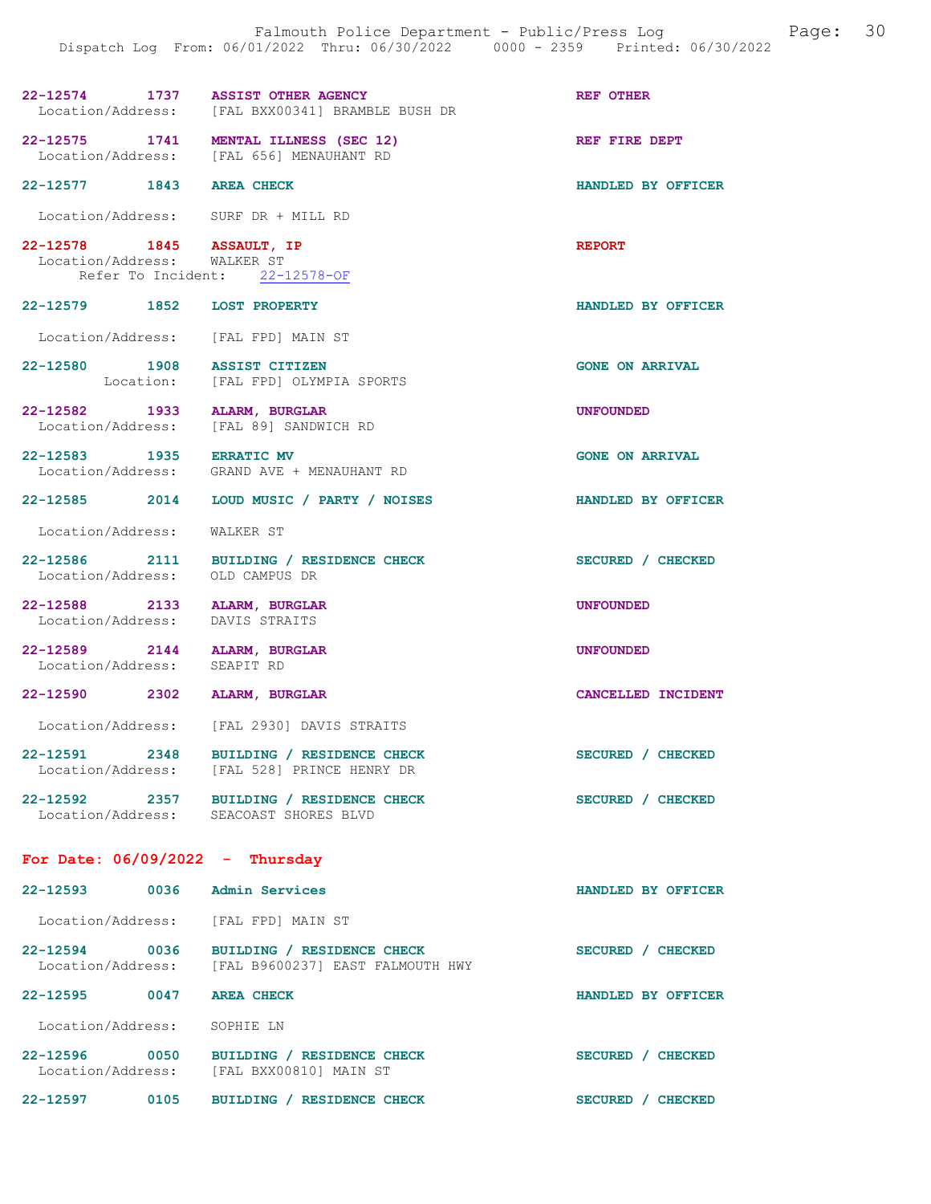22-12574 1737 **ASSIST OTHER AGENCY** **REF OTHER**
Location/Address: [FAL BXX00341] BRAMBLE BUSH DR

22-12575 1741 **MENTAL ILLNESS (SEC 12)** **REF FIRE DEPT**
Location/Address: [FAL 656] MENAUHANT RD

22-12577 1843 **AREA CHECK** **HANDLED BY OFFICER**
Location/Address: SURF DR + MILL RD

22-12578 1845 **ASSAULT, IP** **REPORT**
Location/Address: WALKER ST
Refer To Incident: 22-12578-OF

22-12579 1852 **LOST PROPERTY** **HANDLED BY OFFICER**
Location/Address: [FAL FPD] MAIN ST

22-12580 1908 **ASSIST CITIZEN** **GONE ON ARRIVAL**
Location: [FAL FPD] OLYMPIA SPORTS

22-12582 1933 **ALARM, BURGLAR** **UNFOUNDED**
Location/Address: [FAL 89] SANDWICH RD

22-12583 1935 **ERRATIC MV** **GONE ON ARRIVAL**
Location/Address: GRAND AVE + MENAUHANT RD

22-12585 2014 **LOUD MUSIC / PARTY / NOISES** **HANDLED BY OFFICER**
Location/Address: WALKER ST

22-12586 2111 **BUILDING / RESIDENCE CHECK** **SECURED / CHECKED**
Location/Address: OLD CAMPUS DR

22-12588 2133 **ALARM, BURGLAR** **UNFOUNDED**
Location/Address: DAVIS STRAITS

22-12589 2144 **ALARM, BURGLAR** **UNFOUNDED**
Location/Address: SEAPIT RD

22-12590 2302 **ALARM, BURGLAR** **CANCELLED INCIDENT**
Location/Address: [FAL 2930] DAVIS STRAITS

22-12591 2348 **BUILDING / RESIDENCE CHECK** **SECURED / CHECKED**
Location/Address: [FAL 528] PRINCE HENRY DR

22-12592 2357 **BUILDING / RESIDENCE CHECK** **SECURED / CHECKED**
Location/Address: SEACOAST SHORES BLVD

## For Date: 06/09/2022 - Thursday

22-12593 0036 **Admin Services** **HANDLED BY OFFICER**
Location/Address: [FAL FPD] MAIN ST

22-12594 0036 **BUILDING / RESIDENCE CHECK** **SECURED / CHECKED**
Location/Address: [FAL B9600237] EAST FALMOUTH HWY

22-12595 0047 **AREA CHECK** **HANDLED BY OFFICER**
Location/Address: SOPHIE LN

22-12596 0050 **BUILDING / RESIDENCE CHECK** **SECURED / CHECKED**
Location/Address: [FAL BXX00810] MAIN ST

22-12597 0105 **BUILDING / RESIDENCE CHECK** **SECURED / CHECKED**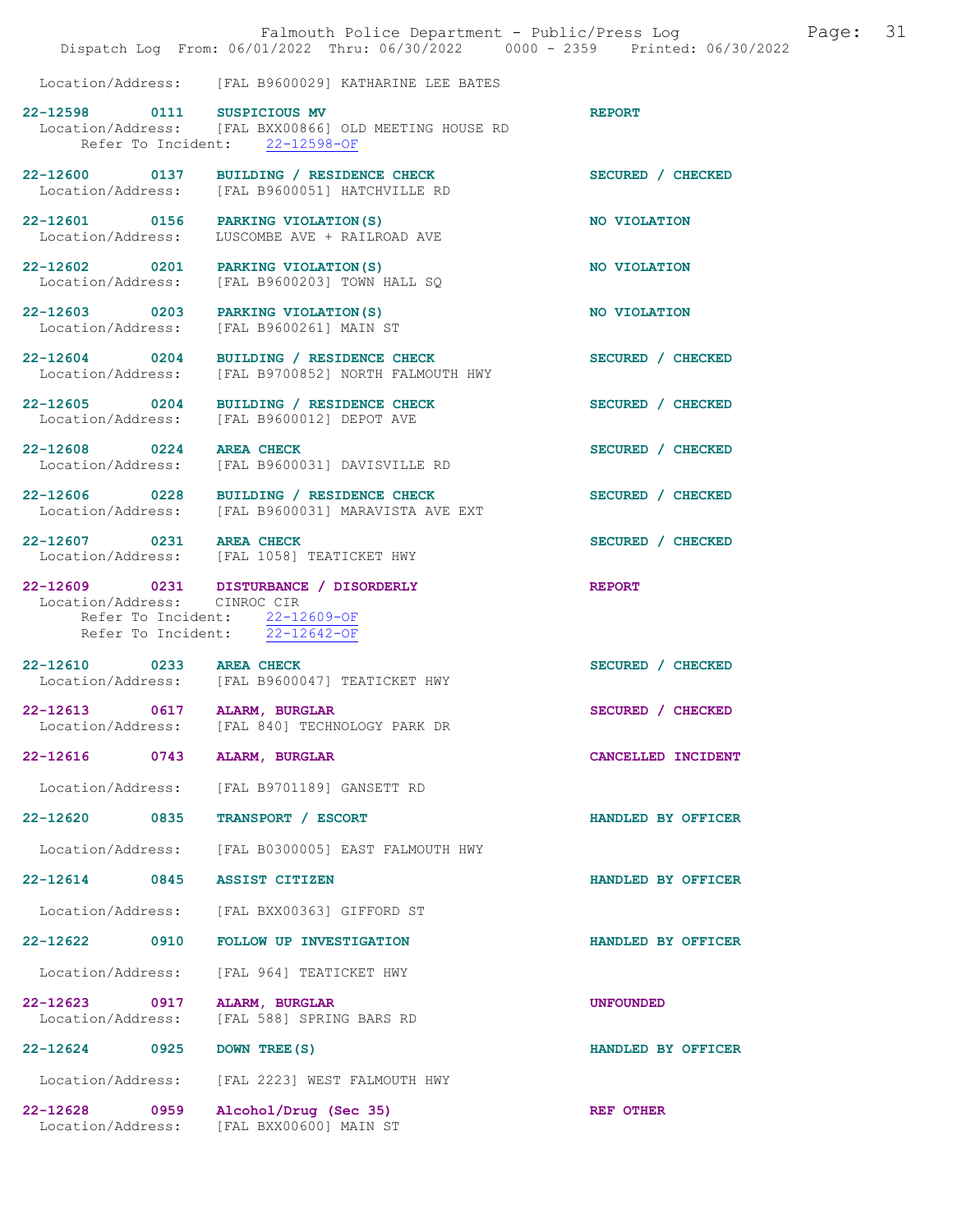Location/Address: [FAL B9600029] KATHARINE LEE BATES

**22-12598 0111 SUSPICIOUS MV** REPORT
Location/Address: [FAL BXX00866] OLD MEETING HOUSE RD
Refer To Incident: 22-12598-OF

**22-12600 0137 BUILDING / RESIDENCE CHECK** SECURED / CHECKED
Location/Address: [FAL B9600051] HATCHVILLE RD

**22-12601 0156 PARKING VIOLATION(S)** NO VIOLATION
Location/Address: LUSCOMBE AVE + RAILROAD AVE

**22-12602 0201 PARKING VIOLATION(S)** NO VIOLATION
Location/Address: [FAL B9600203] TOWN HALL SQ

**22-12603 0203 PARKING VIOLATION(S)** NO VIOLATION
Location/Address: [FAL B9600261] MAIN ST

**22-12604 0204 BUILDING / RESIDENCE CHECK** SECURED / CHECKED
Location/Address: [FAL B9700852] NORTH FALMOUTH HWY

**22-12605 0204 BUILDING / RESIDENCE CHECK** SECURED / CHECKED
Location/Address: [FAL B9600012] DEPOT AVE

**22-12608 0224 AREA CHECK** SECURED / CHECKED
Location/Address: [FAL B9600031] DAVISVILLE RD

**22-12606 0228 BUILDING / RESIDENCE CHECK** SECURED / CHECKED
Location/Address: [FAL B9600031] MARAVISTA AVE EXT

**22-12607 0231 AREA CHECK** SECURED / CHECKED
Location/Address: [FAL 1058] TEATICKET HWY

**22-12609 0231 DISTURBANCE / DISORDERLY** REPORT
Location/Address: CINROC CIR
Refer To Incident: 22-12609-OF
Refer To Incident: 22-12642-OF

**22-12610 0233 AREA CHECK** SECURED / CHECKED
Location/Address: [FAL B9600047] TEATICKET HWY

**22-12613 0617 ALARM, BURGLAR** SECURED / CHECKED
Location/Address: [FAL 840] TECHNOLOGY PARK DR

**22-12616 0743 ALARM, BURGLAR** CANCELLED INCIDENT
Location/Address: [FAL B9701189] GANSETT RD

**22-12620 0835 TRANSPORT / ESCORT** HANDLED BY OFFICER
Location/Address: [FAL B0300005] EAST FALMOUTH HWY

**22-12614 0845 ASSIST CITIZEN** HANDLED BY OFFICER
Location/Address: [FAL BXX00363] GIFFORD ST

**22-12622 0910 FOLLOW UP INVESTIGATION** HANDLED BY OFFICER
Location/Address: [FAL 964] TEATICKET HWY

**22-12623 0917 ALARM, BURGLAR** UNFOUNDED
Location/Address: [FAL 588] SPRING BARS RD

**22-12624 0925 DOWN TREE(S)** HANDLED BY OFFICER
Location/Address: [FAL 2223] WEST FALMOUTH HWY

**22-12628 0959 Alcohol/Drug (Sec 35)** REF OTHER
Location/Address: [FAL BXX00600] MAIN ST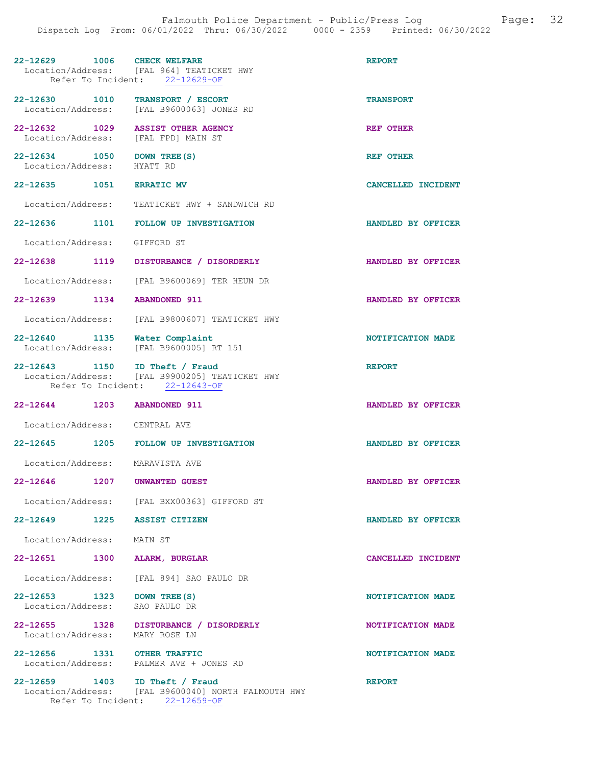22-12629 1006 **CHECK WELFARE** **REPORT**
Location/Address: [FAL 964] TEATICKET HWY
Refer To Incident: 22-12629-OF

22-12630 1010 **TRANSPORT / ESCORT** **TRANSPORT**
Location/Address: [FAL B9600063] JONES RD

22-12632 1029 **ASSIST OTHER AGENCY** **REF OTHER**
Location/Address: [FAL FPD] MAIN ST

22-12634 1050 **DOWN TREE(S)** **REF OTHER**
Location/Address: HYATT RD

22-12635 1051 **ERRATIC MV** **CANCELLED INCIDENT**
Location/Address: TEATICKET HWY + SANDWICH RD

22-12636 1101 **FOLLOW UP INVESTIGATION** **HANDLED BY OFFICER**
Location/Address: GIFFORD ST

22-12638 1119 **DISTURBANCE / DISORDERLY** **HANDLED BY OFFICER**
Location/Address: [FAL B9600069] TER HEUN DR

22-12639 1134 **ABANDONED 911** **HANDLED BY OFFICER**
Location/Address: [FAL B9800607] TEATICKET HWY

22-12640 1135 **Water Complaint** **NOTIFICATION MADE**
Location/Address: [FAL B9600005] RT 151

22-12643 1150 **ID Theft / Fraud** **REPORT**
Location/Address: [FAL B9900205] TEATICKET HWY
Refer To Incident: 22-12643-OF

22-12644 1203 **ABANDONED 911** **HANDLED BY OFFICER**
Location/Address: CENTRAL AVE

22-12645 1205 **FOLLOW UP INVESTIGATION** **HANDLED BY OFFICER**
Location/Address: MARAVISTA AVE

22-12646 1207 **UNWANTED GUEST** **HANDLED BY OFFICER**
Location/Address: [FAL BXX00363] GIFFORD ST

22-12649 1225 **ASSIST CITIZEN** **HANDLED BY OFFICER**
Location/Address: MAIN ST

22-12651 1300 **ALARM, BURGLAR** **CANCELLED INCIDENT**
Location/Address: [FAL 894] SAO PAULO DR

22-12653 1323 **DOWN TREE(S)** **NOTIFICATION MADE**
Location/Address: SAO PAULO DR

22-12655 1328 **DISTURBANCE / DISORDERLY** **NOTIFICATION MADE**
Location/Address: MARY ROSE LN

22-12656 1331 **OTHER TRAFFIC** **NOTIFICATION MADE**
Location/Address: PALMER AVE + JONES RD

22-12659 1403 **ID Theft / Fraud** **REPORT**
Location/Address: [FAL B9600040] NORTH FALMOUTH HWY
Refer To Incident: 22-12659-OF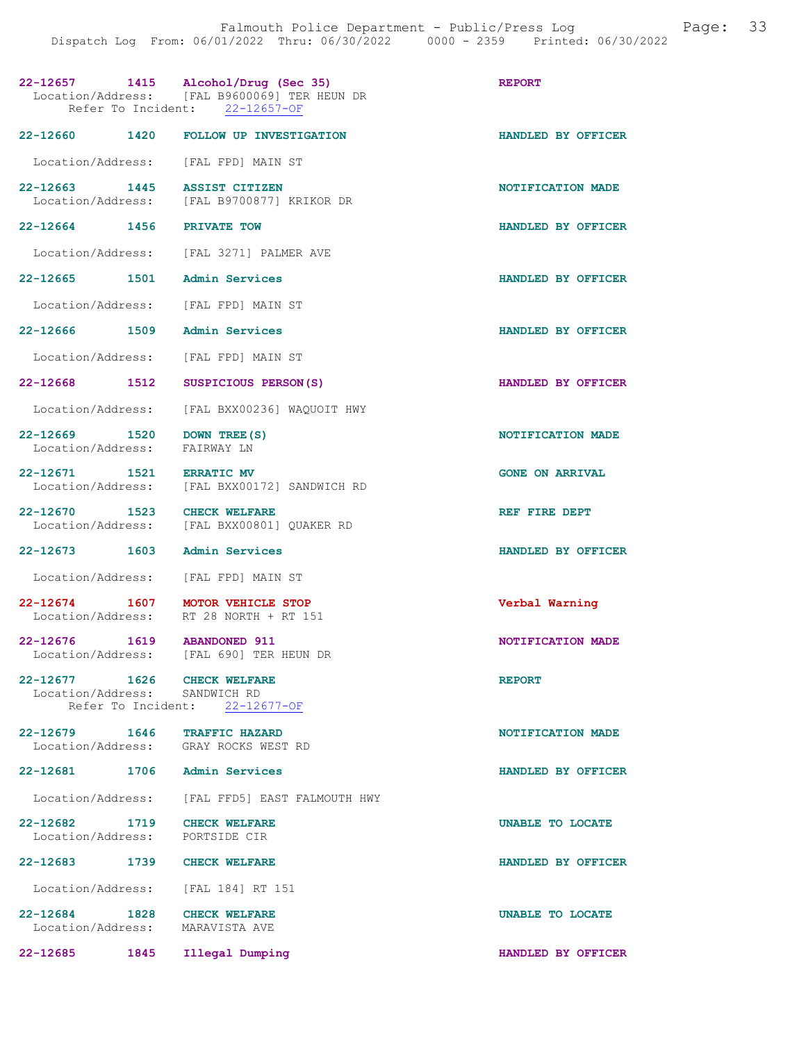22-12657 1415 Alcohol/Drug (Sec 35) REPORT
Location/Address: [FAL B9600069] TER HEUN DR
Refer To Incident: 22-12657-OF

22-12660 1420 FOLLOW UP INVESTIGATION HANDLED BY OFFICER
Location/Address: [FAL FPD] MAIN ST

22-12663 1445 ASSIST CITIZEN NOTIFICATION MADE
Location/Address: [FAL B9700877] KRIKOR DR

22-12664 1456 PRIVATE TOW HANDLED BY OFFICER
Location/Address: [FAL 3271] PALMER AVE

22-12665 1501 Admin Services HANDLED BY OFFICER
Location/Address: [FAL FPD] MAIN ST

22-12666 1509 Admin Services HANDLED BY OFFICER
Location/Address: [FAL FPD] MAIN ST

22-12668 1512 SUSPICIOUS PERSON(S) HANDLED BY OFFICER
Location/Address: [FAL BXX00236] WAQUOIT HWY

22-12669 1520 DOWN TREE(S) NOTIFICATION MADE
Location/Address: FAIRWAY LN

22-12671 1521 ERRATIC MV GONE ON ARRIVAL
Location/Address: [FAL BXX00172] SANDWICH RD

22-12670 1523 CHECK WELFARE REF FIRE DEPT
Location/Address: [FAL BXX00801] QUAKER RD

22-12673 1603 Admin Services HANDLED BY OFFICER
Location/Address: [FAL FPD] MAIN ST

22-12674 1607 MOTOR VEHICLE STOP Verbal Warning
Location/Address: RT 28 NORTH + RT 151

22-12676 1619 ABANDONED 911 NOTIFICATION MADE
Location/Address: [FAL 690] TER HEUN DR

22-12677 1626 CHECK WELFARE REPORT
Location/Address: SANDWICH RD
Refer To Incident: 22-12677-OF

22-12679 1646 TRAFFIC HAZARD NOTIFICATION MADE
Location/Address: GRAY ROCKS WEST RD

22-12681 1706 Admin Services HANDLED BY OFFICER
Location/Address: [FAL FFD5] EAST FALMOUTH HWY

22-12682 1719 CHECK WELFARE UNABLE TO LOCATE
Location/Address: PORTSIDE CIR

22-12683 1739 CHECK WELFARE HANDLED BY OFFICER
Location/Address: [FAL 184] RT 151

22-12684 1828 CHECK WELFARE UNABLE TO LOCATE
Location/Address: MARAVISTA AVE

22-12685 1845 Illegal Dumping HANDLED BY OFFICER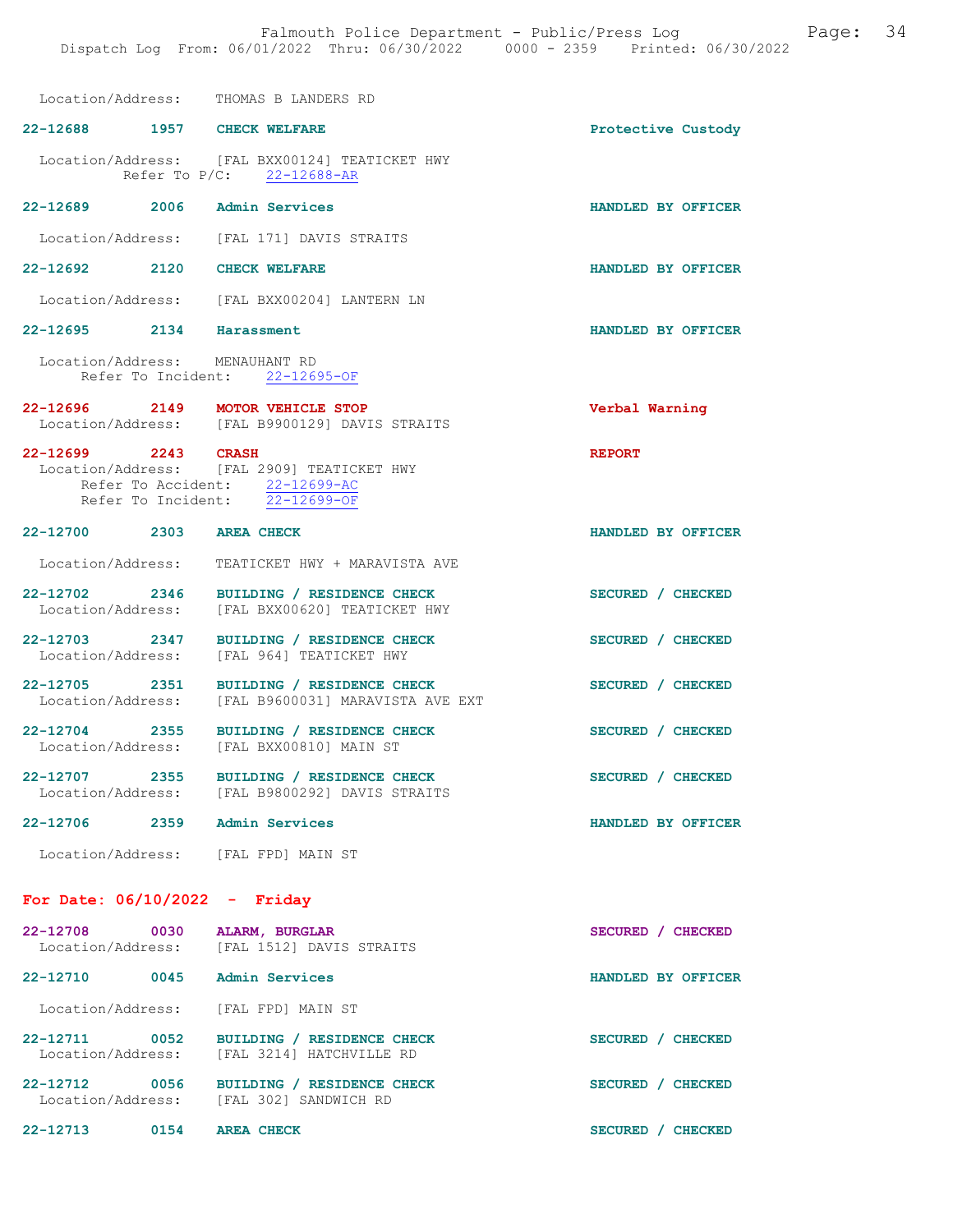Location/Address: THOMAS B LANDERS RD

**22-12688** 1957 **CHECK WELFARE** — Protective Custody
Location/Address: [FAL BXX00124] TEATICKET HWY
Refer To P/C: 22-12688-AR

**22-12689** 2006 **Admin Services** — HANDLED BY OFFICER
Location/Address: [FAL 171] DAVIS STRAITS

**22-12692** 2120 **CHECK WELFARE** — HANDLED BY OFFICER
Location/Address: [FAL BXX00204] LANTERN LN

**22-12695** 2134 **Harassment** — HANDLED BY OFFICER
Location/Address: MENAUHANT RD
Refer To Incident: 22-12695-OF

**22-12696** 2149 **MOTOR VEHICLE STOP** — Verbal Warning
Location/Address: [FAL B9900129] DAVIS STRAITS

**22-12699** 2243 **CRASH** — REPORT
Location/Address: [FAL 2909] TEATICKET HWY
Refer To Accident: 22-12699-AC
Refer To Incident: 22-12699-OF

**22-12700** 2303 **AREA CHECK** — HANDLED BY OFFICER
Location/Address: TEATICKET HWY + MARAVISTA AVE

**22-12702** 2346 **BUILDING / RESIDENCE CHECK** — SECURED / CHECKED
Location/Address: [FAL BXX00620] TEATICKET HWY

**22-12703** 2347 **BUILDING / RESIDENCE CHECK** — SECURED / CHECKED
Location/Address: [FAL 964] TEATICKET HWY

**22-12705** 2351 **BUILDING / RESIDENCE CHECK** — SECURED / CHECKED
Location/Address: [FAL B9600031] MARAVISTA AVE EXT

**22-12704** 2355 **BUILDING / RESIDENCE CHECK** — SECURED / CHECKED
Location/Address: [FAL BXX00810] MAIN ST

**22-12707** 2355 **BUILDING / RESIDENCE CHECK** — SECURED / CHECKED
Location/Address: [FAL B9800292] DAVIS STRAITS

**22-12706** 2359 **Admin Services** — HANDLED BY OFFICER
Location/Address: [FAL FPD] MAIN ST

## For Date: 06/10/2022 - Friday

**22-12708** 0030 **ALARM, BURGLAR** — SECURED / CHECKED
Location/Address: [FAL 1512] DAVIS STRAITS

**22-12710** 0045 **Admin Services** — HANDLED BY OFFICER
Location/Address: [FAL FPD] MAIN ST

**22-12711** 0052 **BUILDING / RESIDENCE CHECK** — SECURED / CHECKED
Location/Address: [FAL 3214] HATCHVILLE RD

**22-12712** 0056 **BUILDING / RESIDENCE CHECK** — SECURED / CHECKED
Location/Address: [FAL 302] SANDWICH RD

**22-12713** 0154 **AREA CHECK** — SECURED / CHECKED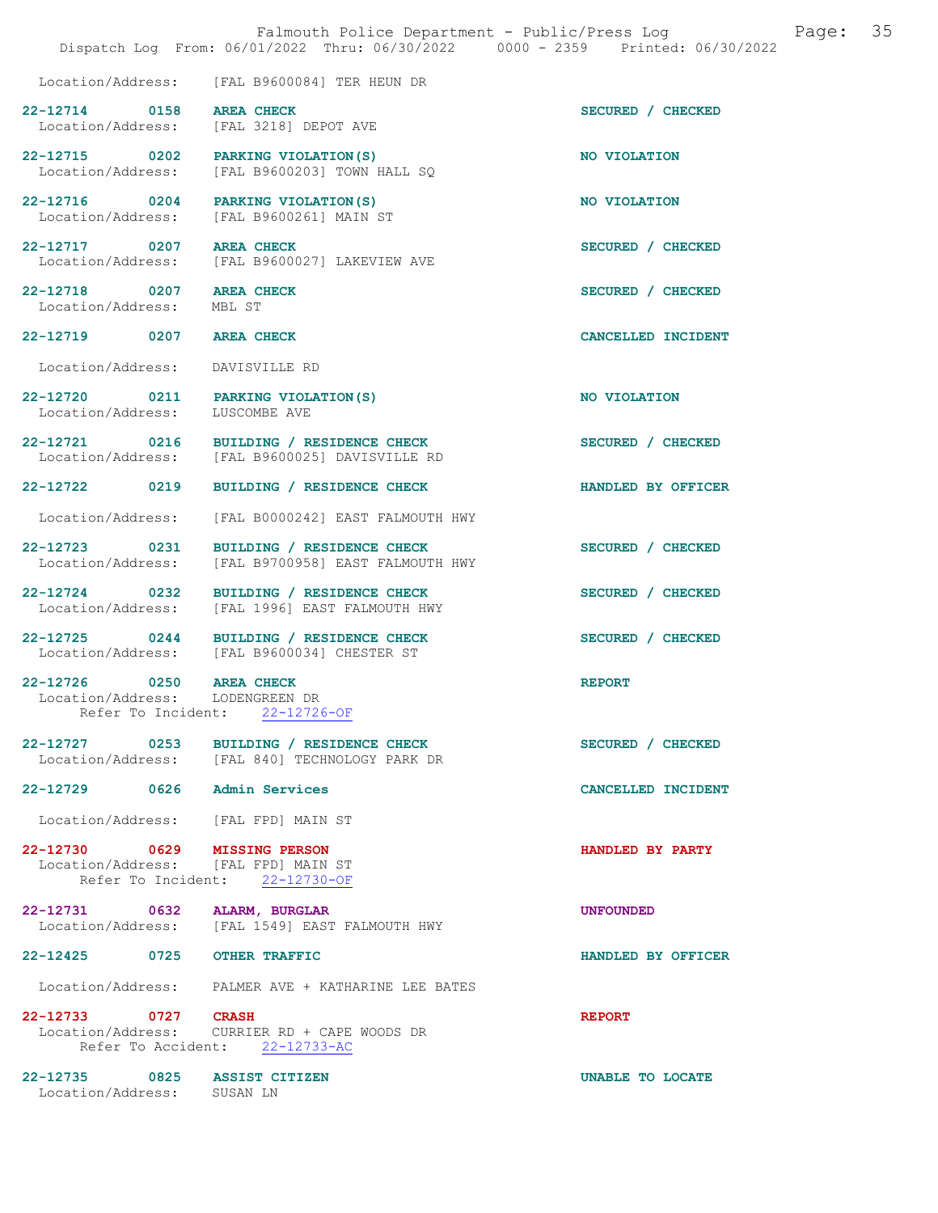Location/Address: [FAL B9600084] TER HEUN DR

**22-12714 0158 AREA CHECK** SECURED / CHECKED
Location/Address: [FAL 3218] DEPOT AVE

**22-12715 0202 PARKING VIOLATION(S)** NO VIOLATION
Location/Address: [FAL B9600203] TOWN HALL SQ

**22-12716 0204 PARKING VIOLATION(S)** NO VIOLATION
Location/Address: [FAL B9600261] MAIN ST

**22-12717 0207 AREA CHECK** SECURED / CHECKED
Location/Address: [FAL B9600027] LAKEVIEW AVE

**22-12718 0207 AREA CHECK** SECURED / CHECKED
Location/Address: MBL ST

**22-12719 0207 AREA CHECK** CANCELLED INCIDENT
Location/Address: DAVISVILLE RD

**22-12720 0211 PARKING VIOLATION(S)** NO VIOLATION
Location/Address: LUSCOMBE AVE

**22-12721 0216 BUILDING / RESIDENCE CHECK** SECURED / CHECKED
Location/Address: [FAL B9600025] DAVISVILLE RD

**22-12722 0219 BUILDING / RESIDENCE CHECK** HANDLED BY OFFICER
Location/Address: [FAL B0000242] EAST FALMOUTH HWY

**22-12723 0231 BUILDING / RESIDENCE CHECK** SECURED / CHECKED
Location/Address: [FAL B9700958] EAST FALMOUTH HWY

**22-12724 0232 BUILDING / RESIDENCE CHECK** SECURED / CHECKED
Location/Address: [FAL 1996] EAST FALMOUTH HWY

**22-12725 0244 BUILDING / RESIDENCE CHECK** SECURED / CHECKED
Location/Address: [FAL B9600034] CHESTER ST

**22-12726 0250 AREA CHECK** REPORT
Location/Address: LODENGREEN DR
Refer To Incident: 22-12726-OF

**22-12727 0253 BUILDING / RESIDENCE CHECK** SECURED / CHECKED
Location/Address: [FAL 840] TECHNOLOGY PARK DR

**22-12729 0626 Admin Services** CANCELLED INCIDENT
Location/Address: [FAL FPD] MAIN ST

**22-12730 0629 MISSING PERSON** HANDLED BY PARTY
Location/Address: [FAL FPD] MAIN ST
Refer To Incident: 22-12730-OF

**22-12731 0632 ALARM, BURGLAR** UNFOUNDED
Location/Address: [FAL 1549] EAST FALMOUTH HWY

**22-12425 0725 OTHER TRAFFIC** HANDLED BY OFFICER
Location/Address: PALMER AVE + KATHARINE LEE BATES

**22-12733 0727 CRASH** REPORT
Location/Address: CURRIER RD + CAPE WOODS DR
Refer To Accident: 22-12733-AC

**22-12735 0825 ASSIST CITIZEN** UNABLE TO LOCATE
Location/Address: SUSAN LN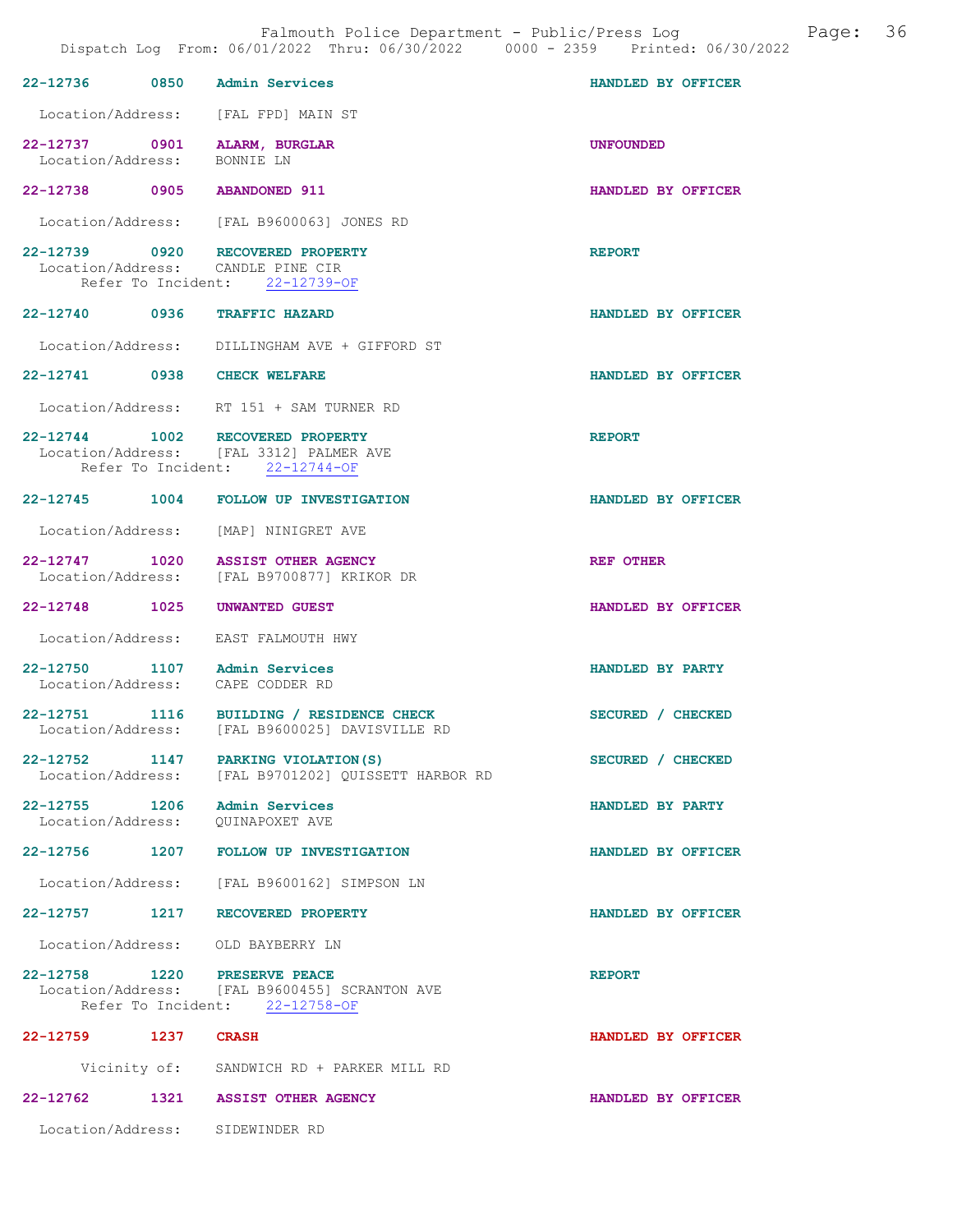| Call # | Time | Type | Disposition |
|---|---|---|---|
| 22-12736 | 0850 | Admin Services | HANDLED BY OFFICER |
| | | Location/Address: [FAL FPD] MAIN ST | |
| 22-12737 | 0901 | ALARM, BURGLAR | UNFOUNDED |
| | | Location/Address: BONNIE LN | |
| 22-12738 | 0905 | ABANDONED 911 | HANDLED BY OFFICER |
| | | Location/Address: [FAL B9600063] JONES RD | |
| 22-12739 | 0920 | RECOVERED PROPERTY | REPORT |
| | | Location/Address: CANDLE PINE CIR | |
| | | Refer To Incident: 22-12739-OF | |
| 22-12740 | 0936 | TRAFFIC HAZARD | HANDLED BY OFFICER |
| | | Location/Address: DILLINGHAM AVE + GIFFORD ST | |
| 22-12741 | 0938 | CHECK WELFARE | HANDLED BY OFFICER |
| | | Location/Address: RT 151 + SAM TURNER RD | |
| 22-12744 | 1002 | RECOVERED PROPERTY | REPORT |
| | | Location/Address: [FAL 3312] PALMER AVE | |
| | | Refer To Incident: 22-12744-OF | |
| 22-12745 | 1004 | FOLLOW UP INVESTIGATION | HANDLED BY OFFICER |
| | | Location/Address: [MAP] NINIGRET AVE | |
| 22-12747 | 1020 | ASSIST OTHER AGENCY | REF OTHER |
| | | Location/Address: [FAL B9700877] KRIKOR DR | |
| 22-12748 | 1025 | UNWANTED GUEST | HANDLED BY OFFICER |
| | | Location/Address: EAST FALMOUTH HWY | |
| 22-12750 | 1107 | Admin Services | HANDLED BY PARTY |
| | | Location/Address: CAPE CODDER RD | |
| 22-12751 | 1116 | BUILDING / RESIDENCE CHECK | SECURED / CHECKED |
| | | Location/Address: [FAL B9600025] DAVISVILLE RD | |
| 22-12752 | 1147 | PARKING VIOLATION(S) | SECURED / CHECKED |
| | | Location/Address: [FAL B9701202] QUISSETT HARBOR RD | |
| 22-12755 | 1206 | Admin Services | HANDLED BY PARTY |
| | | Location/Address: QUINAPOXET AVE | |
| 22-12756 | 1207 | FOLLOW UP INVESTIGATION | HANDLED BY OFFICER |
| | | Location/Address: [FAL B9600162] SIMPSON LN | |
| 22-12757 | 1217 | RECOVERED PROPERTY | HANDLED BY OFFICER |
| | | Location/Address: OLD BAYBERRY LN | |
| 22-12758 | 1220 | PRESERVE PEACE | REPORT |
| | | Location/Address: [FAL B9600455] SCRANTON AVE | |
| | | Refer To Incident: 22-12758-OF | |
| 22-12759 | 1237 | CRASH | HANDLED BY OFFICER |
| | | Vicinity of: SANDWICH RD + PARKER MILL RD | |
| 22-12762 | 1321 | ASSIST OTHER AGENCY | HANDLED BY OFFICER |
| | | Location/Address: SIDEWINDER RD | |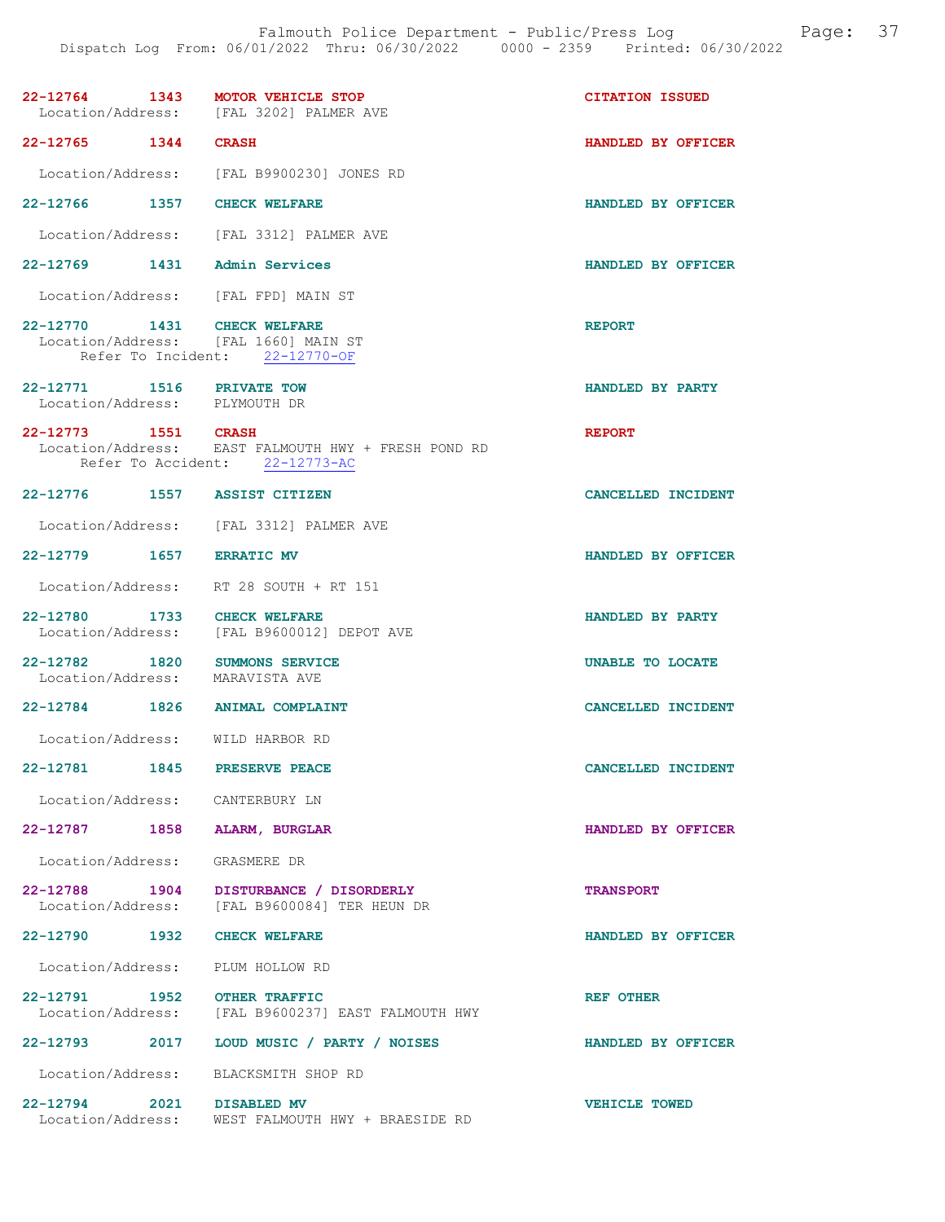**22-12764 1343 MOTOR VEHICLE STOP** — CITATION ISSUED
Location/Address: [FAL 3202] PALMER AVE

**22-12765 1344 CRASH** — HANDLED BY OFFICER
Location/Address: [FAL B9900230] JONES RD

**22-12766 1357 CHECK WELFARE** — HANDLED BY OFFICER
Location/Address: [FAL 3312] PALMER AVE

**22-12769 1431 Admin Services** — HANDLED BY OFFICER
Location/Address: [FAL FPD] MAIN ST

**22-12770 1431 CHECK WELFARE** — REPORT
Location/Address: [FAL 1660] MAIN ST
Refer To Incident: 22-12770-OF

**22-12771 1516 PRIVATE TOW** — HANDLED BY PARTY
Location/Address: PLYMOUTH DR

**22-12773 1551 CRASH** — REPORT
Location/Address: EAST FALMOUTH HWY + FRESH POND RD
Refer To Accident: 22-12773-AC

**22-12776 1557 ASSIST CITIZEN** — CANCELLED INCIDENT
Location/Address: [FAL 3312] PALMER AVE

**22-12779 1657 ERRATIC MV** — HANDLED BY OFFICER
Location/Address: RT 28 SOUTH + RT 151

**22-12780 1733 CHECK WELFARE** — HANDLED BY PARTY
Location/Address: [FAL B9600012] DEPOT AVE

**22-12782 1820 SUMMONS SERVICE** — UNABLE TO LOCATE
Location/Address: MARAVISTA AVE

**22-12784 1826 ANIMAL COMPLAINT** — CANCELLED INCIDENT
Location/Address: WILD HARBOR RD

**22-12781 1845 PRESERVE PEACE** — CANCELLED INCIDENT
Location/Address: CANTERBURY LN

**22-12787 1858 ALARM, BURGLAR** — HANDLED BY OFFICER
Location/Address: GRASMERE DR

**22-12788 1904 DISTURBANCE / DISORDERLY** — TRANSPORT
Location/Address: [FAL B9600084] TER HEUN DR

**22-12790 1932 CHECK WELFARE** — HANDLED BY OFFICER
Location/Address: PLUM HOLLOW RD

**22-12791 1952 OTHER TRAFFIC** — REF OTHER
Location/Address: [FAL B9600237] EAST FALMOUTH HWY

**22-12793 2017 LOUD MUSIC / PARTY / NOISES** — HANDLED BY OFFICER
Location/Address: BLACKSMITH SHOP RD

**22-12794 2021 DISABLED MV** — VEHICLE TOWED
Location/Address: WEST FALMOUTH HWY + BRAESIDE RD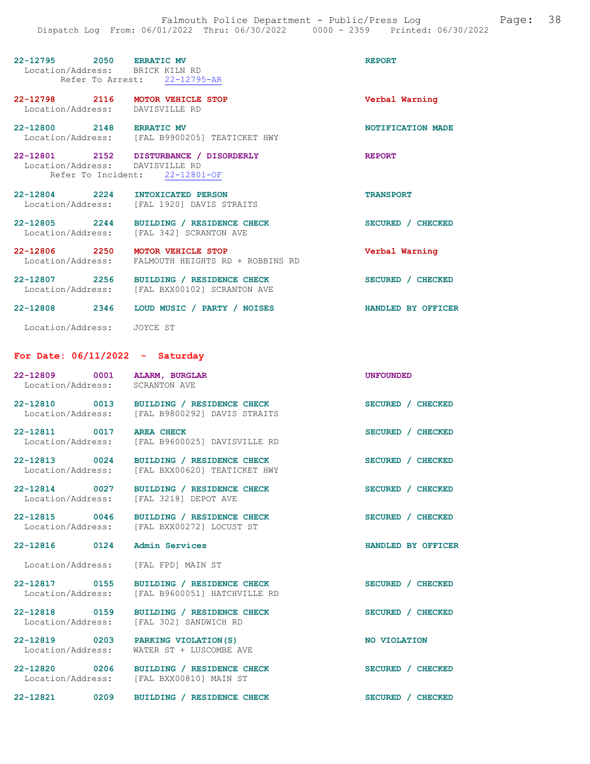22-12795 2050 **ERRATIC MV** REPORT
Location/Address: BRICK KILN RD
Refer To Arrest: 22-12795-AR

22-12798 2116 **MOTOR VEHICLE STOP** Verbal Warning
Location/Address: DAVISVILLE RD

22-12800 2148 **ERRATIC MV** NOTIFICATION MADE
Location/Address: [FAL B9900205] TEATICKET HWY

22-12801 2152 **DISTURBANCE / DISORDERLY** REPORT
Location/Address: DAVISVILLE RD
Refer To Incident: 22-12801-OF

22-12804 2224 **INTOXICATED PERSON** TRANSPORT
Location/Address: [FAL 1920] DAVIS STRAITS

22-12805 2244 **BUILDING / RESIDENCE CHECK** SECURED / CHECKED
Location/Address: [FAL 342] SCRANTON AVE

22-12806 2250 **MOTOR VEHICLE STOP** Verbal Warning
Location/Address: FALMOUTH HEIGHTS RD + ROBBINS RD

22-12807 2256 **BUILDING / RESIDENCE CHECK** SECURED / CHECKED
Location/Address: [FAL BXX00102] SCRANTON AVE

22-12808 2346 **LOUD MUSIC / PARTY / NOISES** HANDLED BY OFFICER

Location/Address: JOYCE ST

## For Date: 06/11/2022 - Saturday

22-12809 0001 **ALARM, BURGLAR** UNFOUNDED
Location/Address: SCRANTON AVE

22-12810 0013 **BUILDING / RESIDENCE CHECK** SECURED / CHECKED
Location/Address: [FAL B9800292] DAVIS STRAITS

22-12811 0017 **AREA CHECK** SECURED / CHECKED
Location/Address: [FAL B9600025] DAVISVILLE RD

22-12813 0024 **BUILDING / RESIDENCE CHECK** SECURED / CHECKED
Location/Address: [FAL BXX00620] TEATICKET HWY

22-12814 0027 **BUILDING / RESIDENCE CHECK** SECURED / CHECKED
Location/Address: [FAL 3218] DEPOT AVE

22-12815 0046 **BUILDING / RESIDENCE CHECK** SECURED / CHECKED
Location/Address: [FAL BXX00272] LOCUST ST

22-12816 0124 **Admin Services** HANDLED BY OFFICER

Location/Address: [FAL FPD] MAIN ST

22-12817 0155 **BUILDING / RESIDENCE CHECK** SECURED / CHECKED
Location/Address: [FAL B9600051] HATCHVILLE RD

22-12818 0159 **BUILDING / RESIDENCE CHECK** SECURED / CHECKED
Location/Address: [FAL 302] SANDWICH RD

22-12819 0203 **PARKING VIOLATION(S)** NO VIOLATION
Location/Address: WATER ST + LUSCOMBE AVE

22-12820 0206 **BUILDING / RESIDENCE CHECK** SECURED / CHECKED
Location/Address: [FAL BXX00810] MAIN ST

22-12821 0209 **BUILDING / RESIDENCE CHECK** SECURED / CHECKED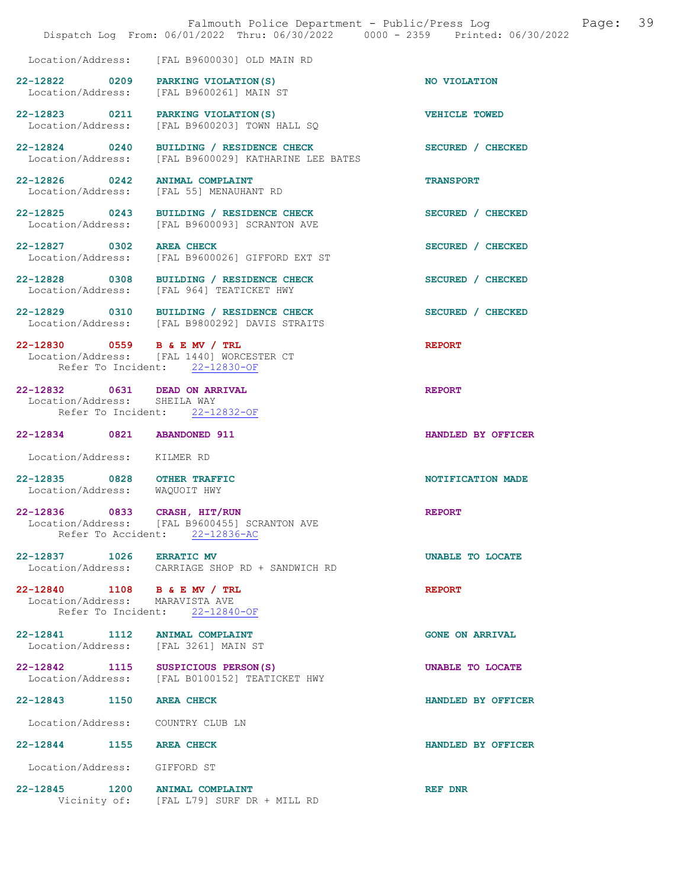Location/Address: [FAL B9600030] OLD MAIN RD

22-12822 0209 PARKING VIOLATION(S) NO VIOLATION
Location/Address: [FAL B9600261] MAIN ST

22-12823 0211 PARKING VIOLATION(S) VEHICLE TOWED
Location/Address: [FAL B9600203] TOWN HALL SQ

22-12824 0240 BUILDING / RESIDENCE CHECK SECURED / CHECKED
Location/Address: [FAL B9600029] KATHARINE LEE BATES

22-12826 0242 ANIMAL COMPLAINT TRANSPORT
Location/Address: [FAL 55] MENAUHANT RD

22-12825 0243 BUILDING / RESIDENCE CHECK SECURED / CHECKED
Location/Address: [FAL B9600093] SCRANTON AVE

22-12827 0302 AREA CHECK SECURED / CHECKED
Location/Address: [FAL B9600026] GIFFORD EXT ST

22-12828 0308 BUILDING / RESIDENCE CHECK SECURED / CHECKED
Location/Address: [FAL 964] TEATICKET HWY

22-12829 0310 BUILDING / RESIDENCE CHECK SECURED / CHECKED
Location/Address: [FAL B9800292] DAVIS STRAITS

22-12830 0559 B & E MV / TRL REPORT
Location/Address: [FAL 1440] WORCESTER CT
Refer To Incident: 22-12830-OF

22-12832 0631 DEAD ON ARRIVAL REPORT
Location/Address: SHEILA WAY
Refer To Incident: 22-12832-OF

22-12834 0821 ABANDONED 911 HANDLED BY OFFICER

Location/Address: KILMER RD

22-12835 0828 OTHER TRAFFIC NOTIFICATION MADE
Location/Address: WAQUOIT HWY

22-12836 0833 CRASH, HIT/RUN REPORT
Location/Address: [FAL B9600455] SCRANTON AVE
Refer To Accident: 22-12836-AC

22-12837 1026 ERRATIC MV UNABLE TO LOCATE
Location/Address: CARRIAGE SHOP RD + SANDWICH RD

22-12840 1108 B & E MV / TRL REPORT
Location/Address: MARAVISTA AVE
Refer To Incident: 22-12840-OF

22-12841 1112 ANIMAL COMPLAINT GONE ON ARRIVAL
Location/Address: [FAL 3261] MAIN ST

22-12842 1115 SUSPICIOUS PERSON(S) UNABLE TO LOCATE
Location/Address: [FAL B0100152] TEATICKET HWY

22-12843 1150 AREA CHECK HANDLED BY OFFICER

Location/Address: COUNTRY CLUB LN

22-12844 1155 AREA CHECK HANDLED BY OFFICER

Location/Address: GIFFORD ST

22-12845 1200 ANIMAL COMPLAINT REF DNR
Vicinity of: [FAL L79] SURF DR + MILL RD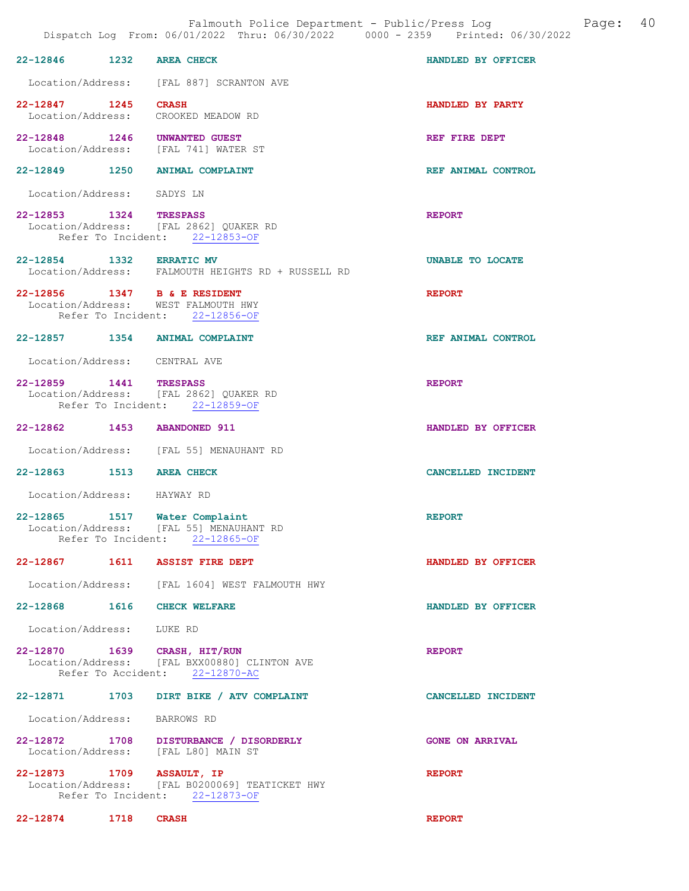22-12846 1232 AREA CHECK HANDLED BY OFFICER

Location/Address: [FAL 887] SCRANTON AVE

22-12847 1245 CRASH HANDLED BY PARTY
Location/Address: CROOKED MEADOW RD

22-12848 1246 UNWANTED GUEST REF FIRE DEPT
Location/Address: [FAL 741] WATER ST

22-12849 1250 ANIMAL COMPLAINT REF ANIMAL CONTROL

Location/Address: SADYS LN

22-12853 1324 TRESPASS REPORT
Location/Address: [FAL 2862] QUAKER RD
Refer To Incident: 22-12853-OF

22-12854 1332 ERRATIC MV UNABLE TO LOCATE
Location/Address: FALMOUTH HEIGHTS RD + RUSSELL RD

22-12856 1347 B & E RESIDENT REPORT
Location/Address: WEST FALMOUTH HWY
Refer To Incident: 22-12856-OF

22-12857 1354 ANIMAL COMPLAINT REF ANIMAL CONTROL

Location/Address: CENTRAL AVE

22-12859 1441 TRESPASS REPORT
Location/Address: [FAL 2862] QUAKER RD
Refer To Incident: 22-12859-OF

22-12862 1453 ABANDONED 911 HANDLED BY OFFICER

Location/Address: [FAL 55] MENAUHANT RD

22-12863 1513 AREA CHECK CANCELLED INCIDENT

Location/Address: HAYWAY RD

22-12865 1517 Water Complaint REPORT
Location/Address: [FAL 55] MENAUHANT RD
Refer To Incident: 22-12865-OF

22-12867 1611 ASSIST FIRE DEPT HANDLED BY OFFICER

Location/Address: [FAL 1604] WEST FALMOUTH HWY

22-12868 1616 CHECK WELFARE HANDLED BY OFFICER

Location/Address: LUKE RD

22-12870 1639 CRASH, HIT/RUN REPORT
Location/Address: [FAL BXX00880] CLINTON AVE
Refer To Accident: 22-12870-AC

22-12871 1703 DIRT BIKE / ATV COMPLAINT CANCELLED INCIDENT

Location/Address: BARROWS RD

22-12872 1708 DISTURBANCE / DISORDERLY GONE ON ARRIVAL
Location/Address: [FAL L80] MAIN ST

22-12873 1709 ASSAULT, IP REPORT
Location/Address: [FAL B0200069] TEATICKET HWY
Refer To Incident: 22-12873-OF

22-12874 1718 CRASH REPORT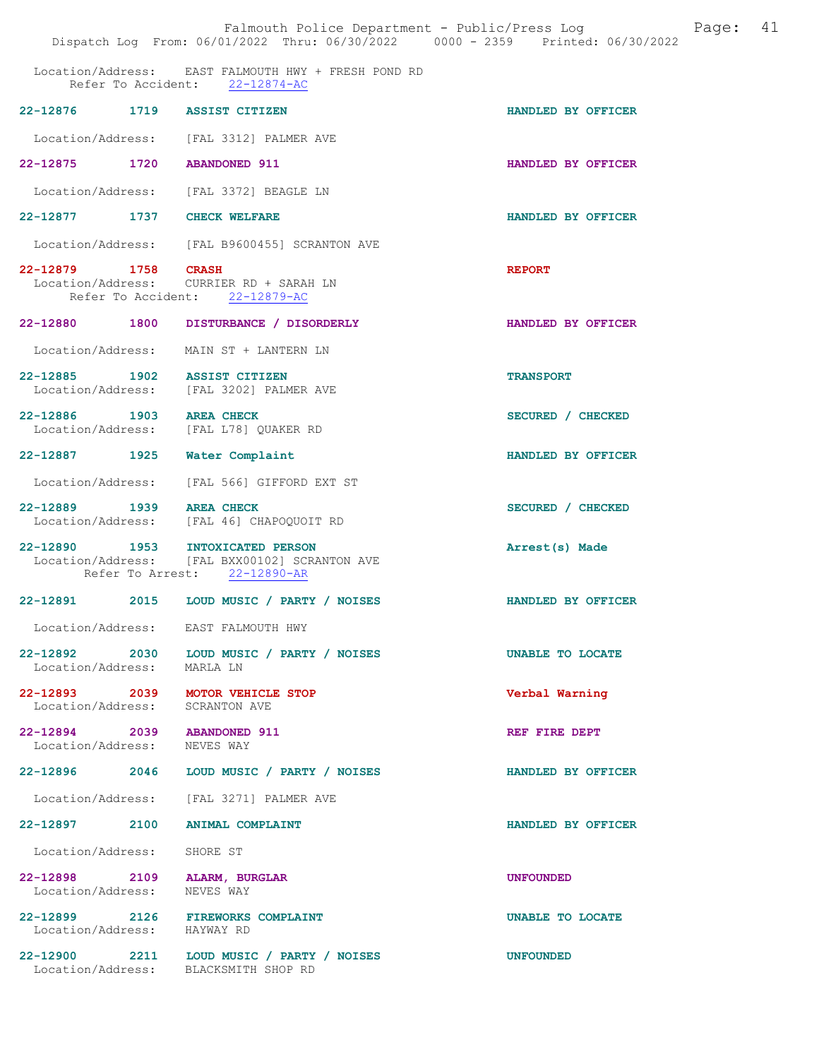Location/Address: EAST FALMOUTH HWY + FRESH POND RD
Refer To Accident: 22-12874-AC

**22-12876 1719 ASSIST CITIZEN** HANDLED BY OFFICER

Location/Address: [FAL 3312] PALMER AVE

**22-12875 1720 ABANDONED 911** HANDLED BY OFFICER

Location/Address: [FAL 3372] BEAGLE LN

**22-12877 1737 CHECK WELFARE** HANDLED BY OFFICER

Location/Address: [FAL B9600455] SCRANTON AVE

**22-12879 1758 CRASH** REPORT
Location/Address: CURRIER RD + SARAH LN
Refer To Accident: 22-12879-AC

**22-12880 1800 DISTURBANCE / DISORDERLY** HANDLED BY OFFICER

Location/Address: MAIN ST + LANTERN LN

**22-12885 1902 ASSIST CITIZEN** TRANSPORT
Location/Address: [FAL 3202] PALMER AVE

**22-12886 1903 AREA CHECK** SECURED / CHECKED
Location/Address: [FAL L78] QUAKER RD

**22-12887 1925 Water Complaint** HANDLED BY OFFICER

Location/Address: [FAL 566] GIFFORD EXT ST

**22-12889 1939 AREA CHECK** SECURED / CHECKED
Location/Address: [FAL 46] CHAPOQUOIT RD

**22-12890 1953 INTOXICATED PERSON** Arrest(s) Made
Location/Address: [FAL BXX00102] SCRANTON AVE
Refer To Arrest: 22-12890-AR

**22-12891 2015 LOUD MUSIC / PARTY / NOISES** HANDLED BY OFFICER

Location/Address: EAST FALMOUTH HWY

**22-12892 2030 LOUD MUSIC / PARTY / NOISES** UNABLE TO LOCATE
Location/Address: MARLA LN

**22-12893 2039 MOTOR VEHICLE STOP** Verbal Warning
Location/Address: SCRANTON AVE

**22-12894 2039 ABANDONED 911** REF FIRE DEPT
Location/Address: NEVES WAY

**22-12896 2046 LOUD MUSIC / PARTY / NOISES** HANDLED BY OFFICER

Location/Address: [FAL 3271] PALMER AVE

**22-12897 2100 ANIMAL COMPLAINT** HANDLED BY OFFICER

Location/Address: SHORE ST

**22-12898 2109 ALARM, BURGLAR** UNFOUNDED
Location/Address: NEVES WAY

**22-12899 2126 FIREWORKS COMPLAINT** UNABLE TO LOCATE
Location/Address: HAYWAY RD

**22-12900 2211 LOUD MUSIC / PARTY / NOISES** UNFOUNDED
Location/Address: BLACKSMITH SHOP RD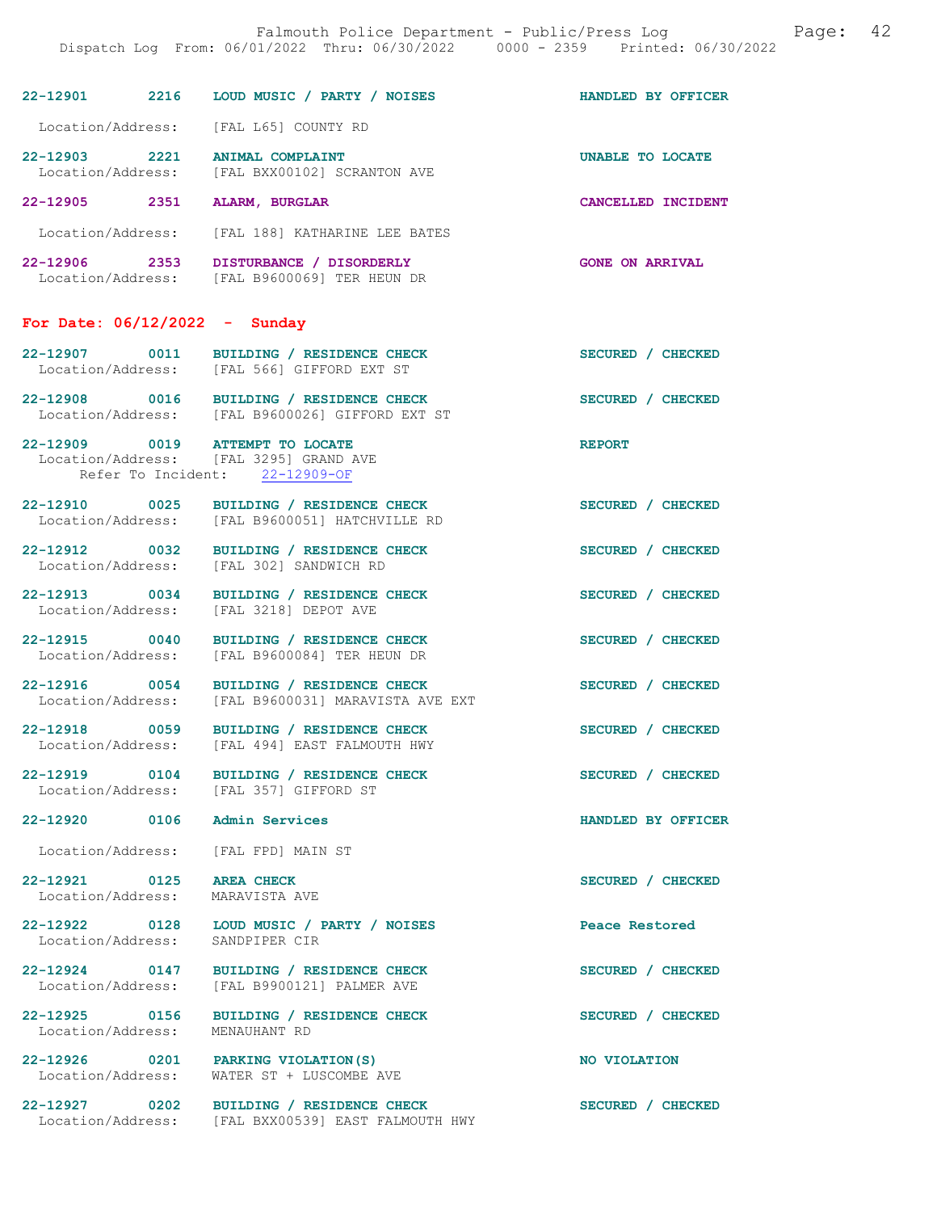22-12901 2216 LOUD MUSIC / PARTY / NOISES HANDLED BY OFFICER

Location/Address: [FAL L65] COUNTY RD

22-12903 2221 ANIMAL COMPLAINT UNABLE TO LOCATE
Location/Address: [FAL BXX00102] SCRANTON AVE

22-12905 2351 ALARM, BURGLAR CANCELLED INCIDENT

Location/Address: [FAL 188] KATHARINE LEE BATES

22-12906 2353 DISTURBANCE / DISORDERLY GONE ON ARRIVAL
Location/Address: [FAL B9600069] TER HEUN DR

## For Date: 06/12/2022 - Sunday

22-12907 0011 BUILDING / RESIDENCE CHECK SECURED / CHECKED
Location/Address: [FAL 566] GIFFORD EXT ST

22-12908 0016 BUILDING / RESIDENCE CHECK SECURED / CHECKED
Location/Address: [FAL B9600026] GIFFORD EXT ST

22-12909 0019 ATTEMPT TO LOCATE REPORT
Location/Address: [FAL 3295] GRAND AVE
Refer To Incident: 22-12909-OF

22-12910 0025 BUILDING / RESIDENCE CHECK SECURED / CHECKED
Location/Address: [FAL B9600051] HATCHVILLE RD

22-12912 0032 BUILDING / RESIDENCE CHECK SECURED / CHECKED
Location/Address: [FAL 302] SANDWICH RD

22-12913 0034 BUILDING / RESIDENCE CHECK SECURED / CHECKED
Location/Address: [FAL 3218] DEPOT AVE

22-12915 0040 BUILDING / RESIDENCE CHECK SECURED / CHECKED
Location/Address: [FAL B9600084] TER HEUN DR

22-12916 0054 BUILDING / RESIDENCE CHECK SECURED / CHECKED
Location/Address: [FAL B9600031] MARAVISTA AVE EXT

22-12918 0059 BUILDING / RESIDENCE CHECK SECURED / CHECKED
Location/Address: [FAL 494] EAST FALMOUTH HWY

22-12919 0104 BUILDING / RESIDENCE CHECK SECURED / CHECKED
Location/Address: [FAL 357] GIFFORD ST

22-12920 0106 Admin Services HANDLED BY OFFICER

Location/Address: [FAL FPD] MAIN ST

22-12921 0125 AREA CHECK SECURED / CHECKED
Location/Address: MARAVISTA AVE

22-12922 0128 LOUD MUSIC / PARTY / NOISES Peace Restored
Location/Address: SANDPIPER CIR

22-12924 0147 BUILDING / RESIDENCE CHECK SECURED / CHECKED
Location/Address: [FAL B9900121] PALMER AVE

22-12925 0156 BUILDING / RESIDENCE CHECK SECURED / CHECKED
Location/Address: MENAUHANT RD

22-12926 0201 PARKING VIOLATION(S) NO VIOLATION
Location/Address: WATER ST + LUSCOMBE AVE

22-12927 0202 BUILDING / RESIDENCE CHECK SECURED / CHECKED
Location/Address: [FAL BXX00539] EAST FALMOUTH HWY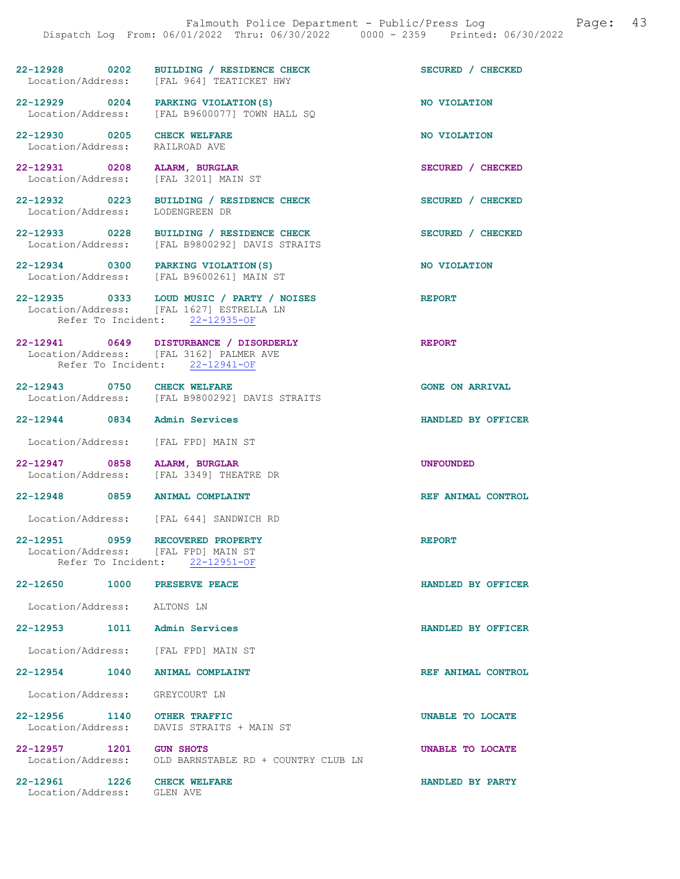22-12928 0202 **BUILDING / RESIDENCE CHECK** SECURED / CHECKED
Location/Address: [FAL 964] TEATICKET HWY

22-12929 0204 **PARKING VIOLATION(S)** NO VIOLATION
Location/Address: [FAL B9600077] TOWN HALL SQ

22-12930 0205 **CHECK WELFARE** NO VIOLATION
Location/Address: RAILROAD AVE

22-12931 0208 **ALARM, BURGLAR** SECURED / CHECKED
Location/Address: [FAL 3201] MAIN ST

22-12932 0223 **BUILDING / RESIDENCE CHECK** SECURED / CHECKED
Location/Address: LODENGREEN DR

22-12933 0228 **BUILDING / RESIDENCE CHECK** SECURED / CHECKED
Location/Address: [FAL B9800292] DAVIS STRAITS

22-12934 0300 **PARKING VIOLATION(S)** NO VIOLATION
Location/Address: [FAL B9600261] MAIN ST

22-12935 0333 **LOUD MUSIC / PARTY / NOISES** REPORT
Location/Address: [FAL 1627] ESTRELLA LN
Refer To Incident: 22-12935-OF

22-12941 0649 **DISTURBANCE / DISORDERLY** REPORT
Location/Address: [FAL 3162] PALMER AVE
Refer To Incident: 22-12941-OF

22-12943 0750 **CHECK WELFARE** GONE ON ARRIVAL
Location/Address: [FAL B9800292] DAVIS STRAITS

22-12944 0834 **Admin Services** HANDLED BY OFFICER
Location/Address: [FAL FPD] MAIN ST

22-12947 0858 **ALARM, BURGLAR** UNFOUNDED
Location/Address: [FAL 3349] THEATRE DR

22-12948 0859 **ANIMAL COMPLAINT** REF ANIMAL CONTROL
Location/Address: [FAL 644] SANDWICH RD

22-12951 0959 **RECOVERED PROPERTY** REPORT
Location/Address: [FAL FPD] MAIN ST
Refer To Incident: 22-12951-OF

22-12650 1000 **PRESERVE PEACE** HANDLED BY OFFICER
Location/Address: ALTONS LN

22-12953 1011 **Admin Services** HANDLED BY OFFICER
Location/Address: [FAL FPD] MAIN ST

22-12954 1040 **ANIMAL COMPLAINT** REF ANIMAL CONTROL
Location/Address: GREYCOURT LN

22-12956 1140 **OTHER TRAFFIC** UNABLE TO LOCATE
Location/Address: DAVIS STRAITS + MAIN ST

22-12957 1201 **GUN SHOTS** UNABLE TO LOCATE
Location/Address: OLD BARNSTABLE RD + COUNTRY CLUB LN

22-12961 1226 **CHECK WELFARE** HANDLED BY PARTY
Location/Address: GLEN AVE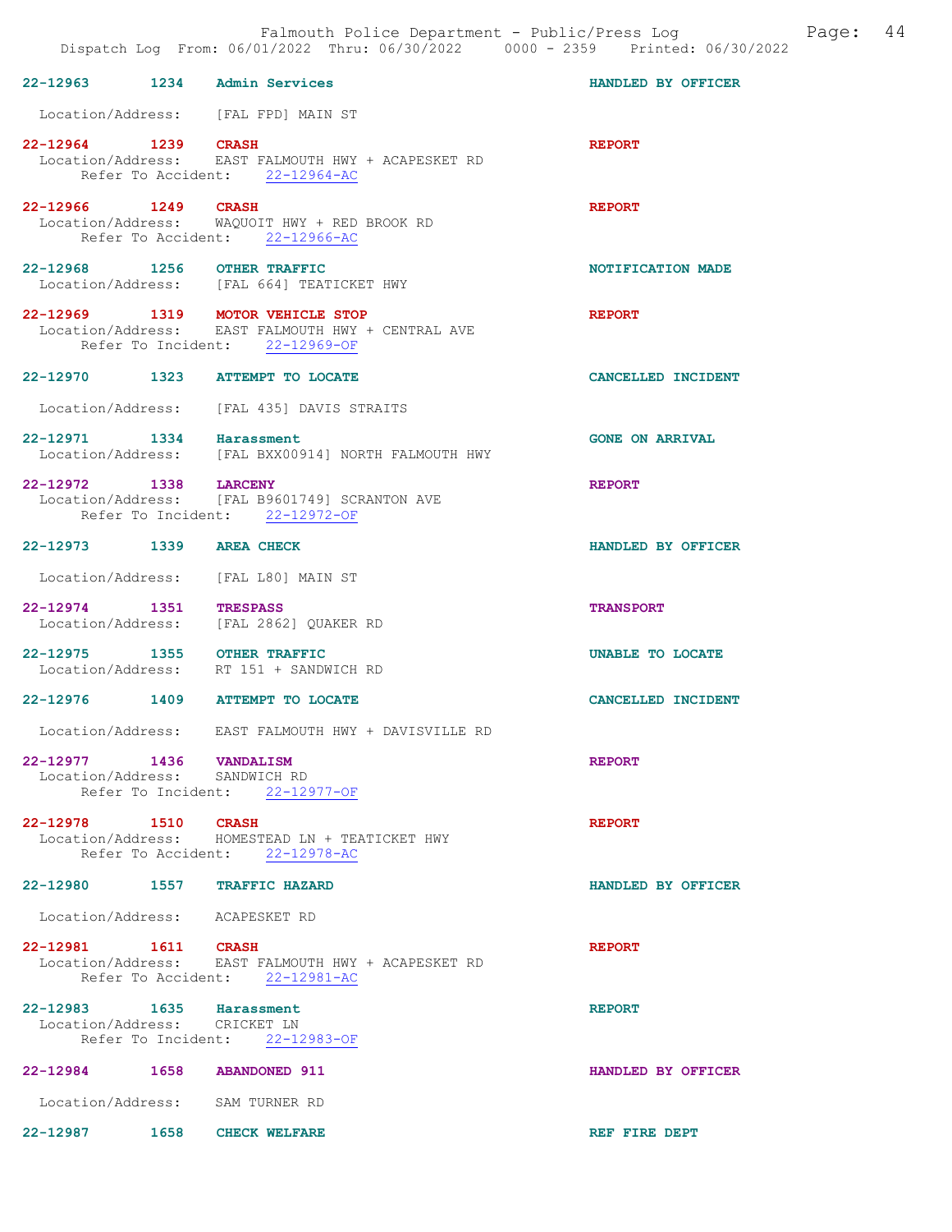22-12963 1234 **Admin Services** HANDLED BY OFFICER

Location/Address: [FAL FPD] MAIN ST

22-12964 1239 **CRASH** REPORT
Location/Address: EAST FALMOUTH HWY + ACAPESKET RD
Refer To Accident: 22-12964-AC

22-12966 1249 **CRASH** REPORT
Location/Address: WAQUOIT HWY + RED BROOK RD
Refer To Accident: 22-12966-AC

22-12968 1256 **OTHER TRAFFIC** NOTIFICATION MADE
Location/Address: [FAL 664] TEATICKET HWY

22-12969 1319 **MOTOR VEHICLE STOP** REPORT
Location/Address: EAST FALMOUTH HWY + CENTRAL AVE
Refer To Incident: 22-12969-OF

22-12970 1323 **ATTEMPT TO LOCATE** CANCELLED INCIDENT

Location/Address: [FAL 435] DAVIS STRAITS

22-12971 1334 **Harassment** GONE ON ARRIVAL
Location/Address: [FAL BXX00914] NORTH FALMOUTH HWY

22-12972 1338 **LARCENY** REPORT
Location/Address: [FAL B9601749] SCRANTON AVE
Refer To Incident: 22-12972-OF

22-12973 1339 **AREA CHECK** HANDLED BY OFFICER

Location/Address: [FAL L80] MAIN ST

22-12974 1351 **TRESPASS** TRANSPORT
Location/Address: [FAL 2862] QUAKER RD

22-12975 1355 **OTHER TRAFFIC** UNABLE TO LOCATE
Location/Address: RT 151 + SANDWICH RD

22-12976 1409 **ATTEMPT TO LOCATE** CANCELLED INCIDENT

Location/Address: EAST FALMOUTH HWY + DAVISVILLE RD

22-12977 1436 **VANDALISM** REPORT
Location/Address: SANDWICH RD
Refer To Incident: 22-12977-OF

22-12978 1510 **CRASH** REPORT
Location/Address: HOMESTEAD LN + TEATICKET HWY
Refer To Accident: 22-12978-AC

22-12980 1557 **TRAFFIC HAZARD** HANDLED BY OFFICER

Location/Address: ACAPESKET RD

22-12981 1611 **CRASH** REPORT
Location/Address: EAST FALMOUTH HWY + ACAPESKET RD
Refer To Accident: 22-12981-AC

22-12983 1635 **Harassment** REPORT
Location/Address: CRICKET LN
Refer To Incident: 22-12983-OF

22-12984 1658 **ABANDONED 911** HANDLED BY OFFICER

Location/Address: SAM TURNER RD

22-12987 1658 **CHECK WELFARE** REF FIRE DEPT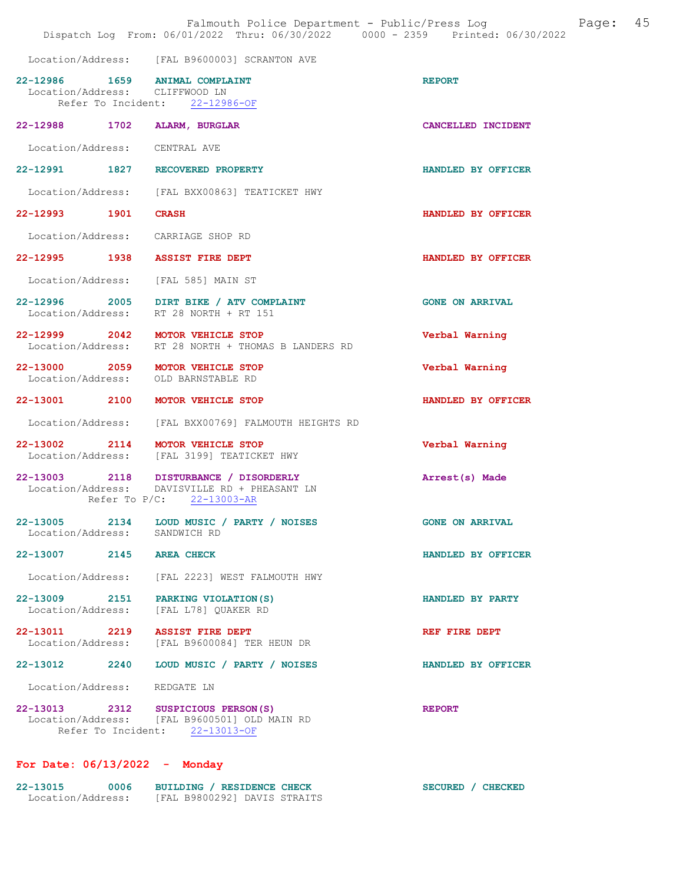Location/Address: [FAL B9600003] SCRANTON AVE

**22-12986 1659 ANIMAL COMPLAINT** REPORT
Location/Address: CLIFFWOOD LN
Refer To Incident: 22-12986-OF

**22-12988 1702 ALARM, BURGLAR** CANCELLED INCIDENT

Location/Address: CENTRAL AVE

**22-12991 1827 RECOVERED PROPERTY** HANDLED BY OFFICER

Location/Address: [FAL BXX00863] TEATICKET HWY

**22-12993 1901 CRASH** HANDLED BY OFFICER

Location/Address: CARRIAGE SHOP RD

**22-12995 1938 ASSIST FIRE DEPT** HANDLED BY OFFICER

Location/Address: [FAL 585] MAIN ST

**22-12996 2005 DIRT BIKE / ATV COMPLAINT** GONE ON ARRIVAL
Location/Address: RT 28 NORTH + RT 151

**22-12999 2042 MOTOR VEHICLE STOP** Verbal Warning
Location/Address: RT 28 NORTH + THOMAS B LANDERS RD

**22-13000 2059 MOTOR VEHICLE STOP** Verbal Warning
Location/Address: OLD BARNSTABLE RD

**22-13001 2100 MOTOR VEHICLE STOP** HANDLED BY OFFICER

Location/Address: [FAL BXX00769] FALMOUTH HEIGHTS RD

**22-13002 2114 MOTOR VEHICLE STOP** Verbal Warning
Location/Address: [FAL 3199] TEATICKET HWY

**22-13003 2118 DISTURBANCE / DISORDERLY** Arrest(s) Made
Location/Address: DAVISVILLE RD + PHEASANT LN
Refer To P/C: 22-13003-AR

**22-13005 2134 LOUD MUSIC / PARTY / NOISES** GONE ON ARRIVAL
Location/Address: SANDWICH RD

**22-13007 2145 AREA CHECK** HANDLED BY OFFICER

Location/Address: [FAL 2223] WEST FALMOUTH HWY

**22-13009 2151 PARKING VIOLATION(S)** HANDLED BY PARTY
Location/Address: [FAL L78] QUAKER RD

**22-13011 2219 ASSIST FIRE DEPT** REF FIRE DEPT
Location/Address: [FAL B9600084] TER HEUN DR

**22-13012 2240 LOUD MUSIC / PARTY / NOISES** HANDLED BY OFFICER

Location/Address: REDGATE LN

**22-13013 2312 SUSPICIOUS PERSON(S)** REPORT
Location/Address: [FAL B9600501] OLD MAIN RD
Refer To Incident: 22-13013-OF

## For Date: 06/13/2022 - Monday

**22-13015 0006 BUILDING / RESIDENCE CHECK** SECURED / CHECKED
Location/Address: [FAL B9800292] DAVIS STRAITS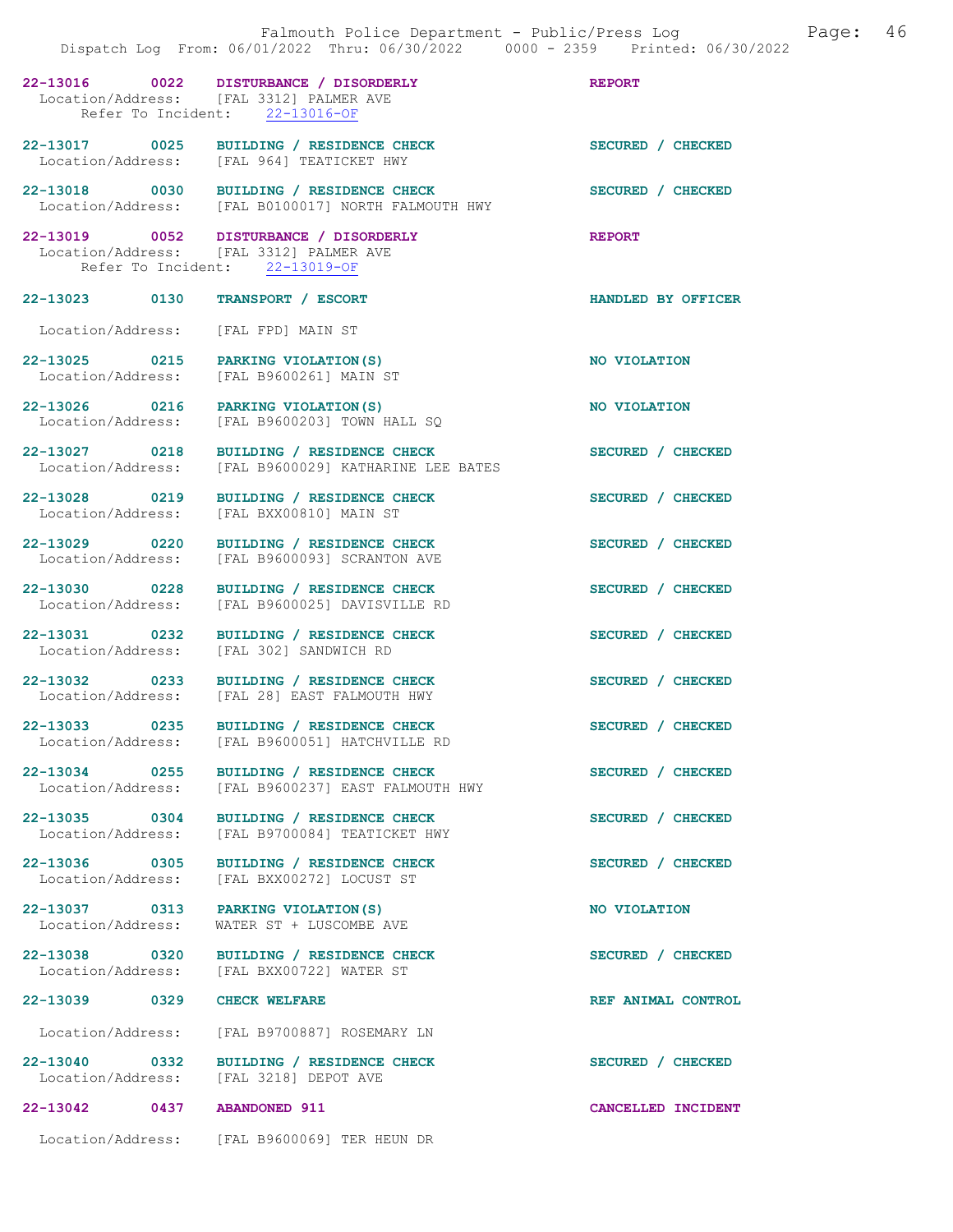22-13016 0022 DISTURBANCE / DISORDERLY REPORT
Location/Address: [FAL 3312] PALMER AVE
Refer To Incident: 22-13016-OF

22-13017 0025 BUILDING / RESIDENCE CHECK SECURED / CHECKED
Location/Address: [FAL 964] TEATICKET HWY

22-13018 0030 BUILDING / RESIDENCE CHECK SECURED / CHECKED
Location/Address: [FAL B0100017] NORTH FALMOUTH HWY

22-13019 0052 DISTURBANCE / DISORDERLY REPORT
Location/Address: [FAL 3312] PALMER AVE
Refer To Incident: 22-13019-OF

22-13023 0130 TRANSPORT / ESCORT HANDLED BY OFFICER
Location/Address: [FAL FPD] MAIN ST

22-13025 0215 PARKING VIOLATION(S) NO VIOLATION
Location/Address: [FAL B9600261] MAIN ST

22-13026 0216 PARKING VIOLATION(S) NO VIOLATION
Location/Address: [FAL B9600203] TOWN HALL SQ

22-13027 0218 BUILDING / RESIDENCE CHECK SECURED / CHECKED
Location/Address: [FAL B9600029] KATHARINE LEE BATES

22-13028 0219 BUILDING / RESIDENCE CHECK SECURED / CHECKED
Location/Address: [FAL BXX00810] MAIN ST

22-13029 0220 BUILDING / RESIDENCE CHECK SECURED / CHECKED
Location/Address: [FAL B9600093] SCRANTON AVE

22-13030 0228 BUILDING / RESIDENCE CHECK SECURED / CHECKED
Location/Address: [FAL B9600025] DAVISVILLE RD

22-13031 0232 BUILDING / RESIDENCE CHECK SECURED / CHECKED
Location/Address: [FAL 302] SANDWICH RD

22-13032 0233 BUILDING / RESIDENCE CHECK SECURED / CHECKED
Location/Address: [FAL 28] EAST FALMOUTH HWY

22-13033 0235 BUILDING / RESIDENCE CHECK SECURED / CHECKED
Location/Address: [FAL B9600051] HATCHVILLE RD

22-13034 0255 BUILDING / RESIDENCE CHECK SECURED / CHECKED
Location/Address: [FAL B9600237] EAST FALMOUTH HWY

22-13035 0304 BUILDING / RESIDENCE CHECK SECURED / CHECKED
Location/Address: [FAL B9700084] TEATICKET HWY

22-13036 0305 BUILDING / RESIDENCE CHECK SECURED / CHECKED
Location/Address: [FAL BXX00272] LOCUST ST

22-13037 0313 PARKING VIOLATION(S) NO VIOLATION
Location/Address: WATER ST + LUSCOMBE AVE

22-13038 0320 BUILDING / RESIDENCE CHECK SECURED / CHECKED
Location/Address: [FAL BXX00722] WATER ST

22-13039 0329 CHECK WELFARE REF ANIMAL CONTROL
Location/Address: [FAL B9700887] ROSEMARY LN

22-13040 0332 BUILDING / RESIDENCE CHECK SECURED / CHECKED
Location/Address: [FAL 3218] DEPOT AVE

22-13042 0437 ABANDONED 911 CANCELLED INCIDENT
Location/Address: [FAL B9600069] TER HEUN DR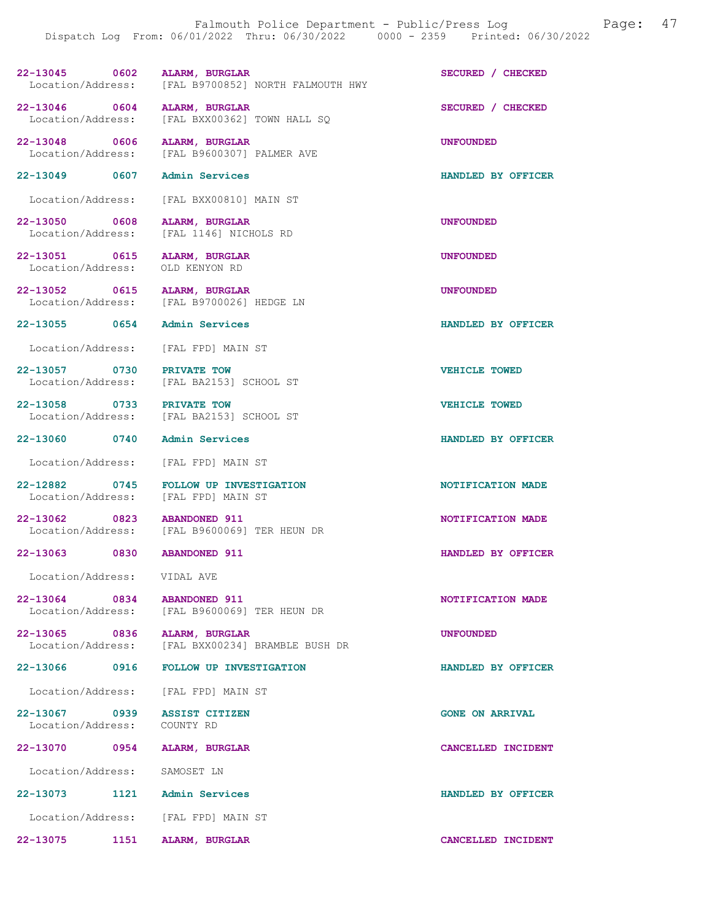| Incident # | Time | Call Type | Location/Address | Disposition |
|---|---|---|---|---|
| 22-13045 | 0602 | ALARM, BURGLAR | [FAL B9700852] NORTH FALMOUTH HWY | SECURED / CHECKED |
| 22-13046 | 0604 | ALARM, BURGLAR | [FAL BXX00362] TOWN HALL SQ | SECURED / CHECKED |
| 22-13048 | 0606 | ALARM, BURGLAR | [FAL B9600307] PALMER AVE | UNFOUNDED |
| 22-13049 | 0607 | Admin Services | [FAL BXX00810] MAIN ST | HANDLED BY OFFICER |
| 22-13050 | 0608 | ALARM, BURGLAR | [FAL 1146] NICHOLS RD | UNFOUNDED |
| 22-13051 | 0615 | ALARM, BURGLAR | OLD KENYON RD | UNFOUNDED |
| 22-13052 | 0615 | ALARM, BURGLAR | [FAL B9700026] HEDGE LN | UNFOUNDED |
| 22-13055 | 0654 | Admin Services | [FAL FPD] MAIN ST | HANDLED BY OFFICER |
| 22-13057 | 0730 | PRIVATE TOW | [FAL BA2153] SCHOOL ST | VEHICLE TOWED |
| 22-13058 | 0733 | PRIVATE TOW | [FAL BA2153] SCHOOL ST | VEHICLE TOWED |
| 22-13060 | 0740 | Admin Services | [FAL FPD] MAIN ST | HANDLED BY OFFICER |
| 22-12882 | 0745 | FOLLOW UP INVESTIGATION | [FAL FPD] MAIN ST | NOTIFICATION MADE |
| 22-13062 | 0823 | ABANDONED 911 | [FAL B9600069] TER HEUN DR | NOTIFICATION MADE |
| 22-13063 | 0830 | ABANDONED 911 | VIDAL AVE | HANDLED BY OFFICER |
| 22-13064 | 0834 | ABANDONED 911 | [FAL B9600069] TER HEUN DR | NOTIFICATION MADE |
| 22-13065 | 0836 | ALARM, BURGLAR | [FAL BXX00234] BRAMBLE BUSH DR | UNFOUNDED |
| 22-13066 | 0916 | FOLLOW UP INVESTIGATION | [FAL FPD] MAIN ST | HANDLED BY OFFICER |
| 22-13067 | 0939 | ASSIST CITIZEN | COUNTY RD | GONE ON ARRIVAL |
| 22-13070 | 0954 | ALARM, BURGLAR | SAMOSET LN | CANCELLED INCIDENT |
| 22-13073 | 1121 | Admin Services | [FAL FPD] MAIN ST | HANDLED BY OFFICER |
| 22-13075 | 1151 | ALARM, BURGLAR | | CANCELLED INCIDENT |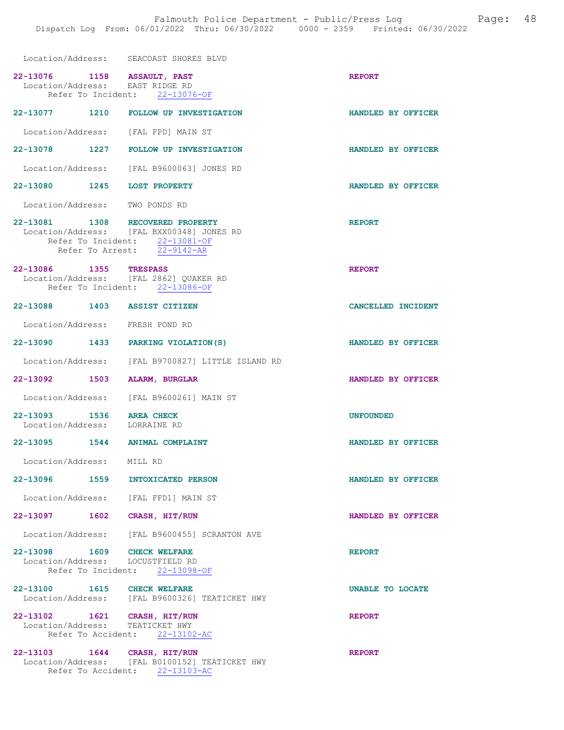Location/Address: SEACOAST SHORES BLVD

**22-13076 1158 ASSAULT, PAST** REPORT
Location/Address: EAST RIDGE RD
Refer To Incident: 22-13076-OF

**22-13077 1210 FOLLOW UP INVESTIGATION** HANDLED BY OFFICER
Location/Address: [FAL FPD] MAIN ST

**22-13078 1227 FOLLOW UP INVESTIGATION** HANDLED BY OFFICER
Location/Address: [FAL B9600063] JONES RD

**22-13080 1245 LOST PROPERTY** HANDLED BY OFFICER
Location/Address: TWO PONDS RD

**22-13081 1308 RECOVERED PROPERTY** REPORT
Location/Address: [FAL BXX00348] JONES RD
Refer To Incident: 22-13081-OF
Refer To Arrest: 22-9142-AR

**22-13086 1355 TRESPASS** REPORT
Location/Address: [FAL 2862] QUAKER RD
Refer To Incident: 22-13086-OF

**22-13088 1403 ASSIST CITIZEN** CANCELLED INCIDENT
Location/Address: FRESH POND RD

**22-13090 1433 PARKING VIOLATION(S)** HANDLED BY OFFICER
Location/Address: [FAL B9700827] LITTLE ISLAND RD

**22-13092 1503 ALARM, BURGLAR** HANDLED BY OFFICER
Location/Address: [FAL B9600261] MAIN ST

**22-13093 1536 AREA CHECK** UNFOUNDED
Location/Address: LORRAINE RD

**22-13095 1544 ANIMAL COMPLAINT** HANDLED BY OFFICER
Location/Address: MILL RD

**22-13096 1559 INTOXICATED PERSON** HANDLED BY OFFICER
Location/Address: [FAL FFD1] MAIN ST

**22-13097 1602 CRASH, HIT/RUN** HANDLED BY OFFICER
Location/Address: [FAL B9600455] SCRANTON AVE

**22-13098 1609 CHECK WELFARE** REPORT
Location/Address: LOCUSTFIELD RD
Refer To Incident: 22-13098-OF

**22-13100 1615 CHECK WELFARE** UNABLE TO LOCATE
Location/Address: [FAL B9600326] TEATICKET HWY

**22-13102 1621 CRASH, HIT/RUN** REPORT
Location/Address: TEATICKET HWY
Refer To Accident: 22-13102-AC

**22-13103 1644 CRASH, HIT/RUN** REPORT
Location/Address: [FAL B0100152] TEATICKET HWY
Refer To Accident: 22-13103-AC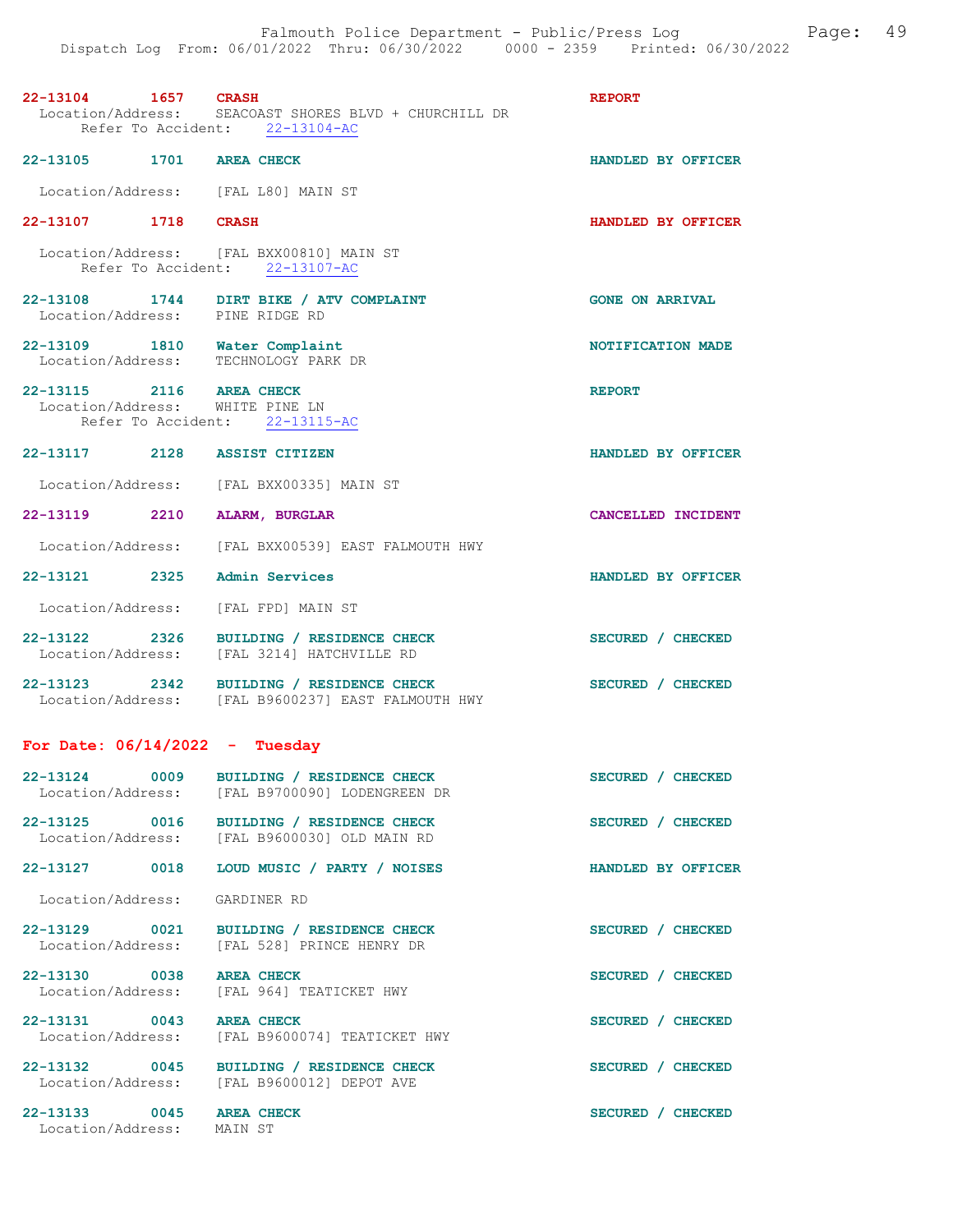22-13104 1657 **CRASH** **REPORT**
Location/Address: SEACOAST SHORES BLVD + CHURCHILL DR
Refer To Accident: 22-13104-AC

22-13105 1701 **AREA CHECK** **HANDLED BY OFFICER**
Location/Address: [FAL L80] MAIN ST

22-13107 1718 **CRASH** **HANDLED BY OFFICER**
Location/Address: [FAL BXX00810] MAIN ST
Refer To Accident: 22-13107-AC

22-13108 1744 **DIRT BIKE / ATV COMPLAINT** **GONE ON ARRIVAL**
Location/Address: PINE RIDGE RD

22-13109 1810 **Water Complaint** **NOTIFICATION MADE**
Location/Address: TECHNOLOGY PARK DR

22-13115 2116 **AREA CHECK** **REPORT**
Location/Address: WHITE PINE LN
Refer To Accident: 22-13115-AC

22-13117 2128 **ASSIST CITIZEN** **HANDLED BY OFFICER**
Location/Address: [FAL BXX00335] MAIN ST

22-13119 2210 **ALARM, BURGLAR** **CANCELLED INCIDENT**
Location/Address: [FAL BXX00539] EAST FALMOUTH HWY

22-13121 2325 **Admin Services** **HANDLED BY OFFICER**
Location/Address: [FAL FPD] MAIN ST

22-13122 2326 **BUILDING / RESIDENCE CHECK** **SECURED / CHECKED**
Location/Address: [FAL 3214] HATCHVILLE RD

22-13123 2342 **BUILDING / RESIDENCE CHECK** **SECURED / CHECKED**
Location/Address: [FAL B9600237] EAST FALMOUTH HWY

## For Date: 06/14/2022 - Tuesday

22-13124 0009 **BUILDING / RESIDENCE CHECK** **SECURED / CHECKED**
Location/Address: [FAL B9700090] LODENGREEN DR

22-13125 0016 **BUILDING / RESIDENCE CHECK** **SECURED / CHECKED**
Location/Address: [FAL B9600030] OLD MAIN RD

22-13127 0018 **LOUD MUSIC / PARTY / NOISES** **HANDLED BY OFFICER**
Location/Address: GARDINER RD

22-13129 0021 **BUILDING / RESIDENCE CHECK** **SECURED / CHECKED**
Location/Address: [FAL 528] PRINCE HENRY DR

22-13130 0038 **AREA CHECK** **SECURED / CHECKED**
Location/Address: [FAL 964] TEATICKET HWY

22-13131 0043 **AREA CHECK** **SECURED / CHECKED**
Location/Address: [FAL B9600074] TEATICKET HWY

22-13132 0045 **BUILDING / RESIDENCE CHECK** **SECURED / CHECKED**
Location/Address: [FAL B9600012] DEPOT AVE

22-13133 0045 **AREA CHECK** **SECURED / CHECKED**
Location/Address: MAIN ST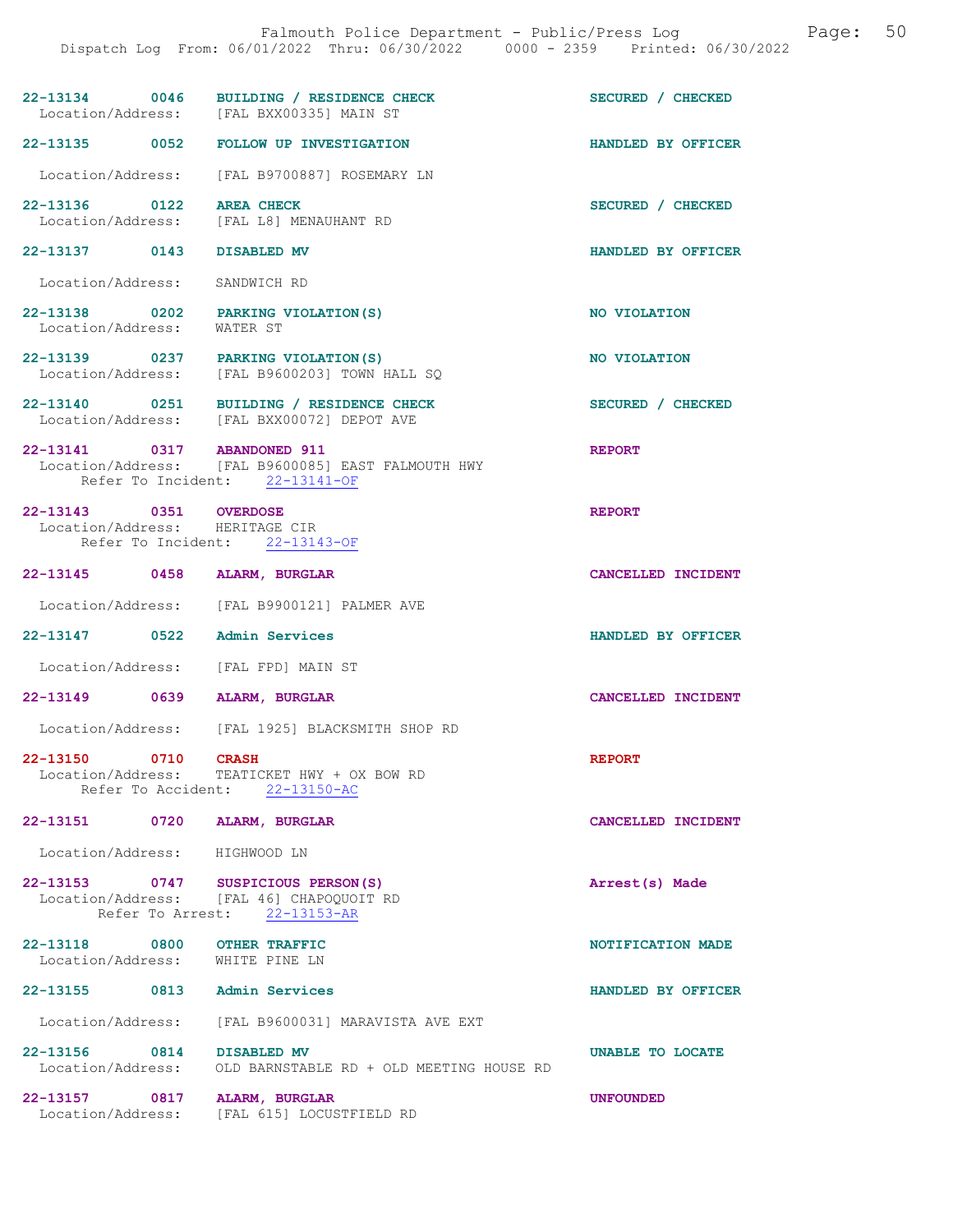22-13134 0046 BUILDING / RESIDENCE CHECK SECURED / CHECKED
Location/Address: [FAL BXX00335] MAIN ST

22-13135 0052 FOLLOW UP INVESTIGATION HANDLED BY OFFICER
Location/Address: [FAL B9700887] ROSEMARY LN

22-13136 0122 AREA CHECK SECURED / CHECKED
Location/Address: [FAL L8] MENAUHANT RD

22-13137 0143 DISABLED MV HANDLED BY OFFICER
Location/Address: SANDWICH RD

22-13138 0202 PARKING VIOLATION(S) NO VIOLATION
Location/Address: WATER ST

22-13139 0237 PARKING VIOLATION(S) NO VIOLATION
Location/Address: [FAL B9600203] TOWN HALL SQ

22-13140 0251 BUILDING / RESIDENCE CHECK SECURED / CHECKED
Location/Address: [FAL BXX00072] DEPOT AVE

22-13141 0317 ABANDONED 911 REPORT
Location/Address: [FAL B9600085] EAST FALMOUTH HWY
Refer To Incident: 22-13141-OF

22-13143 0351 OVERDOSE REPORT
Location/Address: HERITAGE CIR
Refer To Incident: 22-13143-OF

22-13145 0458 ALARM, BURGLAR CANCELLED INCIDENT
Location/Address: [FAL B9900121] PALMER AVE

22-13147 0522 Admin Services HANDLED BY OFFICER
Location/Address: [FAL FPD] MAIN ST

22-13149 0639 ALARM, BURGLAR CANCELLED INCIDENT
Location/Address: [FAL 1925] BLACKSMITH SHOP RD

22-13150 0710 CRASH REPORT
Location/Address: TEATICKET HWY + OX BOW RD
Refer To Accident: 22-13150-AC

22-13151 0720 ALARM, BURGLAR CANCELLED INCIDENT
Location/Address: HIGHWOOD LN

22-13153 0747 SUSPICIOUS PERSON(S) Arrest(s) Made
Location/Address: [FAL 46] CHAPOQUOIT RD
Refer To Arrest: 22-13153-AR

22-13118 0800 OTHER TRAFFIC NOTIFICATION MADE
Location/Address: WHITE PINE LN

22-13155 0813 Admin Services HANDLED BY OFFICER
Location/Address: [FAL B9600031] MARAVISTA AVE EXT

22-13156 0814 DISABLED MV UNABLE TO LOCATE
Location/Address: OLD BARNSTABLE RD + OLD MEETING HOUSE RD

22-13157 0817 ALARM, BURGLAR UNFOUNDED
Location/Address: [FAL 615] LOCUSTFIELD RD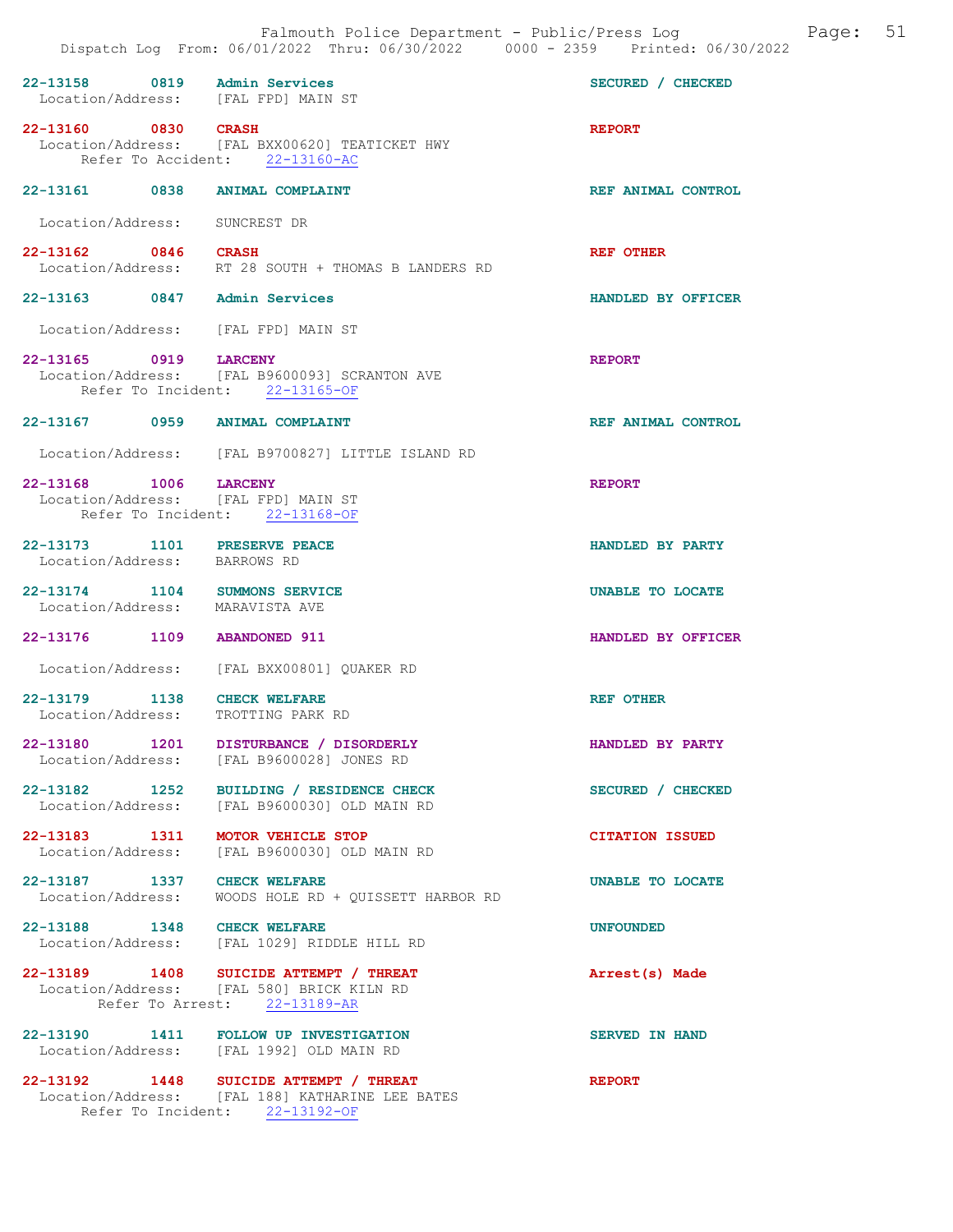22-13158 0819 Admin Services SECURED / CHECKED
Location/Address: [FAL FPD] MAIN ST

22-13160 0830 CRASH REPORT
Location/Address: [FAL BXX00620] TEATICKET HWY
Refer To Accident: 22-13160-AC

22-13161 0838 ANIMAL COMPLAINT REF ANIMAL CONTROL
Location/Address: SUNCREST DR

22-13162 0846 CRASH REF OTHER
Location/Address: RT 28 SOUTH + THOMAS B LANDERS RD

22-13163 0847 Admin Services HANDLED BY OFFICER
Location/Address: [FAL FPD] MAIN ST

22-13165 0919 LARCENY REPORT
Location/Address: [FAL B9600093] SCRANTON AVE
Refer To Incident: 22-13165-OF

22-13167 0959 ANIMAL COMPLAINT REF ANIMAL CONTROL
Location/Address: [FAL B9700827] LITTLE ISLAND RD

22-13168 1006 LARCENY REPORT
Location/Address: [FAL FPD] MAIN ST
Refer To Incident: 22-13168-OF

22-13173 1101 PRESERVE PEACE HANDLED BY PARTY
Location/Address: BARROWS RD

22-13174 1104 SUMMONS SERVICE UNABLE TO LOCATE
Location/Address: MARAVISTA AVE

22-13176 1109 ABANDONED 911 HANDLED BY OFFICER
Location/Address: [FAL BXX00801] QUAKER RD

22-13179 1138 CHECK WELFARE REF OTHER
Location/Address: TROTTING PARK RD

22-13180 1201 DISTURBANCE / DISORDERLY HANDLED BY PARTY
Location/Address: [FAL B9600028] JONES RD

22-13182 1252 BUILDING / RESIDENCE CHECK SECURED / CHECKED
Location/Address: [FAL B9600030] OLD MAIN RD

22-13183 1311 MOTOR VEHICLE STOP CITATION ISSUED
Location/Address: [FAL B9600030] OLD MAIN RD

22-13187 1337 CHECK WELFARE UNABLE TO LOCATE
Location/Address: WOODS HOLE RD + QUISSETT HARBOR RD

22-13188 1348 CHECK WELFARE UNFOUNDED
Location/Address: [FAL 1029] RIDDLE HILL RD

22-13189 1408 SUICIDE ATTEMPT / THREAT Arrest(s) Made
Location/Address: [FAL 580] BRICK KILN RD
Refer To Arrest: 22-13189-AR

22-13190 1411 FOLLOW UP INVESTIGATION SERVED IN HAND
Location/Address: [FAL 1992] OLD MAIN RD

22-13192 1448 SUICIDE ATTEMPT / THREAT REPORT
Location/Address: [FAL 188] KATHARINE LEE BATES
Refer To Incident: 22-13192-OF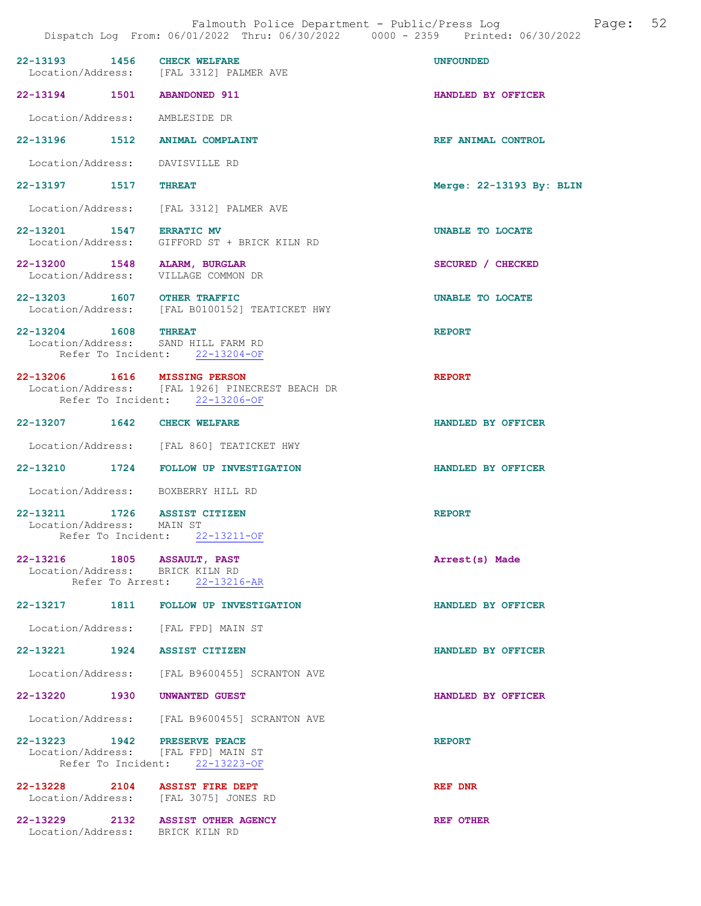Falmouth Police Department - Public/Press Log

Dispatch Log From: 06/01/2022 Thru: 06/30/2022 0000 - 2359 Printed: 06/30/2022

**22-13193 1456 CHECK WELFARE** — UNFOUNDED
Location/Address: [FAL 3312] PALMER AVE

**22-13194 1501 ABANDONED 911** — HANDLED BY OFFICER
Location/Address: AMBLESIDE DR

**22-13196 1512 ANIMAL COMPLAINT** — REF ANIMAL CONTROL
Location/Address: DAVISVILLE RD

**22-13197 1517 THREAT** — Merge: 22-13193 By: BLIN
Location/Address: [FAL 3312] PALMER AVE

**22-13201 1547 ERRATIC MV** — UNABLE TO LOCATE
Location/Address: GIFFORD ST + BRICK KILN RD

**22-13200 1548 ALARM, BURGLAR** — SECURED / CHECKED
Location/Address: VILLAGE COMMON DR

**22-13203 1607 OTHER TRAFFIC** — UNABLE TO LOCATE
Location/Address: [FAL B0100152] TEATICKET HWY

**22-13204 1608 THREAT** — REPORT
Location/Address: SAND HILL FARM RD
Refer To Incident: 22-13204-OF

**22-13206 1616 MISSING PERSON** — REPORT
Location/Address: [FAL 1926] PINECREST BEACH DR
Refer To Incident: 22-13206-OF

**22-13207 1642 CHECK WELFARE** — HANDLED BY OFFICER
Location/Address: [FAL 860] TEATICKET HWY

**22-13210 1724 FOLLOW UP INVESTIGATION** — HANDLED BY OFFICER
Location/Address: BOXBERRY HILL RD

**22-13211 1726 ASSIST CITIZEN** — REPORT
Location/Address: MAIN ST
Refer To Incident: 22-13211-OF

**22-13216 1805 ASSAULT, PAST** — Arrest(s) Made
Location/Address: BRICK KILN RD
Refer To Arrest: 22-13216-AR

**22-13217 1811 FOLLOW UP INVESTIGATION** — HANDLED BY OFFICER
Location/Address: [FAL FPD] MAIN ST

**22-13221 1924 ASSIST CITIZEN** — HANDLED BY OFFICER
Location/Address: [FAL B9600455] SCRANTON AVE

**22-13220 1930 UNWANTED GUEST** — HANDLED BY OFFICER
Location/Address: [FAL B9600455] SCRANTON AVE

**22-13223 1942 PRESERVE PEACE** — REPORT
Location/Address: [FAL FPD] MAIN ST
Refer To Incident: 22-13223-OF

**22-13228 2104 ASSIST FIRE DEPT** — REF DNR
Location/Address: [FAL 3075] JONES RD

**22-13229 2132 ASSIST OTHER AGENCY** — REF OTHER
Location/Address: BRICK KILN RD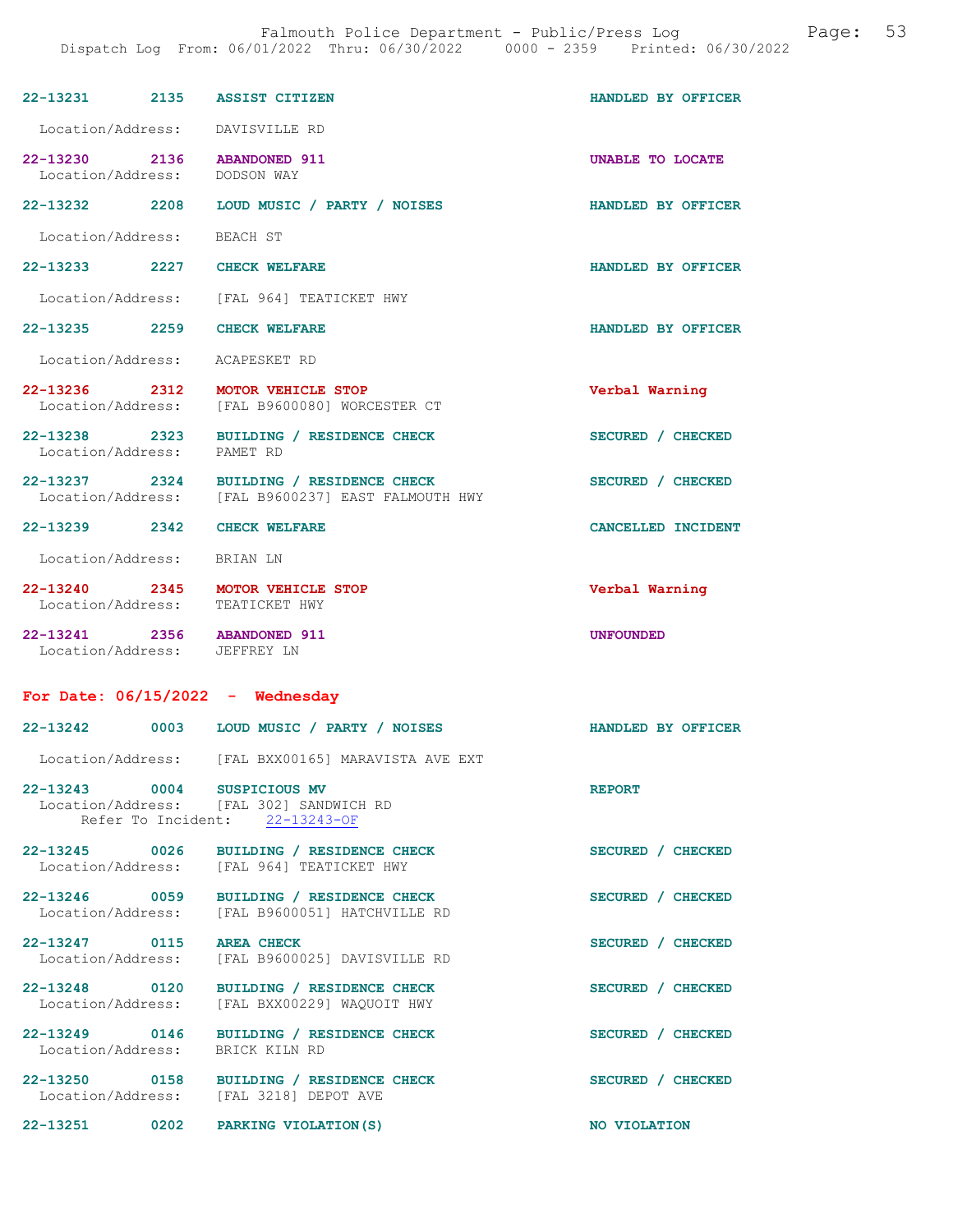22-13231 2135 ASSIST CITIZEN HANDLED BY OFFICER

Location/Address: DAVISVILLE RD

22-13230 2136 ABANDONED 911 UNABLE TO LOCATE
Location/Address: DODSON WAY

22-13232 2208 LOUD MUSIC / PARTY / NOISES HANDLED BY OFFICER

Location/Address: BEACH ST

22-13233 2227 CHECK WELFARE HANDLED BY OFFICER

Location/Address: [FAL 964] TEATICKET HWY

22-13235 2259 CHECK WELFARE HANDLED BY OFFICER

Location/Address: ACAPESKET RD

22-13236 2312 MOTOR VEHICLE STOP Verbal Warning
Location/Address: [FAL B9600080] WORCESTER CT

22-13238 2323 BUILDING / RESIDENCE CHECK SECURED / CHECKED
Location/Address: PAMET RD

22-13237 2324 BUILDING / RESIDENCE CHECK SECURED / CHECKED
Location/Address: [FAL B9600237] EAST FALMOUTH HWY

22-13239 2342 CHECK WELFARE CANCELLED INCIDENT

Location/Address: BRIAN LN

22-13240 2345 MOTOR VEHICLE STOP Verbal Warning
Location/Address: TEATICKET HWY

22-13241 2356 ABANDONED 911 UNFOUNDED
Location/Address: JEFFREY LN

## For Date: 06/15/2022 - Wednesday

22-13242 0003 LOUD MUSIC / PARTY / NOISES HANDLED BY OFFICER

Location/Address: [FAL BXX00165] MARAVISTA AVE EXT

22-13243 0004 SUSPICIOUS MV REPORT
Location/Address: [FAL 302] SANDWICH RD
Refer To Incident: 22-13243-OF

22-13245 0026 BUILDING / RESIDENCE CHECK SECURED / CHECKED
Location/Address: [FAL 964] TEATICKET HWY

22-13246 0059 BUILDING / RESIDENCE CHECK SECURED / CHECKED
Location/Address: [FAL B9600051] HATCHVILLE RD

22-13247 0115 AREA CHECK SECURED / CHECKED
Location/Address: [FAL B9600025] DAVISVILLE RD

22-13248 0120 BUILDING / RESIDENCE CHECK SECURED / CHECKED
Location/Address: [FAL BXX00229] WAQUOIT HWY

22-13249 0146 BUILDING / RESIDENCE CHECK SECURED / CHECKED
Location/Address: BRICK KILN RD

22-13250 0158 BUILDING / RESIDENCE CHECK SECURED / CHECKED
Location/Address: [FAL 3218] DEPOT AVE

22-13251 0202 PARKING VIOLATION(S) NO VIOLATION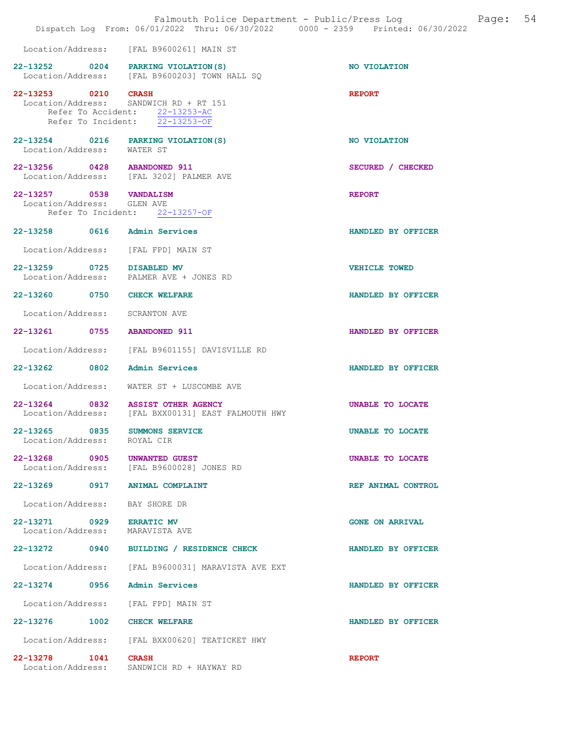Location/Address: [FAL B9600261] MAIN ST

22-13252 0204 PARKING VIOLATION(S) NO VIOLATION
Location/Address: [FAL B9600203] TOWN HALL SQ

22-13253 0210 CRASH REPORT
Location/Address: SANDWICH RD + RT 151
Refer To Accident: 22-13253-AC
Refer To Incident: 22-13253-OF

22-13254 0216 PARKING VIOLATION(S) NO VIOLATION
Location/Address: WATER ST

22-13256 0428 ABANDONED 911 SECURED / CHECKED
Location/Address: [FAL 3202] PALMER AVE

22-13257 0538 VANDALISM REPORT
Location/Address: GLEN AVE
Refer To Incident: 22-13257-OF

22-13258 0616 Admin Services HANDLED BY OFFICER
Location/Address: [FAL FPD] MAIN ST

22-13259 0725 DISABLED MV VEHICLE TOWED
Location/Address: PALMER AVE + JONES RD

22-13260 0750 CHECK WELFARE HANDLED BY OFFICER
Location/Address: SCRANTON AVE

22-13261 0755 ABANDONED 911 HANDLED BY OFFICER
Location/Address: [FAL B9601155] DAVISVILLE RD

22-13262 0802 Admin Services HANDLED BY OFFICER
Location/Address: WATER ST + LUSCOMBE AVE

22-13264 0832 ASSIST OTHER AGENCY UNABLE TO LOCATE
Location/Address: [FAL BXX00131] EAST FALMOUTH HWY

22-13265 0835 SUMMONS SERVICE UNABLE TO LOCATE
Location/Address: ROYAL CIR

22-13268 0905 UNWANTED GUEST UNABLE TO LOCATE
Location/Address: [FAL B9600028] JONES RD

22-13269 0917 ANIMAL COMPLAINT REF ANIMAL CONTROL
Location/Address: BAY SHORE DR

22-13271 0929 ERRATIC MV GONE ON ARRIVAL
Location/Address: MARAVISTA AVE

22-13272 0940 BUILDING / RESIDENCE CHECK HANDLED BY OFFICER
Location/Address: [FAL B9600031] MARAVISTA AVE EXT

22-13274 0956 Admin Services HANDLED BY OFFICER
Location/Address: [FAL FPD] MAIN ST

22-13276 1002 CHECK WELFARE HANDLED BY OFFICER
Location/Address: [FAL BXX00620] TEATICKET HWY

22-13278 1041 CRASH REPORT
Location/Address: SANDWICH RD + HAYWAY RD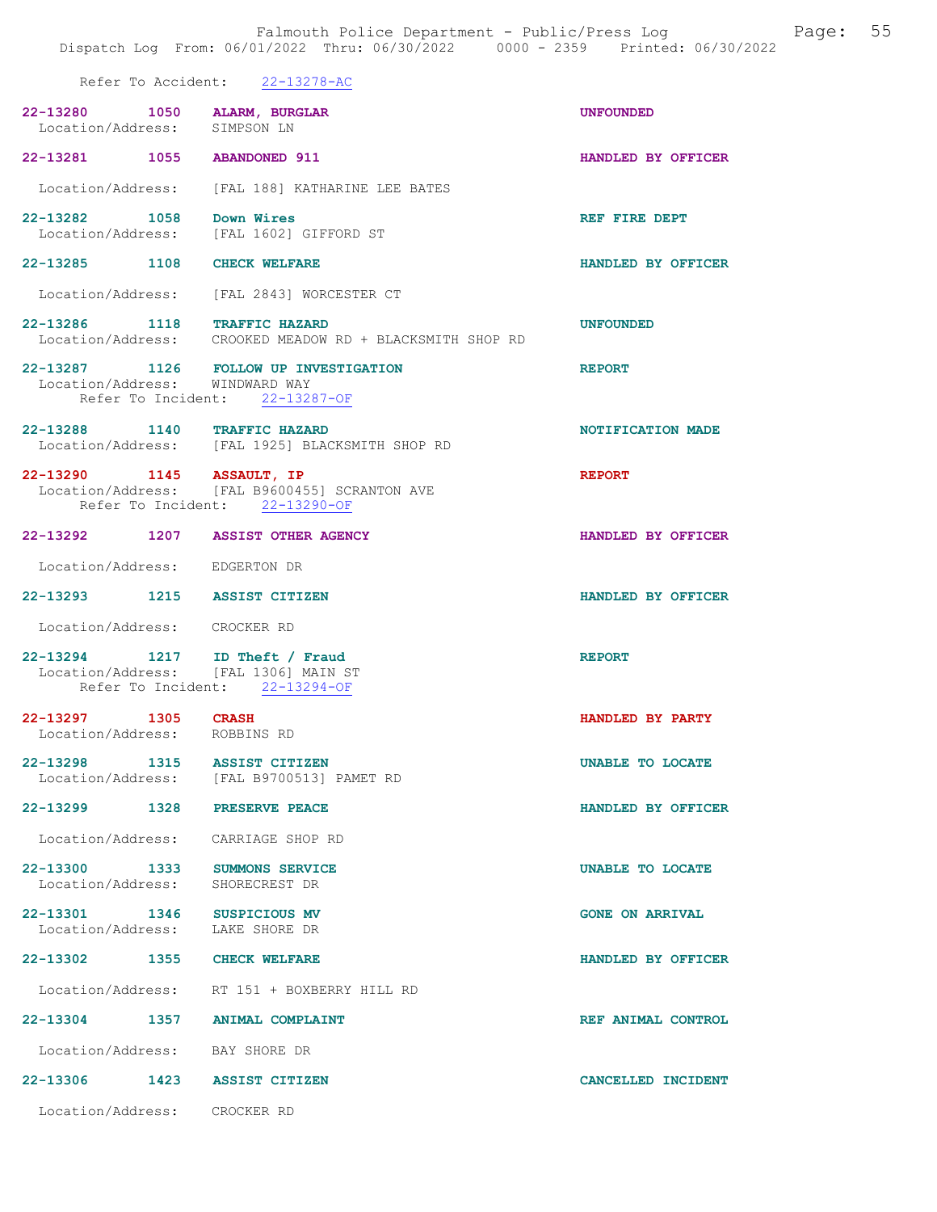Refer To Accident: 22-13278-AC

**22-13280 1050 ALARM, BURGLAR** — UNFOUNDED
Location/Address: SIMPSON LN

**22-13281 1055 ABANDONED 911** — HANDLED BY OFFICER
Location/Address: [FAL 188] KATHARINE LEE BATES

**22-13282 1058 Down Wires** — REF FIRE DEPT
Location/Address: [FAL 1602] GIFFORD ST

**22-13285 1108 CHECK WELFARE** — HANDLED BY OFFICER
Location/Address: [FAL 2843] WORCESTER CT

**22-13286 1118 TRAFFIC HAZARD** — UNFOUNDED
Location/Address: CROOKED MEADOW RD + BLACKSMITH SHOP RD

**22-13287 1126 FOLLOW UP INVESTIGATION** — REPORT
Location/Address: WINDWARD WAY
Refer To Incident: 22-13287-OF

**22-13288 1140 TRAFFIC HAZARD** — NOTIFICATION MADE
Location/Address: [FAL 1925] BLACKSMITH SHOP RD

**22-13290 1145 ASSAULT, IP** — REPORT
Location/Address: [FAL B9600455] SCRANTON AVE
Refer To Incident: 22-13290-OF

**22-13292 1207 ASSIST OTHER AGENCY** — HANDLED BY OFFICER
Location/Address: EDGERTON DR

**22-13293 1215 ASSIST CITIZEN** — HANDLED BY OFFICER
Location/Address: CROCKER RD

**22-13294 1217 ID Theft / Fraud** — REPORT
Location/Address: [FAL 1306] MAIN ST
Refer To Incident: 22-13294-OF

**22-13297 1305 CRASH** — HANDLED BY PARTY
Location/Address: ROBBINS RD

**22-13298 1315 ASSIST CITIZEN** — UNABLE TO LOCATE
Location/Address: [FAL B9700513] PAMET RD

**22-13299 1328 PRESERVE PEACE** — HANDLED BY OFFICER
Location/Address: CARRIAGE SHOP RD

**22-13300 1333 SUMMONS SERVICE** — UNABLE TO LOCATE
Location/Address: SHORECREST DR

**22-13301 1346 SUSPICIOUS MV** — GONE ON ARRIVAL
Location/Address: LAKE SHORE DR

**22-13302 1355 CHECK WELFARE** — HANDLED BY OFFICER
Location/Address: RT 151 + BOXBERRY HILL RD

**22-13304 1357 ANIMAL COMPLAINT** — REF ANIMAL CONTROL
Location/Address: BAY SHORE DR

**22-13306 1423 ASSIST CITIZEN** — CANCELLED INCIDENT
Location/Address: CROCKER RD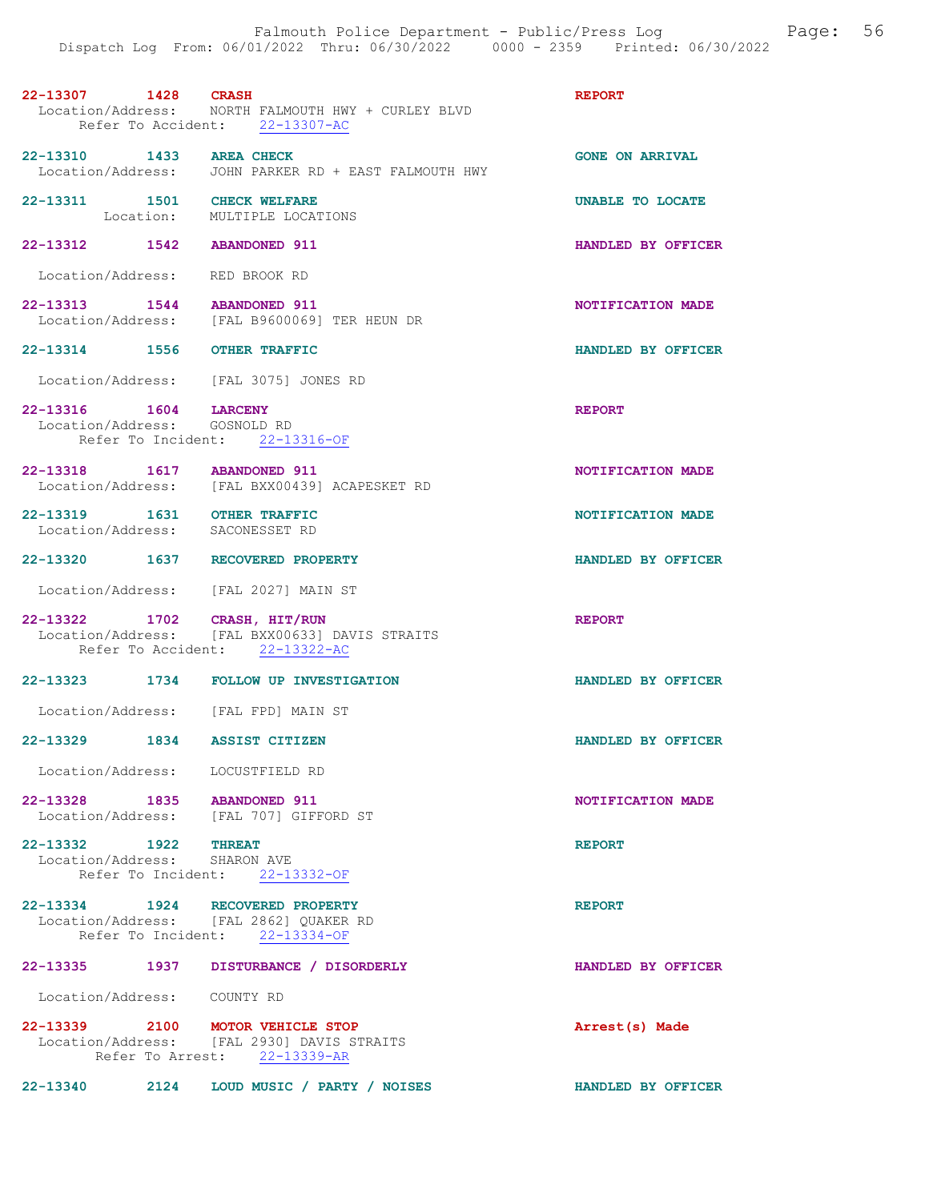**22-13307** 1428 **CRASH** **REPORT**
Location/Address: NORTH FALMOUTH HWY + CURLEY BLVD
Refer To Accident: 22-13307-AC

**22-13310** 1433 **AREA CHECK** **GONE ON ARRIVAL**
Location/Address: JOHN PARKER RD + EAST FALMOUTH HWY

**22-13311** 1501 **CHECK WELFARE** **UNABLE TO LOCATE**
Location: MULTIPLE LOCATIONS

**22-13312** 1542 **ABANDONED 911** **HANDLED BY OFFICER**
Location/Address: RED BROOK RD

**22-13313** 1544 **ABANDONED 911** **NOTIFICATION MADE**
Location/Address: [FAL B9600069] TER HEUN DR

**22-13314** 1556 **OTHER TRAFFIC** **HANDLED BY OFFICER**
Location/Address: [FAL 3075] JONES RD

**22-13316** 1604 **LARCENY** **REPORT**
Location/Address: GOSNOLD RD
Refer To Incident: 22-13316-OF

**22-13318** 1617 **ABANDONED 911** **NOTIFICATION MADE**
Location/Address: [FAL BXX00439] ACAPESKET RD

**22-13319** 1631 **OTHER TRAFFIC** **NOTIFICATION MADE**
Location/Address: SACONESSET RD

**22-13320** 1637 **RECOVERED PROPERTY** **HANDLED BY OFFICER**
Location/Address: [FAL 2027] MAIN ST

**22-13322** 1702 **CRASH, HIT/RUN** **REPORT**
Location/Address: [FAL BXX00633] DAVIS STRAITS
Refer To Accident: 22-13322-AC

**22-13323** 1734 **FOLLOW UP INVESTIGATION** **HANDLED BY OFFICER**
Location/Address: [FAL FPD] MAIN ST

**22-13329** 1834 **ASSIST CITIZEN** **HANDLED BY OFFICER**
Location/Address: LOCUSTFIELD RD

**22-13328** 1835 **ABANDONED 911** **NOTIFICATION MADE**
Location/Address: [FAL 707] GIFFORD ST

**22-13332** 1922 **THREAT** **REPORT**
Location/Address: SHARON AVE
Refer To Incident: 22-13332-OF

**22-13334** 1924 **RECOVERED PROPERTY** **REPORT**
Location/Address: [FAL 2862] QUAKER RD
Refer To Incident: 22-13334-OF

**22-13335** 1937 **DISTURBANCE / DISORDERLY** **HANDLED BY OFFICER**
Location/Address: COUNTY RD

**22-13339** 2100 **MOTOR VEHICLE STOP** **Arrest(s) Made**
Location/Address: [FAL 2930] DAVIS STRAITS
Refer To Arrest: 22-13339-AR

**22-13340** 2124 **LOUD MUSIC / PARTY / NOISES** **HANDLED BY OFFICER**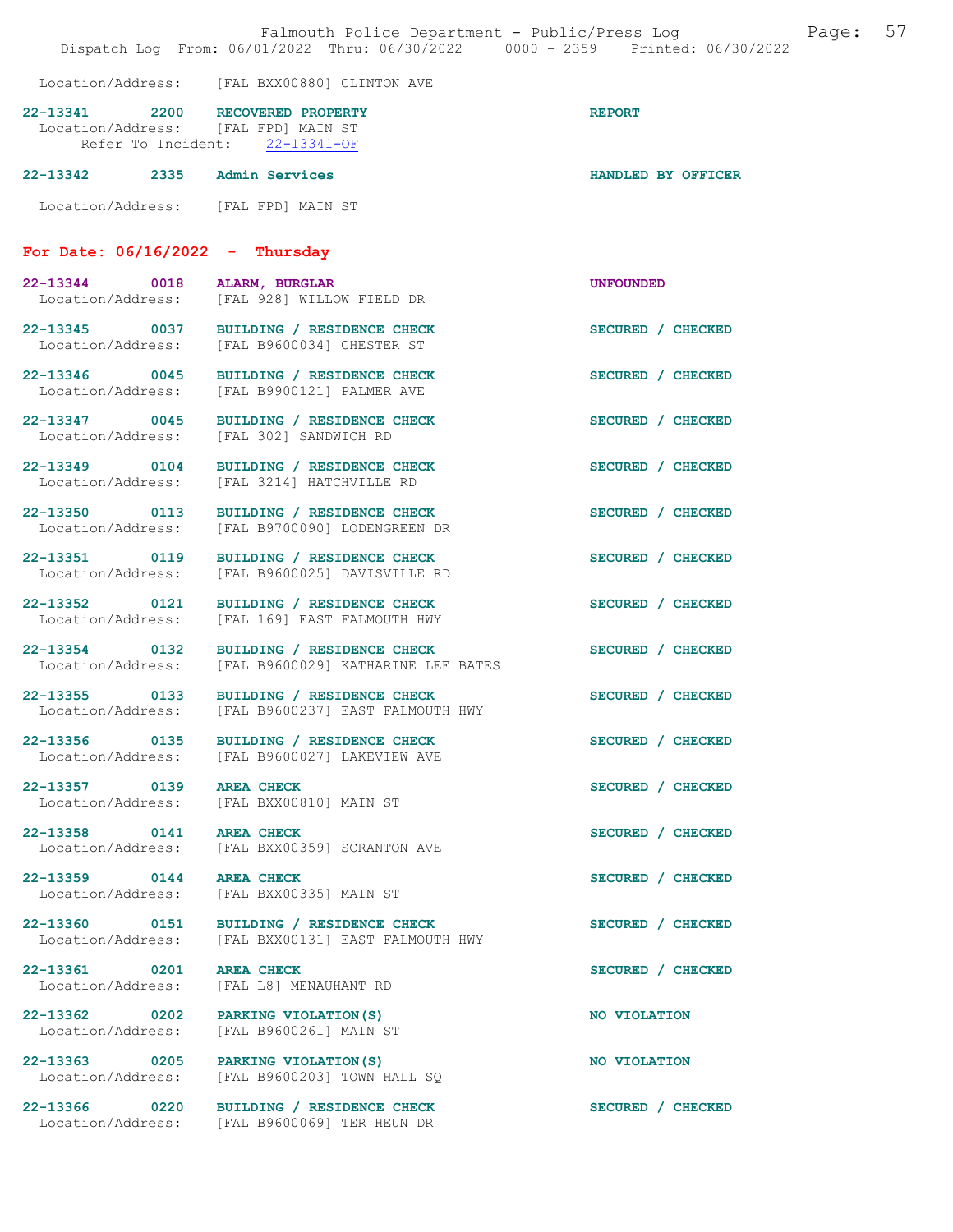Location/Address: [FAL BXX00880] CLINTON AVE

22-13341 2200 RECOVERED PROPERTY REPORT
Location/Address: [FAL FPD] MAIN ST
Refer To Incident: 22-13341-OF

22-13342 2335 Admin Services HANDLED BY OFFICER
Location/Address: [FAL FPD] MAIN ST

## For Date: 06/16/2022 - Thursday

22-13344 0018 ALARM, BURGLAR UNFOUNDED
Location/Address: [FAL 928] WILLOW FIELD DR

22-13345 0037 BUILDING / RESIDENCE CHECK SECURED / CHECKED
Location/Address: [FAL B9600034] CHESTER ST

22-13346 0045 BUILDING / RESIDENCE CHECK SECURED / CHECKED
Location/Address: [FAL B9900121] PALMER AVE

22-13347 0045 BUILDING / RESIDENCE CHECK SECURED / CHECKED
Location/Address: [FAL 302] SANDWICH RD

22-13349 0104 BUILDING / RESIDENCE CHECK SECURED / CHECKED
Location/Address: [FAL 3214] HATCHVILLE RD

22-13350 0113 BUILDING / RESIDENCE CHECK SECURED / CHECKED
Location/Address: [FAL B9700090] LODENGREEN DR

22-13351 0119 BUILDING / RESIDENCE CHECK SECURED / CHECKED
Location/Address: [FAL B9600025] DAVISVILLE RD

22-13352 0121 BUILDING / RESIDENCE CHECK SECURED / CHECKED
Location/Address: [FAL 169] EAST FALMOUTH HWY

22-13354 0132 BUILDING / RESIDENCE CHECK SECURED / CHECKED
Location/Address: [FAL B9600029] KATHARINE LEE BATES

22-13355 0133 BUILDING / RESIDENCE CHECK SECURED / CHECKED
Location/Address: [FAL B9600237] EAST FALMOUTH HWY

22-13356 0135 BUILDING / RESIDENCE CHECK SECURED / CHECKED
Location/Address: [FAL B9600027] LAKEVIEW AVE

22-13357 0139 AREA CHECK SECURED / CHECKED
Location/Address: [FAL BXX00810] MAIN ST

22-13358 0141 AREA CHECK SECURED / CHECKED
Location/Address: [FAL BXX00359] SCRANTON AVE

22-13359 0144 AREA CHECK SECURED / CHECKED
Location/Address: [FAL BXX00335] MAIN ST

22-13360 0151 BUILDING / RESIDENCE CHECK SECURED / CHECKED
Location/Address: [FAL BXX00131] EAST FALMOUTH HWY

22-13361 0201 AREA CHECK SECURED / CHECKED
Location/Address: [FAL L8] MENAUHANT RD

22-13362 0202 PARKING VIOLATION(S) NO VIOLATION
Location/Address: [FAL B9600261] MAIN ST

22-13363 0205 PARKING VIOLATION(S) NO VIOLATION
Location/Address: [FAL B9600203] TOWN HALL SQ

22-13366 0220 BUILDING / RESIDENCE CHECK SECURED / CHECKED
Location/Address: [FAL B9600069] TER HEUN DR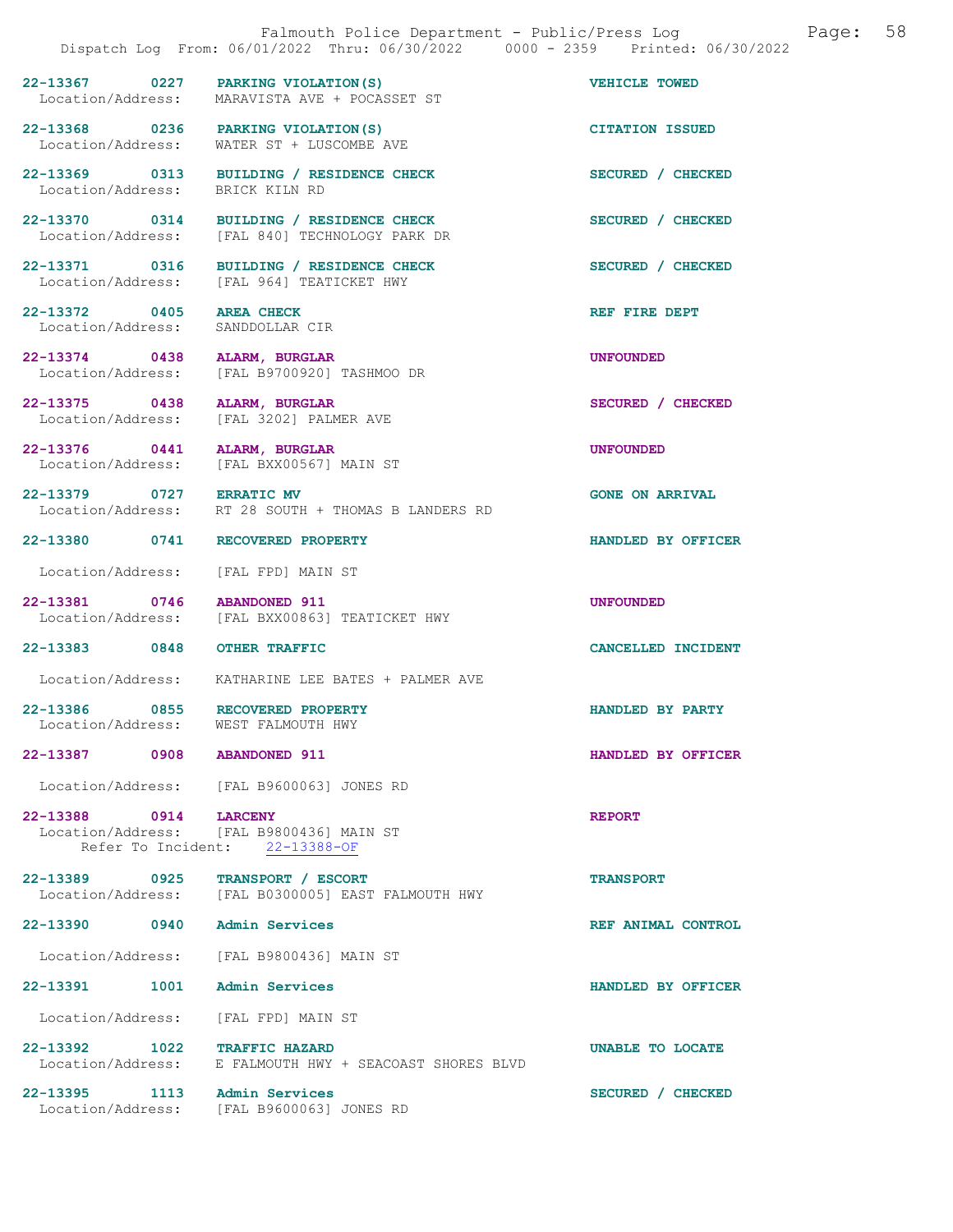22-13367 0227 PARKING VIOLATION(S) VEHICLE TOWED
Location/Address: MARAVISTA AVE + POCASSET ST

22-13368 0236 PARKING VIOLATION(S) CITATION ISSUED
Location/Address: WATER ST + LUSCOMBE AVE

22-13369 0313 BUILDING / RESIDENCE CHECK SECURED / CHECKED
Location/Address: BRICK KILN RD

22-13370 0314 BUILDING / RESIDENCE CHECK SECURED / CHECKED
Location/Address: [FAL 840] TECHNOLOGY PARK DR

22-13371 0316 BUILDING / RESIDENCE CHECK SECURED / CHECKED
Location/Address: [FAL 964] TEATICKET HWY

22-13372 0405 AREA CHECK REF FIRE DEPT
Location/Address: SANDDOLLAR CIR

22-13374 0438 ALARM, BURGLAR UNFOUNDED
Location/Address: [FAL B9700920] TASHMOO DR

22-13375 0438 ALARM, BURGLAR SECURED / CHECKED
Location/Address: [FAL 3202] PALMER AVE

22-13376 0441 ALARM, BURGLAR UNFOUNDED
Location/Address: [FAL BXX00567] MAIN ST

22-13379 0727 ERRATIC MV GONE ON ARRIVAL
Location/Address: RT 28 SOUTH + THOMAS B LANDERS RD

22-13380 0741 RECOVERED PROPERTY HANDLED BY OFFICER
Location/Address: [FAL FPD] MAIN ST

22-13381 0746 ABANDONED 911 UNFOUNDED
Location/Address: [FAL BXX00863] TEATICKET HWY

22-13383 0848 OTHER TRAFFIC CANCELLED INCIDENT
Location/Address: KATHARINE LEE BATES + PALMER AVE

22-13386 0855 RECOVERED PROPERTY HANDLED BY PARTY
Location/Address: WEST FALMOUTH HWY

22-13387 0908 ABANDONED 911 HANDLED BY OFFICER
Location/Address: [FAL B9600063] JONES RD

22-13388 0914 LARCENY REPORT
Location/Address: [FAL B9800436] MAIN ST
Refer To Incident: 22-13388-OF

22-13389 0925 TRANSPORT / ESCORT TRANSPORT
Location/Address: [FAL B0300005] EAST FALMOUTH HWY

22-13390 0940 Admin Services REF ANIMAL CONTROL
Location/Address: [FAL B9800436] MAIN ST

22-13391 1001 Admin Services HANDLED BY OFFICER
Location/Address: [FAL FPD] MAIN ST

22-13392 1022 TRAFFIC HAZARD UNABLE TO LOCATE
Location/Address: E FALMOUTH HWY + SEACOAST SHORES BLVD

22-13395 1113 Admin Services SECURED / CHECKED
Location/Address: [FAL B9600063] JONES RD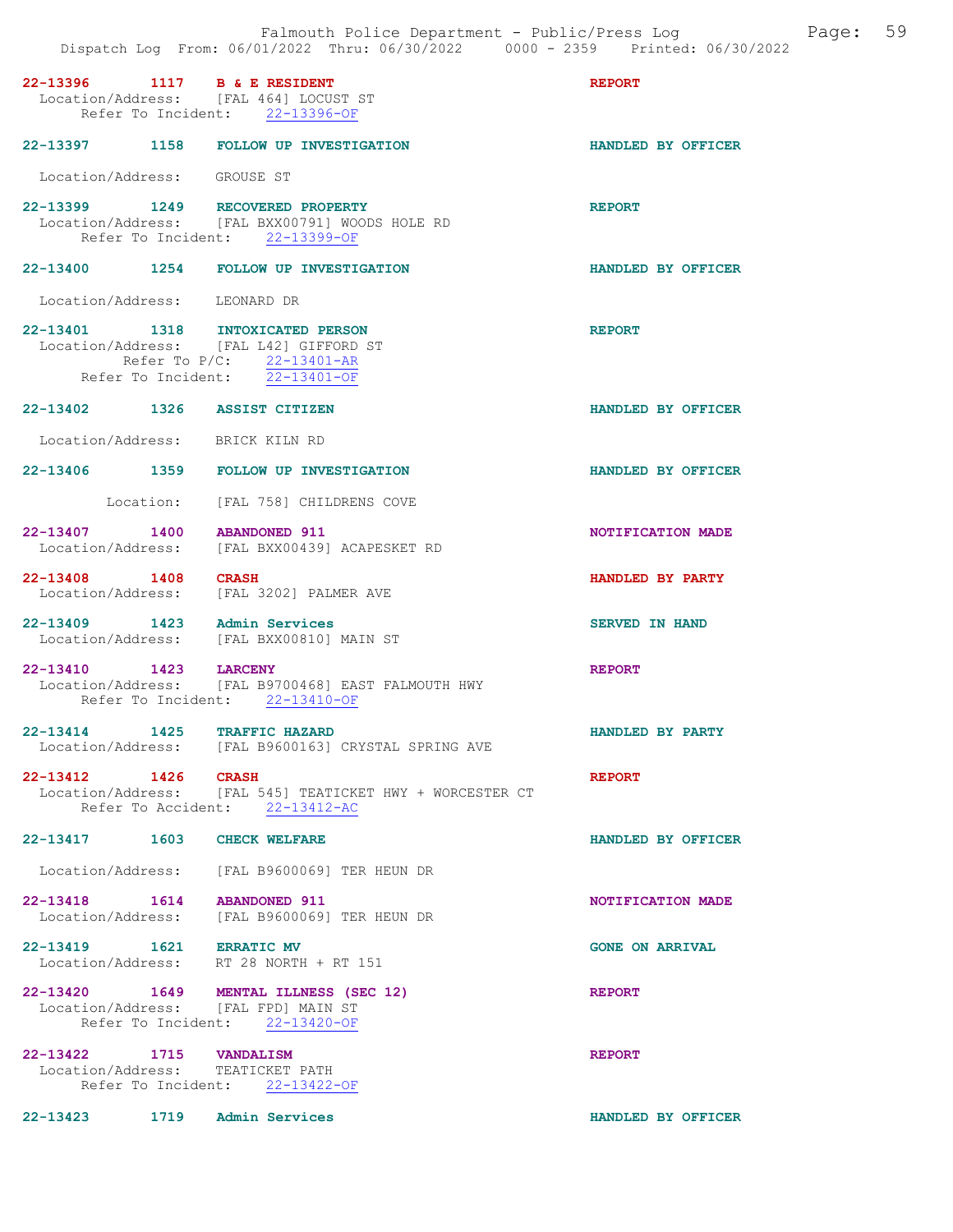22-13396 1117 **B & E RESIDENT** REPORT
Location/Address: [FAL 464] LOCUST ST
Refer To Incident: 22-13396-OF

22-13397 1158 **FOLLOW UP INVESTIGATION** HANDLED BY OFFICER
Location/Address: GROUSE ST

22-13399 1249 **RECOVERED PROPERTY** REPORT
Location/Address: [FAL BXX00791] WOODS HOLE RD
Refer To Incident: 22-13399-OF

22-13400 1254 **FOLLOW UP INVESTIGATION** HANDLED BY OFFICER
Location/Address: LEONARD DR

22-13401 1318 **INTOXICATED PERSON** REPORT
Location/Address: [FAL L42] GIFFORD ST
Refer To P/C: 22-13401-AR
Refer To Incident: 22-13401-OF

22-13402 1326 **ASSIST CITIZEN** HANDLED BY OFFICER
Location/Address: BRICK KILN RD

22-13406 1359 **FOLLOW UP INVESTIGATION** HANDLED BY OFFICER
Location: [FAL 758] CHILDRENS COVE

22-13407 1400 **ABANDONED 911** NOTIFICATION MADE
Location/Address: [FAL BXX00439] ACAPESKET RD

22-13408 1408 **CRASH** HANDLED BY PARTY
Location/Address: [FAL 3202] PALMER AVE

22-13409 1423 **Admin Services** SERVED IN HAND
Location/Address: [FAL BXX00810] MAIN ST

22-13410 1423 **LARCENY** REPORT
Location/Address: [FAL B9700468] EAST FALMOUTH HWY
Refer To Incident: 22-13410-OF

22-13414 1425 **TRAFFIC HAZARD** HANDLED BY PARTY
Location/Address: [FAL B9600163] CRYSTAL SPRING AVE

22-13412 1426 **CRASH** REPORT
Location/Address: [FAL 545] TEATICKET HWY + WORCESTER CT
Refer To Accident: 22-13412-AC

22-13417 1603 **CHECK WELFARE** HANDLED BY OFFICER
Location/Address: [FAL B9600069] TER HEUN DR

22-13418 1614 **ABANDONED 911** NOTIFICATION MADE
Location/Address: [FAL B9600069] TER HEUN DR

22-13419 1621 **ERRATIC MV** GONE ON ARRIVAL
Location/Address: RT 28 NORTH + RT 151

22-13420 1649 **MENTAL ILLNESS (SEC 12)** REPORT
Location/Address: [FAL FPD] MAIN ST
Refer To Incident: 22-13420-OF

22-13422 1715 **VANDALISM** REPORT
Location/Address: TEATICKET PATH
Refer To Incident: 22-13422-OF

22-13423 1719 **Admin Services** HANDLED BY OFFICER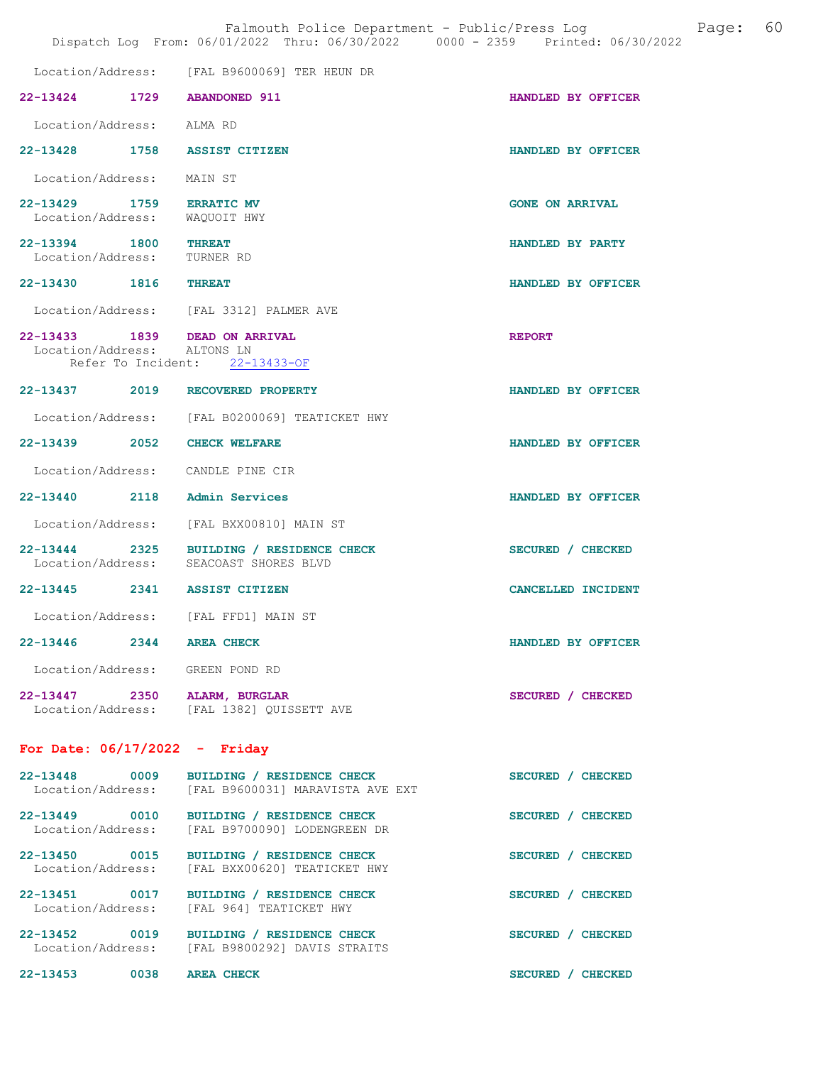Location/Address: [FAL B9600069] TER HEUN DR

**22-13424 1729 ABANDONED 911** HANDLED BY OFFICER

Location/Address: ALMA RD

**22-13428 1758 ASSIST CITIZEN** HANDLED BY OFFICER

Location/Address: MAIN ST

**22-13429 1759 ERRATIC MV** GONE ON ARRIVAL
Location/Address: WAQUOIT HWY

**22-13394 1800 THREAT** HANDLED BY PARTY
Location/Address: TURNER RD

**22-13430 1816 THREAT** HANDLED BY OFFICER

Location/Address: [FAL 3312] PALMER AVE

**22-13433 1839 DEAD ON ARRIVAL** REPORT
Location/Address: ALTONS LN
Refer To Incident: 22-13433-OF

**22-13437 2019 RECOVERED PROPERTY** HANDLED BY OFFICER

Location/Address: [FAL B0200069] TEATICKET HWY

**22-13439 2052 CHECK WELFARE** HANDLED BY OFFICER

Location/Address: CANDLE PINE CIR

**22-13440 2118 Admin Services** HANDLED BY OFFICER

Location/Address: [FAL BXX00810] MAIN ST

**22-13444 2325 BUILDING / RESIDENCE CHECK** SECURED / CHECKED
Location/Address: SEACOAST SHORES BLVD

**22-13445 2341 ASSIST CITIZEN** CANCELLED INCIDENT

Location/Address: [FAL FFD1] MAIN ST

**22-13446 2344 AREA CHECK** HANDLED BY OFFICER

Location/Address: GREEN POND RD

**22-13447 2350 ALARM, BURGLAR** SECURED / CHECKED
Location/Address: [FAL 1382] QUISSETT AVE

## For Date: 06/17/2022 - Friday

**22-13448 0009 BUILDING / RESIDENCE CHECK** SECURED / CHECKED
Location/Address: [FAL B9600031] MARAVISTA AVE EXT

**22-13449 0010 BUILDING / RESIDENCE CHECK** SECURED / CHECKED
Location/Address: [FAL B9700090] LODENGREEN DR

**22-13450 0015 BUILDING / RESIDENCE CHECK** SECURED / CHECKED
Location/Address: [FAL BXX00620] TEATICKET HWY

**22-13451 0017 BUILDING / RESIDENCE CHECK** SECURED / CHECKED
Location/Address: [FAL 964] TEATICKET HWY

**22-13452 0019 BUILDING / RESIDENCE CHECK** SECURED / CHECKED
Location/Address: [FAL B9800292] DAVIS STRAITS

**22-13453 0038 AREA CHECK** SECURED / CHECKED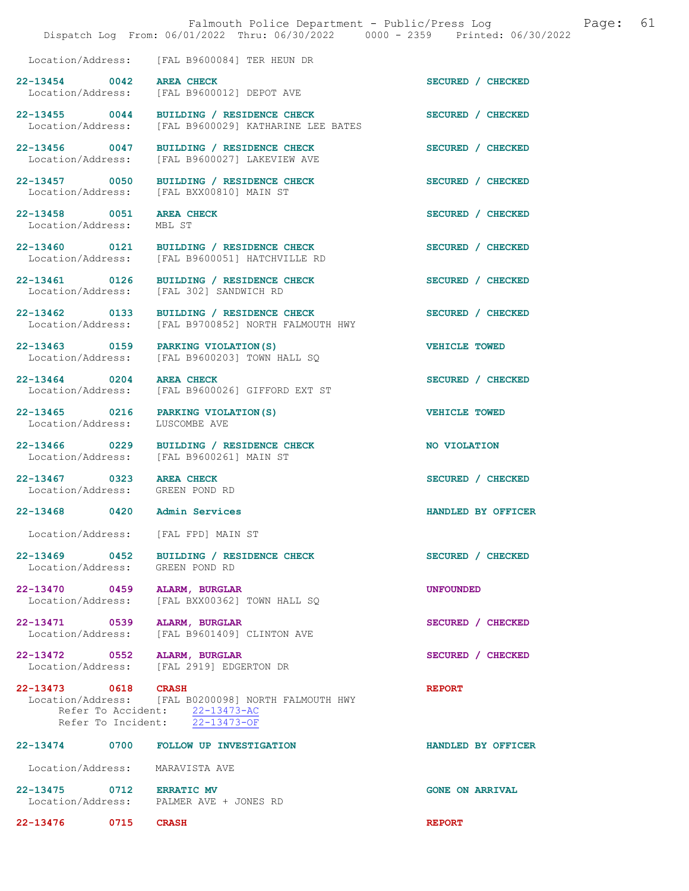Location/Address: [FAL B9600084] TER HEUN DR

**22-13454 0042 AREA CHECK** SECURED / CHECKED
Location/Address: [FAL B9600012] DEPOT AVE

**22-13455 0044 BUILDING / RESIDENCE CHECK** SECURED / CHECKED
Location/Address: [FAL B9600029] KATHARINE LEE BATES

**22-13456 0047 BUILDING / RESIDENCE CHECK** SECURED / CHECKED
Location/Address: [FAL B9600027] LAKEVIEW AVE

**22-13457 0050 BUILDING / RESIDENCE CHECK** SECURED / CHECKED
Location/Address: [FAL BXX00810] MAIN ST

**22-13458 0051 AREA CHECK** SECURED / CHECKED
Location/Address: MBL ST

**22-13460 0121 BUILDING / RESIDENCE CHECK** SECURED / CHECKED
Location/Address: [FAL B9600051] HATCHVILLE RD

**22-13461 0126 BUILDING / RESIDENCE CHECK** SECURED / CHECKED
Location/Address: [FAL 302] SANDWICH RD

**22-13462 0133 BUILDING / RESIDENCE CHECK** SECURED / CHECKED
Location/Address: [FAL B9700852] NORTH FALMOUTH HWY

**22-13463 0159 PARKING VIOLATION(S)** VEHICLE TOWED
Location/Address: [FAL B9600203] TOWN HALL SQ

**22-13464 0204 AREA CHECK** SECURED / CHECKED
Location/Address: [FAL B9600026] GIFFORD EXT ST

**22-13465 0216 PARKING VIOLATION(S)** VEHICLE TOWED
Location/Address: LUSCOMBE AVE

**22-13466 0229 BUILDING / RESIDENCE CHECK** NO VIOLATION
Location/Address: [FAL B9600261] MAIN ST

**22-13467 0323 AREA CHECK** SECURED / CHECKED
Location/Address: GREEN POND RD

**22-13468 0420 Admin Services** HANDLED BY OFFICER
Location/Address: [FAL FPD] MAIN ST

**22-13469 0452 BUILDING / RESIDENCE CHECK** SECURED / CHECKED
Location/Address: GREEN POND RD

**22-13470 0459 ALARM, BURGLAR** UNFOUNDED
Location/Address: [FAL BXX00362] TOWN HALL SQ

**22-13471 0539 ALARM, BURGLAR** SECURED / CHECKED
Location/Address: [FAL B9601409] CLINTON AVE

**22-13472 0552 ALARM, BURGLAR** SECURED / CHECKED
Location/Address: [FAL 2919] EDGERTON DR

**22-13473 0618 CRASH** REPORT
Location/Address: [FAL B0200098] NORTH FALMOUTH HWY
Refer To Accident: 22-13473-AC
Refer To Incident: 22-13473-OF

**22-13474 0700 FOLLOW UP INVESTIGATION** HANDLED BY OFFICER
Location/Address: MARAVISTA AVE

**22-13475 0712 ERRATIC MV** GONE ON ARRIVAL
Location/Address: PALMER AVE + JONES RD

**22-13476 0715 CRASH** REPORT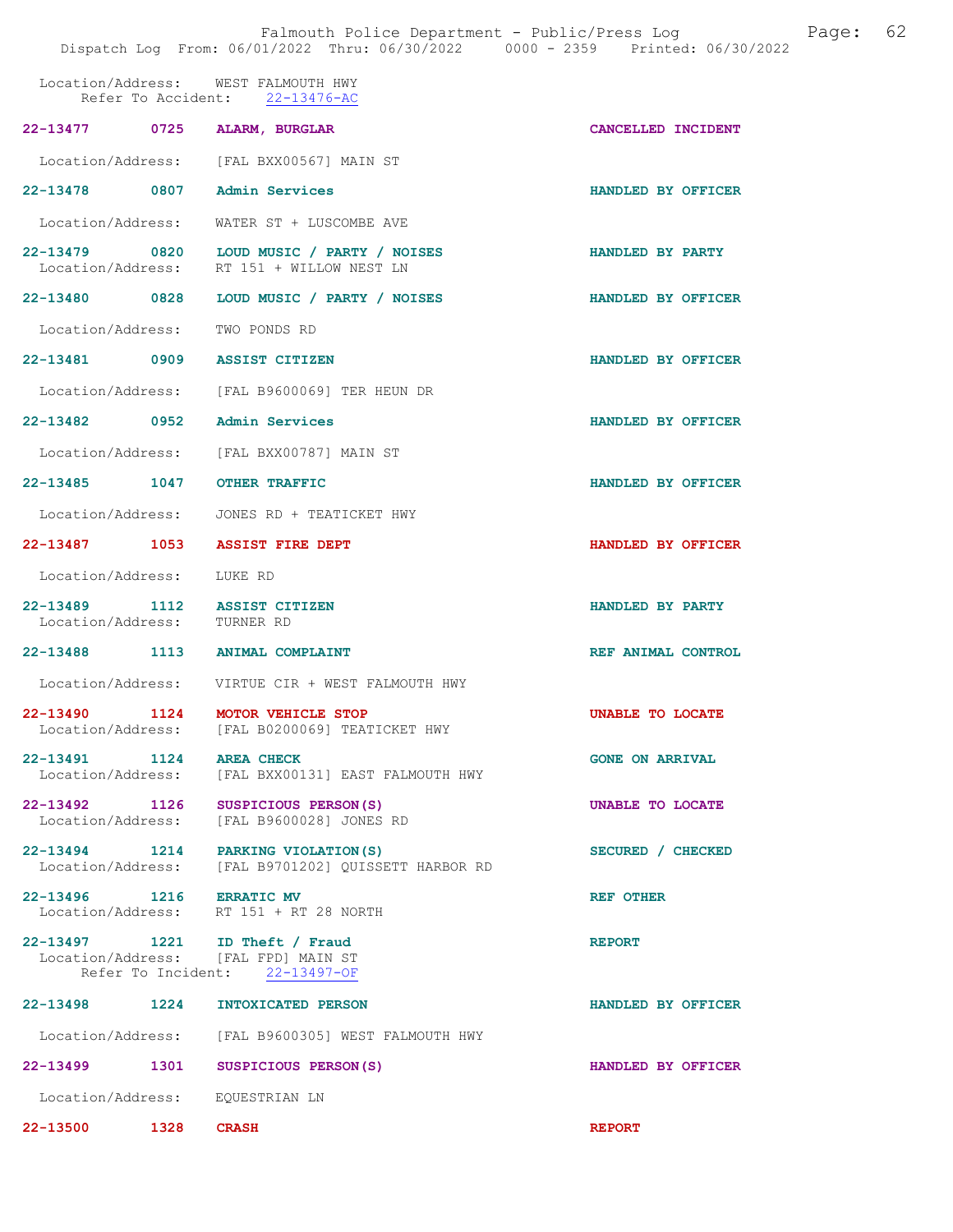Location/Address: WEST FALMOUTH HWY
Refer To Accident: 22-13476-AC

**22-13477 0725 ALARM, BURGLAR** — CANCELLED INCIDENT
Location/Address: [FAL BXX00567] MAIN ST

**22-13478 0807 Admin Services** — HANDLED BY OFFICER
Location/Address: WATER ST + LUSCOMBE AVE

**22-13479 0820 LOUD MUSIC / PARTY / NOISES** — HANDLED BY PARTY
Location/Address: RT 151 + WILLOW NEST LN

**22-13480 0828 LOUD MUSIC / PARTY / NOISES** — HANDLED BY OFFICER
Location/Address: TWO PONDS RD

**22-13481 0909 ASSIST CITIZEN** — HANDLED BY OFFICER
Location/Address: [FAL B9600069] TER HEUN DR

**22-13482 0952 Admin Services** — HANDLED BY OFFICER
Location/Address: [FAL BXX00787] MAIN ST

**22-13485 1047 OTHER TRAFFIC** — HANDLED BY OFFICER
Location/Address: JONES RD + TEATICKET HWY

**22-13487 1053 ASSIST FIRE DEPT** — HANDLED BY OFFICER
Location/Address: LUKE RD

**22-13489 1112 ASSIST CITIZEN** — HANDLED BY PARTY
Location/Address: TURNER RD

**22-13488 1113 ANIMAL COMPLAINT** — REF ANIMAL CONTROL
Location/Address: VIRTUE CIR + WEST FALMOUTH HWY

**22-13490 1124 MOTOR VEHICLE STOP** — UNABLE TO LOCATE
Location/Address: [FAL B0200069] TEATICKET HWY

**22-13491 1124 AREA CHECK** — GONE ON ARRIVAL
Location/Address: [FAL BXX00131] EAST FALMOUTH HWY

**22-13492 1126 SUSPICIOUS PERSON(S)** — UNABLE TO LOCATE
Location/Address: [FAL B9600028] JONES RD

**22-13494 1214 PARKING VIOLATION(S)** — SECURED / CHECKED
Location/Address: [FAL B9701202] QUISSETT HARBOR RD

**22-13496 1216 ERRATIC MV** — REF OTHER
Location/Address: RT 151 + RT 28 NORTH

**22-13497 1221 ID Theft / Fraud** — REPORT
Location/Address: [FAL FPD] MAIN ST
Refer To Incident: 22-13497-OF

**22-13498 1224 INTOXICATED PERSON** — HANDLED BY OFFICER
Location/Address: [FAL B9600305] WEST FALMOUTH HWY

**22-13499 1301 SUSPICIOUS PERSON(S)** — HANDLED BY OFFICER
Location/Address: EQUESTRIAN LN

**22-13500 1328 CRASH** — REPORT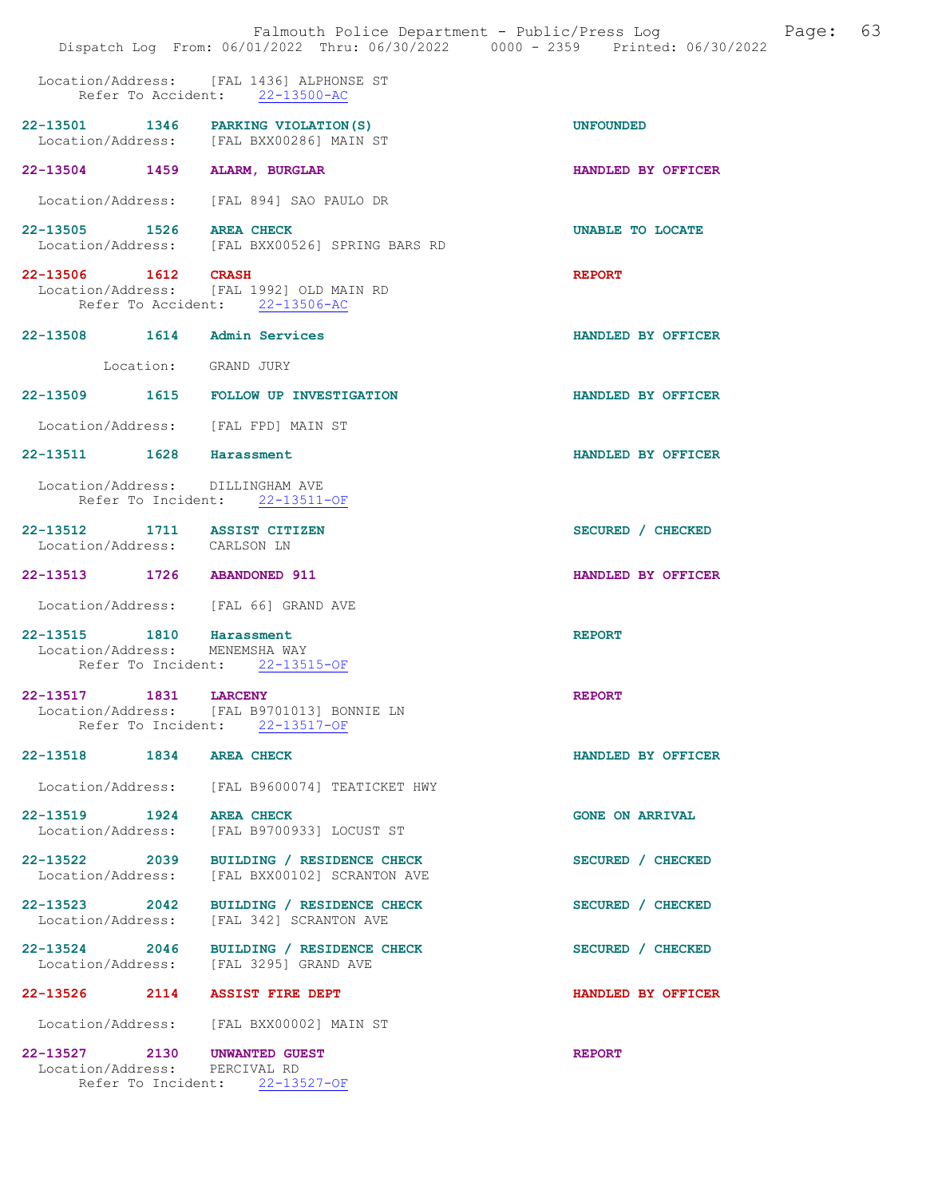Location/Address: [FAL 1436] ALPHONSE ST
Refer To Accident: 22-13500-AC

**22-13501 1346 PARKING VIOLATION(S)** — UNFOUNDED
Location/Address: [FAL BXX00286] MAIN ST

**22-13504 1459 ALARM, BURGLAR** — HANDLED BY OFFICER
Location/Address: [FAL 894] SAO PAULO DR

**22-13505 1526 AREA CHECK** — UNABLE TO LOCATE
Location/Address: [FAL BXX00526] SPRING BARS RD

**22-13506 1612 CRASH** — REPORT
Location/Address: [FAL 1992] OLD MAIN RD
Refer To Accident: 22-13506-AC

**22-13508 1614 Admin Services** — HANDLED BY OFFICER
Location: GRAND JURY

**22-13509 1615 FOLLOW UP INVESTIGATION** — HANDLED BY OFFICER
Location/Address: [FAL FPD] MAIN ST

**22-13511 1628 Harassment** — HANDLED BY OFFICER
Location/Address: DILLINGHAM AVE
Refer To Incident: 22-13511-OF

**22-13512 1711 ASSIST CITIZEN** — SECURED / CHECKED
Location/Address: CARLSON LN

**22-13513 1726 ABANDONED 911** — HANDLED BY OFFICER
Location/Address: [FAL 66] GRAND AVE

**22-13515 1810 Harassment** — REPORT
Location/Address: MENEMSHA WAY
Refer To Incident: 22-13515-OF

**22-13517 1831 LARCENY** — REPORT
Location/Address: [FAL B9701013] BONNIE LN
Refer To Incident: 22-13517-OF

**22-13518 1834 AREA CHECK** — HANDLED BY OFFICER
Location/Address: [FAL B9600074] TEATICKET HWY

**22-13519 1924 AREA CHECK** — GONE ON ARRIVAL
Location/Address: [FAL B9700933] LOCUST ST

**22-13522 2039 BUILDING / RESIDENCE CHECK** — SECURED / CHECKED
Location/Address: [FAL BXX00102] SCRANTON AVE

**22-13523 2042 BUILDING / RESIDENCE CHECK** — SECURED / CHECKED
Location/Address: [FAL 342] SCRANTON AVE

**22-13524 2046 BUILDING / RESIDENCE CHECK** — SECURED / CHECKED
Location/Address: [FAL 3295] GRAND AVE

**22-13526 2114 ASSIST FIRE DEPT** — HANDLED BY OFFICER
Location/Address: [FAL BXX00002] MAIN ST

**22-13527 2130 UNWANTED GUEST** — REPORT
Location/Address: PERCIVAL RD
Refer To Incident: 22-13527-OF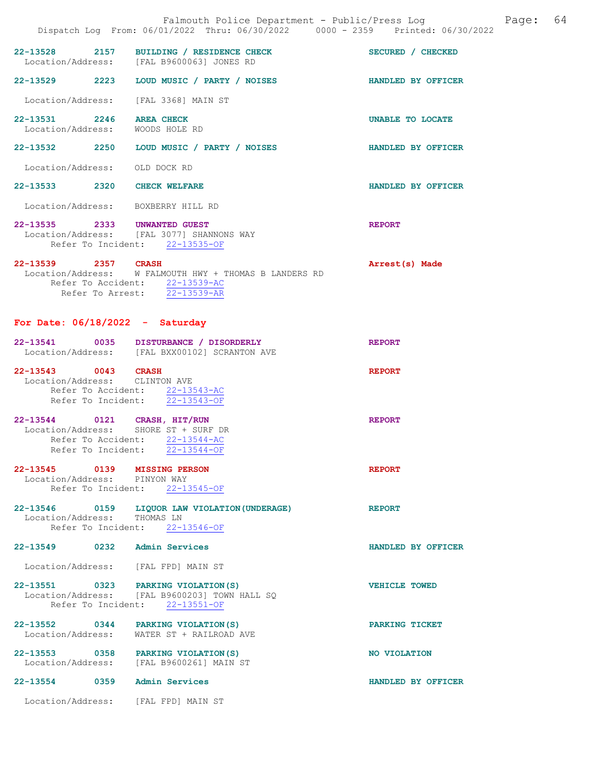22-13528 2157 **BUILDING / RESIDENCE CHECK** **SECURED / CHECKED**
Location/Address: [FAL B9600063] JONES RD

22-13529 2223 **LOUD MUSIC / PARTY / NOISES** **HANDLED BY OFFICER**
Location/Address: [FAL 3368] MAIN ST

22-13531 2246 **AREA CHECK** **UNABLE TO LOCATE**
Location/Address: WOODS HOLE RD

22-13532 2250 **LOUD MUSIC / PARTY / NOISES** **HANDLED BY OFFICER**
Location/Address: OLD DOCK RD

22-13533 2320 **CHECK WELFARE** **HANDLED BY OFFICER**
Location/Address: BOXBERRY HILL RD

22-13535 2333 **UNWANTED GUEST** **REPORT**
Location/Address: [FAL 3077] SHANNONS WAY
Refer To Incident: 22-13535-OF

22-13539 2357 **CRASH** **Arrest(s) Made**
Location/Address: W FALMOUTH HWY + THOMAS B LANDERS RD
Refer To Accident: 22-13539-AC
Refer To Arrest: 22-13539-AR

## For Date: 06/18/2022 - Saturday

22-13541 0035 **DISTURBANCE / DISORDERLY** **REPORT**
Location/Address: [FAL BXX00102] SCRANTON AVE

22-13543 0043 **CRASH** **REPORT**
Location/Address: CLINTON AVE
Refer To Accident: 22-13543-AC
Refer To Incident: 22-13543-OF

22-13544 0121 **CRASH, HIT/RUN** **REPORT**
Location/Address: SHORE ST + SURF DR
Refer To Accident: 22-13544-AC
Refer To Incident: 22-13544-OF

22-13545 0139 **MISSING PERSON** **REPORT**
Location/Address: PINYON WAY
Refer To Incident: 22-13545-OF

22-13546 0159 **LIQUOR LAW VIOLATION(UNDERAGE)** **REPORT**
Location/Address: THOMAS LN
Refer To Incident: 22-13546-OF

22-13549 0232 **Admin Services** **HANDLED BY OFFICER**
Location/Address: [FAL FPD] MAIN ST

22-13551 0323 **PARKING VIOLATION(S)** **VEHICLE TOWED**
Location/Address: [FAL B9600203] TOWN HALL SQ
Refer To Incident: 22-13551-OF

22-13552 0344 **PARKING VIOLATION(S)** **PARKING TICKET**
Location/Address: WATER ST + RAILROAD AVE

22-13553 0358 **PARKING VIOLATION(S)** **NO VIOLATION**
Location/Address: [FAL B9600261] MAIN ST

22-13554 0359 **Admin Services** **HANDLED BY OFFICER**
Location/Address: [FAL FPD] MAIN ST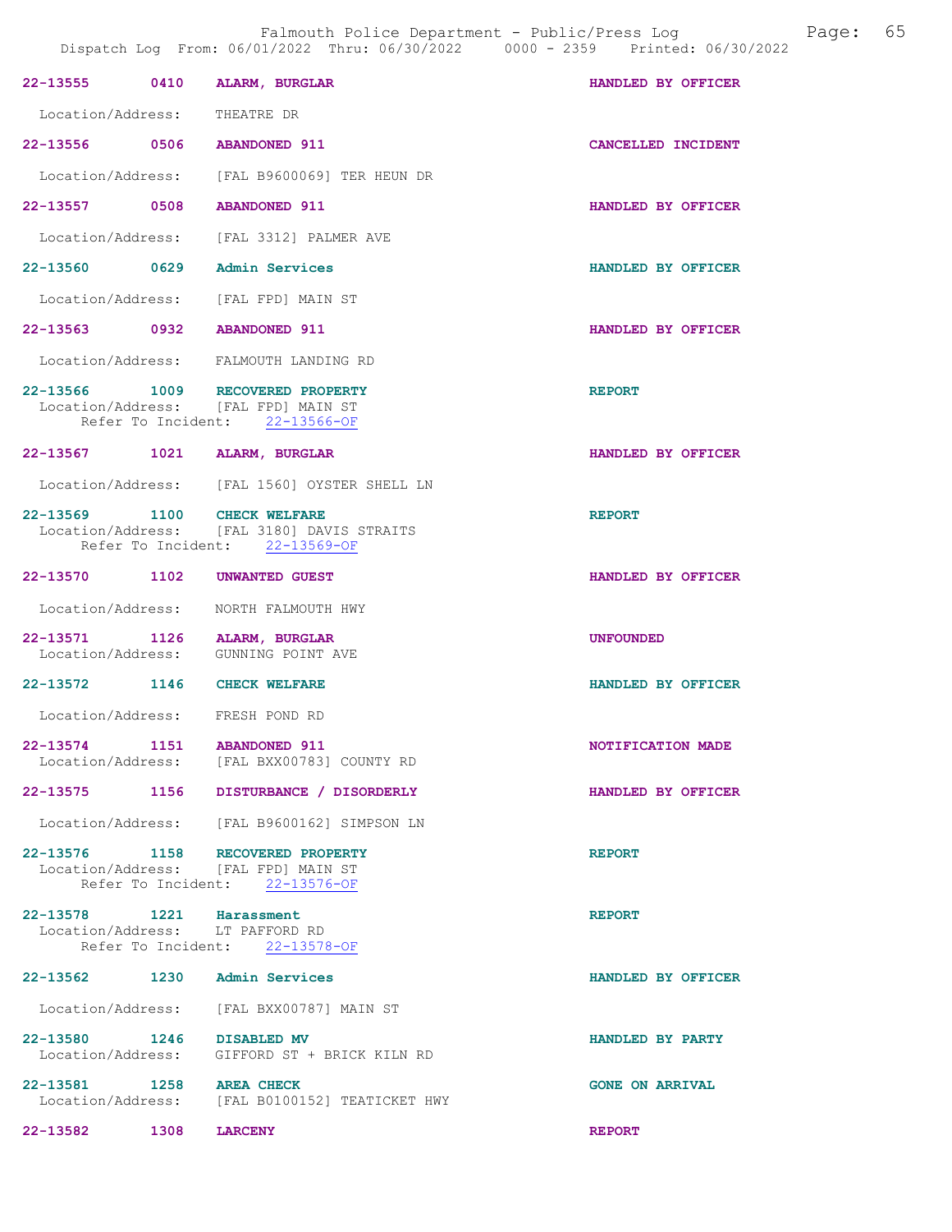**22-13555 0410 ALARM, BURGLAR** — HANDLED BY OFFICER

Location/Address: THEATRE DR

**22-13556 0506 ABANDONED 911** — CANCELLED INCIDENT

Location/Address: [FAL B9600069] TER HEUN DR

**22-13557 0508 ABANDONED 911** — HANDLED BY OFFICER

Location/Address: [FAL 3312] PALMER AVE

**22-13560 0629 Admin Services** — HANDLED BY OFFICER

Location/Address: [FAL FPD] MAIN ST

**22-13563 0932 ABANDONED 911** — HANDLED BY OFFICER

Location/Address: FALMOUTH LANDING RD

**22-13566 1009 RECOVERED PROPERTY** — REPORT

Location/Address: [FAL FPD] MAIN ST
Refer To Incident: 22-13566-OF

**22-13567 1021 ALARM, BURGLAR** — HANDLED BY OFFICER

Location/Address: [FAL 1560] OYSTER SHELL LN

**22-13569 1100 CHECK WELFARE** — REPORT

Location/Address: [FAL 3180] DAVIS STRAITS
Refer To Incident: 22-13569-OF

**22-13570 1102 UNWANTED GUEST** — HANDLED BY OFFICER

Location/Address: NORTH FALMOUTH HWY

**22-13571 1126 ALARM, BURGLAR** — UNFOUNDED

Location/Address: GUNNING POINT AVE

**22-13572 1146 CHECK WELFARE** — HANDLED BY OFFICER

Location/Address: FRESH POND RD

**22-13574 1151 ABANDONED 911** — NOTIFICATION MADE

Location/Address: [FAL BXX00783] COUNTY RD

**22-13575 1156 DISTURBANCE / DISORDERLY** — HANDLED BY OFFICER

Location/Address: [FAL B9600162] SIMPSON LN

**22-13576 1158 RECOVERED PROPERTY** — REPORT

Location/Address: [FAL FPD] MAIN ST
Refer To Incident: 22-13576-OF

**22-13578 1221 Harassment** — REPORT

Location/Address: LT PAFFORD RD
Refer To Incident: 22-13578-OF

**22-13562 1230 Admin Services** — HANDLED BY OFFICER

Location/Address: [FAL BXX00787] MAIN ST

**22-13580 1246 DISABLED MV** — HANDLED BY PARTY

Location/Address: GIFFORD ST + BRICK KILN RD

**22-13581 1258 AREA CHECK** — GONE ON ARRIVAL

Location/Address: [FAL B0100152] TEATICKET HWY

**22-13582 1308 LARCENY** — REPORT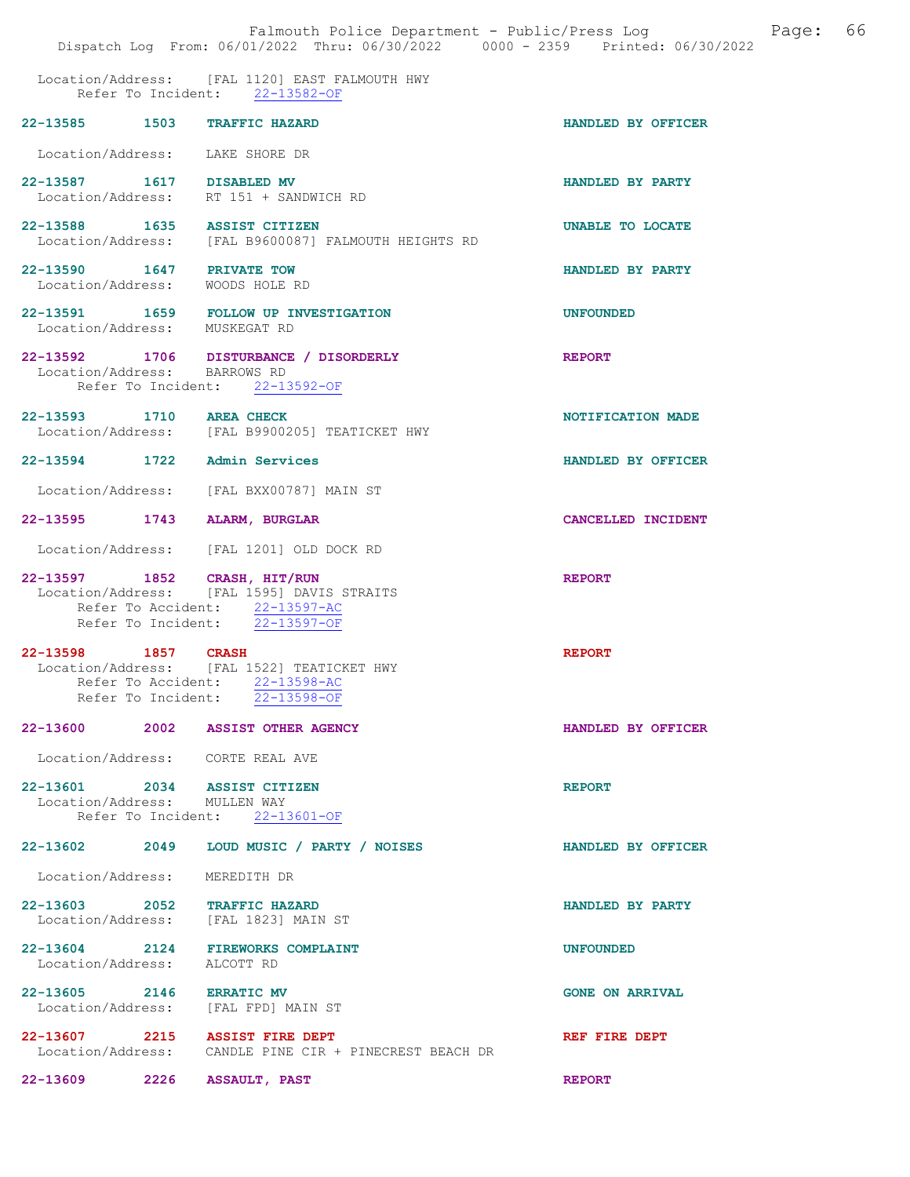Location/Address: [FAL 1120] EAST FALMOUTH HWY
Refer To Incident: 22-13582-OF

**22-13585 1503 TRAFFIC HAZARD** — HANDLED BY OFFICER
Location/Address: LAKE SHORE DR

**22-13587 1617 DISABLED MV** — HANDLED BY PARTY
Location/Address: RT 151 + SANDWICH RD

**22-13588 1635 ASSIST CITIZEN** — UNABLE TO LOCATE
Location/Address: [FAL B9600087] FALMOUTH HEIGHTS RD

**22-13590 1647 PRIVATE TOW** — HANDLED BY PARTY
Location/Address: WOODS HOLE RD

**22-13591 1659 FOLLOW UP INVESTIGATION** — UNFOUNDED
Location/Address: MUSKEGAT RD

**22-13592 1706 DISTURBANCE / DISORDERLY** — REPORT
Location/Address: BARROWS RD
Refer To Incident: 22-13592-OF

**22-13593 1710 AREA CHECK** — NOTIFICATION MADE
Location/Address: [FAL B9900205] TEATICKET HWY

**22-13594 1722 Admin Services** — HANDLED BY OFFICER
Location/Address: [FAL BXX00787] MAIN ST

**22-13595 1743 ALARM, BURGLAR** — CANCELLED INCIDENT
Location/Address: [FAL 1201] OLD DOCK RD

**22-13597 1852 CRASH, HIT/RUN** — REPORT
Location/Address: [FAL 1595] DAVIS STRAITS
Refer To Accident: 22-13597-AC
Refer To Incident: 22-13597-OF

**22-13598 1857 CRASH** — REPORT
Location/Address: [FAL 1522] TEATICKET HWY
Refer To Accident: 22-13598-AC
Refer To Incident: 22-13598-OF

**22-13600 2002 ASSIST OTHER AGENCY** — HANDLED BY OFFICER
Location/Address: CORTE REAL AVE

**22-13601 2034 ASSIST CITIZEN** — REPORT
Location/Address: MULLEN WAY
Refer To Incident: 22-13601-OF

**22-13602 2049 LOUD MUSIC / PARTY / NOISES** — HANDLED BY OFFICER
Location/Address: MEREDITH DR

**22-13603 2052 TRAFFIC HAZARD** — HANDLED BY PARTY
Location/Address: [FAL 1823] MAIN ST

**22-13604 2124 FIREWORKS COMPLAINT** — UNFOUNDED
Location/Address: ALCOTT RD

**22-13605 2146 ERRATIC MV** — GONE ON ARRIVAL
Location/Address: [FAL FPD] MAIN ST

**22-13607 2215 ASSIST FIRE DEPT** — REF FIRE DEPT
Location/Address: CANDLE PINE CIR + PINECREST BEACH DR

**22-13609 2226 ASSAULT, PAST** — REPORT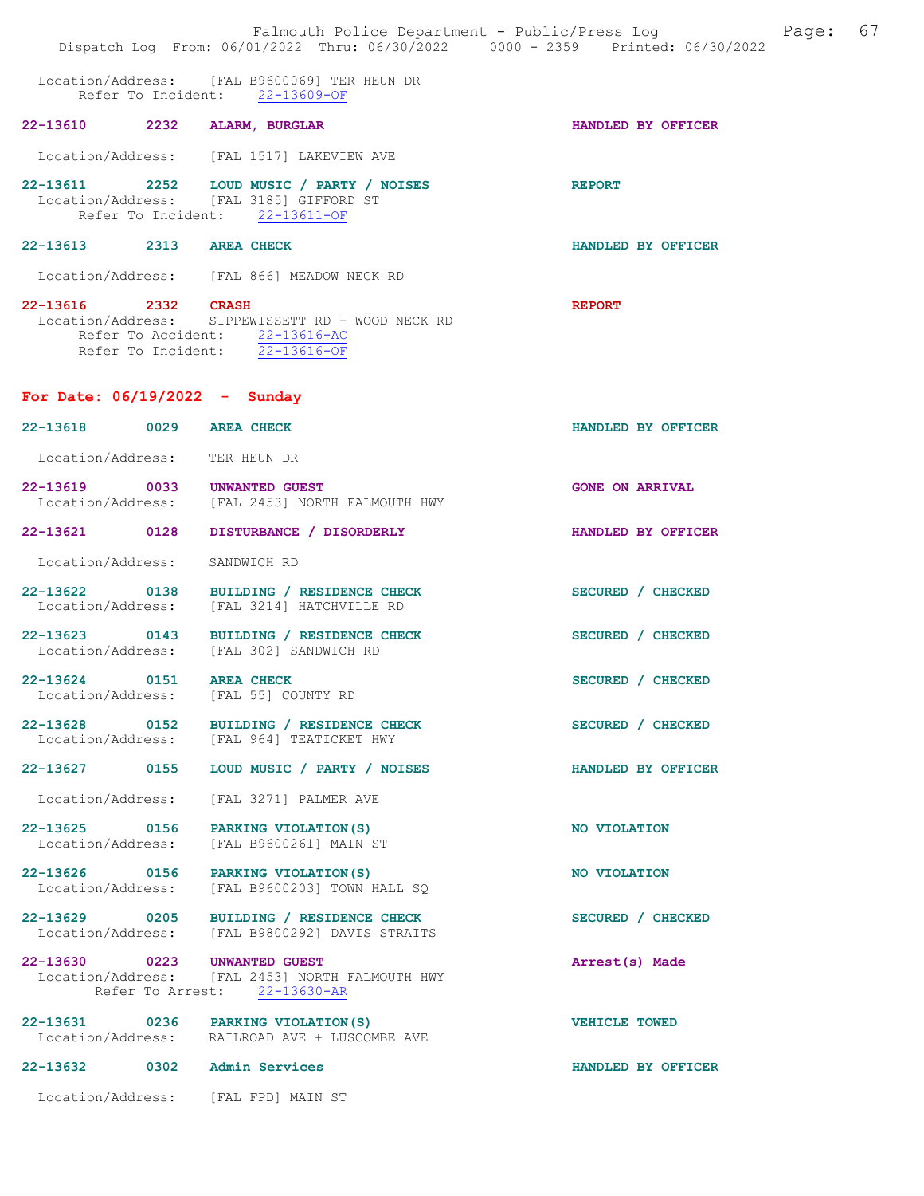Location/Address: [FAL B9600069] TER HEUN DR
Refer To Incident: 22-13609-OF

**22-13610 2232 ALARM, BURGLAR** HANDLED BY OFFICER

Location/Address: [FAL 1517] LAKEVIEW AVE

**22-13611 2252 LOUD MUSIC / PARTY / NOISES** REPORT
Location/Address: [FAL 3185] GIFFORD ST
Refer To Incident: 22-13611-OF

**22-13613 2313 AREA CHECK** HANDLED BY OFFICER

Location/Address: [FAL 866] MEADOW NECK RD

**22-13616 2332 CRASH** REPORT
Location/Address: SIPPEWISSETT RD + WOOD NECK RD
Refer To Accident: 22-13616-AC
Refer To Incident: 22-13616-OF

## For Date: 06/19/2022 - Sunday

**22-13618 0029 AREA CHECK** HANDLED BY OFFICER

Location/Address: TER HEUN DR

**22-13619 0033 UNWANTED GUEST** GONE ON ARRIVAL
Location/Address: [FAL 2453] NORTH FALMOUTH HWY

**22-13621 0128 DISTURBANCE / DISORDERLY** HANDLED BY OFFICER

Location/Address: SANDWICH RD

**22-13622 0138 BUILDING / RESIDENCE CHECK** SECURED / CHECKED
Location/Address: [FAL 3214] HATCHVILLE RD

**22-13623 0143 BUILDING / RESIDENCE CHECK** SECURED / CHECKED
Location/Address: [FAL 302] SANDWICH RD

**22-13624 0151 AREA CHECK** SECURED / CHECKED
Location/Address: [FAL 55] COUNTY RD

**22-13628 0152 BUILDING / RESIDENCE CHECK** SECURED / CHECKED
Location/Address: [FAL 964] TEATICKET HWY

**22-13627 0155 LOUD MUSIC / PARTY / NOISES** HANDLED BY OFFICER

Location/Address: [FAL 3271] PALMER AVE

**22-13625 0156 PARKING VIOLATION(S)** NO VIOLATION
Location/Address: [FAL B9600261] MAIN ST

**22-13626 0156 PARKING VIOLATION(S)** NO VIOLATION
Location/Address: [FAL B9600203] TOWN HALL SQ

**22-13629 0205 BUILDING / RESIDENCE CHECK** SECURED / CHECKED
Location/Address: [FAL B9800292] DAVIS STRAITS

**22-13630 0223 UNWANTED GUEST** Arrest(s) Made
Location/Address: [FAL 2453] NORTH FALMOUTH HWY
Refer To Arrest: 22-13630-AR

**22-13631 0236 PARKING VIOLATION(S)** VEHICLE TOWED
Location/Address: RAILROAD AVE + LUSCOMBE AVE

**22-13632 0302 Admin Services** HANDLED BY OFFICER

Location/Address: [FAL FPD] MAIN ST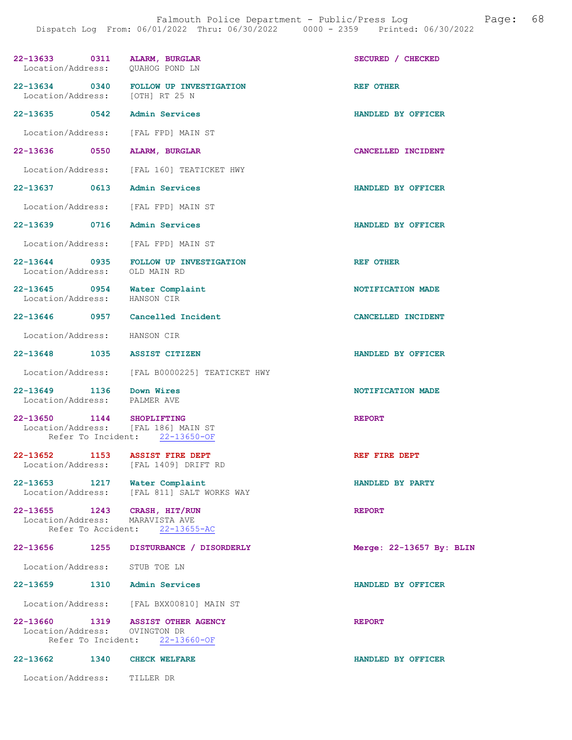22-13633 0311 ALARM, BURGLAR SECURED / CHECKED
Location/Address: QUAHOG POND LN

22-13634 0340 FOLLOW UP INVESTIGATION REF OTHER
Location/Address: [OTH] RT 25 N

22-13635 0542 Admin Services HANDLED BY OFFICER
Location/Address: [FAL FPD] MAIN ST

22-13636 0550 ALARM, BURGLAR CANCELLED INCIDENT
Location/Address: [FAL 160] TEATICKET HWY

22-13637 0613 Admin Services HANDLED BY OFFICER
Location/Address: [FAL FPD] MAIN ST

22-13639 0716 Admin Services HANDLED BY OFFICER
Location/Address: [FAL FPD] MAIN ST

22-13644 0935 FOLLOW UP INVESTIGATION REF OTHER
Location/Address: OLD MAIN RD

22-13645 0954 Water Complaint NOTIFICATION MADE
Location/Address: HANSON CIR

22-13646 0957 Cancelled Incident CANCELLED INCIDENT
Location/Address: HANSON CIR

22-13648 1035 ASSIST CITIZEN HANDLED BY OFFICER
Location/Address: [FAL B0000225] TEATICKET HWY

22-13649 1136 Down Wires NOTIFICATION MADE
Location/Address: PALMER AVE

22-13650 1144 SHOPLIFTING REPORT
Location/Address: [FAL 186] MAIN ST
Refer To Incident: 22-13650-OF

22-13652 1153 ASSIST FIRE DEPT REF FIRE DEPT
Location/Address: [FAL 1409] DRIFT RD

22-13653 1217 Water Complaint HANDLED BY PARTY
Location/Address: [FAL 811] SALT WORKS WAY

22-13655 1243 CRASH, HIT/RUN REPORT
Location/Address: MARAVISTA AVE
Refer To Accident: 22-13655-AC

22-13656 1255 DISTURBANCE / DISORDERLY Merge: 22-13657 By: BLIN
Location/Address: STUB TOE LN

22-13659 1310 Admin Services HANDLED BY OFFICER
Location/Address: [FAL BXX00810] MAIN ST

22-13660 1319 ASSIST OTHER AGENCY REPORT
Location/Address: OVINGTON DR
Refer To Incident: 22-13660-OF

22-13662 1340 CHECK WELFARE HANDLED BY OFFICER
Location/Address: TILLER DR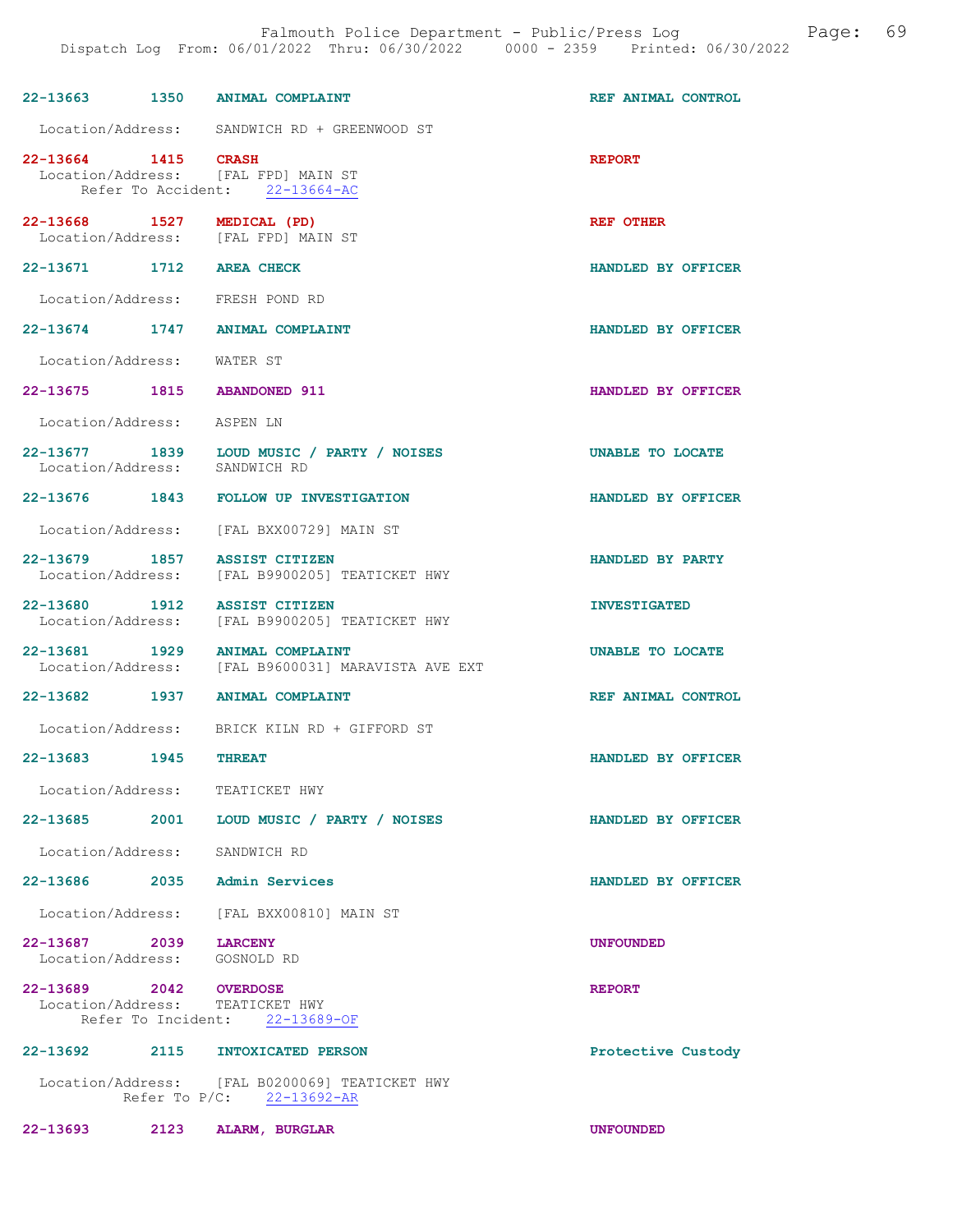22-13663 1350 ANIMAL COMPLAINT REF ANIMAL CONTROL

Location/Address: SANDWICH RD + GREENWOOD ST

22-13664 1415 CRASH REPORT
Location/Address: [FAL FPD] MAIN ST
Refer To Accident: 22-13664-AC

22-13668 1527 MEDICAL (PD) REF OTHER
Location/Address: [FAL FPD] MAIN ST

22-13671 1712 AREA CHECK HANDLED BY OFFICER

Location/Address: FRESH POND RD

22-13674 1747 ANIMAL COMPLAINT HANDLED BY OFFICER

Location/Address: WATER ST

22-13675 1815 ABANDONED 911 HANDLED BY OFFICER

Location/Address: ASPEN LN

22-13677 1839 LOUD MUSIC / PARTY / NOISES UNABLE TO LOCATE
Location/Address: SANDWICH RD

22-13676 1843 FOLLOW UP INVESTIGATION HANDLED BY OFFICER

Location/Address: [FAL BXX00729] MAIN ST

22-13679 1857 ASSIST CITIZEN HANDLED BY PARTY
Location/Address: [FAL B9900205] TEATICKET HWY

22-13680 1912 ASSIST CITIZEN INVESTIGATED
Location/Address: [FAL B9900205] TEATICKET HWY

22-13681 1929 ANIMAL COMPLAINT UNABLE TO LOCATE
Location/Address: [FAL B9600031] MARAVISTA AVE EXT

22-13682 1937 ANIMAL COMPLAINT REF ANIMAL CONTROL

Location/Address: BRICK KILN RD + GIFFORD ST

22-13683 1945 THREAT HANDLED BY OFFICER

Location/Address: TEATICKET HWY

22-13685 2001 LOUD MUSIC / PARTY / NOISES HANDLED BY OFFICER

Location/Address: SANDWICH RD

22-13686 2035 Admin Services HANDLED BY OFFICER

Location/Address: [FAL BXX00810] MAIN ST

22-13687 2039 LARCENY UNFOUNDED
Location/Address: GOSNOLD RD

22-13689 2042 OVERDOSE REPORT
Location/Address: TEATICKET HWY
Refer To Incident: 22-13689-OF

22-13692 2115 INTOXICATED PERSON Protective Custody

Location/Address: [FAL B0200069] TEATICKET HWY
Refer To P/C: 22-13692-AR

22-13693 2123 ALARM, BURGLAR UNFOUNDED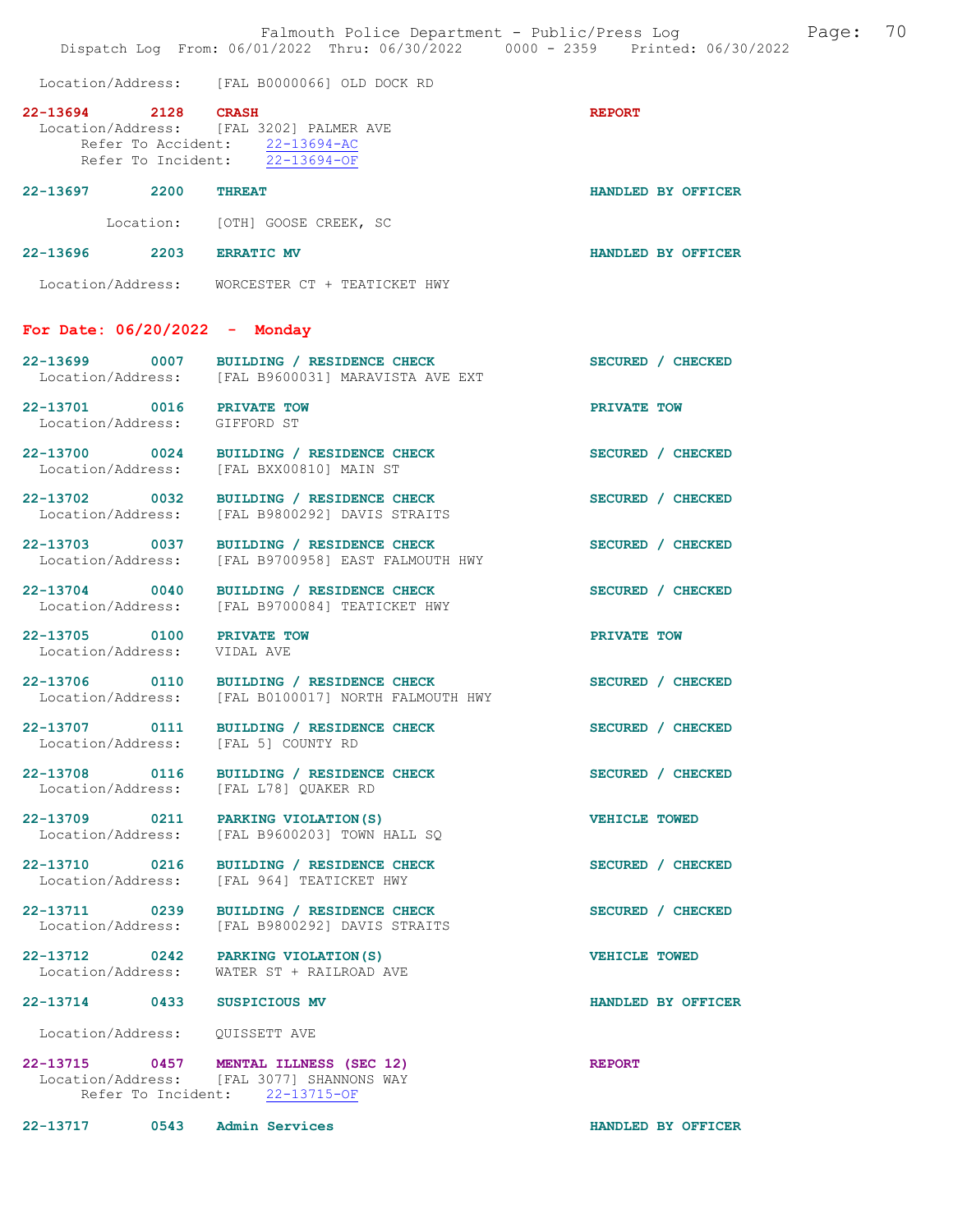Location/Address: [FAL B0000066] OLD DOCK RD

**22-13694 2128 CRASH** REPORT
Location/Address: [FAL 3202] PALMER AVE
Refer To Accident: 22-13694-AC
Refer To Incident: 22-13694-OF

**22-13697 2200 THREAT** HANDLED BY OFFICER
Location: [OTH] GOOSE CREEK, SC

**22-13696 2203 ERRATIC MV** HANDLED BY OFFICER
Location/Address: WORCESTER CT + TEATICKET HWY

## For Date: 06/20/2022 - Monday

**22-13699 0007 BUILDING / RESIDENCE CHECK** SECURED / CHECKED
Location/Address: [FAL B9600031] MARAVISTA AVE EXT

**22-13701 0016 PRIVATE TOW** PRIVATE TOW
Location/Address: GIFFORD ST

**22-13700 0024 BUILDING / RESIDENCE CHECK** SECURED / CHECKED
Location/Address: [FAL BXX00810] MAIN ST

**22-13702 0032 BUILDING / RESIDENCE CHECK** SECURED / CHECKED
Location/Address: [FAL B9800292] DAVIS STRAITS

**22-13703 0037 BUILDING / RESIDENCE CHECK** SECURED / CHECKED
Location/Address: [FAL B9700958] EAST FALMOUTH HWY

**22-13704 0040 BUILDING / RESIDENCE CHECK** SECURED / CHECKED
Location/Address: [FAL B9700084] TEATICKET HWY

**22-13705 0100 PRIVATE TOW** PRIVATE TOW
Location/Address: VIDAL AVE

**22-13706 0110 BUILDING / RESIDENCE CHECK** SECURED / CHECKED
Location/Address: [FAL B0100017] NORTH FALMOUTH HWY

**22-13707 0111 BUILDING / RESIDENCE CHECK** SECURED / CHECKED
Location/Address: [FAL 5] COUNTY RD

**22-13708 0116 BUILDING / RESIDENCE CHECK** SECURED / CHECKED
Location/Address: [FAL L78] QUAKER RD

**22-13709 0211 PARKING VIOLATION(S)** VEHICLE TOWED
Location/Address: [FAL B9600203] TOWN HALL SQ

**22-13710 0216 BUILDING / RESIDENCE CHECK** SECURED / CHECKED
Location/Address: [FAL 964] TEATICKET HWY

**22-13711 0239 BUILDING / RESIDENCE CHECK** SECURED / CHECKED
Location/Address: [FAL B9800292] DAVIS STRAITS

**22-13712 0242 PARKING VIOLATION(S)** VEHICLE TOWED
Location/Address: WATER ST + RAILROAD AVE

**22-13714 0433 SUSPICIOUS MV** HANDLED BY OFFICER
Location/Address: QUISSETT AVE

**22-13715 0457 MENTAL ILLNESS (SEC 12)** REPORT
Location/Address: [FAL 3077] SHANNONS WAY
Refer To Incident: 22-13715-OF

**22-13717 0543 Admin Services** HANDLED BY OFFICER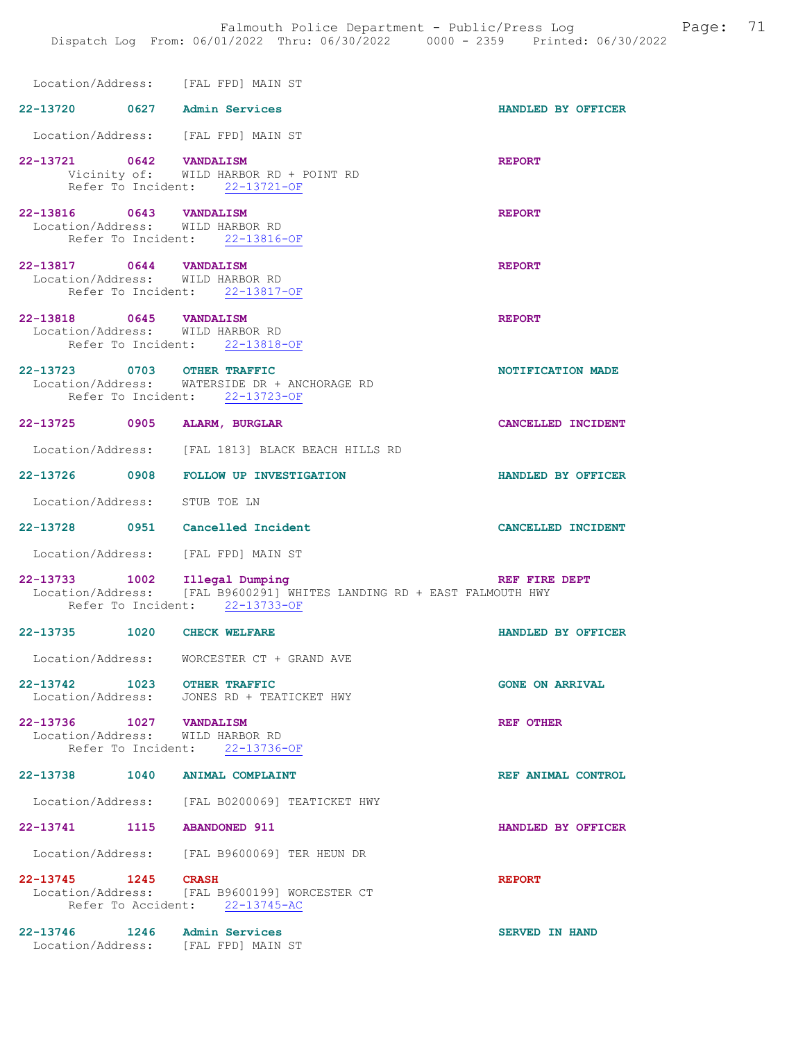Location/Address: [FAL FPD] MAIN ST

**22-13720** 0627 **Admin Services** HANDLED BY OFFICER

Location/Address: [FAL FPD] MAIN ST

**22-13721** 0642 **VANDALISM** REPORT
Vicinity of: WILD HARBOR RD + POINT RD
Refer To Incident: 22-13721-OF

**22-13816** 0643 **VANDALISM** REPORT
Location/Address: WILD HARBOR RD
Refer To Incident: 22-13816-OF

**22-13817** 0644 **VANDALISM** REPORT
Location/Address: WILD HARBOR RD
Refer To Incident: 22-13817-OF

**22-13818** 0645 **VANDALISM** REPORT
Location/Address: WILD HARBOR RD
Refer To Incident: 22-13818-OF

**22-13723** 0703 **OTHER TRAFFIC** NOTIFICATION MADE
Location/Address: WATERSIDE DR + ANCHORAGE RD
Refer To Incident: 22-13723-OF

**22-13725** 0905 **ALARM, BURGLAR** CANCELLED INCIDENT

Location/Address: [FAL 1813] BLACK BEACH HILLS RD

**22-13726** 0908 **FOLLOW UP INVESTIGATION** HANDLED BY OFFICER

Location/Address: STUB TOE LN

**22-13728** 0951 **Cancelled Incident** CANCELLED INCIDENT

Location/Address: [FAL FPD] MAIN ST

**22-13733** 1002 **Illegal Dumping** REF FIRE DEPT
Location/Address: [FAL B9600291] WHITES LANDING RD + EAST FALMOUTH HWY
Refer To Incident: 22-13733-OF

**22-13735** 1020 **CHECK WELFARE** HANDLED BY OFFICER

Location/Address: WORCESTER CT + GRAND AVE

**22-13742** 1023 **OTHER TRAFFIC** GONE ON ARRIVAL
Location/Address: JONES RD + TEATICKET HWY

**22-13736** 1027 **VANDALISM** REF OTHER
Location/Address: WILD HARBOR RD
Refer To Incident: 22-13736-OF

**22-13738** 1040 **ANIMAL COMPLAINT** REF ANIMAL CONTROL

Location/Address: [FAL B0200069] TEATICKET HWY

**22-13741** 1115 **ABANDONED 911** HANDLED BY OFFICER

Location/Address: [FAL B9600069] TER HEUN DR

**22-13745** 1245 **CRASH** REPORT
Location/Address: [FAL B9600199] WORCESTER CT
Refer To Accident: 22-13745-AC

**22-13746** 1246 **Admin Services** SERVED IN HAND
Location/Address: [FAL FPD] MAIN ST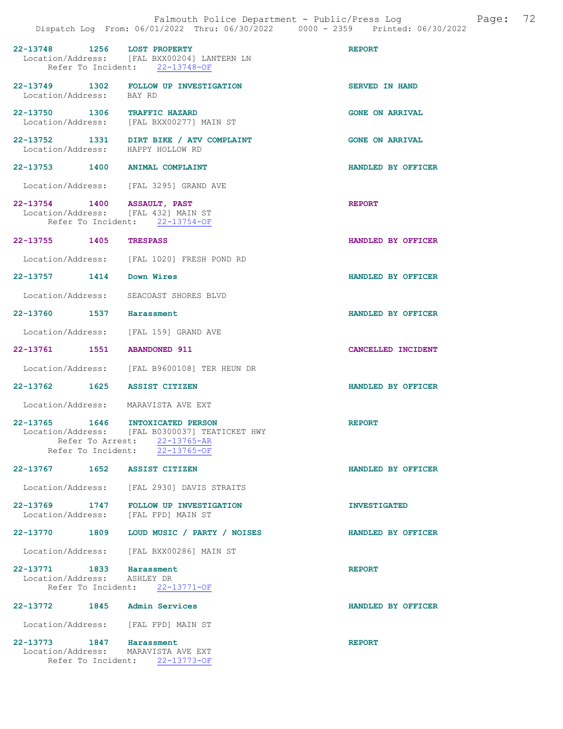22-13748 1256 **LOST PROPERTY** REPORT
Location/Address: [FAL BXX00204] LANTERN LN
Refer To Incident: 22-13748-OF

22-13749 1302 **FOLLOW UP INVESTIGATION** SERVED IN HAND
Location/Address: BAY RD

22-13750 1306 **TRAFFIC HAZARD** GONE ON ARRIVAL
Location/Address: [FAL BXX00277] MAIN ST

22-13752 1331 **DIRT BIKE / ATV COMPLAINT** GONE ON ARRIVAL
Location/Address: HAPPY HOLLOW RD

22-13753 1400 **ANIMAL COMPLAINT** HANDLED BY OFFICER
Location/Address: [FAL 3295] GRAND AVE

22-13754 1400 **ASSAULT, PAST** REPORT
Location/Address: [FAL 432] MAIN ST
Refer To Incident: 22-13754-OF

22-13755 1405 **TRESPASS** HANDLED BY OFFICER
Location/Address: [FAL 1020] FRESH POND RD

22-13757 1414 **Down Wires** HANDLED BY OFFICER
Location/Address: SEACOAST SHORES BLVD

22-13760 1537 **Harassment** HANDLED BY OFFICER
Location/Address: [FAL 159] GRAND AVE

22-13761 1551 **ABANDONED 911** CANCELLED INCIDENT
Location/Address: [FAL B9600108] TER HEUN DR

22-13762 1625 **ASSIST CITIZEN** HANDLED BY OFFICER
Location/Address: MARAVISTA AVE EXT

22-13765 1646 **INTOXICATED PERSON** REPORT
Location/Address: [FAL B0300037] TEATICKET HWY
Refer To Arrest: 22-13765-AR
Refer To Incident: 22-13765-OF

22-13767 1652 **ASSIST CITIZEN** HANDLED BY OFFICER
Location/Address: [FAL 2930] DAVIS STRAITS

22-13769 1747 **FOLLOW UP INVESTIGATION** INVESTIGATED
Location/Address: [FAL FPD] MAIN ST

22-13770 1809 **LOUD MUSIC / PARTY / NOISES** HANDLED BY OFFICER
Location/Address: [FAL BXX00286] MAIN ST

22-13771 1833 **Harassment** REPORT
Location/Address: ASHLEY DR
Refer To Incident: 22-13771-OF

22-13772 1845 **Admin Services** HANDLED BY OFFICER
Location/Address: [FAL FPD] MAIN ST

22-13773 1847 **Harassment** REPORT
Location/Address: MARAVISTA AVE EXT
Refer To Incident: 22-13773-OF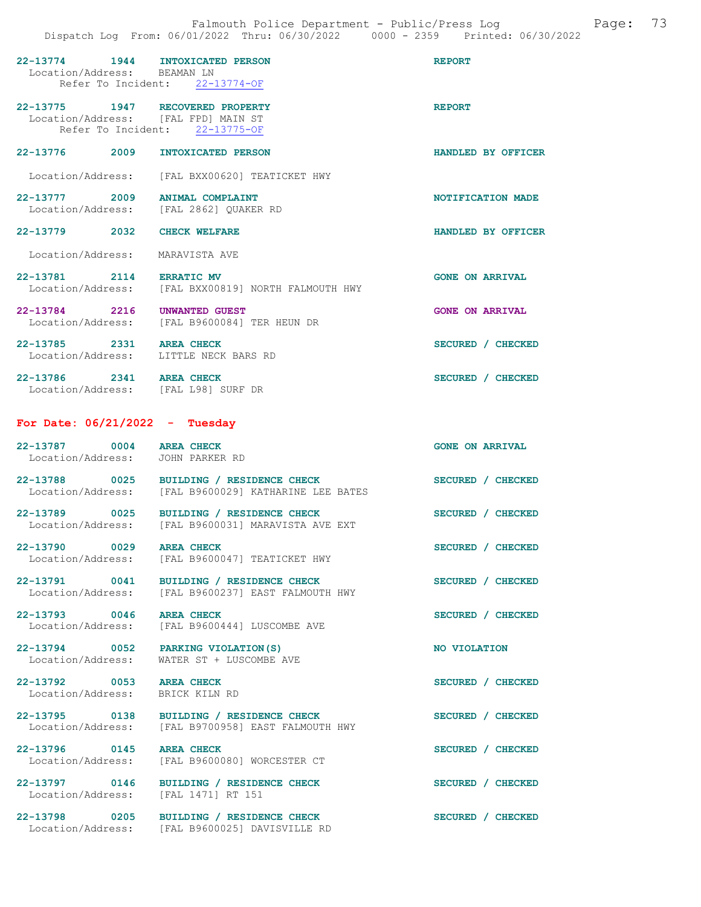22-13774 1944 INTOXICATED PERSON REPORT
Location/Address: BEAMAN LN
Refer To Incident: 22-13774-OF

22-13775 1947 RECOVERED PROPERTY REPORT
Location/Address: [FAL FPD] MAIN ST
Refer To Incident: 22-13775-OF

22-13776 2009 INTOXICATED PERSON HANDLED BY OFFICER
Location/Address: [FAL BXX00620] TEATICKET HWY

22-13777 2009 ANIMAL COMPLAINT NOTIFICATION MADE
Location/Address: [FAL 2862] QUAKER RD

22-13779 2032 CHECK WELFARE HANDLED BY OFFICER
Location/Address: MARAVISTA AVE

22-13781 2114 ERRATIC MV GONE ON ARRIVAL
Location/Address: [FAL BXX00819] NORTH FALMOUTH HWY

22-13784 2216 UNWANTED GUEST GONE ON ARRIVAL
Location/Address: [FAL B9600084] TER HEUN DR

22-13785 2331 AREA CHECK SECURED / CHECKED
Location/Address: LITTLE NECK BARS RD

22-13786 2341 AREA CHECK SECURED / CHECKED
Location/Address: [FAL L98] SURF DR

**For Date: 06/21/2022 - Tuesday**

22-13787 0004 AREA CHECK GONE ON ARRIVAL
Location/Address: JOHN PARKER RD

22-13788 0025 BUILDING / RESIDENCE CHECK SECURED / CHECKED
Location/Address: [FAL B9600029] KATHARINE LEE BATES

22-13789 0025 BUILDING / RESIDENCE CHECK SECURED / CHECKED
Location/Address: [FAL B9600031] MARAVISTA AVE EXT

22-13790 0029 AREA CHECK SECURED / CHECKED
Location/Address: [FAL B9600047] TEATICKET HWY

22-13791 0041 BUILDING / RESIDENCE CHECK SECURED / CHECKED
Location/Address: [FAL B9600237] EAST FALMOUTH HWY

22-13793 0046 AREA CHECK SECURED / CHECKED
Location/Address: [FAL B9600444] LUSCOMBE AVE

22-13794 0052 PARKING VIOLATION(S) NO VIOLATION
Location/Address: WATER ST + LUSCOMBE AVE

22-13792 0053 AREA CHECK SECURED / CHECKED
Location/Address: BRICK KILN RD

22-13795 0138 BUILDING / RESIDENCE CHECK SECURED / CHECKED
Location/Address: [FAL B9700958] EAST FALMOUTH HWY

22-13796 0145 AREA CHECK SECURED / CHECKED
Location/Address: [FAL B9600080] WORCESTER CT

22-13797 0146 BUILDING / RESIDENCE CHECK SECURED / CHECKED
Location/Address: [FAL 1471] RT 151

22-13798 0205 BUILDING / RESIDENCE CHECK SECURED / CHECKED
Location/Address: [FAL B9600025] DAVISVILLE RD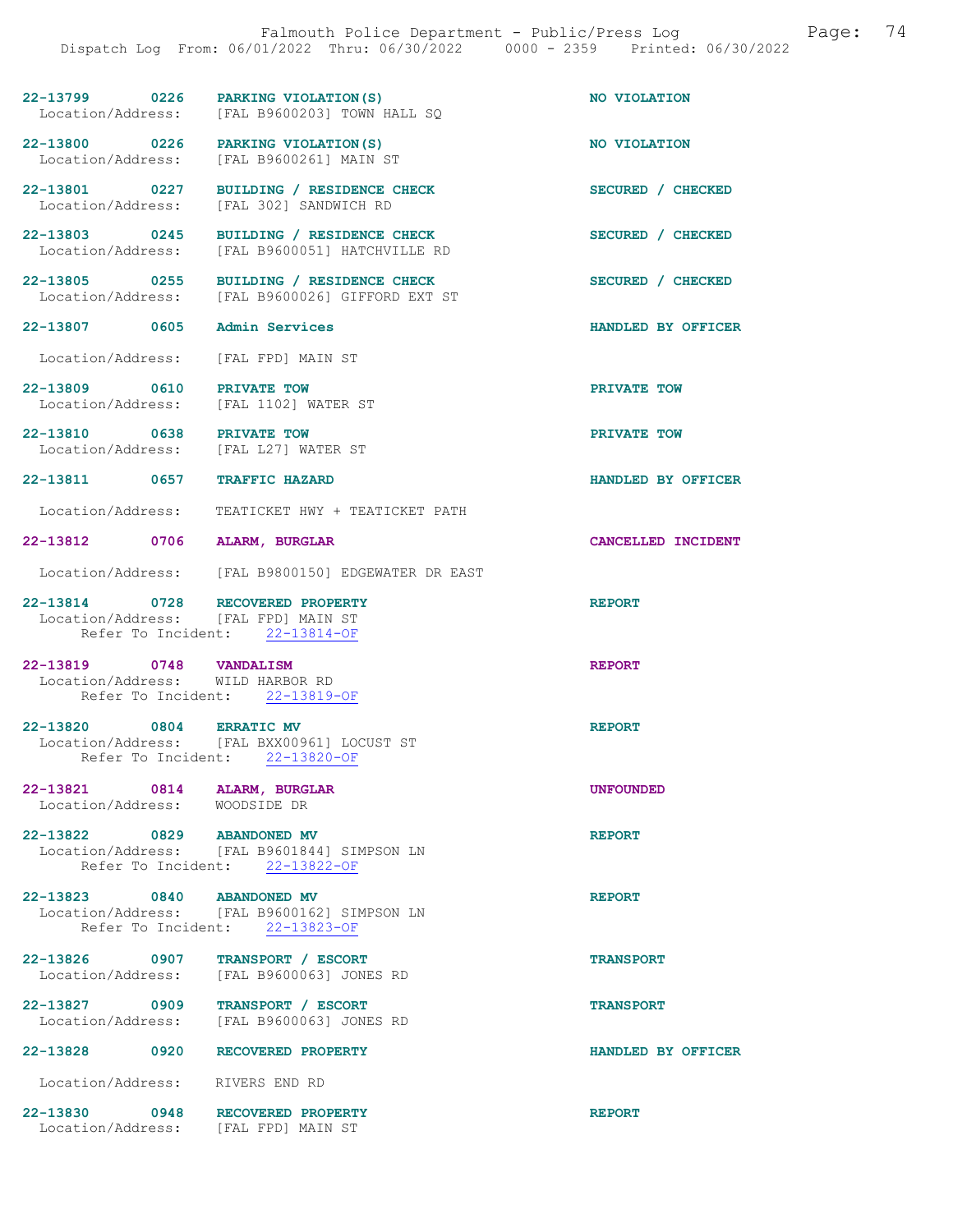**22-13799 0226 PARKING VIOLATION(S)** — NO VIOLATION
Location/Address: [FAL B9600203] TOWN HALL SQ

**22-13800 0226 PARKING VIOLATION(S)** — NO VIOLATION
Location/Address: [FAL B9600261] MAIN ST

**22-13801 0227 BUILDING / RESIDENCE CHECK** — SECURED / CHECKED
Location/Address: [FAL 302] SANDWICH RD

**22-13803 0245 BUILDING / RESIDENCE CHECK** — SECURED / CHECKED
Location/Address: [FAL B9600051] HATCHVILLE RD

**22-13805 0255 BUILDING / RESIDENCE CHECK** — SECURED / CHECKED
Location/Address: [FAL B9600026] GIFFORD EXT ST

**22-13807 0605 Admin Services** — HANDLED BY OFFICER
Location/Address: [FAL FPD] MAIN ST

**22-13809 0610 PRIVATE TOW** — PRIVATE TOW
Location/Address: [FAL 1102] WATER ST

**22-13810 0638 PRIVATE TOW** — PRIVATE TOW
Location/Address: [FAL L27] WATER ST

**22-13811 0657 TRAFFIC HAZARD** — HANDLED BY OFFICER
Location/Address: TEATICKET HWY + TEATICKET PATH

**22-13812 0706 ALARM, BURGLAR** — CANCELLED INCIDENT
Location/Address: [FAL B9800150] EDGEWATER DR EAST

**22-13814 0728 RECOVERED PROPERTY** — REPORT
Location/Address: [FAL FPD] MAIN ST
Refer To Incident: 22-13814-OF

**22-13819 0748 VANDALISM** — REPORT
Location/Address: WILD HARBOR RD
Refer To Incident: 22-13819-OF

**22-13820 0804 ERRATIC MV** — REPORT
Location/Address: [FAL BXX00961] LOCUST ST
Refer To Incident: 22-13820-OF

**22-13821 0814 ALARM, BURGLAR** — UNFOUNDED
Location/Address: WOODSIDE DR

**22-13822 0829 ABANDONED MV** — REPORT
Location/Address: [FAL B9601844] SIMPSON LN
Refer To Incident: 22-13822-OF

**22-13823 0840 ABANDONED MV** — REPORT
Location/Address: [FAL B9600162] SIMPSON LN
Refer To Incident: 22-13823-OF

**22-13826 0907 TRANSPORT / ESCORT** — TRANSPORT
Location/Address: [FAL B9600063] JONES RD

**22-13827 0909 TRANSPORT / ESCORT** — TRANSPORT
Location/Address: [FAL B9600063] JONES RD

**22-13828 0920 RECOVERED PROPERTY** — HANDLED BY OFFICER
Location/Address: RIVERS END RD

**22-13830 0948 RECOVERED PROPERTY** — REPORT
Location/Address: [FAL FPD] MAIN ST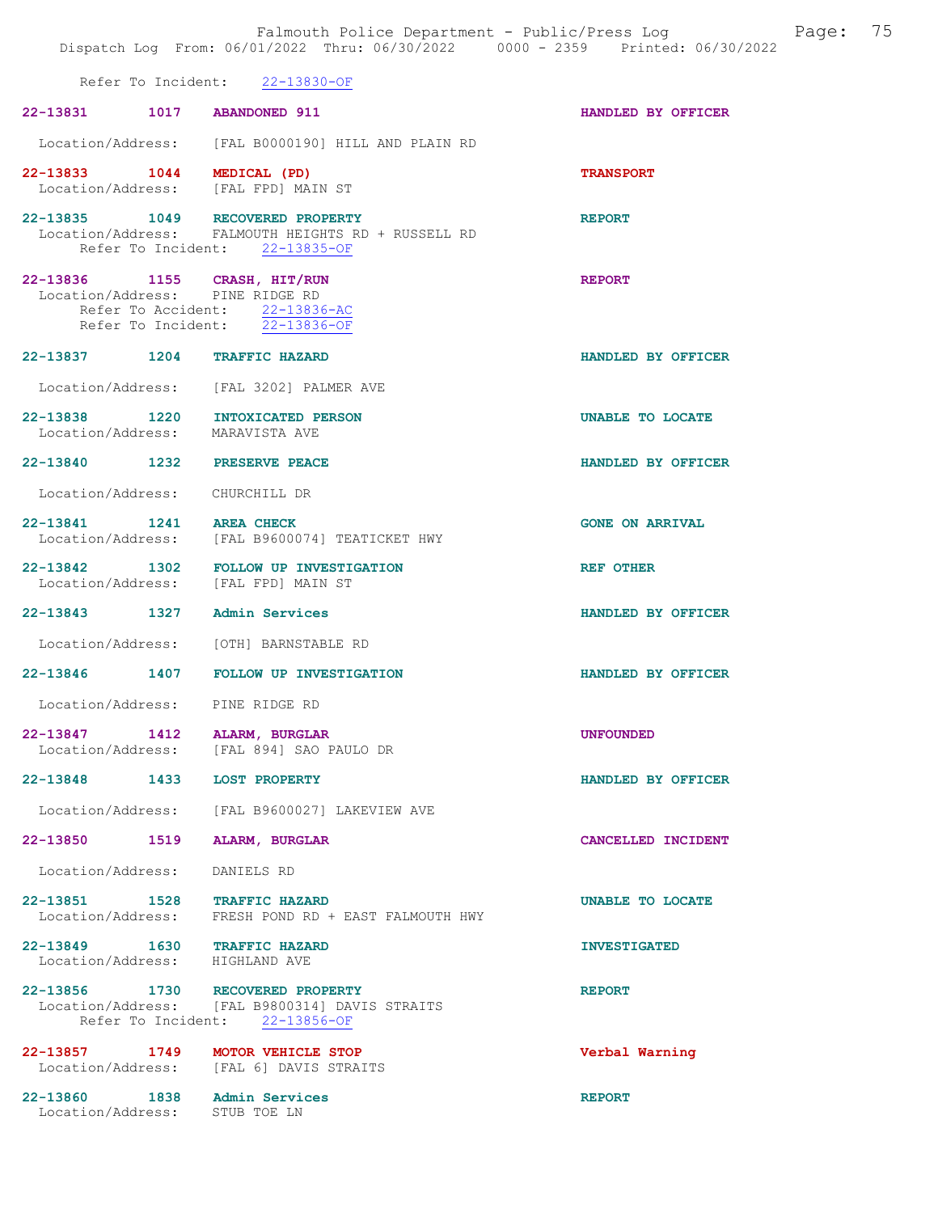Refer To Incident: 22-13830-OF

**22-13831** **1017** **ABANDONED 911** **HANDLED BY OFFICER**
Location/Address: [FAL B0000190] HILL AND PLAIN RD

**22-13833** **1044** **MEDICAL (PD)** **TRANSPORT**
Location/Address: [FAL FPD] MAIN ST

**22-13835** **1049** **RECOVERED PROPERTY** **REPORT**
Location/Address: FALMOUTH HEIGHTS RD + RUSSELL RD
Refer To Incident: 22-13835-OF

**22-13836** **1155** **CRASH, HIT/RUN** **REPORT**
Location/Address: PINE RIDGE RD
Refer To Accident: 22-13836-AC
Refer To Incident: 22-13836-OF

**22-13837** **1204** **TRAFFIC HAZARD** **HANDLED BY OFFICER**
Location/Address: [FAL 3202] PALMER AVE

**22-13838** **1220** **INTOXICATED PERSON** **UNABLE TO LOCATE**
Location/Address: MARAVISTA AVE

**22-13840** **1232** **PRESERVE PEACE** **HANDLED BY OFFICER**
Location/Address: CHURCHILL DR

**22-13841** **1241** **AREA CHECK** **GONE ON ARRIVAL**
Location/Address: [FAL B9600074] TEATICKET HWY

**22-13842** **1302** **FOLLOW UP INVESTIGATION** **REF OTHER**
Location/Address: [FAL FPD] MAIN ST

**22-13843** **1327** **Admin Services** **HANDLED BY OFFICER**
Location/Address: [OTH] BARNSTABLE RD

**22-13846** **1407** **FOLLOW UP INVESTIGATION** **HANDLED BY OFFICER**
Location/Address: PINE RIDGE RD

**22-13847** **1412** **ALARM, BURGLAR** **UNFOUNDED**
Location/Address: [FAL 894] SAO PAULO DR

**22-13848** **1433** **LOST PROPERTY** **HANDLED BY OFFICER**
Location/Address: [FAL B9600027] LAKEVIEW AVE

**22-13850** **1519** **ALARM, BURGLAR** **CANCELLED INCIDENT**
Location/Address: DANIELS RD

**22-13851** **1528** **TRAFFIC HAZARD** **UNABLE TO LOCATE**
Location/Address: FRESH POND RD + EAST FALMOUTH HWY

**22-13849** **1630** **TRAFFIC HAZARD** **INVESTIGATED**
Location/Address: HIGHLAND AVE

**22-13856** **1730** **RECOVERED PROPERTY** **REPORT**
Location/Address: [FAL B9800314] DAVIS STRAITS
Refer To Incident: 22-13856-OF

**22-13857** **1749** **MOTOR VEHICLE STOP** **Verbal Warning**
Location/Address: [FAL 6] DAVIS STRAITS

**22-13860** **1838** **Admin Services** **REPORT**
Location/Address: STUB TOE LN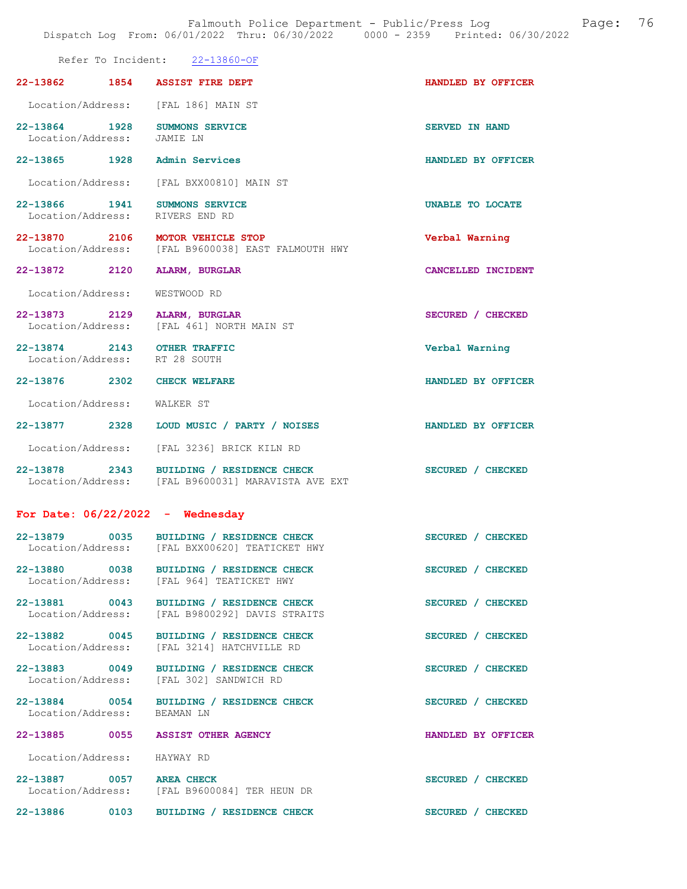Refer To Incident: 22-13860-OF

**22-13862 1854 ASSIST FIRE DEPT** HANDLED BY OFFICER
Location/Address: [FAL 186] MAIN ST

**22-13864 1928 SUMMONS SERVICE** SERVED IN HAND
Location/Address: JAMIE LN

**22-13865 1928 Admin Services** HANDLED BY OFFICER
Location/Address: [FAL BXX00810] MAIN ST

**22-13866 1941 SUMMONS SERVICE** UNABLE TO LOCATE
Location/Address: RIVERS END RD

**22-13870 2106 MOTOR VEHICLE STOP** Verbal Warning
Location/Address: [FAL B9600038] EAST FALMOUTH HWY

**22-13872 2120 ALARM, BURGLAR** CANCELLED INCIDENT
Location/Address: WESTWOOD RD

**22-13873 2129 ALARM, BURGLAR** SECURED / CHECKED
Location/Address: [FAL 461] NORTH MAIN ST

**22-13874 2143 OTHER TRAFFIC** Verbal Warning
Location/Address: RT 28 SOUTH

**22-13876 2302 CHECK WELFARE** HANDLED BY OFFICER
Location/Address: WALKER ST

**22-13877 2328 LOUD MUSIC / PARTY / NOISES** HANDLED BY OFFICER
Location/Address: [FAL 3236] BRICK KILN RD

**22-13878 2343 BUILDING / RESIDENCE CHECK** SECURED / CHECKED
Location/Address: [FAL B9600031] MARAVISTA AVE EXT

## For Date: 06/22/2022 - Wednesday

**22-13879 0035 BUILDING / RESIDENCE CHECK** SECURED / CHECKED
Location/Address: [FAL BXX00620] TEATICKET HWY

**22-13880 0038 BUILDING / RESIDENCE CHECK** SECURED / CHECKED
Location/Address: [FAL 964] TEATICKET HWY

**22-13881 0043 BUILDING / RESIDENCE CHECK** SECURED / CHECKED
Location/Address: [FAL B9800292] DAVIS STRAITS

**22-13882 0045 BUILDING / RESIDENCE CHECK** SECURED / CHECKED
Location/Address: [FAL 3214] HATCHVILLE RD

**22-13883 0049 BUILDING / RESIDENCE CHECK** SECURED / CHECKED
Location/Address: [FAL 302] SANDWICH RD

**22-13884 0054 BUILDING / RESIDENCE CHECK** SECURED / CHECKED
Location/Address: BEAMAN LN

**22-13885 0055 ASSIST OTHER AGENCY** HANDLED BY OFFICER
Location/Address: HAYWAY RD

**22-13887 0057 AREA CHECK** SECURED / CHECKED
Location/Address: [FAL B9600084] TER HEUN DR

**22-13886 0103 BUILDING / RESIDENCE CHECK** SECURED / CHECKED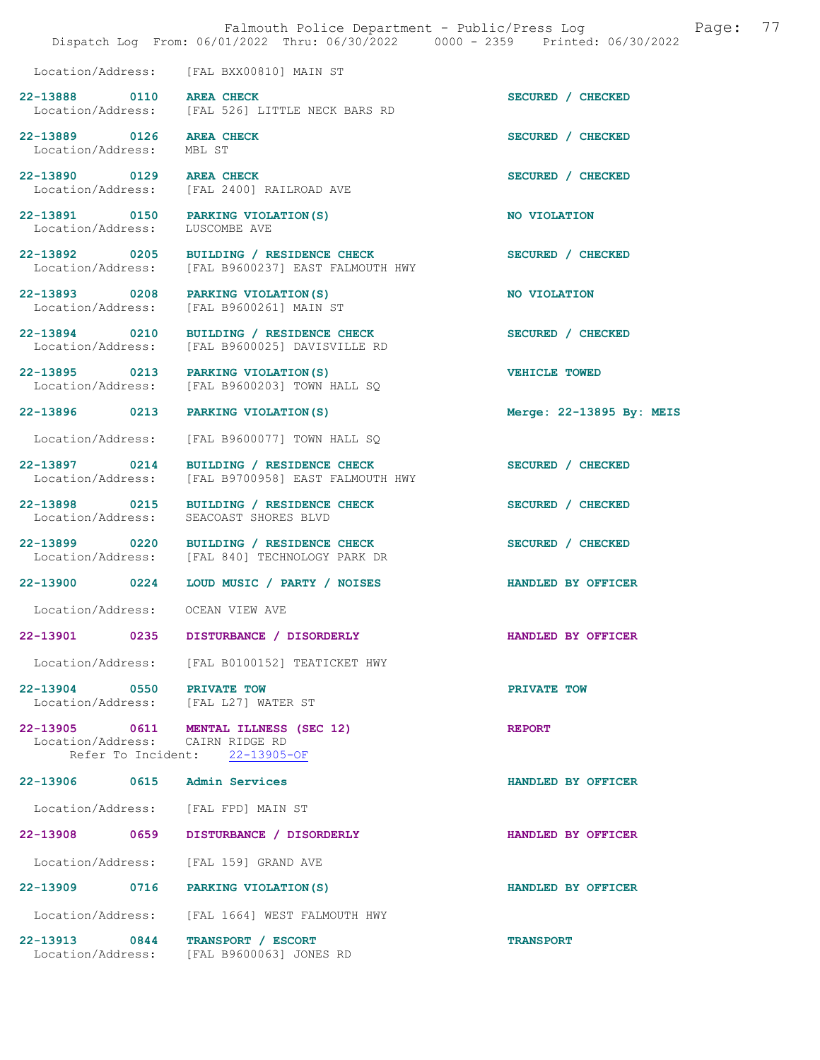Location/Address: [FAL BXX00810] MAIN ST

22-13888 0110 AREA CHECK SECURED / CHECKED
Location/Address: [FAL 526] LITTLE NECK BARS RD

22-13889 0126 AREA CHECK SECURED / CHECKED
Location/Address: MBL ST

22-13890 0129 AREA CHECK SECURED / CHECKED
Location/Address: [FAL 2400] RAILROAD AVE

22-13891 0150 PARKING VIOLATION(S) NO VIOLATION
Location/Address: LUSCOMBE AVE

22-13892 0205 BUILDING / RESIDENCE CHECK SECURED / CHECKED
Location/Address: [FAL B9600237] EAST FALMOUTH HWY

22-13893 0208 PARKING VIOLATION(S) NO VIOLATION
Location/Address: [FAL B9600261] MAIN ST

22-13894 0210 BUILDING / RESIDENCE CHECK SECURED / CHECKED
Location/Address: [FAL B9600025] DAVISVILLE RD

22-13895 0213 PARKING VIOLATION(S) VEHICLE TOWED
Location/Address: [FAL B9600203] TOWN HALL SQ

22-13896 0213 PARKING VIOLATION(S) Merge: 22-13895 By: MEIS

Location/Address: [FAL B9600077] TOWN HALL SQ

22-13897 0214 BUILDING / RESIDENCE CHECK SECURED / CHECKED
Location/Address: [FAL B9700958] EAST FALMOUTH HWY

22-13898 0215 BUILDING / RESIDENCE CHECK SECURED / CHECKED
Location/Address: SEACOAST SHORES BLVD

22-13899 0220 BUILDING / RESIDENCE CHECK SECURED / CHECKED
Location/Address: [FAL 840] TECHNOLOGY PARK DR

22-13900 0224 LOUD MUSIC / PARTY / NOISES HANDLED BY OFFICER

Location/Address: OCEAN VIEW AVE

22-13901 0235 DISTURBANCE / DISORDERLY HANDLED BY OFFICER

Location/Address: [FAL B0100152] TEATICKET HWY

22-13904 0550 PRIVATE TOW PRIVATE TOW
Location/Address: [FAL L27] WATER ST

22-13905 0611 MENTAL ILLNESS (SEC 12) REPORT
Location/Address: CAIRN RIDGE RD
Refer To Incident: 22-13905-OF

22-13906 0615 Admin Services HANDLED BY OFFICER

Location/Address: [FAL FPD] MAIN ST

22-13908 0659 DISTURBANCE / DISORDERLY HANDLED BY OFFICER

Location/Address: [FAL 159] GRAND AVE

22-13909 0716 PARKING VIOLATION(S) HANDLED BY OFFICER

Location/Address: [FAL 1664] WEST FALMOUTH HWY

22-13913 0844 TRANSPORT / ESCORT TRANSPORT
Location/Address: [FAL B9600063] JONES RD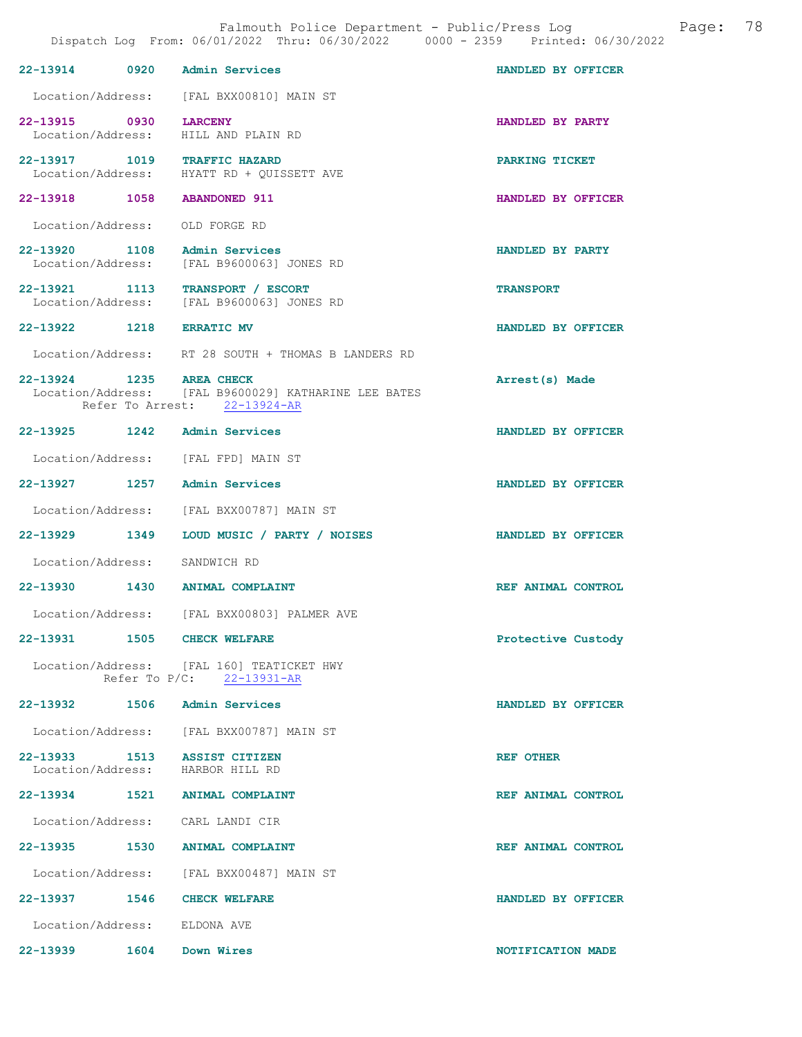22-13914 0920 Admin Services HANDLED BY OFFICER

Location/Address: [FAL BXX00810] MAIN ST

22-13915 0930 LARCENY HANDLED BY PARTY
Location/Address: HILL AND PLAIN RD

22-13917 1019 TRAFFIC HAZARD PARKING TICKET
Location/Address: HYATT RD + QUISSETT AVE

22-13918 1058 ABANDONED 911 HANDLED BY OFFICER

Location/Address: OLD FORGE RD

22-13920 1108 Admin Services HANDLED BY PARTY
Location/Address: [FAL B9600063] JONES RD

22-13921 1113 TRANSPORT / ESCORT TRANSPORT
Location/Address: [FAL B9600063] JONES RD

22-13922 1218 ERRATIC MV HANDLED BY OFFICER

Location/Address: RT 28 SOUTH + THOMAS B LANDERS RD

22-13924 1235 AREA CHECK Arrest(s) Made
Location/Address: [FAL B9600029] KATHARINE LEE BATES
Refer To Arrest: 22-13924-AR

22-13925 1242 Admin Services HANDLED BY OFFICER

Location/Address: [FAL FPD] MAIN ST

22-13927 1257 Admin Services HANDLED BY OFFICER

Location/Address: [FAL BXX00787] MAIN ST

22-13929 1349 LOUD MUSIC / PARTY / NOISES HANDLED BY OFFICER

Location/Address: SANDWICH RD

22-13930 1430 ANIMAL COMPLAINT REF ANIMAL CONTROL

Location/Address: [FAL BXX00803] PALMER AVE

22-13931 1505 CHECK WELFARE Protective Custody

Location/Address: [FAL 160] TEATICKET HWY
Refer To P/C: 22-13931-AR

22-13932 1506 Admin Services HANDLED BY OFFICER

Location/Address: [FAL BXX00787] MAIN ST

22-13933 1513 ASSIST CITIZEN REF OTHER
Location/Address: HARBOR HILL RD

22-13934 1521 ANIMAL COMPLAINT REF ANIMAL CONTROL

Location/Address: CARL LANDI CIR

22-13935 1530 ANIMAL COMPLAINT REF ANIMAL CONTROL

Location/Address: [FAL BXX00487] MAIN ST

22-13937 1546 CHECK WELFARE HANDLED BY OFFICER

Location/Address: ELDONA AVE

22-13939 1604 Down Wires NOTIFICATION MADE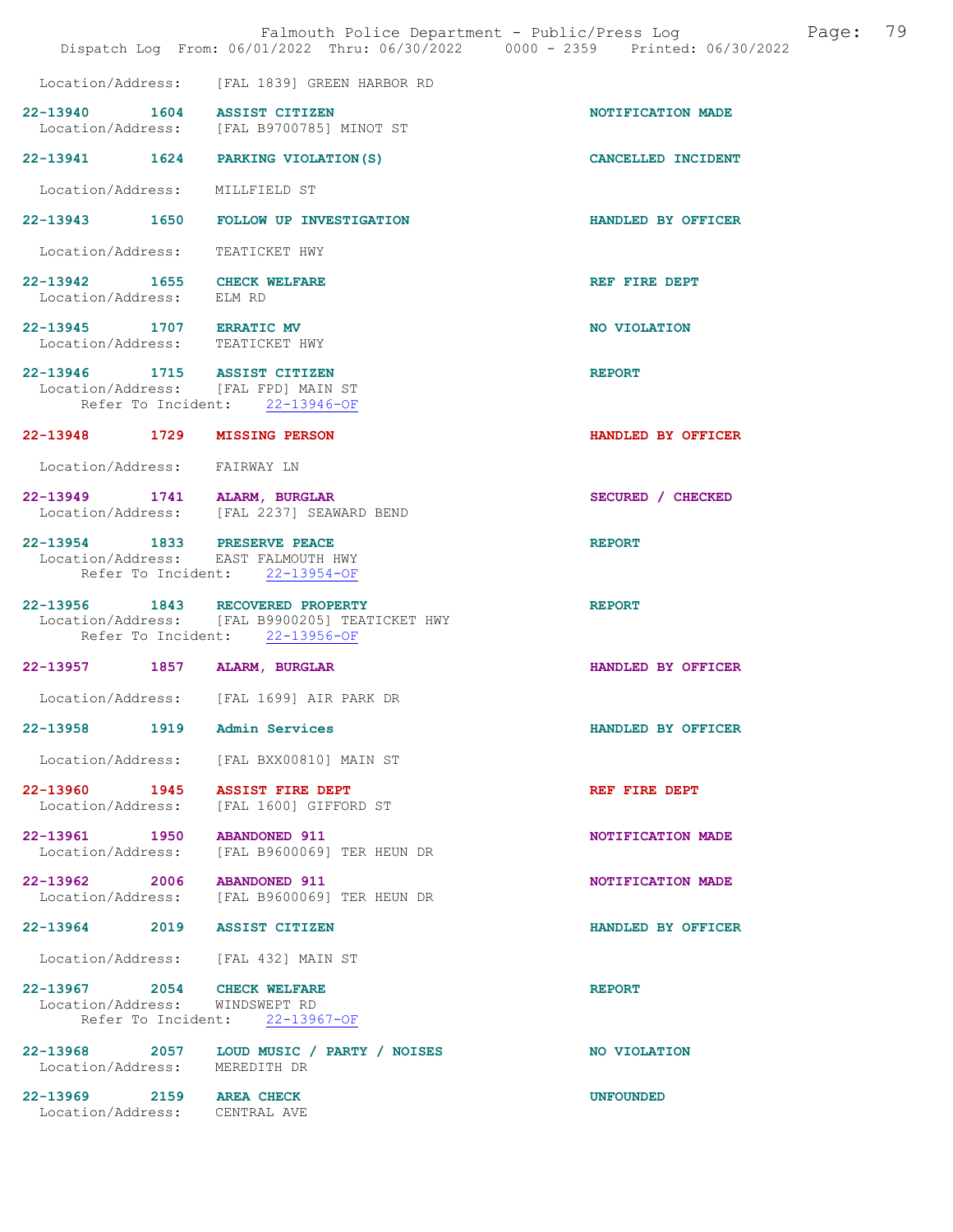Location/Address: [FAL 1839] GREEN HARBOR RD

**22-13940 1604 ASSIST CITIZEN** NOTIFICATION MADE
Location/Address: [FAL B9700785] MINOT ST

**22-13941 1624 PARKING VIOLATION(S)** CANCELLED INCIDENT
Location/Address: MILLFIELD ST

**22-13943 1650 FOLLOW UP INVESTIGATION** HANDLED BY OFFICER
Location/Address: TEATICKET HWY

**22-13942 1655 CHECK WELFARE** REF FIRE DEPT
Location/Address: ELM RD

**22-13945 1707 ERRATIC MV** NO VIOLATION
Location/Address: TEATICKET HWY

**22-13946 1715 ASSIST CITIZEN** REPORT
Location/Address: [FAL FPD] MAIN ST
Refer To Incident: 22-13946-OF

**22-13948 1729 MISSING PERSON** HANDLED BY OFFICER
Location/Address: FAIRWAY LN

**22-13949 1741 ALARM, BURGLAR** SECURED / CHECKED
Location/Address: [FAL 2237] SEAWARD BEND

**22-13954 1833 PRESERVE PEACE** REPORT
Location/Address: EAST FALMOUTH HWY
Refer To Incident: 22-13954-OF

**22-13956 1843 RECOVERED PROPERTY** REPORT
Location/Address: [FAL B9900205] TEATICKET HWY
Refer To Incident: 22-13956-OF

**22-13957 1857 ALARM, BURGLAR** HANDLED BY OFFICER
Location/Address: [FAL 1699] AIR PARK DR

**22-13958 1919 Admin Services** HANDLED BY OFFICER
Location/Address: [FAL BXX00810] MAIN ST

**22-13960 1945 ASSIST FIRE DEPT** REF FIRE DEPT
Location/Address: [FAL 1600] GIFFORD ST

**22-13961 1950 ABANDONED 911** NOTIFICATION MADE
Location/Address: [FAL B9600069] TER HEUN DR

**22-13962 2006 ABANDONED 911** NOTIFICATION MADE
Location/Address: [FAL B9600069] TER HEUN DR

**22-13964 2019 ASSIST CITIZEN** HANDLED BY OFFICER
Location/Address: [FAL 432] MAIN ST

**22-13967 2054 CHECK WELFARE** REPORT
Location/Address: WINDSWEPT RD
Refer To Incident: 22-13967-OF

**22-13968 2057 LOUD MUSIC / PARTY / NOISES** NO VIOLATION
Location/Address: MEREDITH DR

**22-13969 2159 AREA CHECK** UNFOUNDED
Location/Address: CENTRAL AVE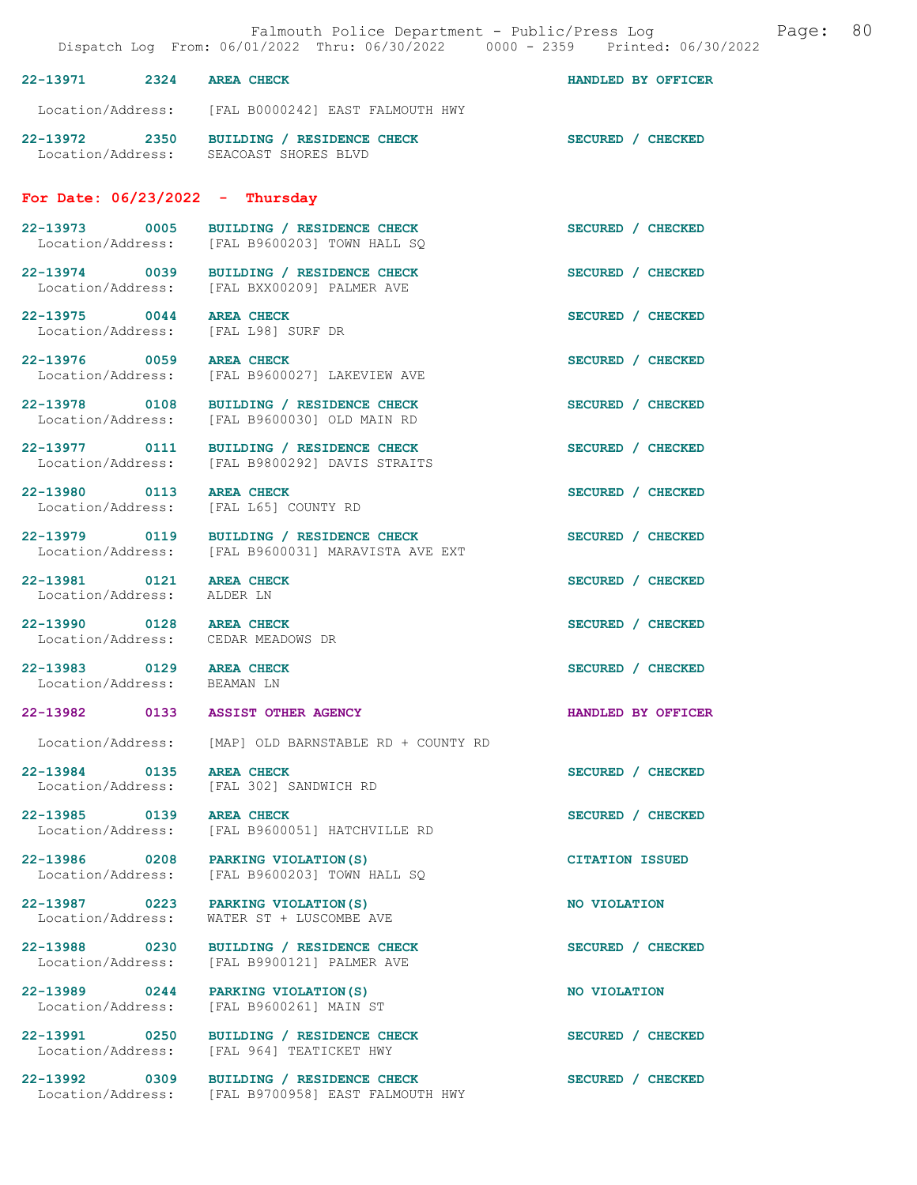22-13971 2324 AREA CHECK HANDLED BY OFFICER

Location/Address: [FAL B0000242] EAST FALMOUTH HWY

22-13972 2350 BUILDING / RESIDENCE CHECK SECURED / CHECKED
Location/Address: SEACOAST SHORES BLVD

## For Date: 06/23/2022 - Thursday

22-13973 0005 BUILDING / RESIDENCE CHECK SECURED / CHECKED
Location/Address: [FAL B9600203] TOWN HALL SQ

22-13974 0039 BUILDING / RESIDENCE CHECK SECURED / CHECKED
Location/Address: [FAL BXX00209] PALMER AVE

22-13975 0044 AREA CHECK SECURED / CHECKED
Location/Address: [FAL L98] SURF DR

22-13976 0059 AREA CHECK SECURED / CHECKED
Location/Address: [FAL B9600027] LAKEVIEW AVE

22-13978 0108 BUILDING / RESIDENCE CHECK SECURED / CHECKED
Location/Address: [FAL B9600030] OLD MAIN RD

22-13977 0111 BUILDING / RESIDENCE CHECK SECURED / CHECKED
Location/Address: [FAL B9800292] DAVIS STRAITS

22-13980 0113 AREA CHECK SECURED / CHECKED
Location/Address: [FAL L65] COUNTY RD

22-13979 0119 BUILDING / RESIDENCE CHECK SECURED / CHECKED
Location/Address: [FAL B9600031] MARAVISTA AVE EXT

22-13981 0121 AREA CHECK SECURED / CHECKED
Location/Address: ALDER LN

22-13990 0128 AREA CHECK SECURED / CHECKED
Location/Address: CEDAR MEADOWS DR

22-13983 0129 AREA CHECK SECURED / CHECKED
Location/Address: BEAMAN LN

22-13982 0133 ASSIST OTHER AGENCY HANDLED BY OFFICER

Location/Address: [MAP] OLD BARNSTABLE RD + COUNTY RD

22-13984 0135 AREA CHECK SECURED / CHECKED
Location/Address: [FAL 302] SANDWICH RD

22-13985 0139 AREA CHECK SECURED / CHECKED
Location/Address: [FAL B9600051] HATCHVILLE RD

22-13986 0208 PARKING VIOLATION(S) CITATION ISSUED
Location/Address: [FAL B9600203] TOWN HALL SQ

22-13987 0223 PARKING VIOLATION(S) NO VIOLATION
Location/Address: WATER ST + LUSCOMBE AVE

22-13988 0230 BUILDING / RESIDENCE CHECK SECURED / CHECKED
Location/Address: [FAL B9900121] PALMER AVE

22-13989 0244 PARKING VIOLATION(S) NO VIOLATION
Location/Address: [FAL B9600261] MAIN ST

22-13991 0250 BUILDING / RESIDENCE CHECK SECURED / CHECKED
Location/Address: [FAL 964] TEATICKET HWY

22-13992 0309 BUILDING / RESIDENCE CHECK SECURED / CHECKED
Location/Address: [FAL B9700958] EAST FALMOUTH HWY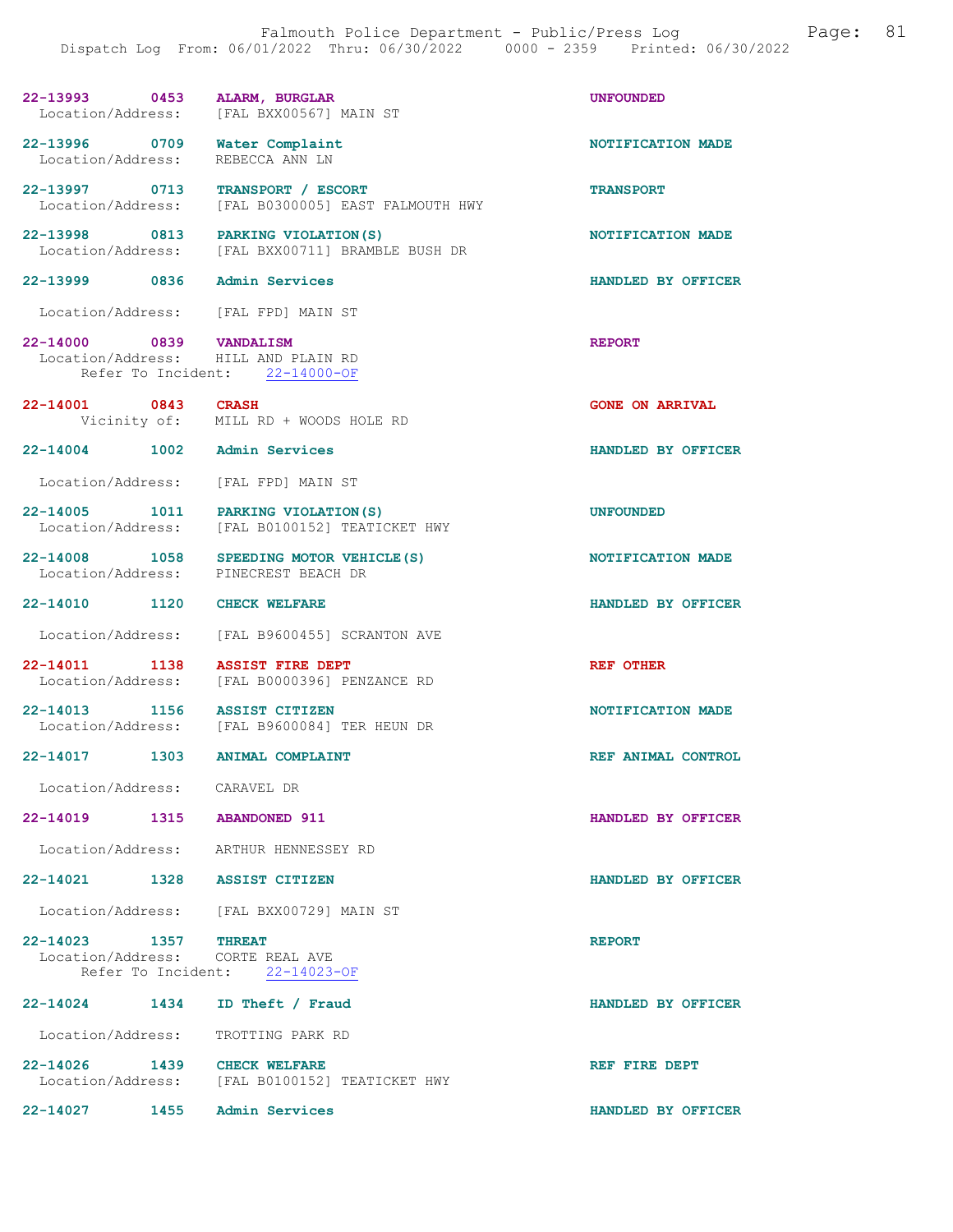Falmouth Police Department - Public/Press Log
Dispatch Log From: 06/01/2022 Thru: 06/30/2022 0000 - 2359 Printed: 06/30/2022

**22-13993 0453 ALARM, BURGLAR** — UNFOUNDED
Location/Address: [FAL BXX00567] MAIN ST

**22-13996 0709 Water Complaint** — NOTIFICATION MADE
Location/Address: REBECCA ANN LN

**22-13997 0713 TRANSPORT / ESCORT** — TRANSPORT
Location/Address: [FAL B0300005] EAST FALMOUTH HWY

**22-13998 0813 PARKING VIOLATION(S)** — NOTIFICATION MADE
Location/Address: [FAL BXX00711] BRAMBLE BUSH DR

**22-13999 0836 Admin Services** — HANDLED BY OFFICER
Location/Address: [FAL FPD] MAIN ST

**22-14000 0839 VANDALISM** — REPORT
Location/Address: HILL AND PLAIN RD
Refer To Incident: 22-14000-OF

**22-14001 0843 CRASH** — GONE ON ARRIVAL
Vicinity of: MILL RD + WOODS HOLE RD

**22-14004 1002 Admin Services** — HANDLED BY OFFICER
Location/Address: [FAL FPD] MAIN ST

**22-14005 1011 PARKING VIOLATION(S)** — UNFOUNDED
Location/Address: [FAL B0100152] TEATICKET HWY

**22-14008 1058 SPEEDING MOTOR VEHICLE(S)** — NOTIFICATION MADE
Location/Address: PINECREST BEACH DR

**22-14010 1120 CHECK WELFARE** — HANDLED BY OFFICER
Location/Address: [FAL B9600455] SCRANTON AVE

**22-14011 1138 ASSIST FIRE DEPT** — REF OTHER
Location/Address: [FAL B0000396] PENZANCE RD

**22-14013 1156 ASSIST CITIZEN** — NOTIFICATION MADE
Location/Address: [FAL B9600084] TER HEUN DR

**22-14017 1303 ANIMAL COMPLAINT** — REF ANIMAL CONTROL
Location/Address: CARAVEL DR

**22-14019 1315 ABANDONED 911** — HANDLED BY OFFICER
Location/Address: ARTHUR HENNESSEY RD

**22-14021 1328 ASSIST CITIZEN** — HANDLED BY OFFICER
Location/Address: [FAL BXX00729] MAIN ST

**22-14023 1357 THREAT** — REPORT
Location/Address: CORTE REAL AVE
Refer To Incident: 22-14023-OF

**22-14024 1434 ID Theft / Fraud** — HANDLED BY OFFICER
Location/Address: TROTTING PARK RD

**22-14026 1439 CHECK WELFARE** — REF FIRE DEPT
Location/Address: [FAL B0100152] TEATICKET HWY

**22-14027 1455 Admin Services** — HANDLED BY OFFICER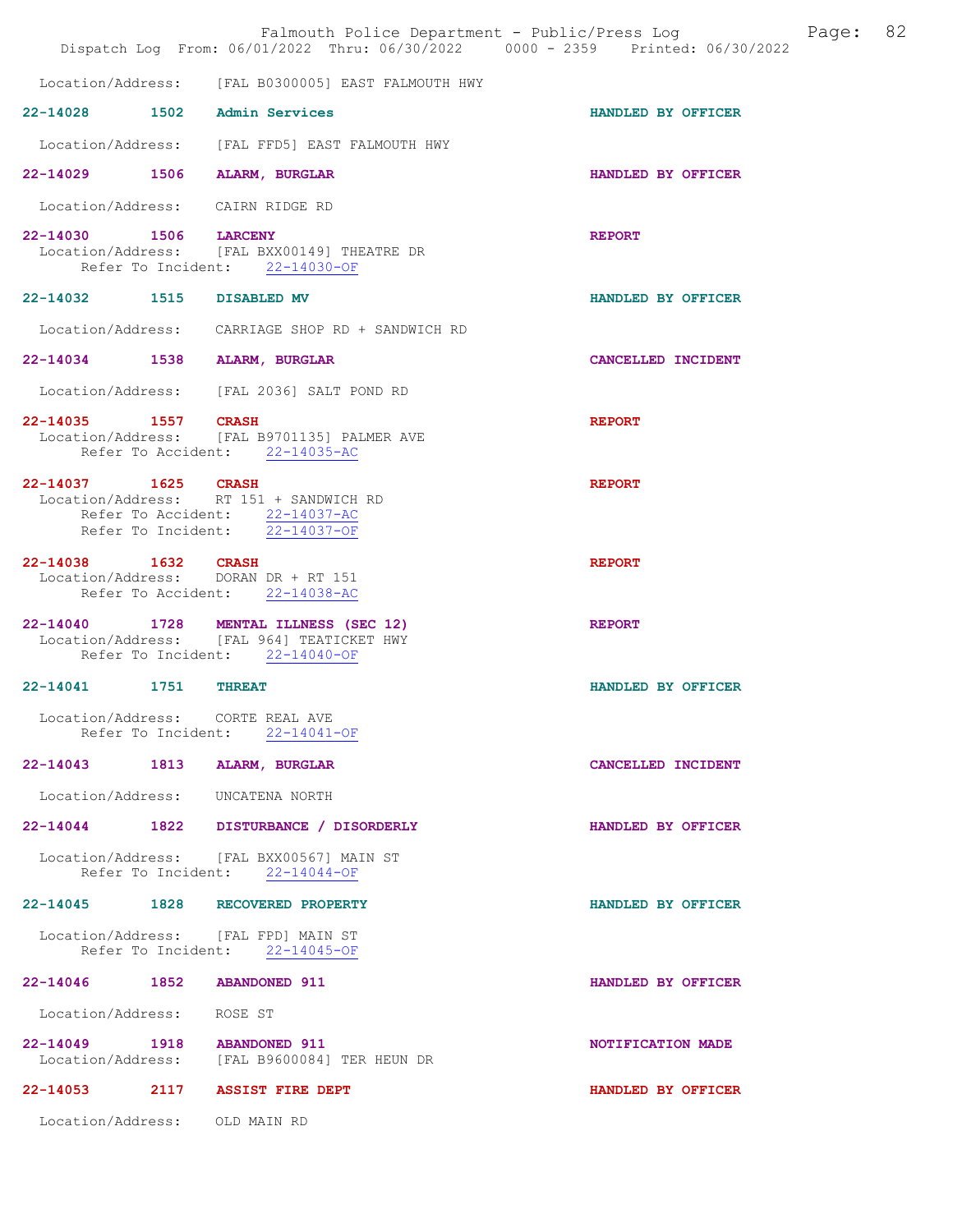Location/Address: [FAL B0300005] EAST FALMOUTH HWY

**22-14028 1502 Admin Services** — HANDLED BY OFFICER

Location/Address: [FAL FFD5] EAST FALMOUTH HWY

**22-14029 1506 ALARM, BURGLAR** — HANDLED BY OFFICER

Location/Address: CAIRN RIDGE RD

**22-14030 1506 LARCENY** — REPORT

Location/Address: [FAL BXX00149] THEATRE DR
Refer To Incident: 22-14030-OF

**22-14032 1515 DISABLED MV** — HANDLED BY OFFICER

Location/Address: CARRIAGE SHOP RD + SANDWICH RD

**22-14034 1538 ALARM, BURGLAR** — CANCELLED INCIDENT

Location/Address: [FAL 2036] SALT POND RD

**22-14035 1557 CRASH** — REPORT

Location/Address: [FAL B9701135] PALMER AVE
Refer To Accident: 22-14035-AC

**22-14037 1625 CRASH** — REPORT

Location/Address: RT 151 + SANDWICH RD
Refer To Accident: 22-14037-AC
Refer To Incident: 22-14037-OF

**22-14038 1632 CRASH** — REPORT

Location/Address: DORAN DR + RT 151
Refer To Accident: 22-14038-AC

**22-14040 1728 MENTAL ILLNESS (SEC 12)** — REPORT

Location/Address: [FAL 964] TEATICKET HWY
Refer To Incident: 22-14040-OF

**22-14041 1751 THREAT** — HANDLED BY OFFICER

Location/Address: CORTE REAL AVE
Refer To Incident: 22-14041-OF

**22-14043 1813 ALARM, BURGLAR** — CANCELLED INCIDENT

Location/Address: UNCATENA NORTH

**22-14044 1822 DISTURBANCE / DISORDERLY** — HANDLED BY OFFICER

Location/Address: [FAL BXX00567] MAIN ST
Refer To Incident: 22-14044-OF

**22-14045 1828 RECOVERED PROPERTY** — HANDLED BY OFFICER

Location/Address: [FAL FPD] MAIN ST
Refer To Incident: 22-14045-OF

**22-14046 1852 ABANDONED 911** — HANDLED BY OFFICER

Location/Address: ROSE ST

**22-14049 1918 ABANDONED 911** — NOTIFICATION MADE

Location/Address: [FAL B9600084] TER HEUN DR

**22-14053 2117 ASSIST FIRE DEPT** — HANDLED BY OFFICER

Location/Address: OLD MAIN RD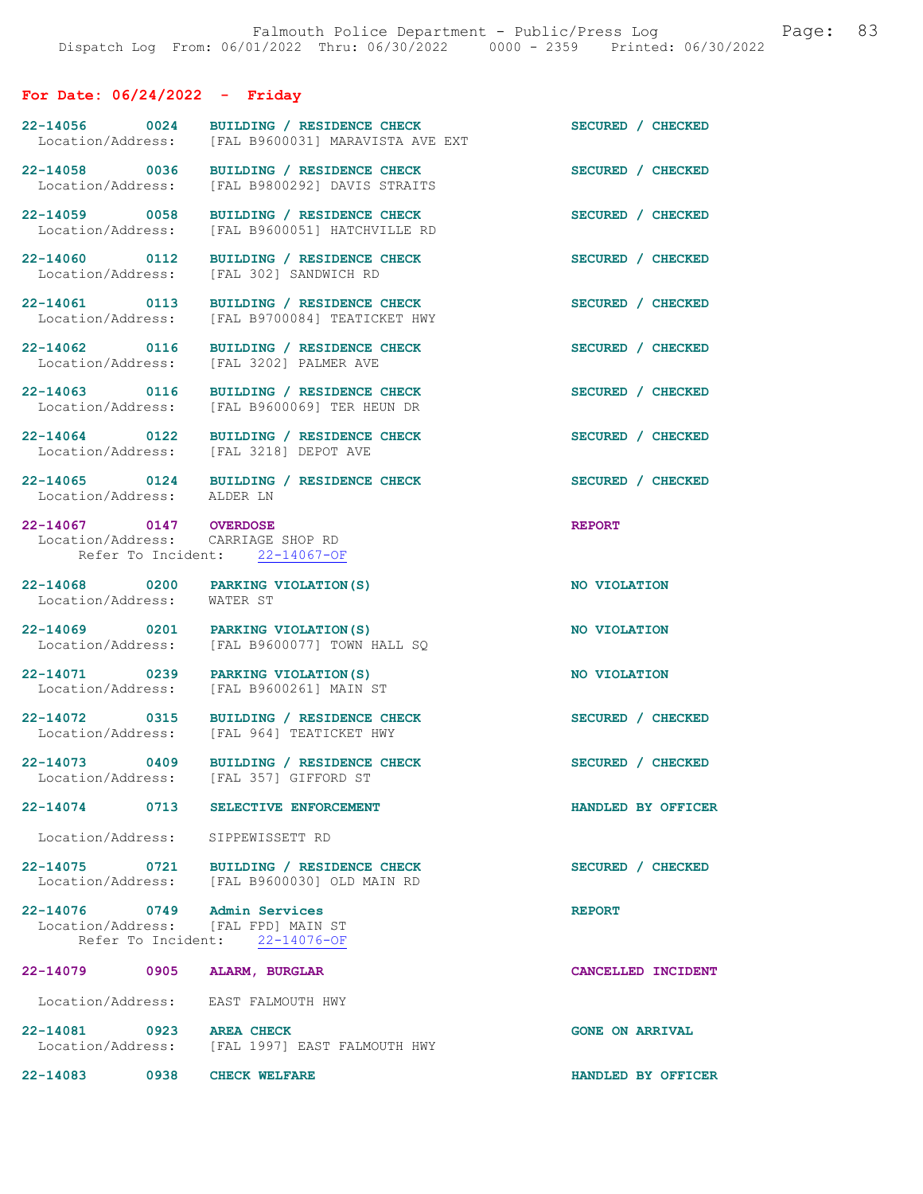## For Date: 06/24/2022 - Friday

22-14056 0024 BUILDING / RESIDENCE CHECK — SECURED / CHECKED
Location/Address: [FAL B9600031] MARAVISTA AVE EXT

22-14058 0036 BUILDING / RESIDENCE CHECK — SECURED / CHECKED
Location/Address: [FAL B9800292] DAVIS STRAITS

22-14059 0058 BUILDING / RESIDENCE CHECK — SECURED / CHECKED
Location/Address: [FAL B9600051] HATCHVILLE RD

22-14060 0112 BUILDING / RESIDENCE CHECK — SECURED / CHECKED
Location/Address: [FAL 302] SANDWICH RD

22-14061 0113 BUILDING / RESIDENCE CHECK — SECURED / CHECKED
Location/Address: [FAL B9700084] TEATICKET HWY

22-14062 0116 BUILDING / RESIDENCE CHECK — SECURED / CHECKED
Location/Address: [FAL 3202] PALMER AVE

22-14063 0116 BUILDING / RESIDENCE CHECK — SECURED / CHECKED
Location/Address: [FAL B9600069] TER HEUN DR

22-14064 0122 BUILDING / RESIDENCE CHECK — SECURED / CHECKED
Location/Address: [FAL 3218] DEPOT AVE

22-14065 0124 BUILDING / RESIDENCE CHECK — SECURED / CHECKED
Location/Address: ALDER LN

22-14067 0147 OVERDOSE — REPORT
Location/Address: CARRIAGE SHOP RD
Refer To Incident: 22-14067-OF

22-14068 0200 PARKING VIOLATION(S) — NO VIOLATION
Location/Address: WATER ST

22-14069 0201 PARKING VIOLATION(S) — NO VIOLATION
Location/Address: [FAL B9600077] TOWN HALL SQ

22-14071 0239 PARKING VIOLATION(S) — NO VIOLATION
Location/Address: [FAL B9600261] MAIN ST

22-14072 0315 BUILDING / RESIDENCE CHECK — SECURED / CHECKED
Location/Address: [FAL 964] TEATICKET HWY

22-14073 0409 BUILDING / RESIDENCE CHECK — SECURED / CHECKED
Location/Address: [FAL 357] GIFFORD ST

22-14074 0713 SELECTIVE ENFORCEMENT — HANDLED BY OFFICER
Location/Address: SIPPEWISSETT RD

22-14075 0721 BUILDING / RESIDENCE CHECK — SECURED / CHECKED
Location/Address: [FAL B9600030] OLD MAIN RD

22-14076 0749 Admin Services — REPORT
Location/Address: [FAL FPD] MAIN ST
Refer To Incident: 22-14076-OF

22-14079 0905 ALARM, BURGLAR — CANCELLED INCIDENT
Location/Address: EAST FALMOUTH HWY

22-14081 0923 AREA CHECK — GONE ON ARRIVAL
Location/Address: [FAL 1997] EAST FALMOUTH HWY

22-14083 0938 CHECK WELFARE — HANDLED BY OFFICER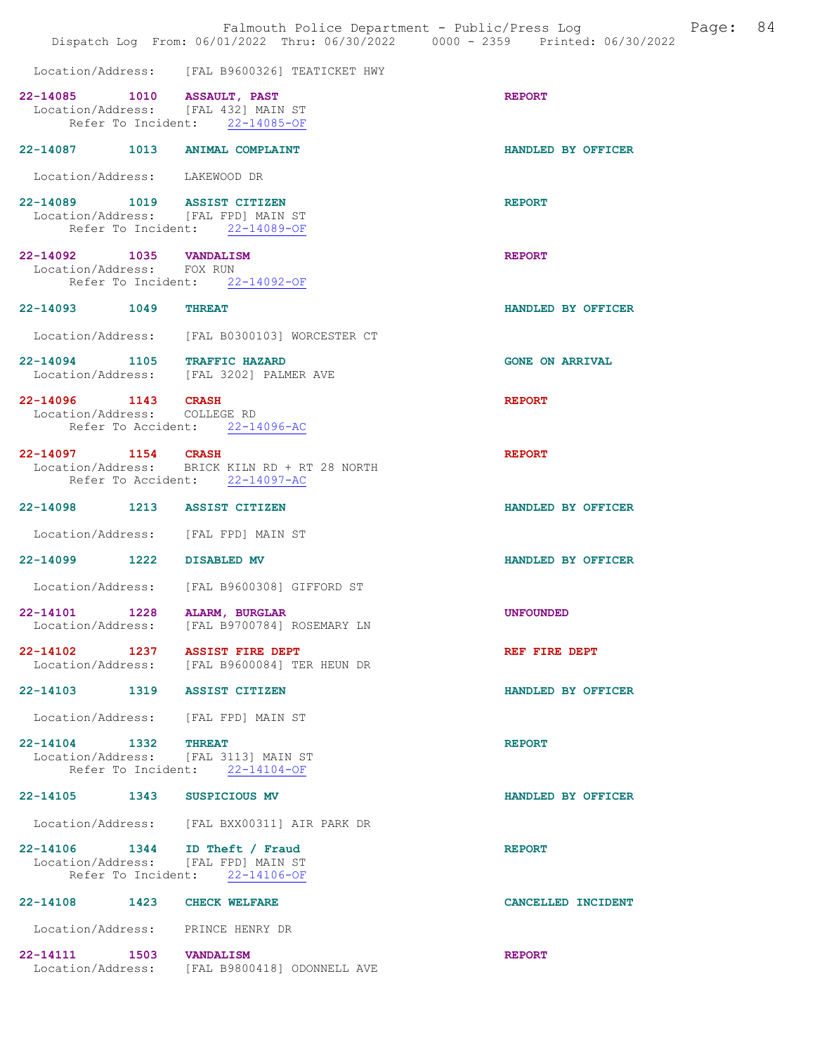Location/Address: [FAL B9600326] TEATICKET HWY

**22-14085 1010 ASSAULT, PAST** REPORT
Location/Address: [FAL 432] MAIN ST
Refer To Incident: 22-14085-OF

**22-14087 1013 ANIMAL COMPLAINT** HANDLED BY OFFICER
Location/Address: LAKEWOOD DR

**22-14089 1019 ASSIST CITIZEN** REPORT
Location/Address: [FAL FPD] MAIN ST
Refer To Incident: 22-14089-OF

**22-14092 1035 VANDALISM** REPORT
Location/Address: FOX RUN
Refer To Incident: 22-14092-OF

**22-14093 1049 THREAT** HANDLED BY OFFICER
Location/Address: [FAL B0300103] WORCESTER CT

**22-14094 1105 TRAFFIC HAZARD** GONE ON ARRIVAL
Location/Address: [FAL 3202] PALMER AVE

**22-14096 1143 CRASH** REPORT
Location/Address: COLLEGE RD
Refer To Accident: 22-14096-AC

**22-14097 1154 CRASH** REPORT
Location/Address: BRICK KILN RD + RT 28 NORTH
Refer To Accident: 22-14097-AC

**22-14098 1213 ASSIST CITIZEN** HANDLED BY OFFICER
Location/Address: [FAL FPD] MAIN ST

**22-14099 1222 DISABLED MV** HANDLED BY OFFICER
Location/Address: [FAL B9600308] GIFFORD ST

**22-14101 1228 ALARM, BURGLAR** UNFOUNDED
Location/Address: [FAL B9700784] ROSEMARY LN

**22-14102 1237 ASSIST FIRE DEPT** REF FIRE DEPT
Location/Address: [FAL B9600084] TER HEUN DR

**22-14103 1319 ASSIST CITIZEN** HANDLED BY OFFICER
Location/Address: [FAL FPD] MAIN ST

**22-14104 1332 THREAT** REPORT
Location/Address: [FAL 3113] MAIN ST
Refer To Incident: 22-14104-OF

**22-14105 1343 SUSPICIOUS MV** HANDLED BY OFFICER
Location/Address: [FAL BXX00311] AIR PARK DR

**22-14106 1344 ID Theft / Fraud** REPORT
Location/Address: [FAL FPD] MAIN ST
Refer To Incident: 22-14106-OF

**22-14108 1423 CHECK WELFARE** CANCELLED INCIDENT
Location/Address: PRINCE HENRY DR

**22-14111 1503 VANDALISM** REPORT
Location/Address: [FAL B9800418] ODONNELL AVE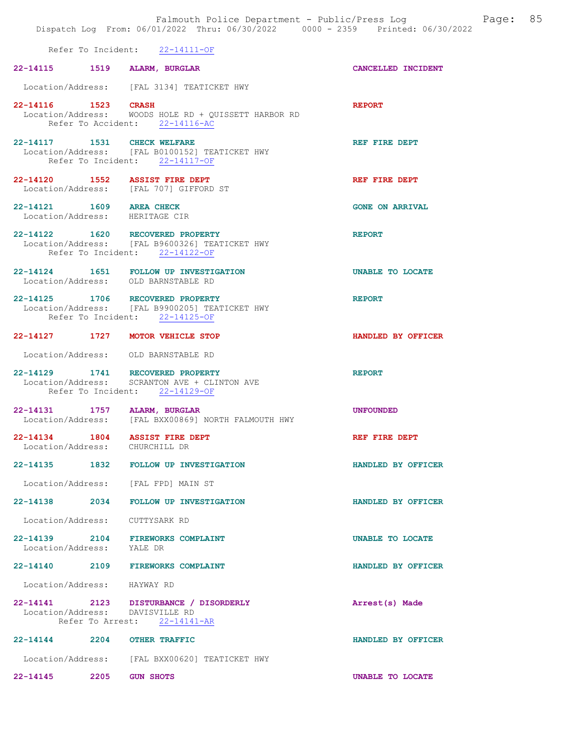Refer To Incident: 22-14111-OF

**22-14115 1519 ALARM, BURGLAR** — CANCELLED INCIDENT
Location/Address: [FAL 3134] TEATICKET HWY

**22-14116 1523 CRASH** — REPORT
Location/Address: WOODS HOLE RD + QUISSETT HARBOR RD
Refer To Accident: 22-14116-AC

**22-14117 1531 CHECK WELFARE** — REF FIRE DEPT
Location/Address: [FAL B0100152] TEATICKET HWY
Refer To Incident: 22-14117-OF

**22-14120 1552 ASSIST FIRE DEPT** — REF FIRE DEPT
Location/Address: [FAL 707] GIFFORD ST

**22-14121 1609 AREA CHECK** — GONE ON ARRIVAL
Location/Address: HERITAGE CIR

**22-14122 1620 RECOVERED PROPERTY** — REPORT
Location/Address: [FAL B9600326] TEATICKET HWY
Refer To Incident: 22-14122-OF

**22-14124 1651 FOLLOW UP INVESTIGATION** — UNABLE TO LOCATE
Location/Address: OLD BARNSTABLE RD

**22-14125 1706 RECOVERED PROPERTY** — REPORT
Location/Address: [FAL B9900205] TEATICKET HWY
Refer To Incident: 22-14125-OF

**22-14127 1727 MOTOR VEHICLE STOP** — HANDLED BY OFFICER
Location/Address: OLD BARNSTABLE RD

**22-14129 1741 RECOVERED PROPERTY** — REPORT
Location/Address: SCRANTON AVE + CLINTON AVE
Refer To Incident: 22-14129-OF

**22-14131 1757 ALARM, BURGLAR** — UNFOUNDED
Location/Address: [FAL BXX00869] NORTH FALMOUTH HWY

**22-14134 1804 ASSIST FIRE DEPT** — REF FIRE DEPT
Location/Address: CHURCHILL DR

**22-14135 1832 FOLLOW UP INVESTIGATION** — HANDLED BY OFFICER
Location/Address: [FAL FPD] MAIN ST

**22-14138 2034 FOLLOW UP INVESTIGATION** — HANDLED BY OFFICER
Location/Address: CUTTYSARK RD

**22-14139 2104 FIREWORKS COMPLAINT** — UNABLE TO LOCATE
Location/Address: YALE DR

**22-14140 2109 FIREWORKS COMPLAINT** — HANDLED BY OFFICER
Location/Address: HAYWAY RD

**22-14141 2123 DISTURBANCE / DISORDERLY** — Arrest(s) Made
Location/Address: DAVISVILLE RD
Refer To Arrest: 22-14141-AR

**22-14144 2204 OTHER TRAFFIC** — HANDLED BY OFFICER
Location/Address: [FAL BXX00620] TEATICKET HWY

**22-14145 2205 GUN SHOTS** — UNABLE TO LOCATE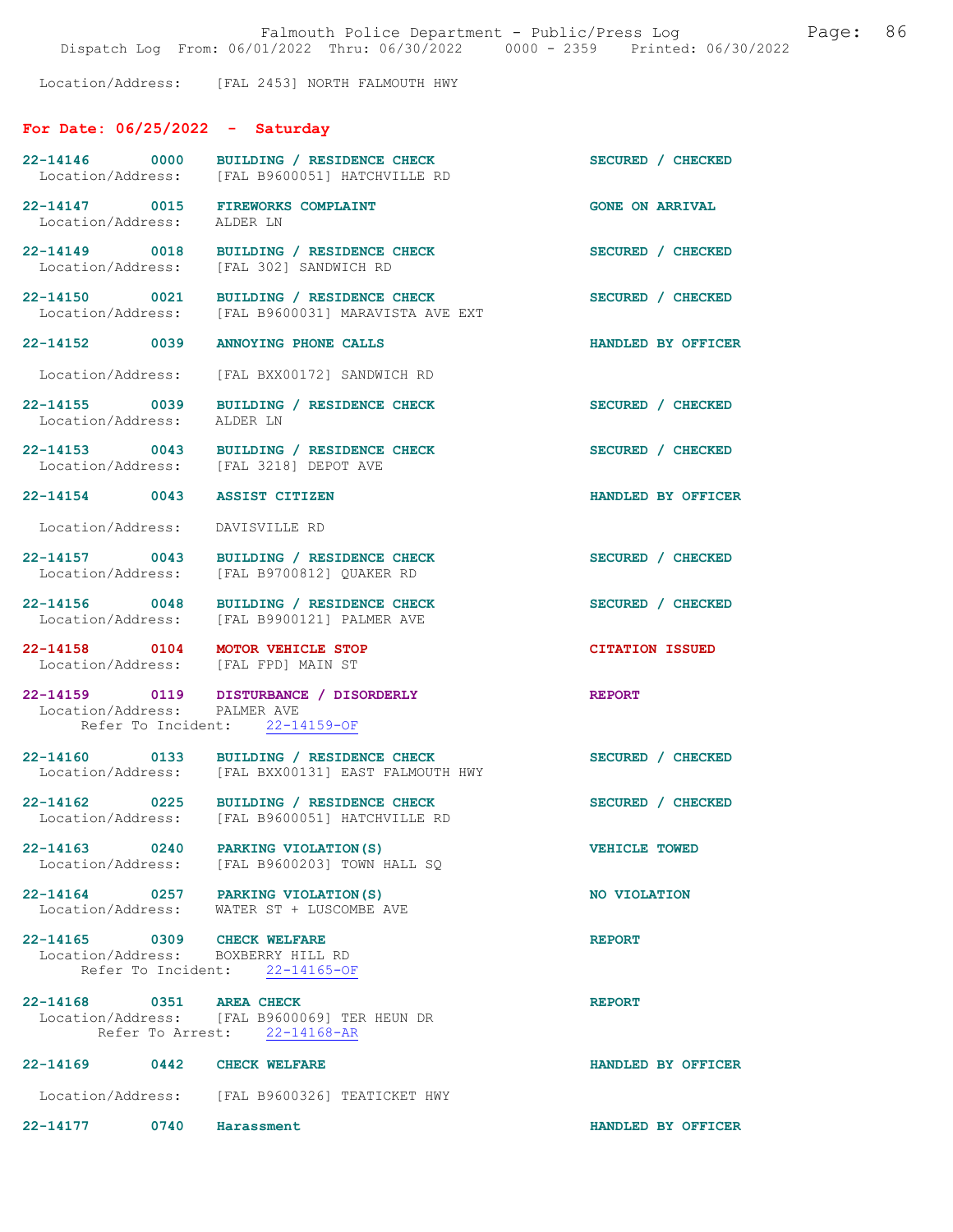Location/Address: [FAL 2453] NORTH FALMOUTH HWY

## For Date: 06/25/2022 - Saturday

**22-14146 0000 BUILDING / RESIDENCE CHECK** SECURED / CHECKED
Location/Address: [FAL B9600051] HATCHVILLE RD

**22-14147 0015 FIREWORKS COMPLAINT** GONE ON ARRIVAL
Location/Address: ALDER LN

**22-14149 0018 BUILDING / RESIDENCE CHECK** SECURED / CHECKED
Location/Address: [FAL 302] SANDWICH RD

**22-14150 0021 BUILDING / RESIDENCE CHECK** SECURED / CHECKED
Location/Address: [FAL B9600031] MARAVISTA AVE EXT

**22-14152 0039 ANNOYING PHONE CALLS** HANDLED BY OFFICER
Location/Address: [FAL BXX00172] SANDWICH RD

**22-14155 0039 BUILDING / RESIDENCE CHECK** SECURED / CHECKED
Location/Address: ALDER LN

**22-14153 0043 BUILDING / RESIDENCE CHECK** SECURED / CHECKED
Location/Address: [FAL 3218] DEPOT AVE

**22-14154 0043 ASSIST CITIZEN** HANDLED BY OFFICER
Location/Address: DAVISVILLE RD

**22-14157 0043 BUILDING / RESIDENCE CHECK** SECURED / CHECKED
Location/Address: [FAL B9700812] QUAKER RD

**22-14156 0048 BUILDING / RESIDENCE CHECK** SECURED / CHECKED
Location/Address: [FAL B9900121] PALMER AVE

**22-14158 0104 MOTOR VEHICLE STOP** CITATION ISSUED
Location/Address: [FAL FPD] MAIN ST

**22-14159 0119 DISTURBANCE / DISORDERLY** REPORT
Location/Address: PALMER AVE
Refer To Incident: 22-14159-OF

**22-14160 0133 BUILDING / RESIDENCE CHECK** SECURED / CHECKED
Location/Address: [FAL BXX00131] EAST FALMOUTH HWY

**22-14162 0225 BUILDING / RESIDENCE CHECK** SECURED / CHECKED
Location/Address: [FAL B9600051] HATCHVILLE RD

**22-14163 0240 PARKING VIOLATION(S)** VEHICLE TOWED
Location/Address: [FAL B9600203] TOWN HALL SQ

**22-14164 0257 PARKING VIOLATION(S)** NO VIOLATION
Location/Address: WATER ST + LUSCOMBE AVE

**22-14165 0309 CHECK WELFARE** REPORT
Location/Address: BOXBERRY HILL RD
Refer To Incident: 22-14165-OF

**22-14168 0351 AREA CHECK** REPORT
Location/Address: [FAL B9600069] TER HEUN DR
Refer To Arrest: 22-14168-AR

**22-14169 0442 CHECK WELFARE** HANDLED BY OFFICER
Location/Address: [FAL B9600326] TEATICKET HWY

**22-14177 0740 Harassment** HANDLED BY OFFICER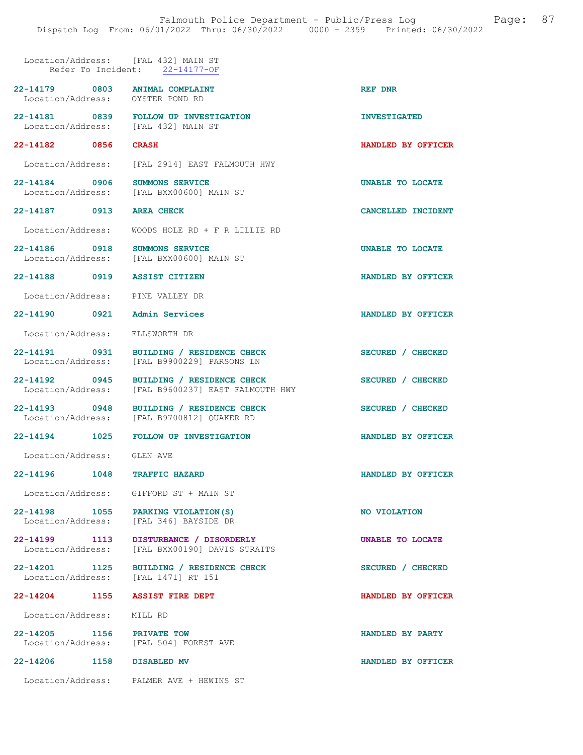Location/Address: [FAL 432] MAIN ST
Refer To Incident: 22-14177-OF

| Incident | Time | Call Type | Disposition |
|---|---|---|---|
| 22-14179 | 0803 | ANIMAL COMPLAINT | REF DNR |
| Location/Address: | | OYSTER POND RD | |
| 22-14181 | 0839 | FOLLOW UP INVESTIGATION | INVESTIGATED |
| Location/Address: | | [FAL 432] MAIN ST | |
| 22-14182 | 0856 | CRASH | HANDLED BY OFFICER |
| Location/Address: | | [FAL 2914] EAST FALMOUTH HWY | |
| 22-14184 | 0906 | SUMMONS SERVICE | UNABLE TO LOCATE |
| Location/Address: | | [FAL BXX00600] MAIN ST | |
| 22-14187 | 0913 | AREA CHECK | CANCELLED INCIDENT |
| Location/Address: | | WOODS HOLE RD + F R LILLIE RD | |
| 22-14186 | 0918 | SUMMONS SERVICE | UNABLE TO LOCATE |
| Location/Address: | | [FAL BXX00600] MAIN ST | |
| 22-14188 | 0919 | ASSIST CITIZEN | HANDLED BY OFFICER |
| Location/Address: | | PINE VALLEY DR | |
| 22-14190 | 0921 | Admin Services | HANDLED BY OFFICER |
| Location/Address: | | ELLSWORTH DR | |
| 22-14191 | 0931 | BUILDING / RESIDENCE CHECK | SECURED / CHECKED |
| Location/Address: | | [FAL B9900229] PARSONS LN | |
| 22-14192 | 0945 | BUILDING / RESIDENCE CHECK | SECURED / CHECKED |
| Location/Address: | | [FAL B9600237] EAST FALMOUTH HWY | |
| 22-14193 | 0948 | BUILDING / RESIDENCE CHECK | SECURED / CHECKED |
| Location/Address: | | [FAL B9700812] QUAKER RD | |
| 22-14194 | 1025 | FOLLOW UP INVESTIGATION | HANDLED BY OFFICER |
| Location/Address: | | GLEN AVE | |
| 22-14196 | 1048 | TRAFFIC HAZARD | HANDLED BY OFFICER |
| Location/Address: | | GIFFORD ST + MAIN ST | |
| 22-14198 | 1055 | PARKING VIOLATION(S) | NO VIOLATION |
| Location/Address: | | [FAL 346] BAYSIDE DR | |
| 22-14199 | 1113 | DISTURBANCE / DISORDERLY | UNABLE TO LOCATE |
| Location/Address: | | [FAL BXX00190] DAVIS STRAITS | |
| 22-14201 | 1125 | BUILDING / RESIDENCE CHECK | SECURED / CHECKED |
| Location/Address: | | [FAL 1471] RT 151 | |
| 22-14204 | 1155 | ASSIST FIRE DEPT | HANDLED BY OFFICER |
| Location/Address: | | MILL RD | |
| 22-14205 | 1156 | PRIVATE TOW | HANDLED BY PARTY |
| Location/Address: | | [FAL 504] FOREST AVE | |
| 22-14206 | 1158 | DISABLED MV | HANDLED BY OFFICER |
| Location/Address: | | PALMER AVE + HEWINS ST | |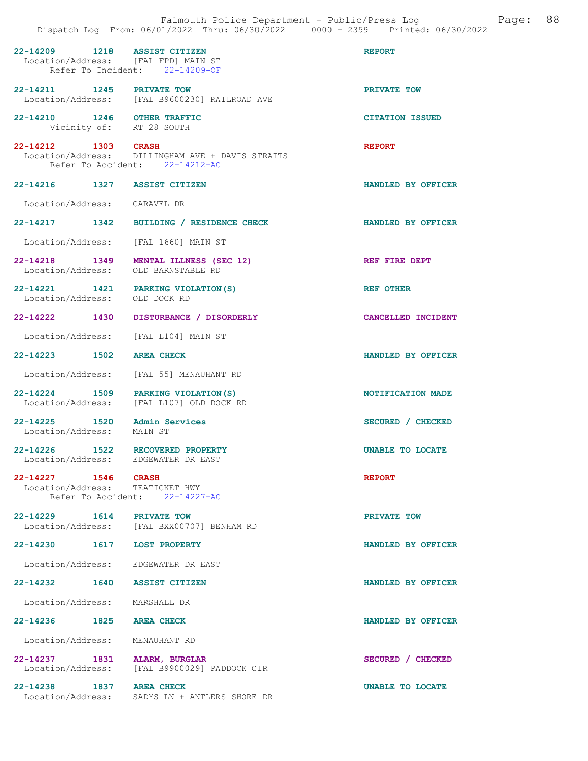22-14209 1218 ASSIST CITIZEN REPORT
Location/Address: [FAL FPD] MAIN ST
Refer To Incident: 22-14209-OF

22-14211 1245 PRIVATE TOW PRIVATE TOW
Location/Address: [FAL B9600230] RAILROAD AVE

22-14210 1246 OTHER TRAFFIC CITATION ISSUED
Vicinity of: RT 28 SOUTH

22-14212 1303 CRASH REPORT
Location/Address: DILLINGHAM AVE + DAVIS STRAITS
Refer To Accident: 22-14212-AC

22-14216 1327 ASSIST CITIZEN HANDLED BY OFFICER
Location/Address: CARAVEL DR

22-14217 1342 BUILDING / RESIDENCE CHECK HANDLED BY OFFICER
Location/Address: [FAL 1660] MAIN ST

22-14218 1349 MENTAL ILLNESS (SEC 12) REF FIRE DEPT
Location/Address: OLD BARNSTABLE RD

22-14221 1421 PARKING VIOLATION(S) REF OTHER
Location/Address: OLD DOCK RD

22-14222 1430 DISTURBANCE / DISORDERLY CANCELLED INCIDENT
Location/Address: [FAL L104] MAIN ST

22-14223 1502 AREA CHECK HANDLED BY OFFICER
Location/Address: [FAL 55] MENAUHANT RD

22-14224 1509 PARKING VIOLATION(S) NOTIFICATION MADE
Location/Address: [FAL L107] OLD DOCK RD

22-14225 1520 Admin Services SECURED / CHECKED
Location/Address: MAIN ST

22-14226 1522 RECOVERED PROPERTY UNABLE TO LOCATE
Location/Address: EDGEWATER DR EAST

22-14227 1546 CRASH REPORT
Location/Address: TEATICKET HWY
Refer To Accident: 22-14227-AC

22-14229 1614 PRIVATE TOW PRIVATE TOW
Location/Address: [FAL BXX00707] BENHAM RD

22-14230 1617 LOST PROPERTY HANDLED BY OFFICER
Location/Address: EDGEWATER DR EAST

22-14232 1640 ASSIST CITIZEN HANDLED BY OFFICER
Location/Address: MARSHALL DR

22-14236 1825 AREA CHECK HANDLED BY OFFICER
Location/Address: MENAUHANT RD

22-14237 1831 ALARM, BURGLAR SECURED / CHECKED
Location/Address: [FAL B9900029] PADDOCK CIR

22-14238 1837 AREA CHECK UNABLE TO LOCATE
Location/Address: SADYS LN + ANTLERS SHORE DR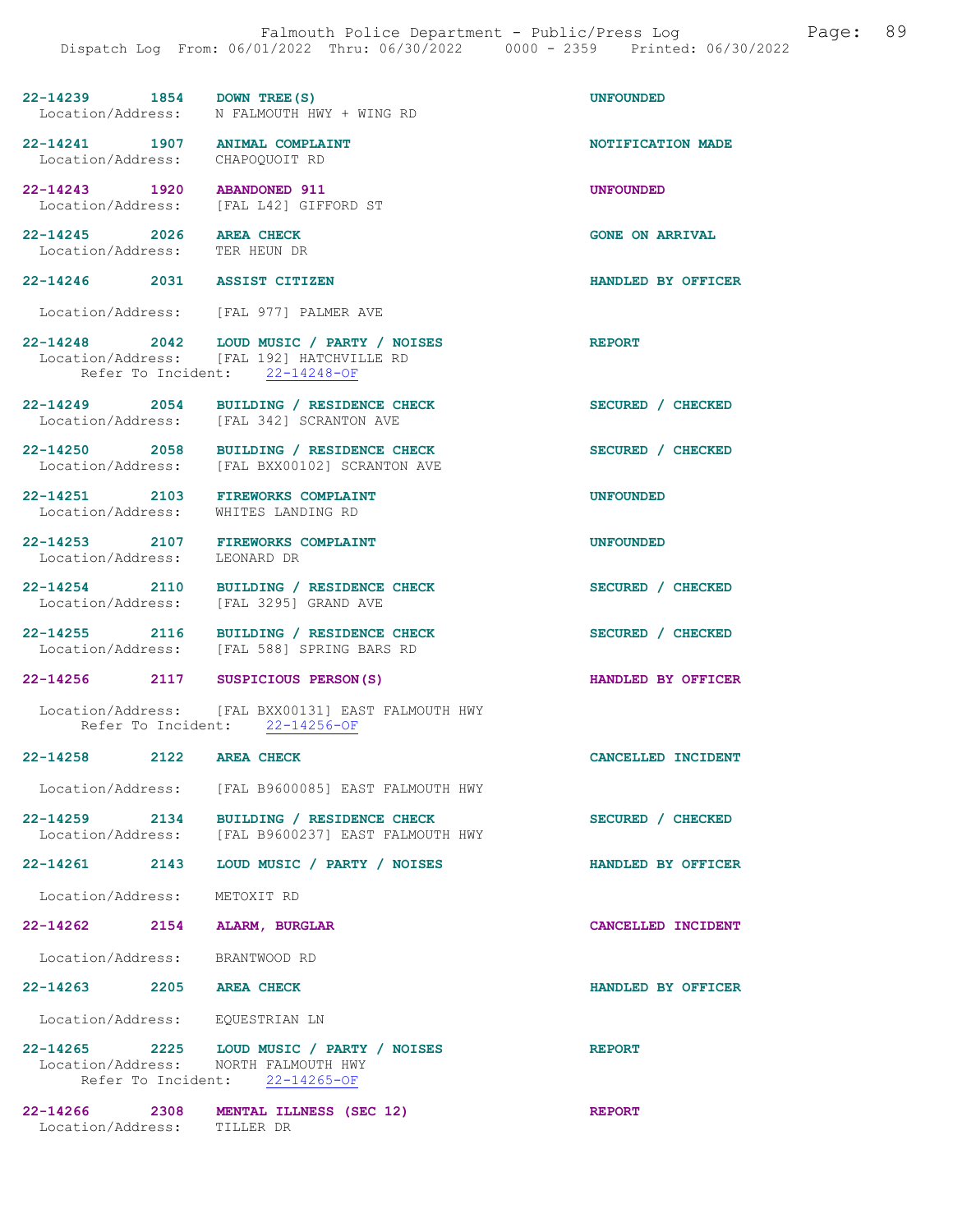| Incident | Time | Call Type | Location/Address | Refer To Incident | Disposition |
|---|---|---|---|---|---|
| 22-14239 | 1854 | DOWN TREE(S) | N FALMOUTH HWY + WING RD | | UNFOUNDED |
| 22-14241 | 1907 | ANIMAL COMPLAINT | CHAPOQUOIT RD | | NOTIFICATION MADE |
| 22-14243 | 1920 | ABANDONED 911 | [FAL L42] GIFFORD ST | | UNFOUNDED |
| 22-14245 | 2026 | AREA CHECK | TER HEUN DR | | GONE ON ARRIVAL |
| 22-14246 | 2031 | ASSIST CITIZEN | [FAL 977] PALMER AVE | | HANDLED BY OFFICER |
| 22-14248 | 2042 | LOUD MUSIC / PARTY / NOISES | [FAL 192] HATCHVILLE RD | 22-14248-OF | REPORT |
| 22-14249 | 2054 | BUILDING / RESIDENCE CHECK | [FAL 342] SCRANTON AVE | | SECURED / CHECKED |
| 22-14250 | 2058 | BUILDING / RESIDENCE CHECK | [FAL BXX00102] SCRANTON AVE | | SECURED / CHECKED |
| 22-14251 | 2103 | FIREWORKS COMPLAINT | WHITES LANDING RD | | UNFOUNDED |
| 22-14253 | 2107 | FIREWORKS COMPLAINT | LEONARD DR | | UNFOUNDED |
| 22-14254 | 2110 | BUILDING / RESIDENCE CHECK | [FAL 3295] GRAND AVE | | SECURED / CHECKED |
| 22-14255 | 2116 | BUILDING / RESIDENCE CHECK | [FAL 588] SPRING BARS RD | | SECURED / CHECKED |
| 22-14256 | 2117 | SUSPICIOUS PERSON(S) | [FAL BXX00131] EAST FALMOUTH HWY | 22-14256-OF | HANDLED BY OFFICER |
| 22-14258 | 2122 | AREA CHECK | [FAL B9600085] EAST FALMOUTH HWY | | CANCELLED INCIDENT |
| 22-14259 | 2134 | BUILDING / RESIDENCE CHECK | [FAL B9600237] EAST FALMOUTH HWY | | SECURED / CHECKED |
| 22-14261 | 2143 | LOUD MUSIC / PARTY / NOISES | METOXIT RD | | HANDLED BY OFFICER |
| 22-14262 | 2154 | ALARM, BURGLAR | BRANTWOOD RD | | CANCELLED INCIDENT |
| 22-14263 | 2205 | AREA CHECK | EQUESTRIAN LN | | HANDLED BY OFFICER |
| 22-14265 | 2225 | LOUD MUSIC / PARTY / NOISES | NORTH FALMOUTH HWY | 22-14265-OF | REPORT |
| 22-14266 | 2308 | MENTAL ILLNESS (SEC 12) | TILLER DR | | REPORT |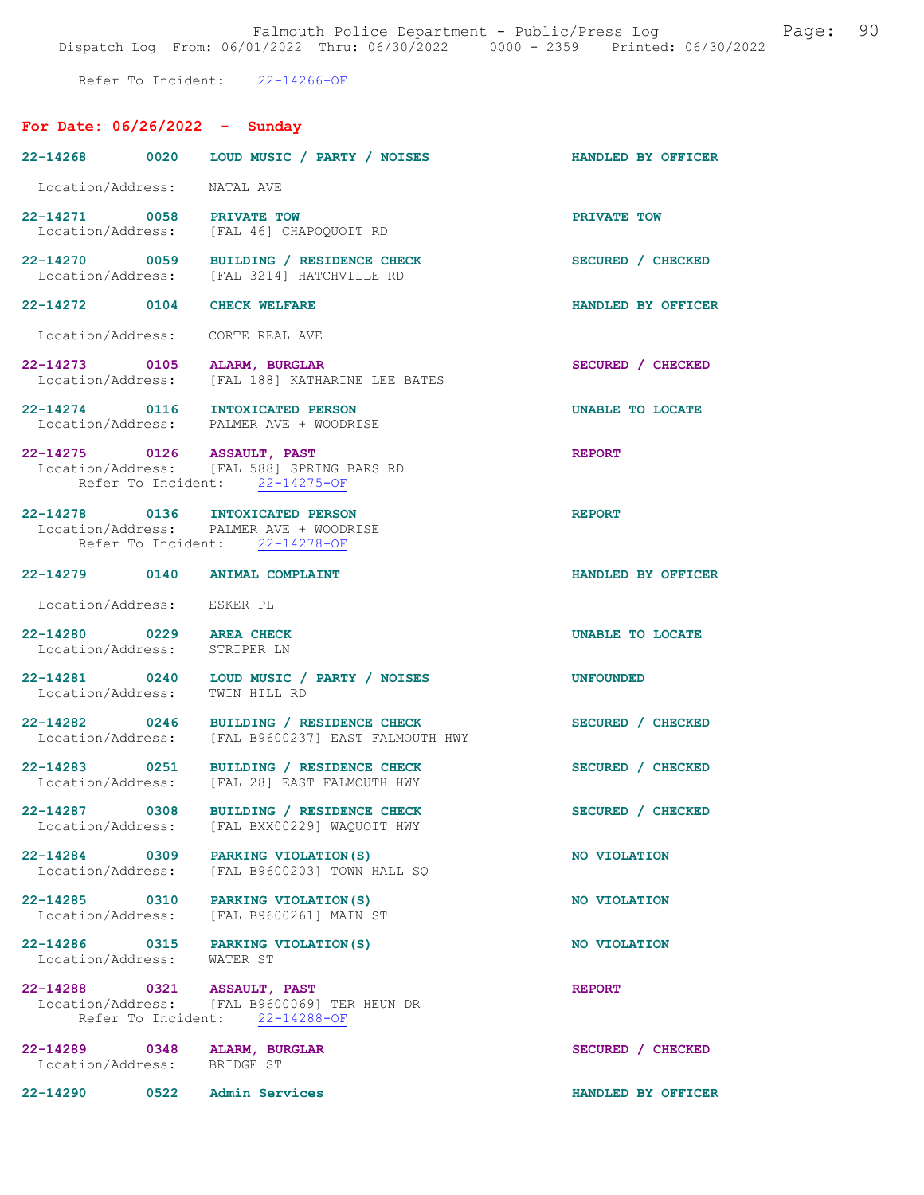Refer To Incident: 22-14266-OF

## For Date: 06/26/2022 - Sunday

**22-14268 0020 LOUD MUSIC / PARTY / NOISES** HANDLED BY OFFICER
Location/Address: NATAL AVE

**22-14271 0058 PRIVATE TOW** PRIVATE TOW
Location/Address: [FAL 46] CHAPOQUOIT RD

**22-14270 0059 BUILDING / RESIDENCE CHECK** SECURED / CHECKED
Location/Address: [FAL 3214] HATCHVILLE RD

**22-14272 0104 CHECK WELFARE** HANDLED BY OFFICER
Location/Address: CORTE REAL AVE

**22-14273 0105 ALARM, BURGLAR** SECURED / CHECKED
Location/Address: [FAL 188] KATHARINE LEE BATES

**22-14274 0116 INTOXICATED PERSON** UNABLE TO LOCATE
Location/Address: PALMER AVE + WOODRISE

**22-14275 0126 ASSAULT, PAST** REPORT
Location/Address: [FAL 588] SPRING BARS RD
Refer To Incident: 22-14275-OF

**22-14278 0136 INTOXICATED PERSON** REPORT
Location/Address: PALMER AVE + WOODRISE
Refer To Incident: 22-14278-OF

**22-14279 0140 ANIMAL COMPLAINT** HANDLED BY OFFICER
Location/Address: ESKER PL

**22-14280 0229 AREA CHECK** UNABLE TO LOCATE
Location/Address: STRIPER LN

**22-14281 0240 LOUD MUSIC / PARTY / NOISES** UNFOUNDED
Location/Address: TWIN HILL RD

**22-14282 0246 BUILDING / RESIDENCE CHECK** SECURED / CHECKED
Location/Address: [FAL B9600237] EAST FALMOUTH HWY

**22-14283 0251 BUILDING / RESIDENCE CHECK** SECURED / CHECKED
Location/Address: [FAL 28] EAST FALMOUTH HWY

**22-14287 0308 BUILDING / RESIDENCE CHECK** SECURED / CHECKED
Location/Address: [FAL BXX00229] WAQUOIT HWY

**22-14284 0309 PARKING VIOLATION(S)** NO VIOLATION
Location/Address: [FAL B9600203] TOWN HALL SQ

**22-14285 0310 PARKING VIOLATION(S)** NO VIOLATION
Location/Address: [FAL B9600261] MAIN ST

**22-14286 0315 PARKING VIOLATION(S)** NO VIOLATION
Location/Address: WATER ST

**22-14288 0321 ASSAULT, PAST** REPORT
Location/Address: [FAL B9600069] TER HEUN DR
Refer To Incident: 22-14288-OF

**22-14289 0348 ALARM, BURGLAR** SECURED / CHECKED
Location/Address: BRIDGE ST

**22-14290 0522 Admin Services** HANDLED BY OFFICER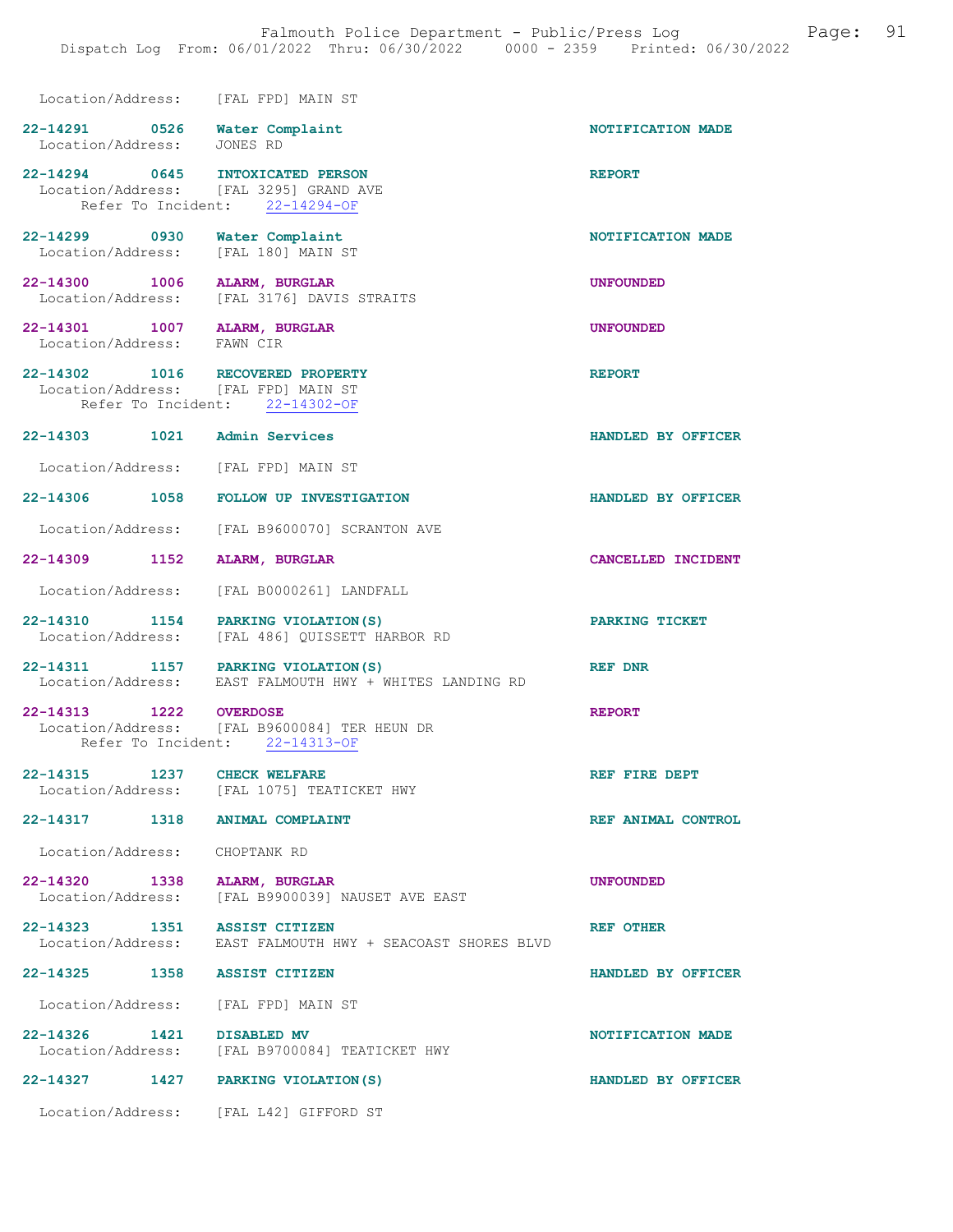Location/Address: [FAL FPD] MAIN ST

| Call Number | Time | Call Reason | Action |
|---|---|---|---|
| 22-14291 | 0526 | Water Complaint | NOTIFICATION MADE |
| Location/Address: JONES RD | | | |
| 22-14294 | 0645 | INTOXICATED PERSON | REPORT |
| Location/Address: [FAL 3295] GRAND AVE | | | |
| Refer To Incident: 22-14294-OF | | | |
| 22-14299 | 0930 | Water Complaint | NOTIFICATION MADE |
| Location/Address: [FAL 180] MAIN ST | | | |
| 22-14300 | 1006 | ALARM, BURGLAR | UNFOUNDED |
| Location/Address: [FAL 3176] DAVIS STRAITS | | | |
| 22-14301 | 1007 | ALARM, BURGLAR | UNFOUNDED |
| Location/Address: FAWN CIR | | | |
| 22-14302 | 1016 | RECOVERED PROPERTY | REPORT |
| Location/Address: [FAL FPD] MAIN ST | | | |
| Refer To Incident: 22-14302-OF | | | |
| 22-14303 | 1021 | Admin Services | HANDLED BY OFFICER |
| Location/Address: [FAL FPD] MAIN ST | | | |
| 22-14306 | 1058 | FOLLOW UP INVESTIGATION | HANDLED BY OFFICER |
| Location/Address: [FAL B9600070] SCRANTON AVE | | | |
| 22-14309 | 1152 | ALARM, BURGLAR | CANCELLED INCIDENT |
| Location/Address: [FAL B0000261] LANDFALL | | | |
| 22-14310 | 1154 | PARKING VIOLATION(S) | PARKING TICKET |
| Location/Address: [FAL 486] QUISSETT HARBOR RD | | | |
| 22-14311 | 1157 | PARKING VIOLATION(S) | REF DNR |
| Location/Address: EAST FALMOUTH HWY + WHITES LANDING RD | | | |
| 22-14313 | 1222 | OVERDOSE | REPORT |
| Location/Address: [FAL B9600084] TER HEUN DR | | | |
| Refer To Incident: 22-14313-OF | | | |
| 22-14315 | 1237 | CHECK WELFARE | REF FIRE DEPT |
| Location/Address: [FAL 1075] TEATICKET HWY | | | |
| 22-14317 | 1318 | ANIMAL COMPLAINT | REF ANIMAL CONTROL |
| Location/Address: CHOPTANK RD | | | |
| 22-14320 | 1338 | ALARM, BURGLAR | UNFOUNDED |
| Location/Address: [FAL B9900039] NAUSET AVE EAST | | | |
| 22-14323 | 1351 | ASSIST CITIZEN | REF OTHER |
| Location/Address: EAST FALMOUTH HWY + SEACOAST SHORES BLVD | | | |
| 22-14325 | 1358 | ASSIST CITIZEN | HANDLED BY OFFICER |
| Location/Address: [FAL FPD] MAIN ST | | | |
| 22-14326 | 1421 | DISABLED MV | NOTIFICATION MADE |
| Location/Address: [FAL B9700084] TEATICKET HWY | | | |
| 22-14327 | 1427 | PARKING VIOLATION(S) | HANDLED BY OFFICER |
| Location/Address: [FAL L42] GIFFORD ST | | | |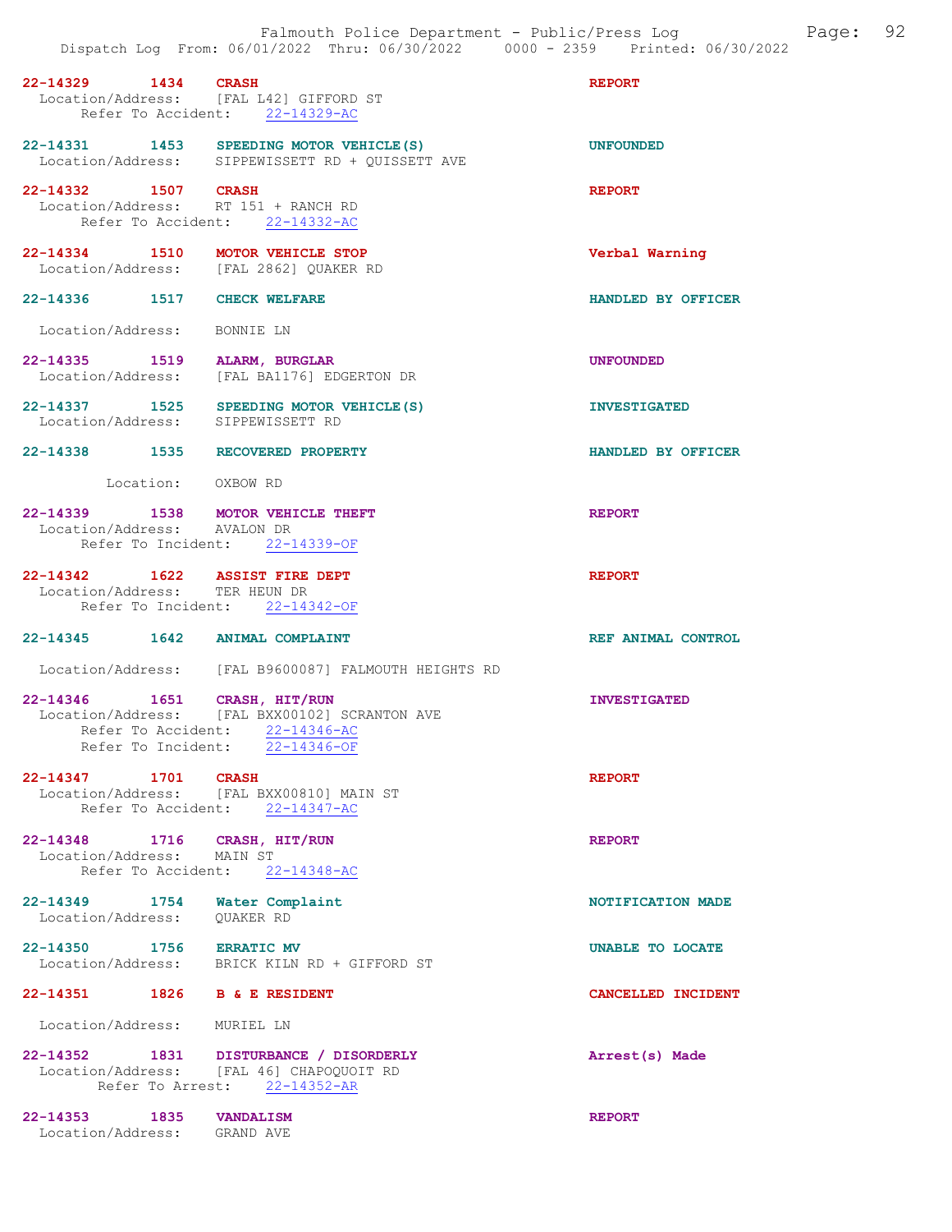22-14329 1434 CRASH REPORT
Location/Address: [FAL L42] GIFFORD ST
Refer To Accident: 22-14329-AC

22-14331 1453 SPEEDING MOTOR VEHICLE(S) UNFOUNDED
Location/Address: SIPPEWISSETT RD + QUISSETT AVE

22-14332 1507 CRASH REPORT
Location/Address: RT 151 + RANCH RD
Refer To Accident: 22-14332-AC

22-14334 1510 MOTOR VEHICLE STOP Verbal Warning
Location/Address: [FAL 2862] QUAKER RD

22-14336 1517 CHECK WELFARE HANDLED BY OFFICER
Location/Address: BONNIE LN

22-14335 1519 ALARM, BURGLAR UNFOUNDED
Location/Address: [FAL BA1176] EDGERTON DR

22-14337 1525 SPEEDING MOTOR VEHICLE(S) INVESTIGATED
Location/Address: SIPPEWISSETT RD

22-14338 1535 RECOVERED PROPERTY HANDLED BY OFFICER
Location: OXBOW RD

22-14339 1538 MOTOR VEHICLE THEFT REPORT
Location/Address: AVALON DR
Refer To Incident: 22-14339-OF

22-14342 1622 ASSIST FIRE DEPT REPORT
Location/Address: TER HEUN DR
Refer To Incident: 22-14342-OF

22-14345 1642 ANIMAL COMPLAINT REF ANIMAL CONTROL
Location/Address: [FAL B9600087] FALMOUTH HEIGHTS RD

22-14346 1651 CRASH, HIT/RUN INVESTIGATED
Location/Address: [FAL BXX00102] SCRANTON AVE
Refer To Accident: 22-14346-AC
Refer To Incident: 22-14346-OF

22-14347 1701 CRASH REPORT
Location/Address: [FAL BXX00810] MAIN ST
Refer To Accident: 22-14347-AC

22-14348 1716 CRASH, HIT/RUN REPORT
Location/Address: MAIN ST
Refer To Accident: 22-14348-AC

22-14349 1754 Water Complaint NOTIFICATION MADE
Location/Address: QUAKER RD

22-14350 1756 ERRATIC MV UNABLE TO LOCATE
Location/Address: BRICK KILN RD + GIFFORD ST

22-14351 1826 B & E RESIDENT CANCELLED INCIDENT
Location/Address: MURIEL LN

22-14352 1831 DISTURBANCE / DISORDERLY Arrest(s) Made
Location/Address: [FAL 46] CHAPOQUOIT RD
Refer To Arrest: 22-14352-AR

22-14353 1835 VANDALISM REPORT
Location/Address: GRAND AVE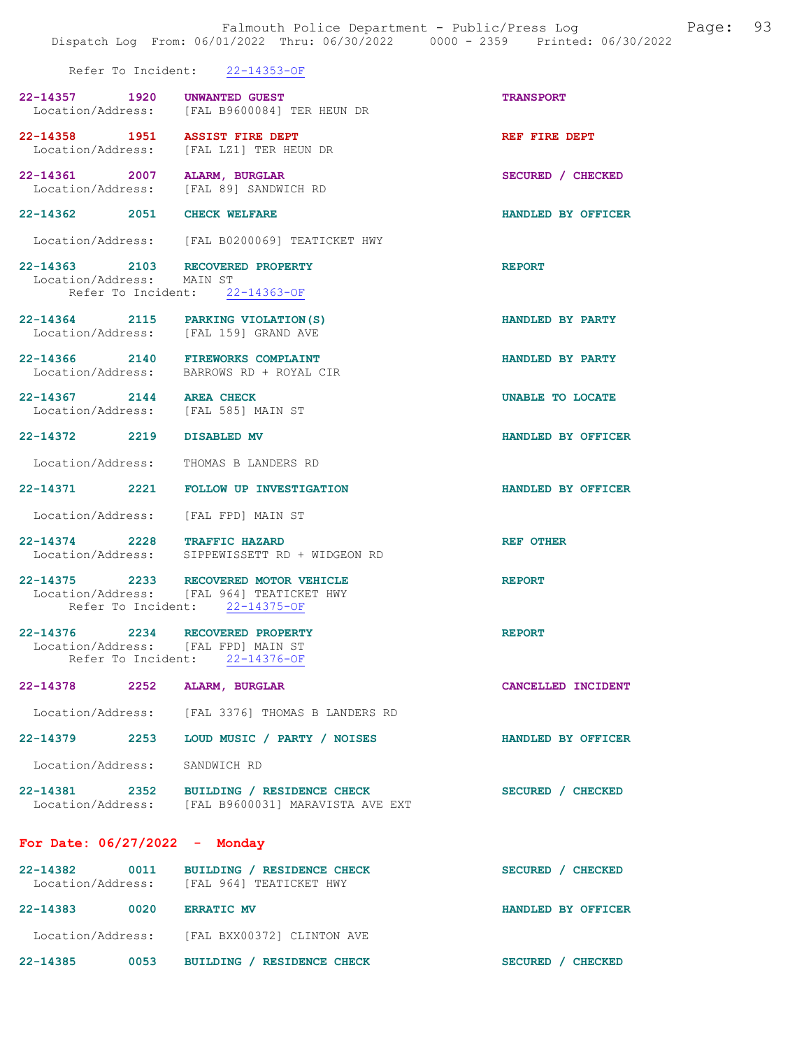Refer To Incident: 22-14353-OF

**22-14357 1920 UNWANTED GUEST** — TRANSPORT
Location/Address: [FAL B9600084] TER HEUN DR

**22-14358 1951 ASSIST FIRE DEPT** — REF FIRE DEPT
Location/Address: [FAL LZ1] TER HEUN DR

**22-14361 2007 ALARM, BURGLAR** — SECURED / CHECKED
Location/Address: [FAL 89] SANDWICH RD

**22-14362 2051 CHECK WELFARE** — HANDLED BY OFFICER
Location/Address: [FAL B0200069] TEATICKET HWY

**22-14363 2103 RECOVERED PROPERTY** — REPORT
Location/Address: MAIN ST
Refer To Incident: 22-14363-OF

**22-14364 2115 PARKING VIOLATION(S)** — HANDLED BY PARTY
Location/Address: [FAL 159] GRAND AVE

**22-14366 2140 FIREWORKS COMPLAINT** — HANDLED BY PARTY
Location/Address: BARROWS RD + ROYAL CIR

**22-14367 2144 AREA CHECK** — UNABLE TO LOCATE
Location/Address: [FAL 585] MAIN ST

**22-14372 2219 DISABLED MV** — HANDLED BY OFFICER
Location/Address: THOMAS B LANDERS RD

**22-14371 2221 FOLLOW UP INVESTIGATION** — HANDLED BY OFFICER
Location/Address: [FAL FPD] MAIN ST

**22-14374 2228 TRAFFIC HAZARD** — REF OTHER
Location/Address: SIPPEWISSETT RD + WIDGEON RD

**22-14375 2233 RECOVERED MOTOR VEHICLE** — REPORT
Location/Address: [FAL 964] TEATICKET HWY
Refer To Incident: 22-14375-OF

**22-14376 2234 RECOVERED PROPERTY** — REPORT
Location/Address: [FAL FPD] MAIN ST
Refer To Incident: 22-14376-OF

**22-14378 2252 ALARM, BURGLAR** — CANCELLED INCIDENT
Location/Address: [FAL 3376] THOMAS B LANDERS RD

**22-14379 2253 LOUD MUSIC / PARTY / NOISES** — HANDLED BY OFFICER
Location/Address: SANDWICH RD

**22-14381 2352 BUILDING / RESIDENCE CHECK** — SECURED / CHECKED
Location/Address: [FAL B9600031] MARAVISTA AVE EXT

## For Date: 06/27/2022 - Monday

**22-14382 0011 BUILDING / RESIDENCE CHECK** — SECURED / CHECKED
Location/Address: [FAL 964] TEATICKET HWY

**22-14383 0020 ERRATIC MV** — HANDLED BY OFFICER
Location/Address: [FAL BXX00372] CLINTON AVE

**22-14385 0053 BUILDING / RESIDENCE CHECK** — SECURED / CHECKED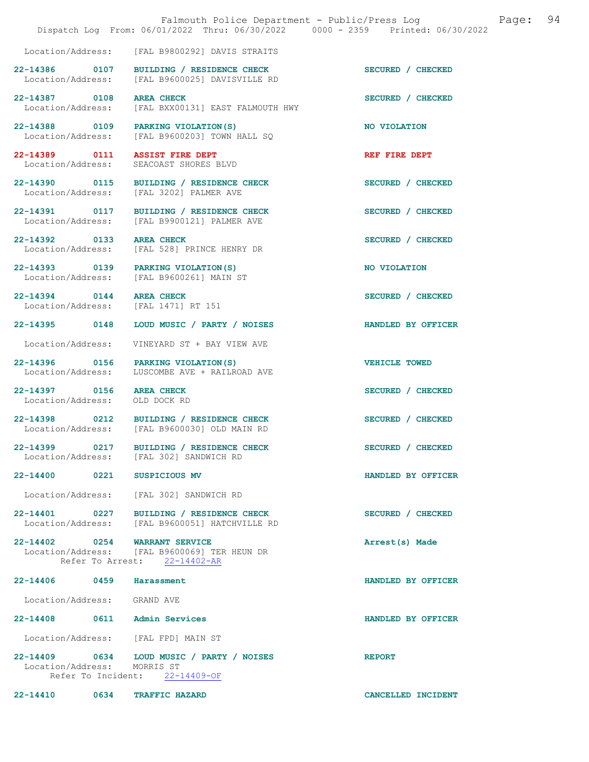Location/Address: [FAL B9800292] DAVIS STRAITS

**22-14386 0107 BUILDING / RESIDENCE CHECK** — SECURED / CHECKED
Location/Address: [FAL B9600025] DAVISVILLE RD

**22-14387 0108 AREA CHECK** — SECURED / CHECKED
Location/Address: [FAL BXX00131] EAST FALMOUTH HWY

**22-14388 0109 PARKING VIOLATION(S)** — NO VIOLATION
Location/Address: [FAL B9600203] TOWN HALL SQ

**22-14389 0111 ASSIST FIRE DEPT** — REF FIRE DEPT
Location/Address: SEACOAST SHORES BLVD

**22-14390 0115 BUILDING / RESIDENCE CHECK** — SECURED / CHECKED
Location/Address: [FAL 3202] PALMER AVE

**22-14391 0117 BUILDING / RESIDENCE CHECK** — SECURED / CHECKED
Location/Address: [FAL B9900121] PALMER AVE

**22-14392 0133 AREA CHECK** — SECURED / CHECKED
Location/Address: [FAL 528] PRINCE HENRY DR

**22-14393 0139 PARKING VIOLATION(S)** — NO VIOLATION
Location/Address: [FAL B9600261] MAIN ST

**22-14394 0144 AREA CHECK** — SECURED / CHECKED
Location/Address: [FAL 1471] RT 151

**22-14395 0148 LOUD MUSIC / PARTY / NOISES** — HANDLED BY OFFICER
Location/Address: VINEYARD ST + BAY VIEW AVE

**22-14396 0156 PARKING VIOLATION(S)** — VEHICLE TOWED
Location/Address: LUSCOMBE AVE + RAILROAD AVE

**22-14397 0156 AREA CHECK** — SECURED / CHECKED
Location/Address: OLD DOCK RD

**22-14398 0212 BUILDING / RESIDENCE CHECK** — SECURED / CHECKED
Location/Address: [FAL B9600030] OLD MAIN RD

**22-14399 0217 BUILDING / RESIDENCE CHECK** — SECURED / CHECKED
Location/Address: [FAL 302] SANDWICH RD

**22-14400 0221 SUSPICIOUS MV** — HANDLED BY OFFICER
Location/Address: [FAL 302] SANDWICH RD

**22-14401 0227 BUILDING / RESIDENCE CHECK** — SECURED / CHECKED
Location/Address: [FAL B9600051] HATCHVILLE RD

**22-14402 0254 WARRANT SERVICE** — Arrest(s) Made
Location/Address: [FAL B9600069] TER HEUN DR
Refer To Arrest: 22-14402-AR

**22-14406 0459 Harassment** — HANDLED BY OFFICER
Location/Address: GRAND AVE

**22-14408 0611 Admin Services** — HANDLED BY OFFICER
Location/Address: [FAL FPD] MAIN ST

**22-14409 0634 LOUD MUSIC / PARTY / NOISES** — REPORT
Location/Address: MORRIS ST
Refer To Incident: 22-14409-OF

**22-14410 0634 TRAFFIC HAZARD** — CANCELLED INCIDENT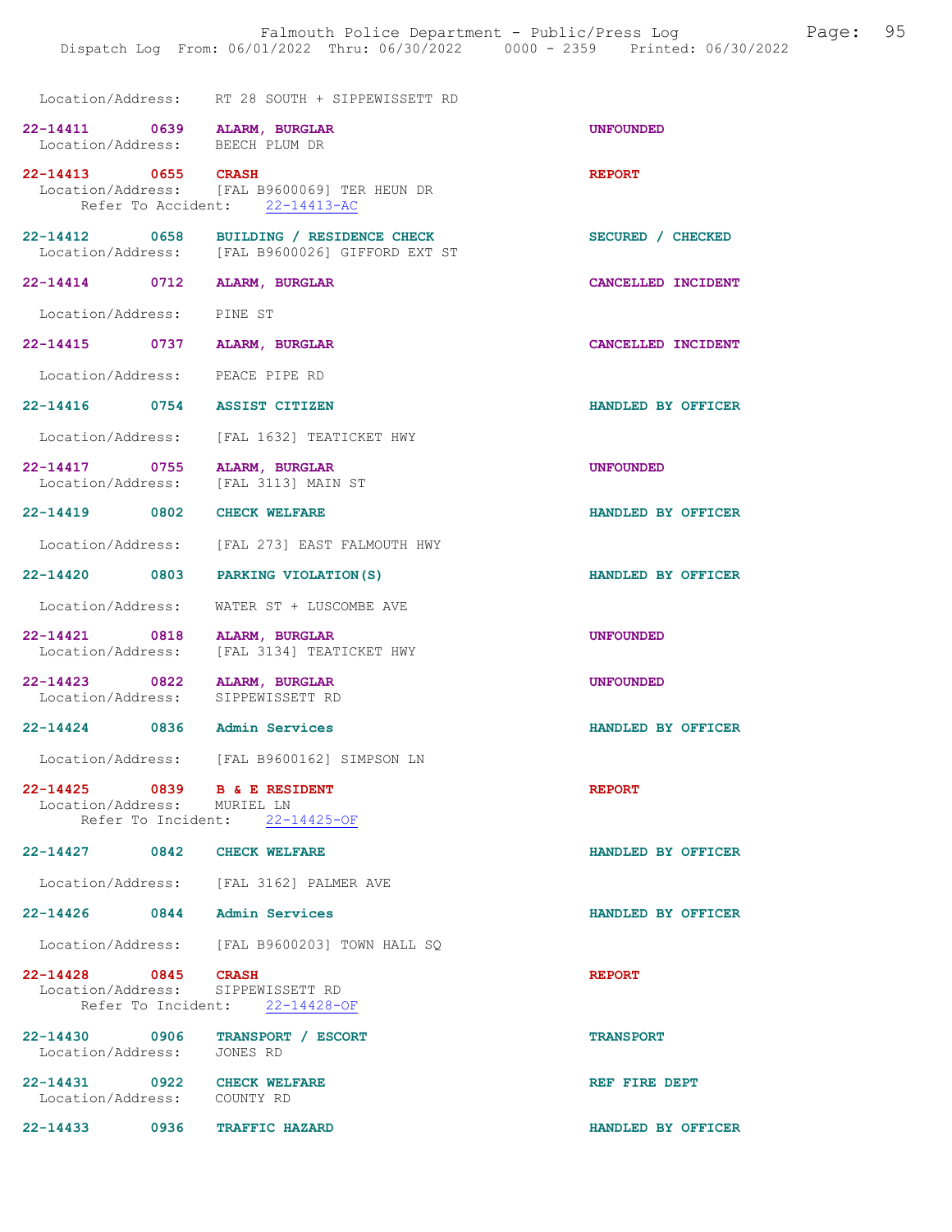Location/Address: RT 28 SOUTH + SIPPEWISSETT RD

22-14411 0639 ALARM, BURGLAR UNFOUNDED
Location/Address: BEECH PLUM DR

22-14413 0655 CRASH REPORT
Location/Address: [FAL B9600069] TER HEUN DR
Refer To Accident: 22-14413-AC

22-14412 0658 BUILDING / RESIDENCE CHECK SECURED / CHECKED
Location/Address: [FAL B9600026] GIFFORD EXT ST

22-14414 0712 ALARM, BURGLAR CANCELLED INCIDENT

Location/Address: PINE ST

22-14415 0737 ALARM, BURGLAR CANCELLED INCIDENT

Location/Address: PEACE PIPE RD

22-14416 0754 ASSIST CITIZEN HANDLED BY OFFICER

Location/Address: [FAL 1632] TEATICKET HWY

22-14417 0755 ALARM, BURGLAR UNFOUNDED
Location/Address: [FAL 3113] MAIN ST

22-14419 0802 CHECK WELFARE HANDLED BY OFFICER

Location/Address: [FAL 273] EAST FALMOUTH HWY

22-14420 0803 PARKING VIOLATION(S) HANDLED BY OFFICER

Location/Address: WATER ST + LUSCOMBE AVE

22-14421 0818 ALARM, BURGLAR UNFOUNDED
Location/Address: [FAL 3134] TEATICKET HWY

22-14423 0822 ALARM, BURGLAR UNFOUNDED
Location/Address: SIPPEWISSETT RD

22-14424 0836 Admin Services HANDLED BY OFFICER

Location/Address: [FAL B9600162] SIMPSON LN

22-14425 0839 B & E RESIDENT REPORT
Location/Address: MURIEL LN
Refer To Incident: 22-14425-OF

22-14427 0842 CHECK WELFARE HANDLED BY OFFICER

Location/Address: [FAL 3162] PALMER AVE

22-14426 0844 Admin Services HANDLED BY OFFICER

Location/Address: [FAL B9600203] TOWN HALL SQ

22-14428 0845 CRASH REPORT
Location/Address: SIPPEWISSETT RD
Refer To Incident: 22-14428-OF

22-14430 0906 TRANSPORT / ESCORT TRANSPORT
Location/Address: JONES RD

22-14431 0922 CHECK WELFARE REF FIRE DEPT
Location/Address: COUNTY RD

22-14433 0936 TRAFFIC HAZARD HANDLED BY OFFICER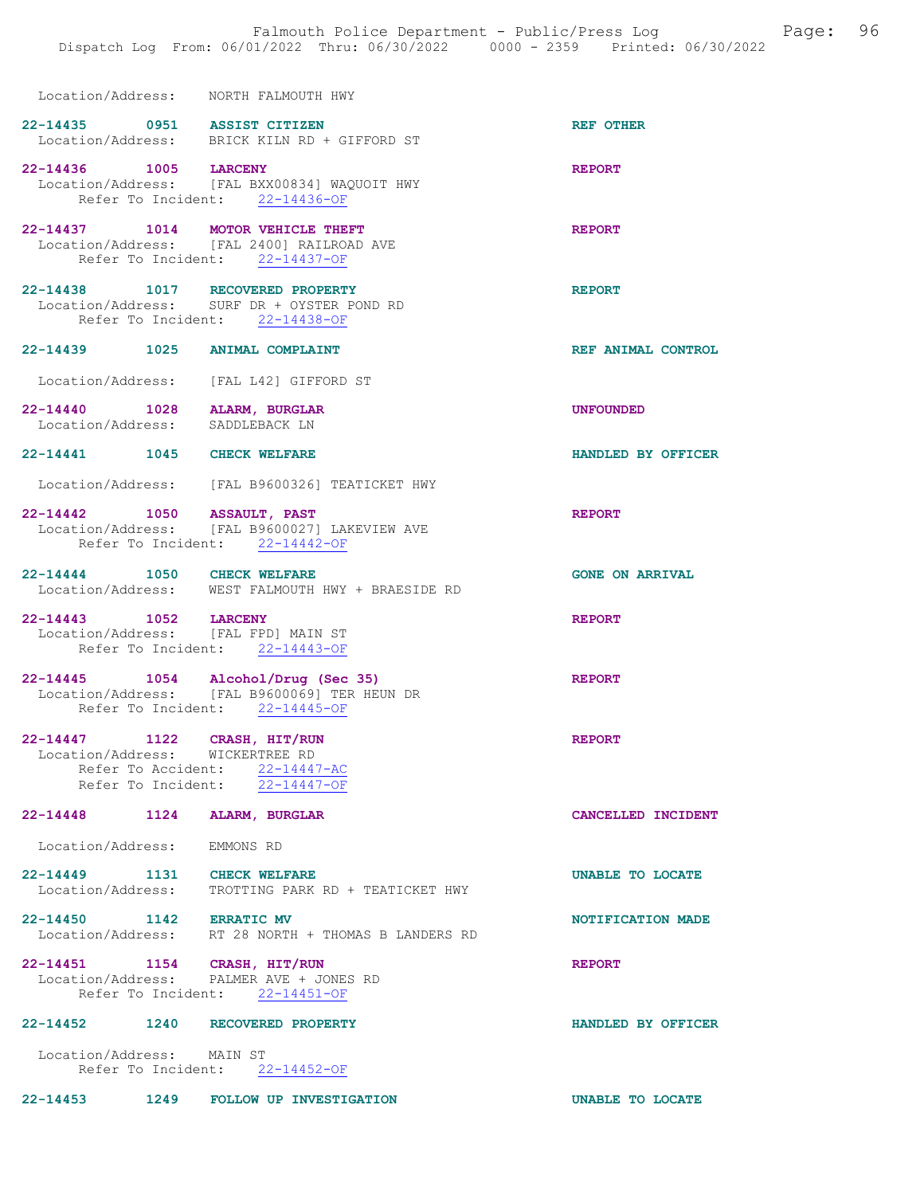Location/Address: NORTH FALMOUTH HWY

**22-14435 0951 ASSIST CITIZEN** — REF OTHER
Location/Address: BRICK KILN RD + GIFFORD ST

**22-14436 1005 LARCENY** — REPORT
Location/Address: [FAL BXX00834] WAQUOIT HWY
Refer To Incident: 22-14436-OF

**22-14437 1014 MOTOR VEHICLE THEFT** — REPORT
Location/Address: [FAL 2400] RAILROAD AVE
Refer To Incident: 22-14437-OF

**22-14438 1017 RECOVERED PROPERTY** — REPORT
Location/Address: SURF DR + OYSTER POND RD
Refer To Incident: 22-14438-OF

**22-14439 1025 ANIMAL COMPLAINT** — REF ANIMAL CONTROL
Location/Address: [FAL L42] GIFFORD ST

**22-14440 1028 ALARM, BURGLAR** — UNFOUNDED
Location/Address: SADDLEBACK LN

**22-14441 1045 CHECK WELFARE** — HANDLED BY OFFICER
Location/Address: [FAL B9600326] TEATICKET HWY

**22-14442 1050 ASSAULT, PAST** — REPORT
Location/Address: [FAL B9600027] LAKEVIEW AVE
Refer To Incident: 22-14442-OF

**22-14444 1050 CHECK WELFARE** — GONE ON ARRIVAL
Location/Address: WEST FALMOUTH HWY + BRAESIDE RD

**22-14443 1052 LARCENY** — REPORT
Location/Address: [FAL FPD] MAIN ST
Refer To Incident: 22-14443-OF

**22-14445 1054 Alcohol/Drug (Sec 35)** — REPORT
Location/Address: [FAL B9600069] TER HEUN DR
Refer To Incident: 22-14445-OF

**22-14447 1122 CRASH, HIT/RUN** — REPORT
Location/Address: WICKERTREE RD
Refer To Accident: 22-14447-AC
Refer To Incident: 22-14447-OF

**22-14448 1124 ALARM, BURGLAR** — CANCELLED INCIDENT
Location/Address: EMMONS RD

**22-14449 1131 CHECK WELFARE** — UNABLE TO LOCATE
Location/Address: TROTTING PARK RD + TEATICKET HWY

**22-14450 1142 ERRATIC MV** — NOTIFICATION MADE
Location/Address: RT 28 NORTH + THOMAS B LANDERS RD

**22-14451 1154 CRASH, HIT/RUN** — REPORT
Location/Address: PALMER AVE + JONES RD
Refer To Incident: 22-14451-OF

**22-14452 1240 RECOVERED PROPERTY** — HANDLED BY OFFICER
Location/Address: MAIN ST
Refer To Incident: 22-14452-OF

**22-14453 1249 FOLLOW UP INVESTIGATION** — UNABLE TO LOCATE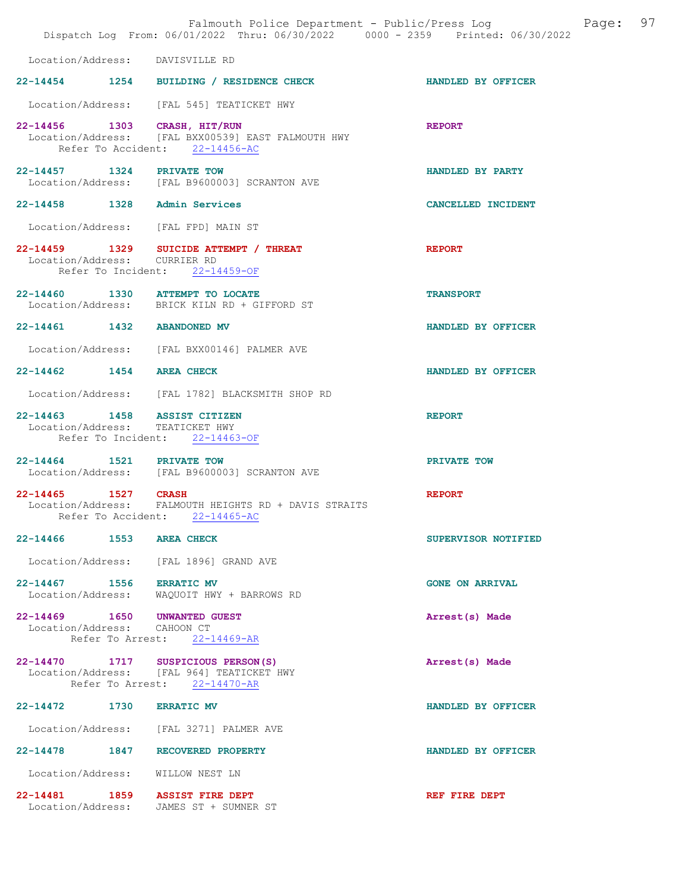Location/Address: DAVISVILLE RD

**22-14454 1254 BUILDING / RESIDENCE CHECK** HANDLED BY OFFICER

Location/Address: [FAL 545] TEATICKET HWY

**22-14456 1303 CRASH, HIT/RUN** REPORT
Location/Address: [FAL BXX00539] EAST FALMOUTH HWY
Refer To Accident: 22-14456-AC

**22-14457 1324 PRIVATE TOW** HANDLED BY PARTY
Location/Address: [FAL B9600003] SCRANTON AVE

**22-14458 1328 Admin Services** CANCELLED INCIDENT

Location/Address: [FAL FPD] MAIN ST

**22-14459 1329 SUICIDE ATTEMPT / THREAT** REPORT
Location/Address: CURRIER RD
Refer To Incident: 22-14459-OF

**22-14460 1330 ATTEMPT TO LOCATE** TRANSPORT
Location/Address: BRICK KILN RD + GIFFORD ST

**22-14461 1432 ABANDONED MV** HANDLED BY OFFICER

Location/Address: [FAL BXX00146] PALMER AVE

**22-14462 1454 AREA CHECK** HANDLED BY OFFICER

Location/Address: [FAL 1782] BLACKSMITH SHOP RD

**22-14463 1458 ASSIST CITIZEN** REPORT
Location/Address: TEATICKET HWY
Refer To Incident: 22-14463-OF

**22-14464 1521 PRIVATE TOW** PRIVATE TOW
Location/Address: [FAL B9600003] SCRANTON AVE

**22-14465 1527 CRASH** REPORT
Location/Address: FALMOUTH HEIGHTS RD + DAVIS STRAITS
Refer To Accident: 22-14465-AC

**22-14466 1553 AREA CHECK** SUPERVISOR NOTIFIED

Location/Address: [FAL 1896] GRAND AVE

**22-14467 1556 ERRATIC MV** GONE ON ARRIVAL
Location/Address: WAQUOIT HWY + BARROWS RD

**22-14469 1650 UNWANTED GUEST** Arrest(s) Made
Location/Address: CAHOON CT
Refer To Arrest: 22-14469-AR

**22-14470 1717 SUSPICIOUS PERSON(S)** Arrest(s) Made
Location/Address: [FAL 964] TEATICKET HWY
Refer To Arrest: 22-14470-AR

**22-14472 1730 ERRATIC MV** HANDLED BY OFFICER

Location/Address: [FAL 3271] PALMER AVE

**22-14478 1847 RECOVERED PROPERTY** HANDLED BY OFFICER

Location/Address: WILLOW NEST LN

**22-14481 1859 ASSIST FIRE DEPT** REF FIRE DEPT
Location/Address: JAMES ST + SUMNER ST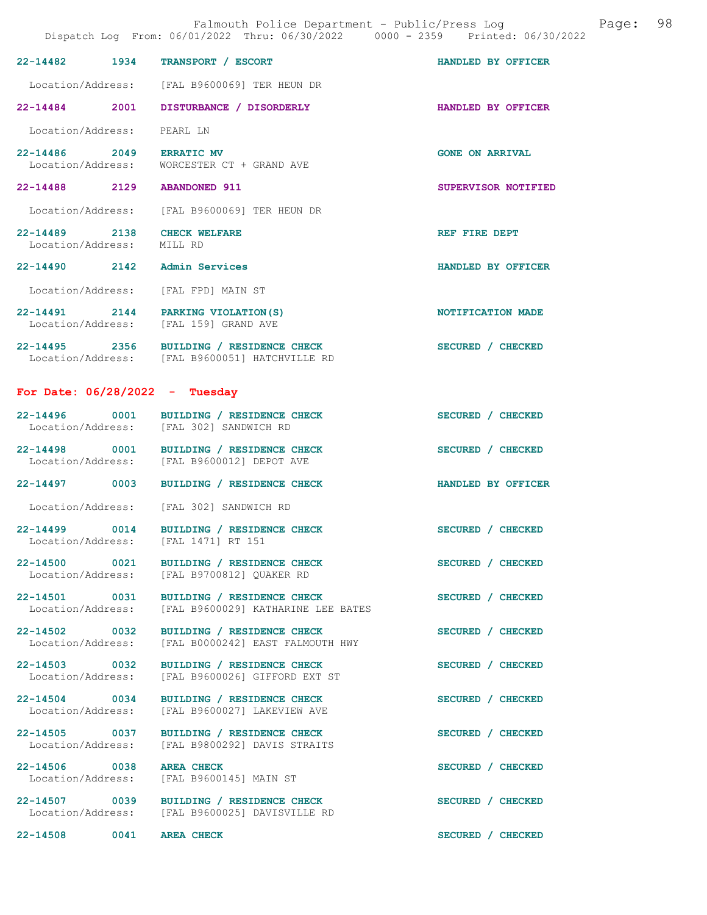22-14482 1934 TRANSPORT / ESCORT HANDLED BY OFFICER

Location/Address: [FAL B9600069] TER HEUN DR

22-14484 2001 DISTURBANCE / DISORDERLY HANDLED BY OFFICER

Location/Address: PEARL LN

22-14486 2049 ERRATIC MV GONE ON ARRIVAL
Location/Address: WORCESTER CT + GRAND AVE

22-14488 2129 ABANDONED 911 SUPERVISOR NOTIFIED

Location/Address: [FAL B9600069] TER HEUN DR

22-14489 2138 CHECK WELFARE REF FIRE DEPT
Location/Address: MILL RD

22-14490 2142 Admin Services HANDLED BY OFFICER

Location/Address: [FAL FPD] MAIN ST

22-14491 2144 PARKING VIOLATION(S) NOTIFICATION MADE
Location/Address: [FAL 159] GRAND AVE

22-14495 2356 BUILDING / RESIDENCE CHECK SECURED / CHECKED
Location/Address: [FAL B9600051] HATCHVILLE RD

## For Date: 06/28/2022 - Tuesday

22-14496 0001 BUILDING / RESIDENCE CHECK SECURED / CHECKED
Location/Address: [FAL 302] SANDWICH RD

22-14498 0001 BUILDING / RESIDENCE CHECK SECURED / CHECKED
Location/Address: [FAL B9600012] DEPOT AVE

22-14497 0003 BUILDING / RESIDENCE CHECK HANDLED BY OFFICER

Location/Address: [FAL 302] SANDWICH RD

22-14499 0014 BUILDING / RESIDENCE CHECK SECURED / CHECKED
Location/Address: [FAL 1471] RT 151

22-14500 0021 BUILDING / RESIDENCE CHECK SECURED / CHECKED
Location/Address: [FAL B9700812] QUAKER RD

22-14501 0031 BUILDING / RESIDENCE CHECK SECURED / CHECKED
Location/Address: [FAL B9600029] KATHARINE LEE BATES

22-14502 0032 BUILDING / RESIDENCE CHECK SECURED / CHECKED
Location/Address: [FAL B0000242] EAST FALMOUTH HWY

22-14503 0032 BUILDING / RESIDENCE CHECK SECURED / CHECKED
Location/Address: [FAL B9600026] GIFFORD EXT ST

22-14504 0034 BUILDING / RESIDENCE CHECK SECURED / CHECKED
Location/Address: [FAL B9600027] LAKEVIEW AVE

22-14505 0037 BUILDING / RESIDENCE CHECK SECURED / CHECKED
Location/Address: [FAL B9800292] DAVIS STRAITS

22-14506 0038 AREA CHECK SECURED / CHECKED
Location/Address: [FAL B9600145] MAIN ST

22-14507 0039 BUILDING / RESIDENCE CHECK SECURED / CHECKED
Location/Address: [FAL B9600025] DAVISVILLE RD

22-14508 0041 AREA CHECK SECURED / CHECKED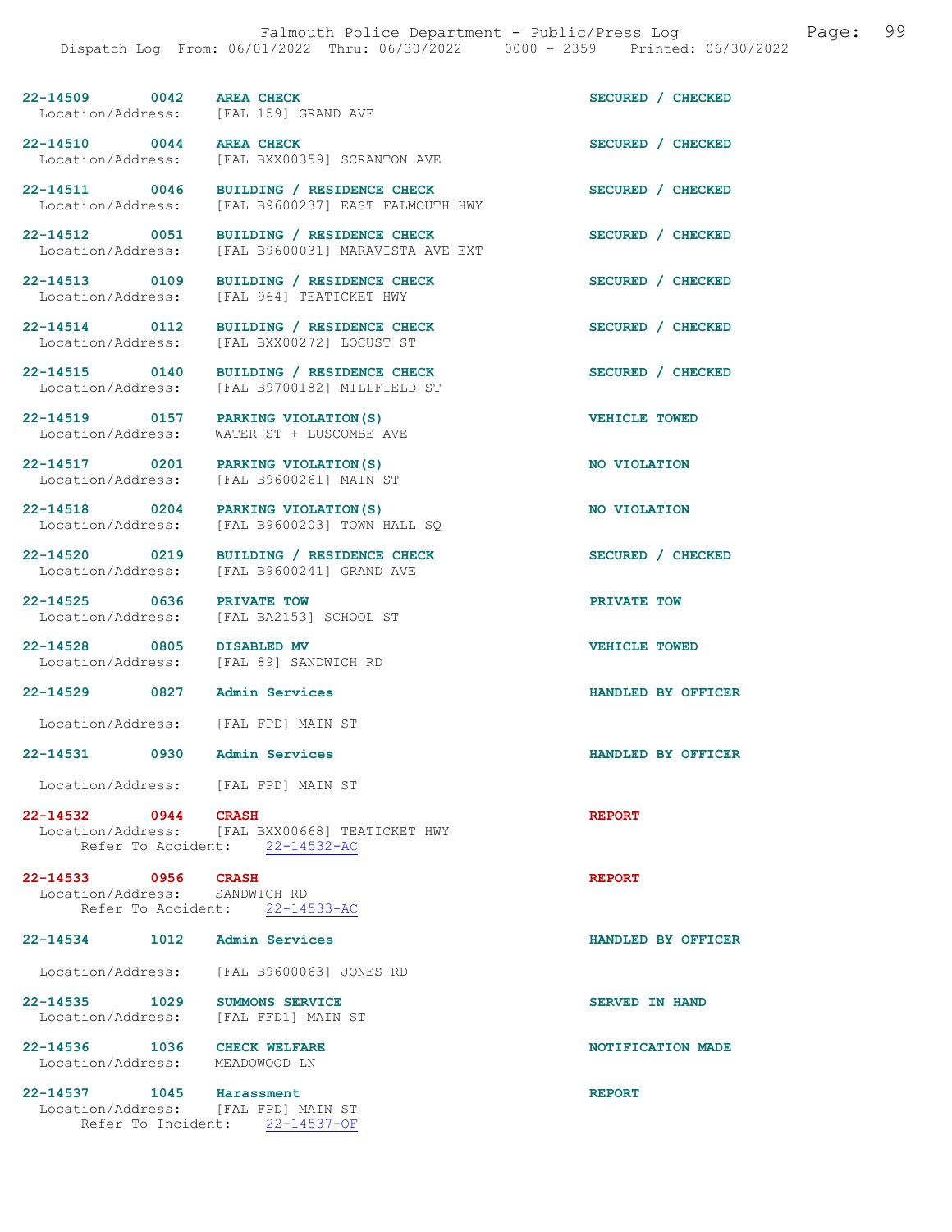22-14509 0042 **AREA CHECK** SECURED / CHECKED
Location/Address: [FAL 159] GRAND AVE

22-14510 0044 **AREA CHECK** SECURED / CHECKED
Location/Address: [FAL BXX00359] SCRANTON AVE

22-14511 0046 **BUILDING / RESIDENCE CHECK** SECURED / CHECKED
Location/Address: [FAL B9600237] EAST FALMOUTH HWY

22-14512 0051 **BUILDING / RESIDENCE CHECK** SECURED / CHECKED
Location/Address: [FAL B9600031] MARAVISTA AVE EXT

22-14513 0109 **BUILDING / RESIDENCE CHECK** SECURED / CHECKED
Location/Address: [FAL 964] TEATICKET HWY

22-14514 0112 **BUILDING / RESIDENCE CHECK** SECURED / CHECKED
Location/Address: [FAL BXX00272] LOCUST ST

22-14515 0140 **BUILDING / RESIDENCE CHECK** SECURED / CHECKED
Location/Address: [FAL B9700182] MILLFIELD ST

22-14519 0157 **PARKING VIOLATION(S)** VEHICLE TOWED
Location/Address: WATER ST + LUSCOMBE AVE

22-14517 0201 **PARKING VIOLATION(S)** NO VIOLATION
Location/Address: [FAL B9600261] MAIN ST

22-14518 0204 **PARKING VIOLATION(S)** NO VIOLATION
Location/Address: [FAL B9600203] TOWN HALL SQ

22-14520 0219 **BUILDING / RESIDENCE CHECK** SECURED / CHECKED
Location/Address: [FAL B9600241] GRAND AVE

22-14525 0636 **PRIVATE TOW** PRIVATE TOW
Location/Address: [FAL BA2153] SCHOOL ST

22-14528 0805 **DISABLED MV** VEHICLE TOWED
Location/Address: [FAL 89] SANDWICH RD

22-14529 0827 **Admin Services** HANDLED BY OFFICER
Location/Address: [FAL FPD] MAIN ST

22-14531 0930 **Admin Services** HANDLED BY OFFICER
Location/Address: [FAL FPD] MAIN ST

22-14532 0944 **CRASH** REPORT
Location/Address: [FAL BXX00668] TEATICKET HWY
Refer To Accident: 22-14532-AC

22-14533 0956 **CRASH** REPORT
Location/Address: SANDWICH RD
Refer To Accident: 22-14533-AC

22-14534 1012 **Admin Services** HANDLED BY OFFICER
Location/Address: [FAL B9600063] JONES RD

22-14535 1029 **SUMMONS SERVICE** SERVED IN HAND
Location/Address: [FAL FFD1] MAIN ST

22-14536 1036 **CHECK WELFARE** NOTIFICATION MADE
Location/Address: MEADOWOOD LN

22-14537 1045 **Harassment** REPORT
Location/Address: [FAL FPD] MAIN ST
Refer To Incident: 22-14537-OF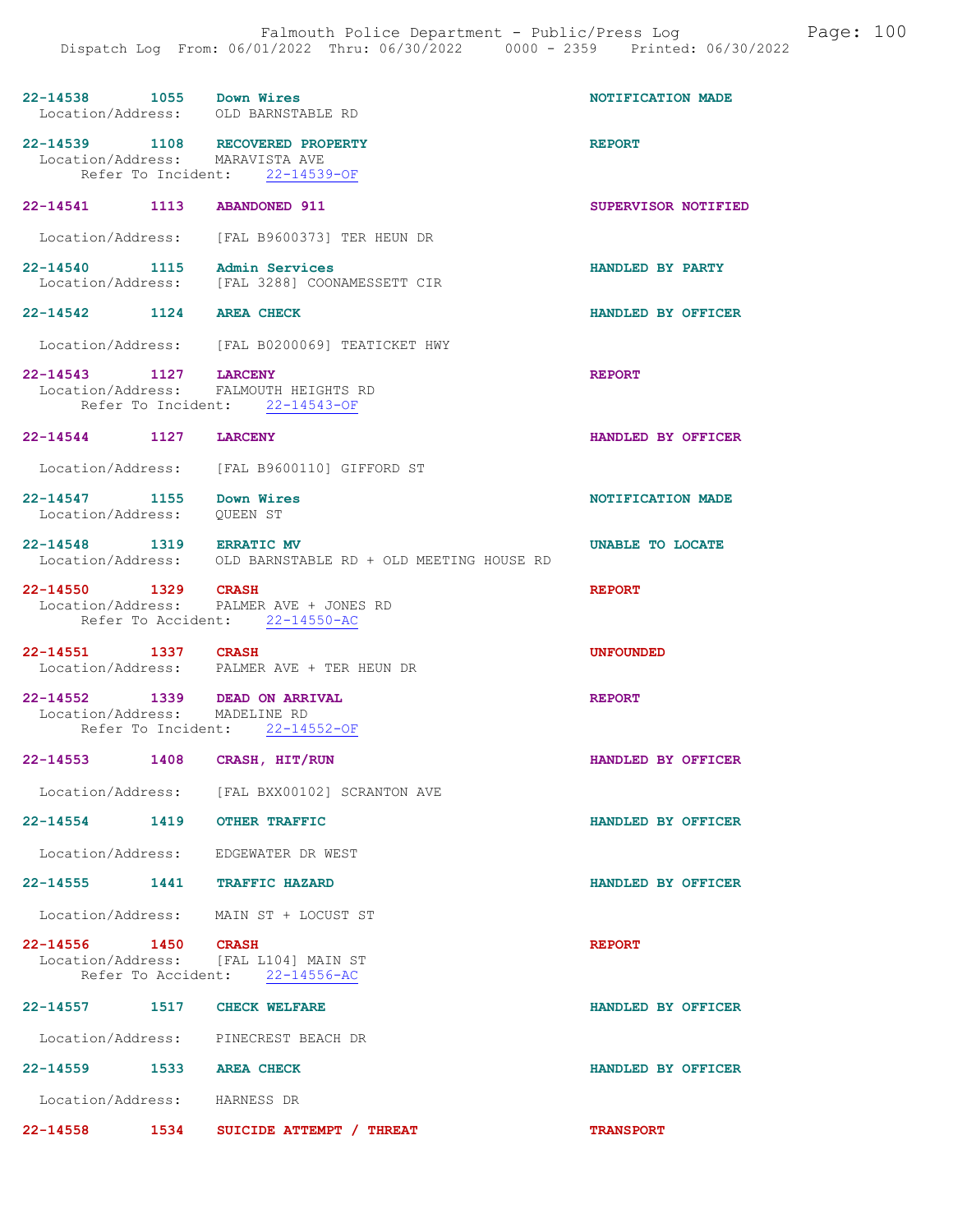22-14538 1055 Down Wires NOTIFICATION MADE
Location/Address: OLD BARNSTABLE RD

22-14539 1108 RECOVERED PROPERTY REPORT
Location/Address: MARAVISTA AVE
Refer To Incident: 22-14539-OF

22-14541 1113 ABANDONED 911 SUPERVISOR NOTIFIED

Location/Address: [FAL B9600373] TER HEUN DR

22-14540 1115 Admin Services HANDLED BY PARTY
Location/Address: [FAL 3288] COONAMESSETT CIR

22-14542 1124 AREA CHECK HANDLED BY OFFICER

Location/Address: [FAL B0200069] TEATICKET HWY

22-14543 1127 LARCENY REPORT
Location/Address: FALMOUTH HEIGHTS RD
Refer To Incident: 22-14543-OF

22-14544 1127 LARCENY HANDLED BY OFFICER

Location/Address: [FAL B9600110] GIFFORD ST

22-14547 1155 Down Wires NOTIFICATION MADE
Location/Address: QUEEN ST

22-14548 1319 ERRATIC MV UNABLE TO LOCATE
Location/Address: OLD BARNSTABLE RD + OLD MEETING HOUSE RD

22-14550 1329 CRASH REPORT
Location/Address: PALMER AVE + JONES RD
Refer To Accident: 22-14550-AC

22-14551 1337 CRASH UNFOUNDED
Location/Address: PALMER AVE + TER HEUN DR

22-14552 1339 DEAD ON ARRIVAL REPORT
Location/Address: MADELINE RD
Refer To Incident: 22-14552-OF

22-14553 1408 CRASH, HIT/RUN HANDLED BY OFFICER

Location/Address: [FAL BXX00102] SCRANTON AVE

22-14554 1419 OTHER TRAFFIC HANDLED BY OFFICER

Location/Address: EDGEWATER DR WEST

22-14555 1441 TRAFFIC HAZARD HANDLED BY OFFICER

Location/Address: MAIN ST + LOCUST ST

22-14556 1450 CRASH REPORT
Location/Address: [FAL L104] MAIN ST
Refer To Accident: 22-14556-AC

22-14557 1517 CHECK WELFARE HANDLED BY OFFICER

Location/Address: PINECREST BEACH DR

22-14559 1533 AREA CHECK HANDLED BY OFFICER

Location/Address: HARNESS DR

22-14558 1534 SUICIDE ATTEMPT / THREAT TRANSPORT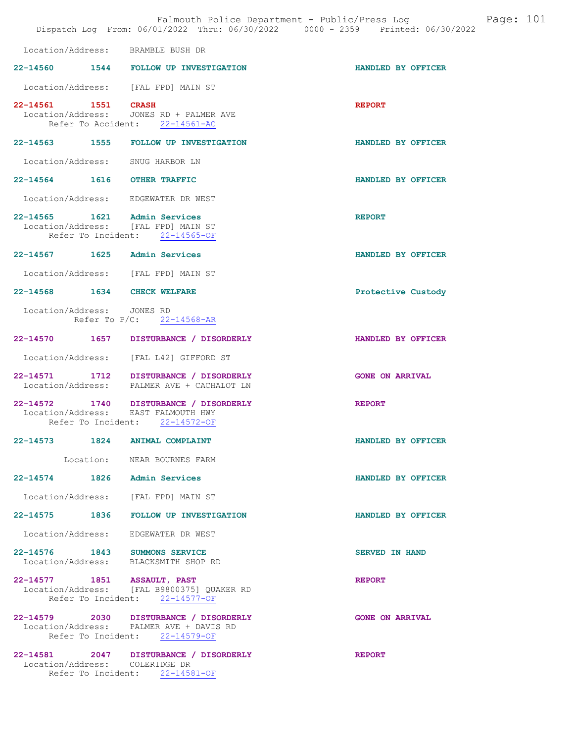Location/Address: BRAMBLE BUSH DR

**22-14560 1544 FOLLOW UP INVESTIGATION** — HANDLED BY OFFICER
Location/Address: [FAL FPD] MAIN ST

**22-14561 1551 CRASH** — REPORT
Location/Address: JONES RD + PALMER AVE
Refer To Accident: 22-14561-AC

**22-14563 1555 FOLLOW UP INVESTIGATION** — HANDLED BY OFFICER
Location/Address: SNUG HARBOR LN

**22-14564 1616 OTHER TRAFFIC** — HANDLED BY OFFICER
Location/Address: EDGEWATER DR WEST

**22-14565 1621 Admin Services** — REPORT
Location/Address: [FAL FPD] MAIN ST
Refer To Incident: 22-14565-OF

**22-14567 1625 Admin Services** — HANDLED BY OFFICER
Location/Address: [FAL FPD] MAIN ST

**22-14568 1634 CHECK WELFARE** — Protective Custody
Location/Address: JONES RD
Refer To P/C: 22-14568-AR

**22-14570 1657 DISTURBANCE / DISORDERLY** — HANDLED BY OFFICER
Location/Address: [FAL L42] GIFFORD ST

**22-14571 1712 DISTURBANCE / DISORDERLY** — GONE ON ARRIVAL
Location/Address: PALMER AVE + CACHALOT LN

**22-14572 1740 DISTURBANCE / DISORDERLY** — REPORT
Location/Address: EAST FALMOUTH HWY
Refer To Incident: 22-14572-OF

**22-14573 1824 ANIMAL COMPLAINT** — HANDLED BY OFFICER
Location: NEAR BOURNES FARM

**22-14574 1826 Admin Services** — HANDLED BY OFFICER
Location/Address: [FAL FPD] MAIN ST

**22-14575 1836 FOLLOW UP INVESTIGATION** — HANDLED BY OFFICER
Location/Address: EDGEWATER DR WEST

**22-14576 1843 SUMMONS SERVICE** — SERVED IN HAND
Location/Address: BLACKSMITH SHOP RD

**22-14577 1851 ASSAULT, PAST** — REPORT
Location/Address: [FAL B9800375] QUAKER RD
Refer To Incident: 22-14577-OF

**22-14579 2030 DISTURBANCE / DISORDERLY** — GONE ON ARRIVAL
Location/Address: PALMER AVE + DAVIS RD
Refer To Incident: 22-14579-OF

**22-14581 2047 DISTURBANCE / DISORDERLY** — REPORT
Location/Address: COLERIDGE DR
Refer To Incident: 22-14581-OF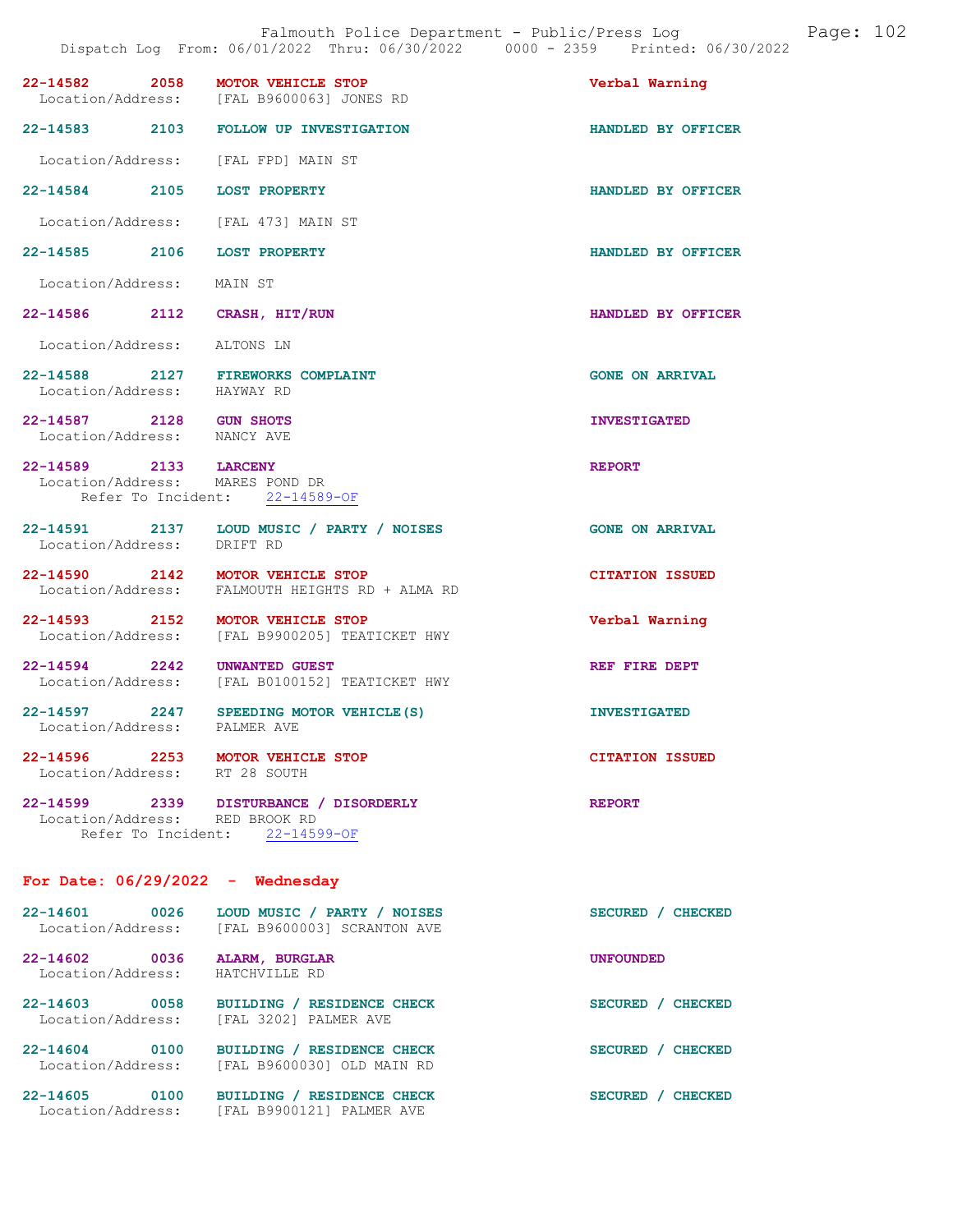22-14582 2058 **MOTOR VEHICLE STOP** Verbal Warning
Location/Address: [FAL B9600063] JONES RD

22-14583 2103 **FOLLOW UP INVESTIGATION** HANDLED BY OFFICER
Location/Address: [FAL FPD] MAIN ST

22-14584 2105 **LOST PROPERTY** HANDLED BY OFFICER
Location/Address: [FAL 473] MAIN ST

22-14585 2106 **LOST PROPERTY** HANDLED BY OFFICER
Location/Address: MAIN ST

22-14586 2112 **CRASH, HIT/RUN** HANDLED BY OFFICER
Location/Address: ALTONS LN

22-14588 2127 **FIREWORKS COMPLAINT** GONE ON ARRIVAL
Location/Address: HAYWAY RD

22-14587 2128 **GUN SHOTS** INVESTIGATED
Location/Address: NANCY AVE

22-14589 2133 **LARCENY** REPORT
Location/Address: MARES POND DR
Refer To Incident: 22-14589-OF

22-14591 2137 **LOUD MUSIC / PARTY / NOISES** GONE ON ARRIVAL
Location/Address: DRIFT RD

22-14590 2142 **MOTOR VEHICLE STOP** CITATION ISSUED
Location/Address: FALMOUTH HEIGHTS RD + ALMA RD

22-14593 2152 **MOTOR VEHICLE STOP** Verbal Warning
Location/Address: [FAL B9900205] TEATICKET HWY

22-14594 2242 **UNWANTED GUEST** REF FIRE DEPT
Location/Address: [FAL B0100152] TEATICKET HWY

22-14597 2247 **SPEEDING MOTOR VEHICLE(S)** INVESTIGATED
Location/Address: PALMER AVE

22-14596 2253 **MOTOR VEHICLE STOP** CITATION ISSUED
Location/Address: RT 28 SOUTH

22-14599 2339 **DISTURBANCE / DISORDERLY** REPORT
Location/Address: RED BROOK RD
Refer To Incident: 22-14599-OF

## For Date: 06/29/2022 - Wednesday

22-14601 0026 **LOUD MUSIC / PARTY / NOISES** SECURED / CHECKED
Location/Address: [FAL B9600003] SCRANTON AVE

22-14602 0036 **ALARM, BURGLAR** UNFOUNDED
Location/Address: HATCHVILLE RD

22-14603 0058 **BUILDING / RESIDENCE CHECK** SECURED / CHECKED
Location/Address: [FAL 3202] PALMER AVE

22-14604 0100 **BUILDING / RESIDENCE CHECK** SECURED / CHECKED
Location/Address: [FAL B9600030] OLD MAIN RD

22-14605 0100 **BUILDING / RESIDENCE CHECK** SECURED / CHECKED
Location/Address: [FAL B9900121] PALMER AVE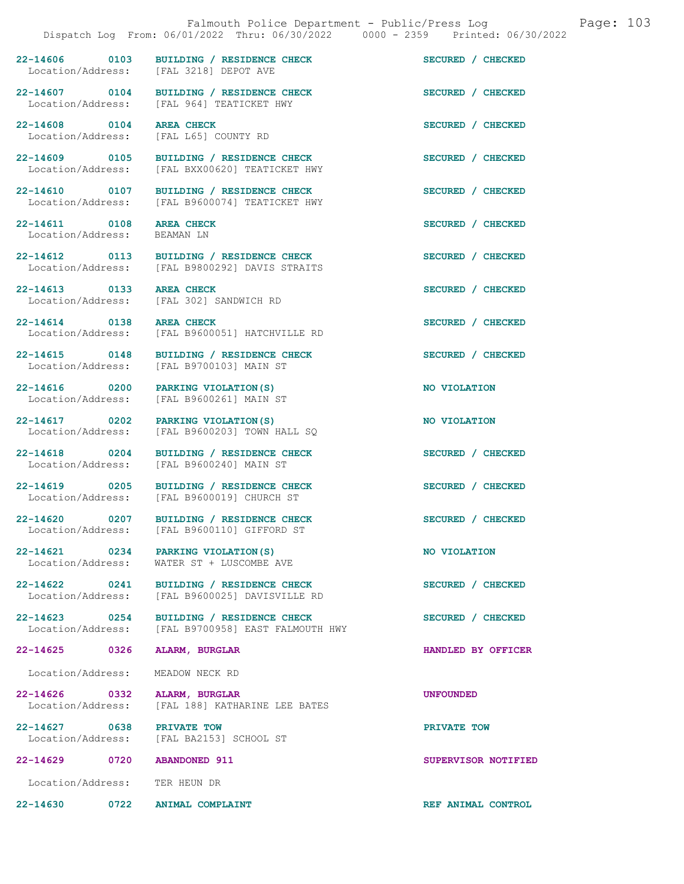| Call # | Time | Call Type | Disposition |
|---|---|---|---|
| 22-14606 | 0103 | BUILDING / RESIDENCE CHECK | SECURED / CHECKED |
| Location/Address: | | [FAL 3218] DEPOT AVE | |
| 22-14607 | 0104 | BUILDING / RESIDENCE CHECK | SECURED / CHECKED |
| Location/Address: | | [FAL 964] TEATICKET HWY | |
| 22-14608 | 0104 | AREA CHECK | SECURED / CHECKED |
| Location/Address: | | [FAL L65] COUNTY RD | |
| 22-14609 | 0105 | BUILDING / RESIDENCE CHECK | SECURED / CHECKED |
| Location/Address: | | [FAL BXX00620] TEATICKET HWY | |
| 22-14610 | 0107 | BUILDING / RESIDENCE CHECK | SECURED / CHECKED |
| Location/Address: | | [FAL B9600074] TEATICKET HWY | |
| 22-14611 | 0108 | AREA CHECK | SECURED / CHECKED |
| Location/Address: | | BEAMAN LN | |
| 22-14612 | 0113 | BUILDING / RESIDENCE CHECK | SECURED / CHECKED |
| Location/Address: | | [FAL B9800292] DAVIS STRAITS | |
| 22-14613 | 0133 | AREA CHECK | SECURED / CHECKED |
| Location/Address: | | [FAL 302] SANDWICH RD | |
| 22-14614 | 0138 | AREA CHECK | SECURED / CHECKED |
| Location/Address: | | [FAL B9600051] HATCHVILLE RD | |
| 22-14615 | 0148 | BUILDING / RESIDENCE CHECK | SECURED / CHECKED |
| Location/Address: | | [FAL B9700103] MAIN ST | |
| 22-14616 | 0200 | PARKING VIOLATION(S) | NO VIOLATION |
| Location/Address: | | [FAL B9600261] MAIN ST | |
| 22-14617 | 0202 | PARKING VIOLATION(S) | NO VIOLATION |
| Location/Address: | | [FAL B9600203] TOWN HALL SQ | |
| 22-14618 | 0204 | BUILDING / RESIDENCE CHECK | SECURED / CHECKED |
| Location/Address: | | [FAL B9600240] MAIN ST | |
| 22-14619 | 0205 | BUILDING / RESIDENCE CHECK | SECURED / CHECKED |
| Location/Address: | | [FAL B9600019] CHURCH ST | |
| 22-14620 | 0207 | BUILDING / RESIDENCE CHECK | SECURED / CHECKED |
| Location/Address: | | [FAL B9600110] GIFFORD ST | |
| 22-14621 | 0234 | PARKING VIOLATION(S) | NO VIOLATION |
| Location/Address: | | WATER ST + LUSCOMBE AVE | |
| 22-14622 | 0241 | BUILDING / RESIDENCE CHECK | SECURED / CHECKED |
| Location/Address: | | [FAL B9600025] DAVISVILLE RD | |
| 22-14623 | 0254 | BUILDING / RESIDENCE CHECK | SECURED / CHECKED |
| Location/Address: | | [FAL B9700958] EAST FALMOUTH HWY | |
| 22-14625 | 0326 | ALARM, BURGLAR | HANDLED BY OFFICER |
| Location/Address: | | MEADOW NECK RD | |
| 22-14626 | 0332 | ALARM, BURGLAR | UNFOUNDED |
| Location/Address: | | [FAL 188] KATHARINE LEE BATES | |
| 22-14627 | 0638 | PRIVATE TOW | PRIVATE TOW |
| Location/Address: | | [FAL BA2153] SCHOOL ST | |
| 22-14629 | 0720 | ABANDONED 911 | SUPERVISOR NOTIFIED |
| Location/Address: | | TER HEUN DR | |
| 22-14630 | 0722 | ANIMAL COMPLAINT | REF ANIMAL CONTROL |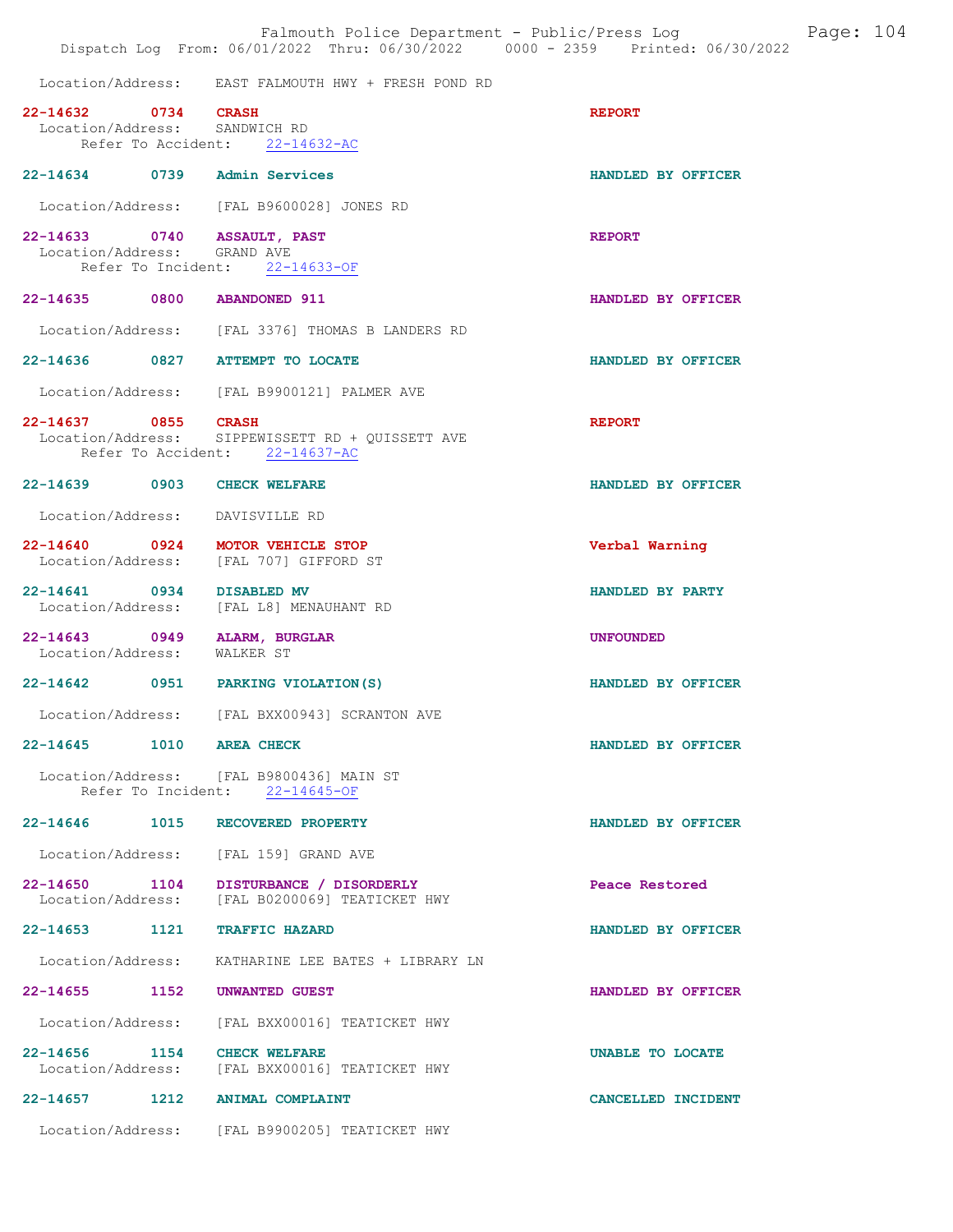Location/Address: EAST FALMOUTH HWY + FRESH POND RD

**22-14632 0734 CRASH** — REPORT
Location/Address: SANDWICH RD
Refer To Accident: 22-14632-AC

**22-14634 0739 Admin Services** — HANDLED BY OFFICER
Location/Address: [FAL B9600028] JONES RD

**22-14633 0740 ASSAULT, PAST** — REPORT
Location/Address: GRAND AVE
Refer To Incident: 22-14633-OF

**22-14635 0800 ABANDONED 911** — HANDLED BY OFFICER
Location/Address: [FAL 3376] THOMAS B LANDERS RD

**22-14636 0827 ATTEMPT TO LOCATE** — HANDLED BY OFFICER
Location/Address: [FAL B9900121] PALMER AVE

**22-14637 0855 CRASH** — REPORT
Location/Address: SIPPEWISSETT RD + QUISSETT AVE
Refer To Accident: 22-14637-AC

**22-14639 0903 CHECK WELFARE** — HANDLED BY OFFICER
Location/Address: DAVISVILLE RD

**22-14640 0924 MOTOR VEHICLE STOP** — Verbal Warning
Location/Address: [FAL 707] GIFFORD ST

**22-14641 0934 DISABLED MV** — HANDLED BY PARTY
Location/Address: [FAL L8] MENAUHANT RD

**22-14643 0949 ALARM, BURGLAR** — UNFOUNDED
Location/Address: WALKER ST

**22-14642 0951 PARKING VIOLATION(S)** — HANDLED BY OFFICER
Location/Address: [FAL BXX00943] SCRANTON AVE

**22-14645 1010 AREA CHECK** — HANDLED BY OFFICER
Location/Address: [FAL B9800436] MAIN ST
Refer To Incident: 22-14645-OF

**22-14646 1015 RECOVERED PROPERTY** — HANDLED BY OFFICER
Location/Address: [FAL 159] GRAND AVE

**22-14650 1104 DISTURBANCE / DISORDERLY** — Peace Restored
Location/Address: [FAL B0200069] TEATICKET HWY

**22-14653 1121 TRAFFIC HAZARD** — HANDLED BY OFFICER
Location/Address: KATHARINE LEE BATES + LIBRARY LN

**22-14655 1152 UNWANTED GUEST** — HANDLED BY OFFICER
Location/Address: [FAL BXX00016] TEATICKET HWY

**22-14656 1154 CHECK WELFARE** — UNABLE TO LOCATE
Location/Address: [FAL BXX00016] TEATICKET HWY

**22-14657 1212 ANIMAL COMPLAINT** — CANCELLED INCIDENT
Location/Address: [FAL B9900205] TEATICKET HWY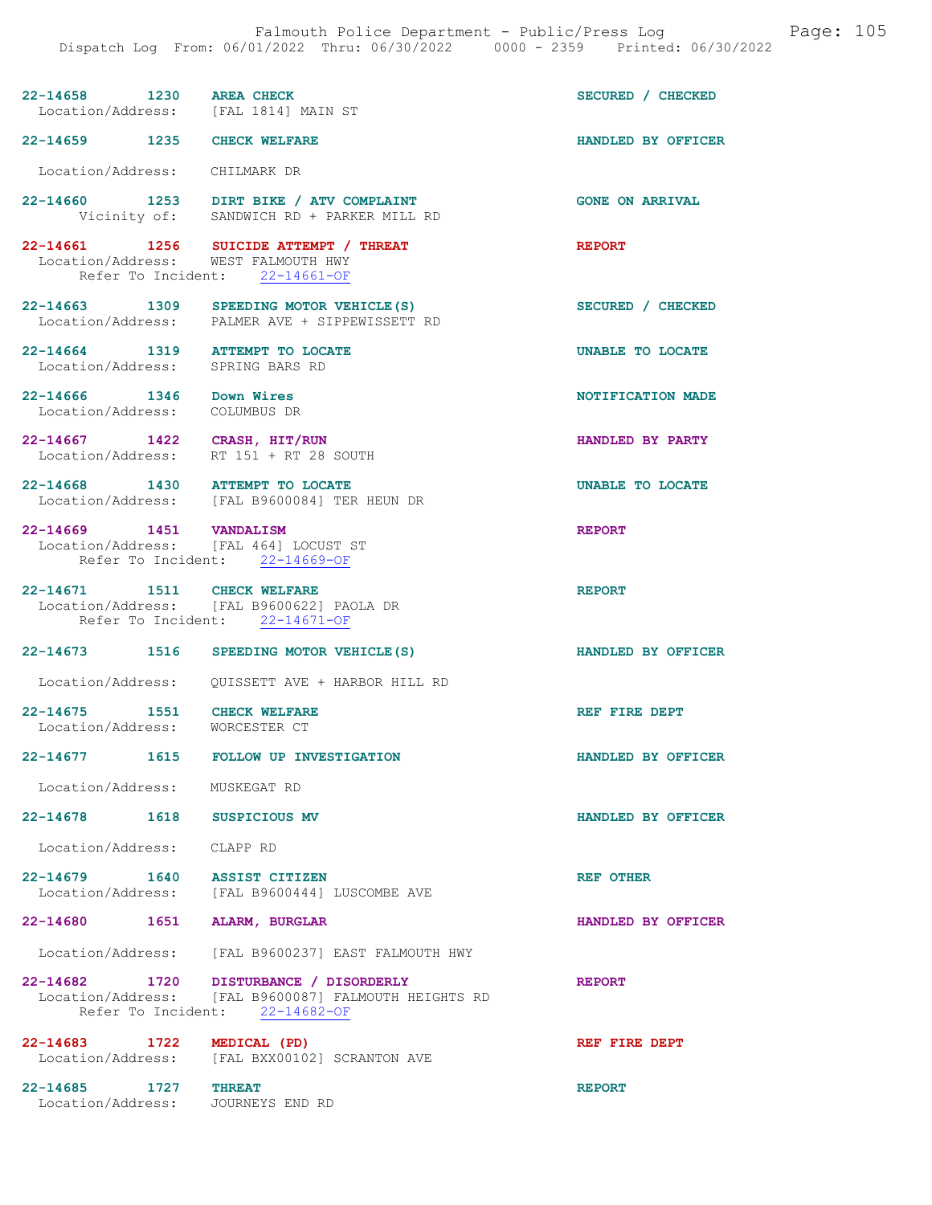22-14658 1230 AREA CHECK SECURED / CHECKED
Location/Address: [FAL 1814] MAIN ST

22-14659 1235 CHECK WELFARE HANDLED BY OFFICER
Location/Address: CHILMARK DR

22-14660 1253 DIRT BIKE / ATV COMPLAINT GONE ON ARRIVAL
Vicinity of: SANDWICH RD + PARKER MILL RD

22-14661 1256 SUICIDE ATTEMPT / THREAT REPORT
Location/Address: WEST FALMOUTH HWY
Refer To Incident: 22-14661-OF

22-14663 1309 SPEEDING MOTOR VEHICLE(S) SECURED / CHECKED
Location/Address: PALMER AVE + SIPPEWISSETT RD

22-14664 1319 ATTEMPT TO LOCATE UNABLE TO LOCATE
Location/Address: SPRING BARS RD

22-14666 1346 Down Wires NOTIFICATION MADE
Location/Address: COLUMBUS DR

22-14667 1422 CRASH, HIT/RUN HANDLED BY PARTY
Location/Address: RT 151 + RT 28 SOUTH

22-14668 1430 ATTEMPT TO LOCATE UNABLE TO LOCATE
Location/Address: [FAL B9600084] TER HEUN DR

22-14669 1451 VANDALISM REPORT
Location/Address: [FAL 464] LOCUST ST
Refer To Incident: 22-14669-OF

22-14671 1511 CHECK WELFARE REPORT
Location/Address: [FAL B9600622] PAOLA DR
Refer To Incident: 22-14671-OF

22-14673 1516 SPEEDING MOTOR VEHICLE(S) HANDLED BY OFFICER
Location/Address: QUISSETT AVE + HARBOR HILL RD

22-14675 1551 CHECK WELFARE REF FIRE DEPT
Location/Address: WORCESTER CT

22-14677 1615 FOLLOW UP INVESTIGATION HANDLED BY OFFICER
Location/Address: MUSKEGAT RD

22-14678 1618 SUSPICIOUS MV HANDLED BY OFFICER
Location/Address: CLAPP RD

22-14679 1640 ASSIST CITIZEN REF OTHER
Location/Address: [FAL B9600444] LUSCOMBE AVE

22-14680 1651 ALARM, BURGLAR HANDLED BY OFFICER
Location/Address: [FAL B9600237] EAST FALMOUTH HWY

22-14682 1720 DISTURBANCE / DISORDERLY REPORT
Location/Address: [FAL B9600087] FALMOUTH HEIGHTS RD
Refer To Incident: 22-14682-OF

22-14683 1722 MEDICAL (PD) REF FIRE DEPT
Location/Address: [FAL BXX00102] SCRANTON AVE

22-14685 1727 THREAT REPORT
Location/Address: JOURNEYS END RD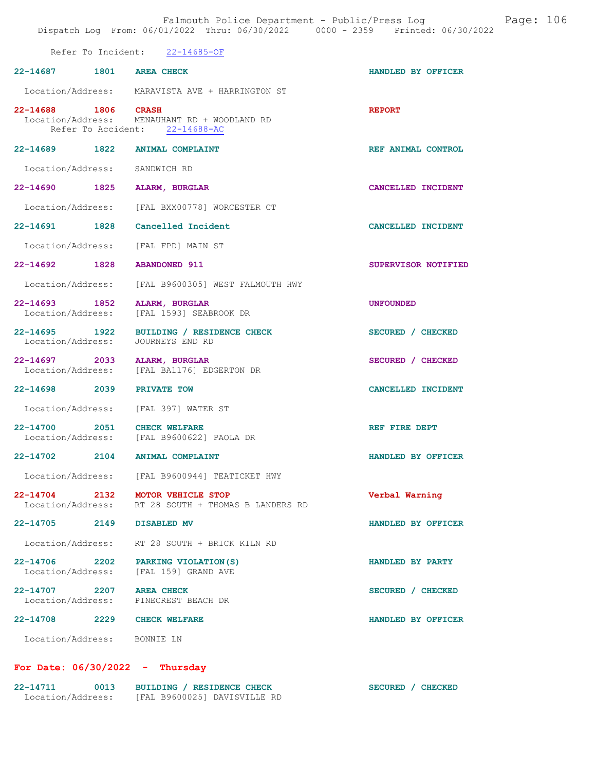Refer To Incident: 22-14685-OF

**22-14687 1801 AREA CHECK** — HANDLED BY OFFICER
Location/Address: MARAVISTA AVE + HARRINGTON ST

**22-14688 1806 CRASH** — REPORT
Location/Address: MENAUHANT RD + WOODLAND RD
Refer To Accident: 22-14688-AC

**22-14689 1822 ANIMAL COMPLAINT** — REF ANIMAL CONTROL
Location/Address: SANDWICH RD

**22-14690 1825 ALARM, BURGLAR** — CANCELLED INCIDENT
Location/Address: [FAL BXX00778] WORCESTER CT

**22-14691 1828 Cancelled Incident** — CANCELLED INCIDENT
Location/Address: [FAL FPD] MAIN ST

**22-14692 1828 ABANDONED 911** — SUPERVISOR NOTIFIED
Location/Address: [FAL B9600305] WEST FALMOUTH HWY

**22-14693 1852 ALARM, BURGLAR** — UNFOUNDED
Location/Address: [FAL 1593] SEABROOK DR

**22-14695 1922 BUILDING / RESIDENCE CHECK** — SECURED / CHECKED
Location/Address: JOURNEYS END RD

**22-14697 2033 ALARM, BURGLAR** — SECURED / CHECKED
Location/Address: [FAL BA1176] EDGERTON DR

**22-14698 2039 PRIVATE TOW** — CANCELLED INCIDENT
Location/Address: [FAL 397] WATER ST

**22-14700 2051 CHECK WELFARE** — REF FIRE DEPT
Location/Address: [FAL B9600622] PAOLA DR

**22-14702 2104 ANIMAL COMPLAINT** — HANDLED BY OFFICER
Location/Address: [FAL B9600944] TEATICKET HWY

**22-14704 2132 MOTOR VEHICLE STOP** — Verbal Warning
Location/Address: RT 28 SOUTH + THOMAS B LANDERS RD

**22-14705 2149 DISABLED MV** — HANDLED BY OFFICER
Location/Address: RT 28 SOUTH + BRICK KILN RD

**22-14706 2202 PARKING VIOLATION(S)** — HANDLED BY PARTY
Location/Address: [FAL 159] GRAND AVE

**22-14707 2207 AREA CHECK** — SECURED / CHECKED
Location/Address: PINECREST BEACH DR

**22-14708 2229 CHECK WELFARE** — HANDLED BY OFFICER
Location/Address: BONNIE LN

## For Date: 06/30/2022 - Thursday

**22-14711 0013 BUILDING / RESIDENCE CHECK** — SECURED / CHECKED
Location/Address: [FAL B9600025] DAVISVILLE RD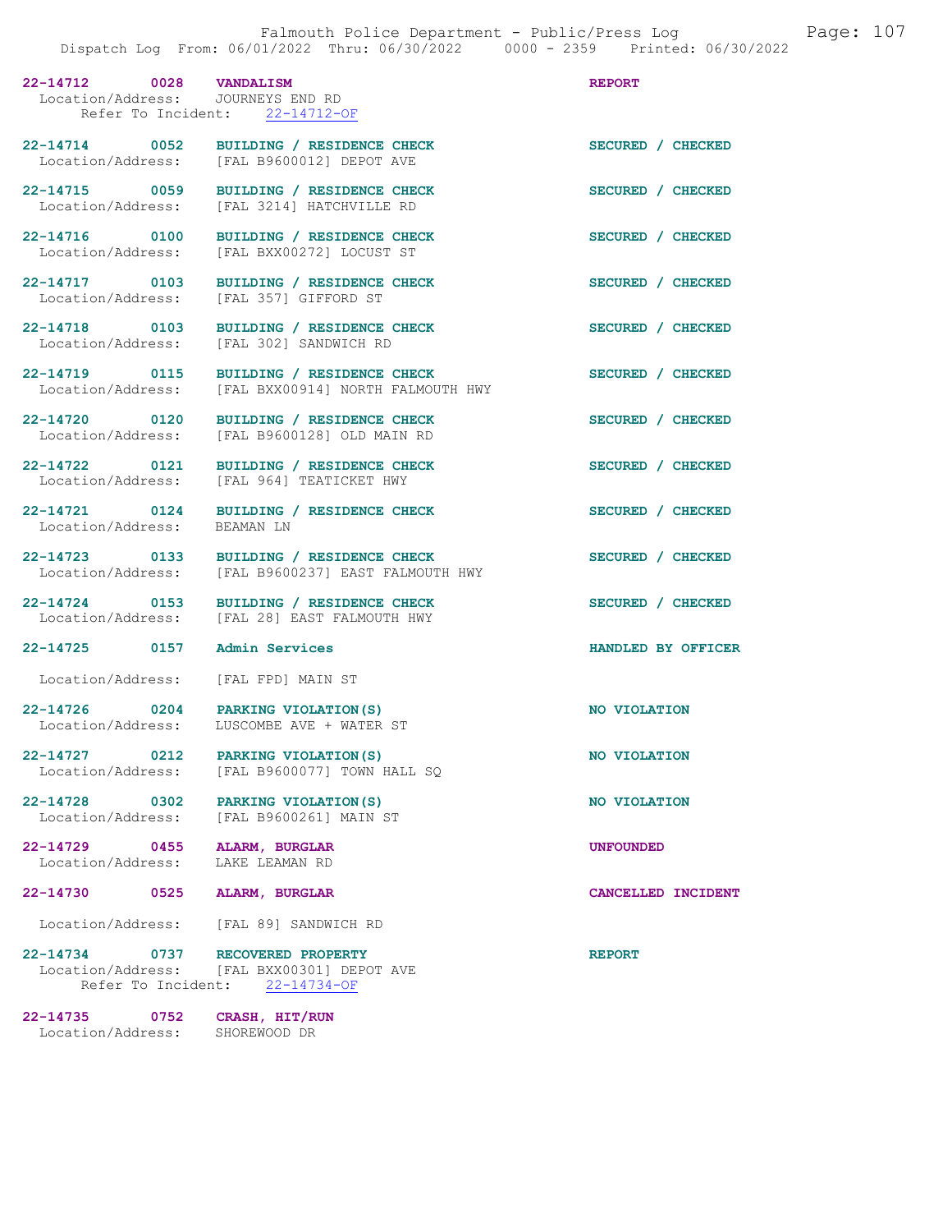Falmouth Police Department - Public/Press Log
Dispatch Log From: 06/01/2022 Thru: 06/30/2022 0000 - 2359 Printed: 06/30/2022

**22-14712 0028 VANDALISM** — REPORT
Location/Address: JOURNEYS END RD
Refer To Incident: 22-14712-OF

**22-14714 0052 BUILDING / RESIDENCE CHECK** — SECURED / CHECKED
Location/Address: [FAL B9600012] DEPOT AVE

**22-14715 0059 BUILDING / RESIDENCE CHECK** — SECURED / CHECKED
Location/Address: [FAL 3214] HATCHVILLE RD

**22-14716 0100 BUILDING / RESIDENCE CHECK** — SECURED / CHECKED
Location/Address: [FAL BXX00272] LOCUST ST

**22-14717 0103 BUILDING / RESIDENCE CHECK** — SECURED / CHECKED
Location/Address: [FAL 357] GIFFORD ST

**22-14718 0103 BUILDING / RESIDENCE CHECK** — SECURED / CHECKED
Location/Address: [FAL 302] SANDWICH RD

**22-14719 0115 BUILDING / RESIDENCE CHECK** — SECURED / CHECKED
Location/Address: [FAL BXX00914] NORTH FALMOUTH HWY

**22-14720 0120 BUILDING / RESIDENCE CHECK** — SECURED / CHECKED
Location/Address: [FAL B9600128] OLD MAIN RD

**22-14722 0121 BUILDING / RESIDENCE CHECK** — SECURED / CHECKED
Location/Address: [FAL 964] TEATICKET HWY

**22-14721 0124 BUILDING / RESIDENCE CHECK** — SECURED / CHECKED
Location/Address: BEAMAN LN

**22-14723 0133 BUILDING / RESIDENCE CHECK** — SECURED / CHECKED
Location/Address: [FAL B9600237] EAST FALMOUTH HWY

**22-14724 0153 BUILDING / RESIDENCE CHECK** — SECURED / CHECKED
Location/Address: [FAL 28] EAST FALMOUTH HWY

**22-14725 0157 Admin Services** — HANDLED BY OFFICER
Location/Address: [FAL FPD] MAIN ST

**22-14726 0204 PARKING VIOLATION(S)** — NO VIOLATION
Location/Address: LUSCOMBE AVE + WATER ST

**22-14727 0212 PARKING VIOLATION(S)** — NO VIOLATION
Location/Address: [FAL B9600077] TOWN HALL SQ

**22-14728 0302 PARKING VIOLATION(S)** — NO VIOLATION
Location/Address: [FAL B9600261] MAIN ST

**22-14729 0455 ALARM, BURGLAR** — UNFOUNDED
Location/Address: LAKE LEAMAN RD

**22-14730 0525 ALARM, BURGLAR** — CANCELLED INCIDENT
Location/Address: [FAL 89] SANDWICH RD

**22-14734 0737 RECOVERED PROPERTY** — REPORT
Location/Address: [FAL BXX00301] DEPOT AVE
Refer To Incident: 22-14734-OF

**22-14735 0752 CRASH, HIT/RUN**
Location/Address: SHOREWOOD DR